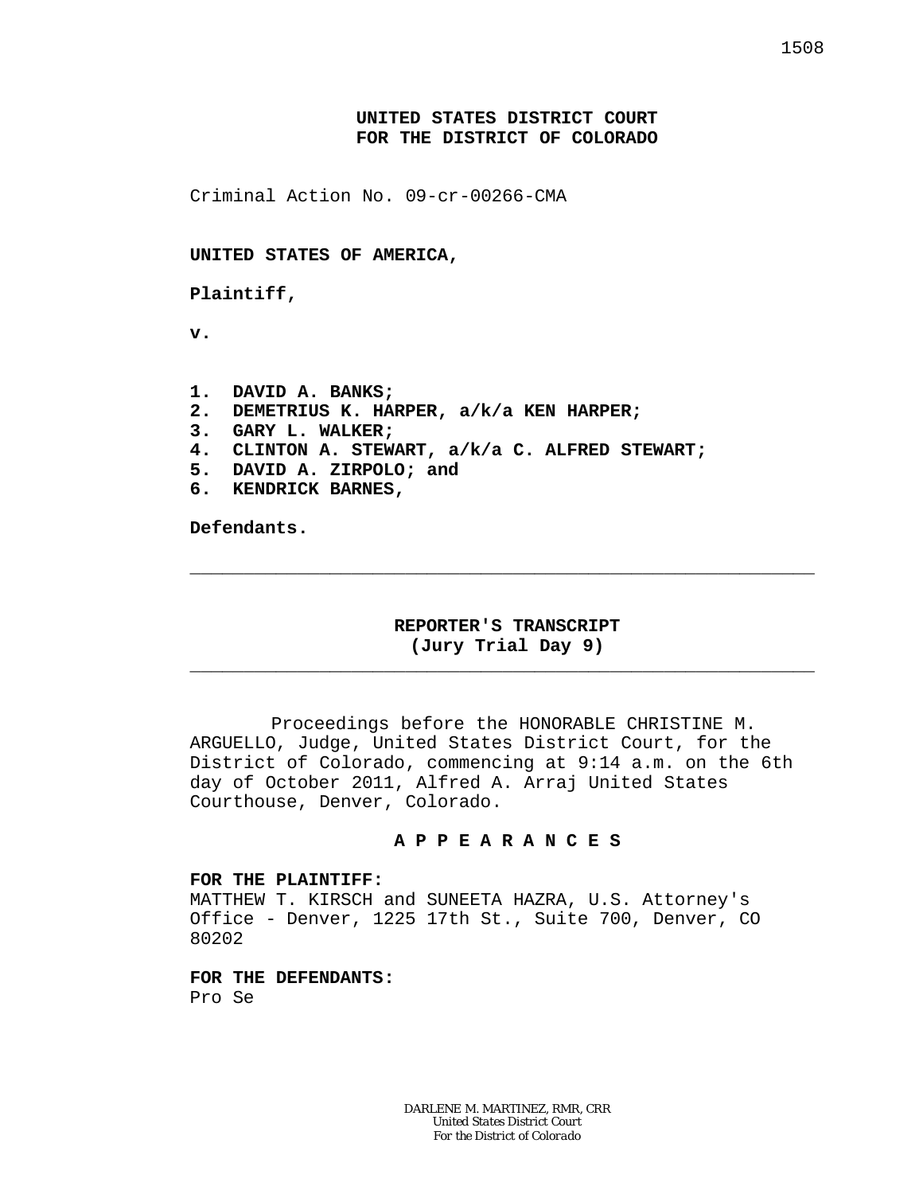**UNITED STATES DISTRICT COURT**
**FOR THE DISTRICT OF COLORADO**

Criminal Action No. 09-cr-00266-CMA

**UNITED STATES OF AMERICA,**

**Plaintiff,**

**v.**

**1. DAVID A. BANKS;**
**2. DEMETRIUS K. HARPER, a/k/a KEN HARPER;**
**3. GARY L. WALKER;**
**4. CLINTON A. STEWART, a/k/a C. ALFRED STEWART;**
**5. DAVID A. ZIRPOLO; and**
**6. KENDRICK BARNES,**

**Defendants.**

---

**REPORTER'S TRANSCRIPT**
**(Jury Trial Day 9)**

---

Proceedings before the HONORABLE CHRISTINE M. ARGUELLO, Judge, United States District Court, for the District of Colorado, commencing at 9:14 a.m. on the 6th day of October 2011, Alfred A. Arraj United States Courthouse, Denver, Colorado.

**A P P E A R A N C E S**

**FOR THE PLAINTIFF:**
MATTHEW T. KIRSCH and SUNEETA HAZRA, U.S. Attorney's Office - Denver, 1225 17th St., Suite 700, Denver, CO 80202

**FOR THE DEFENDANTS:**
Pro Se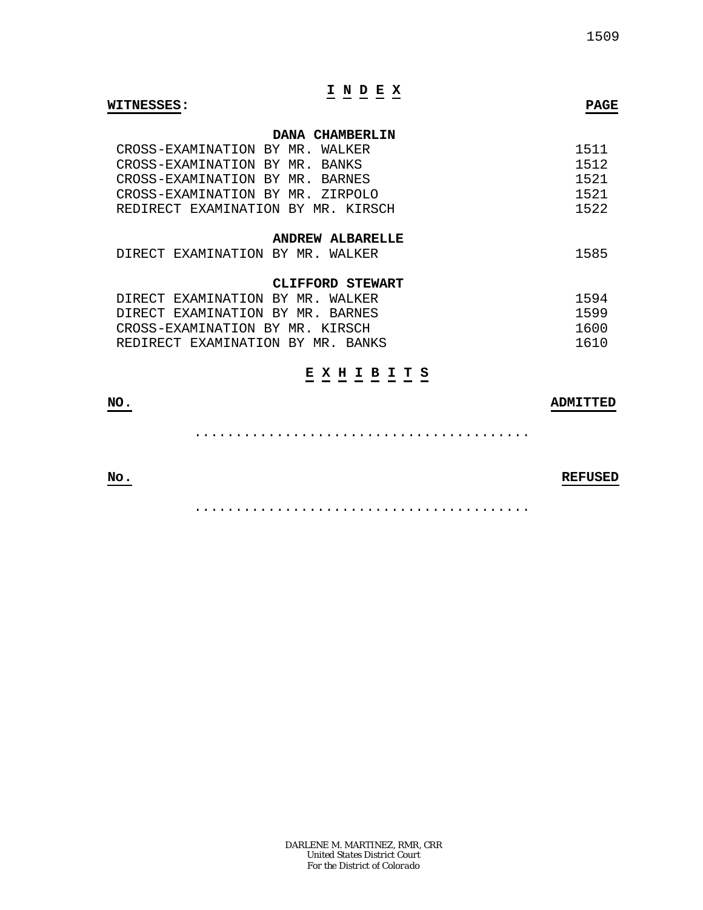# I N D E X

| WITNESSES: | PAGE |
|---|---|
| **DANA CHAMBERLIN** | |
| CROSS-EXAMINATION BY MR. WALKER | 1511 |
| CROSS-EXAMINATION BY MR. BANKS | 1512 |
| CROSS-EXAMINATION BY MR. BARNES | 1521 |
| CROSS-EXAMINATION BY MR. ZIRPOLO | 1521 |
| REDIRECT EXAMINATION BY MR. KIRSCH | 1522 |
| **ANDREW ALBARELLE** | |
| DIRECT EXAMINATION BY MR. WALKER | 1585 |
| **CLIFFORD STEWART** | |
| DIRECT EXAMINATION BY MR. WALKER | 1594 |
| DIRECT EXAMINATION BY MR. BARNES | 1599 |
| CROSS-EXAMINATION BY MR. KIRSCH | 1600 |
| REDIRECT EXAMINATION BY MR. BANKS | 1610 |

# E X H I B I T S

| NO. | ADMITTED |
|---|---|
| ........................................ | |

| No. | REFUSED |
|---|---|
| ........................................ | |

DARLENE M. MARTINEZ, RMR, CRR
*United States District Court*
*For the District of Colorado*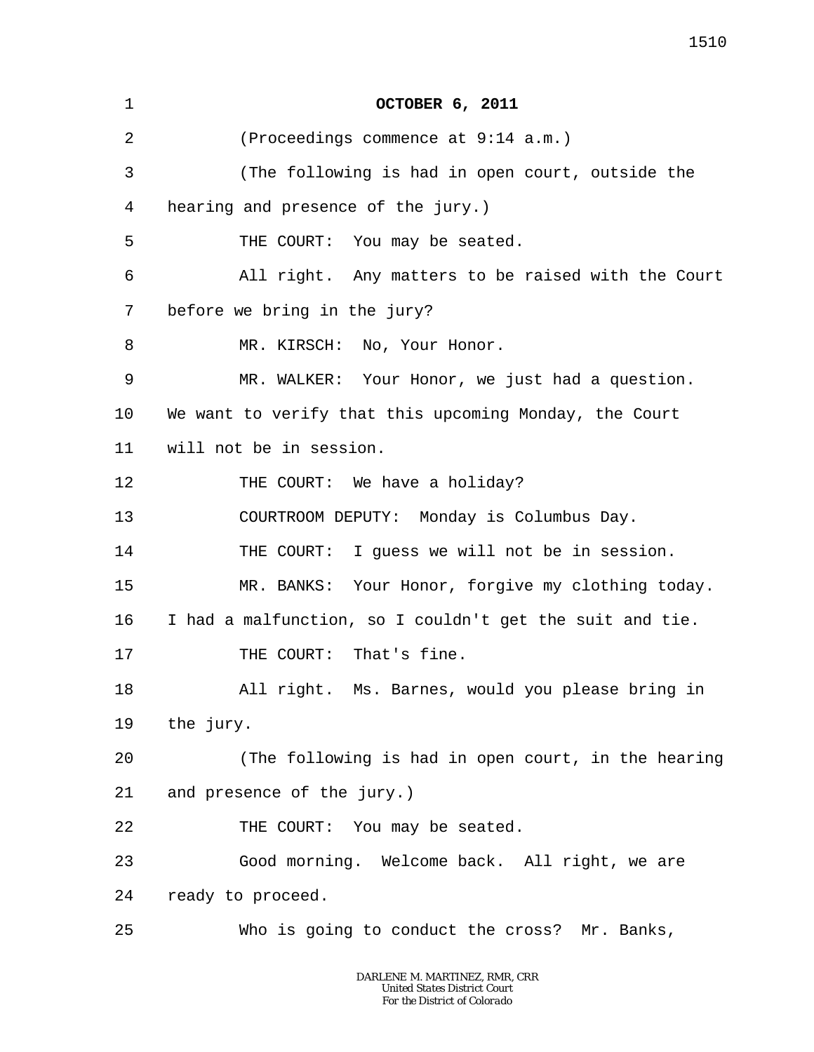**OCTOBER 6, 2011**

(Proceedings commence at 9:14 a.m.)

(The following is had in open court, outside the hearing and presence of the jury.)

THE COURT: You may be seated.

All right. Any matters to be raised with the Court before we bring in the jury?

MR. KIRSCH: No, Your Honor.

MR. WALKER: Your Honor, we just had a question. We want to verify that this upcoming Monday, the Court will not be in session.

THE COURT: We have a holiday?

COURTROOM DEPUTY: Monday is Columbus Day.

THE COURT: I guess we will not be in session.

MR. BANKS: Your Honor, forgive my clothing today. I had a malfunction, so I couldn't get the suit and tie.

THE COURT: That's fine.

All right. Ms. Barnes, would you please bring in the jury.

(The following is had in open court, in the hearing and presence of the jury.)

THE COURT: You may be seated.

Good morning. Welcome back. All right, we are ready to proceed.

Who is going to conduct the cross? Mr. Banks,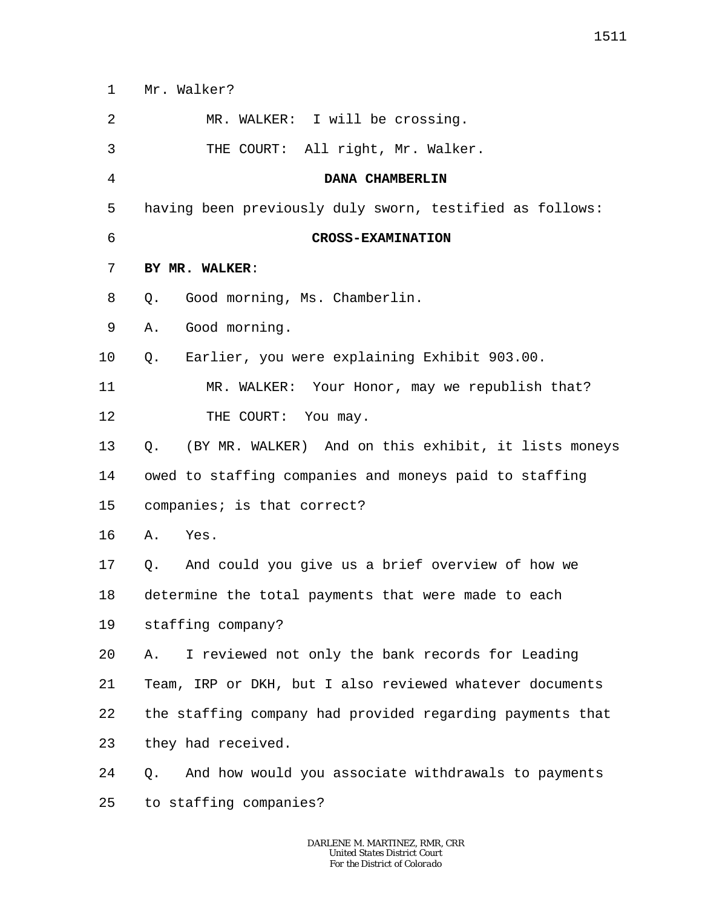Mr. Walker?

MR. WALKER: I will be crossing.

THE COURT: All right, Mr. Walker.

**DANA CHAMBERLIN**

having been previously duly sworn, testified as follows:

**CROSS-EXAMINATION**

**BY MR. WALKER**:

Q. Good morning, Ms. Chamberlin.

A. Good morning.

Q. Earlier, you were explaining Exhibit 903.00.

MR. WALKER: Your Honor, may we republish that?

THE COURT: You may.

Q. (BY MR. WALKER) And on this exhibit, it lists moneys owed to staffing companies and moneys paid to staffing companies; is that correct?

A. Yes.

Q. And could you give us a brief overview of how we determine the total payments that were made to each staffing company?

A. I reviewed not only the bank records for Leading Team, IRP or DKH, but I also reviewed whatever documents the staffing company had provided regarding payments that they had received.

Q. And how would you associate withdrawals to payments to staffing companies?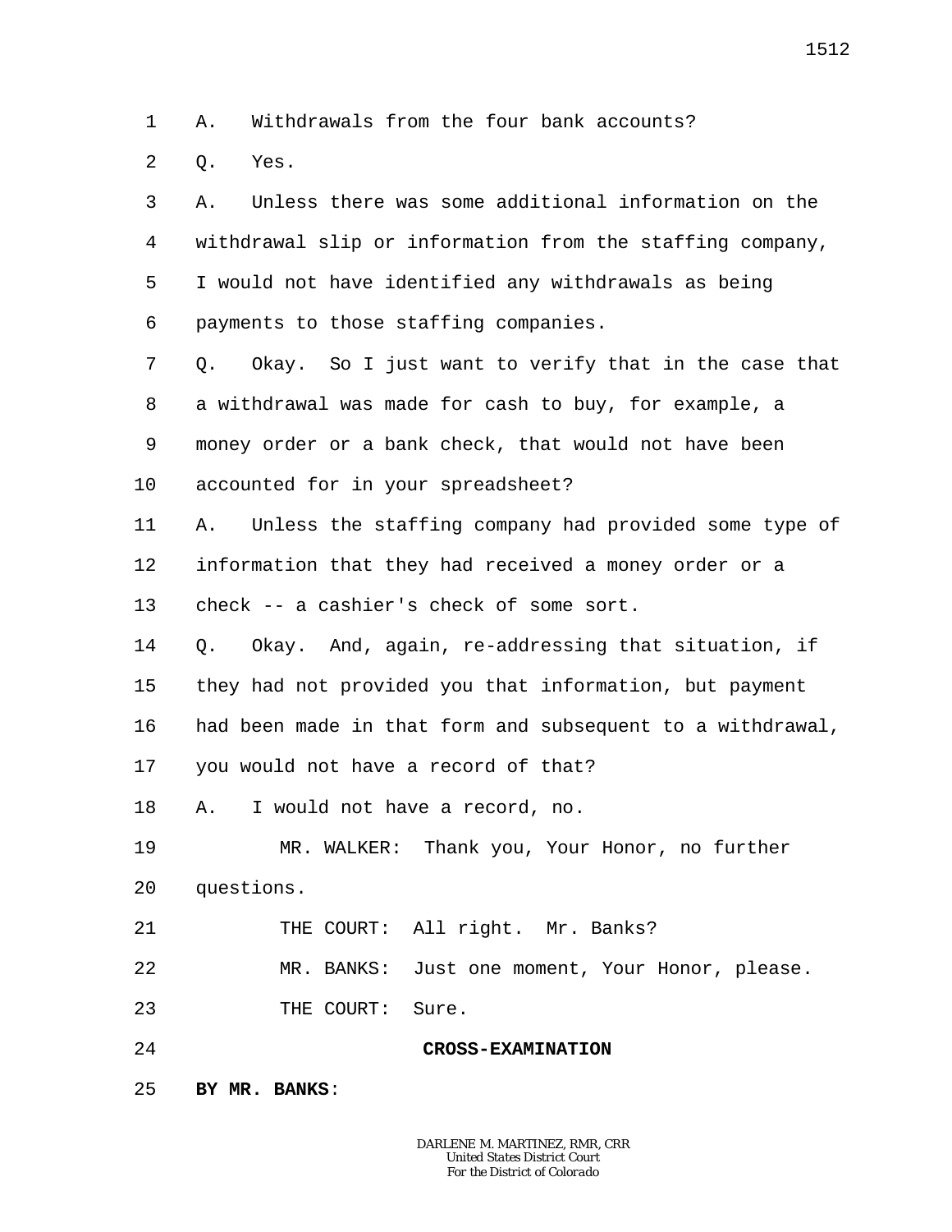A. Withdrawals from the four bank accounts?

Q. Yes.

A. Unless there was some additional information on the withdrawal slip or information from the staffing company, I would not have identified any withdrawals as being payments to those staffing companies.

Q. Okay. So I just want to verify that in the case that a withdrawal was made for cash to buy, for example, a money order or a bank check, that would not have been accounted for in your spreadsheet?

A. Unless the staffing company had provided some type of information that they had received a money order or a check -- a cashier's check of some sort.

Q. Okay. And, again, re-addressing that situation, if they had not provided you that information, but payment had been made in that form and subsequent to a withdrawal, you would not have a record of that?

A. I would not have a record, no.

MR. WALKER: Thank you, Your Honor, no further questions.

THE COURT: All right. Mr. Banks?

MR. BANKS: Just one moment, Your Honor, please.

THE COURT: Sure.

**CROSS-EXAMINATION**

**BY MR. BANKS**: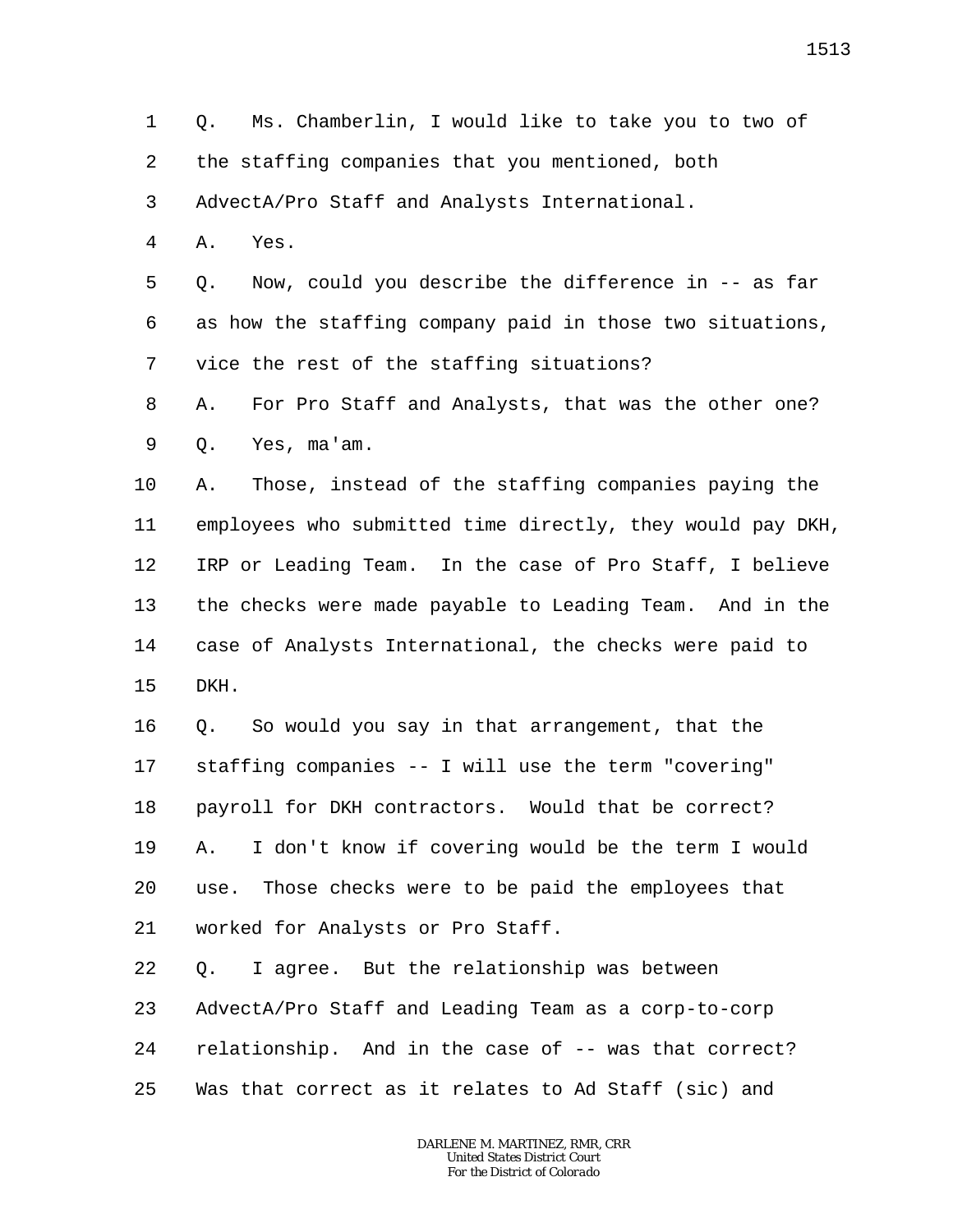1 Q. Ms. Chamberlin, I would like to take you to two of
2 the staffing companies that you mentioned, both
3 AdvectA/Pro Staff and Analysts International.
4 A. Yes.
5 Q. Now, could you describe the difference in -- as far
6 as how the staffing company paid in those two situations,
7 vice the rest of the staffing situations?
8 A. For Pro Staff and Analysts, that was the other one?
9 Q. Yes, ma'am.
10 A. Those, instead of the staffing companies paying the
11 employees who submitted time directly, they would pay DKH,
12 IRP or Leading Team. In the case of Pro Staff, I believe
13 the checks were made payable to Leading Team. And in the
14 case of Analysts International, the checks were paid to
15 DKH.
16 Q. So would you say in that arrangement, that the
17 staffing companies -- I will use the term "covering"
18 payroll for DKH contractors. Would that be correct?
19 A. I don't know if covering would be the term I would
20 use. Those checks were to be paid the employees that
21 worked for Analysts or Pro Staff.
22 Q. I agree. But the relationship was between
23 AdvectA/Pro Staff and Leading Team as a corp-to-corp
24 relationship. And in the case of -- was that correct?
25 Was that correct as it relates to Ad Staff (sic) and

DARLENE M. MARTINEZ, RMR, CRR
United States District Court
For the District of Colorado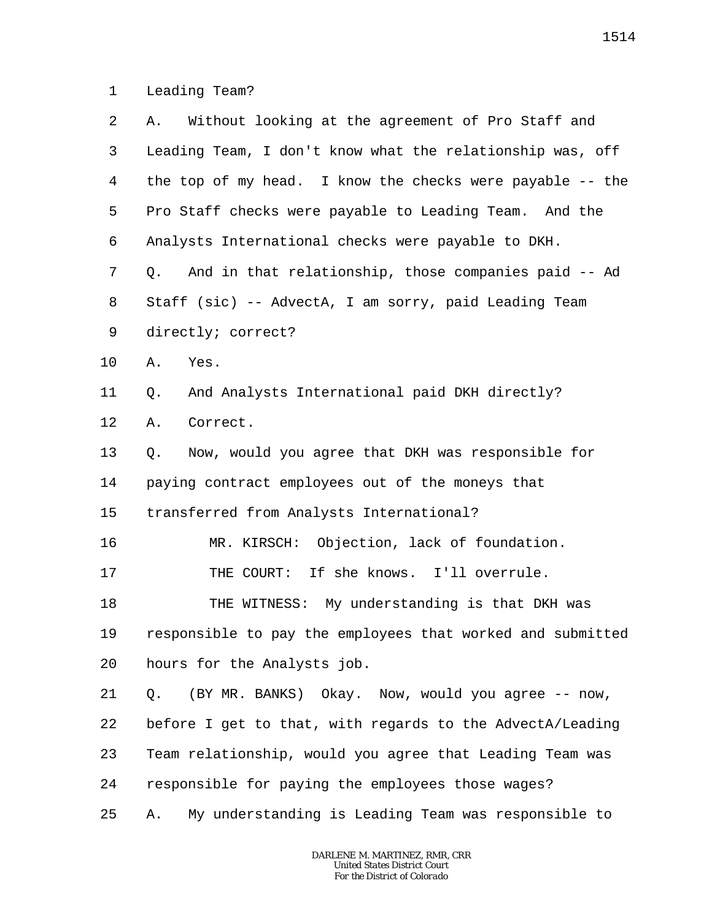1 Leading Team?

2 A. Without looking at the agreement of Pro Staff and

3 Leading Team, I don't know what the relationship was, off

4 the top of my head. I know the checks were payable -- the

5 Pro Staff checks were payable to Leading Team. And the

6 Analysts International checks were payable to DKH.

7 Q. And in that relationship, those companies paid -- Ad

8 Staff (sic) -- AdvectA, I am sorry, paid Leading Team

9 directly; correct?

10 A. Yes.

11 Q. And Analysts International paid DKH directly?

12 A. Correct.

13 Q. Now, would you agree that DKH was responsible for

14 paying contract employees out of the moneys that

15 transferred from Analysts International?

16 MR. KIRSCH: Objection, lack of foundation.

17 THE COURT: If she knows. I'll overrule.

18 THE WITNESS: My understanding is that DKH was

19 responsible to pay the employees that worked and submitted

20 hours for the Analysts job.

21 Q. (BY MR. BANKS) Okay. Now, would you agree -- now,

22 before I get to that, with regards to the AdvectA/Leading

23 Team relationship, would you agree that Leading Team was

24 responsible for paying the employees those wages?

25 A. My understanding is Leading Team was responsible to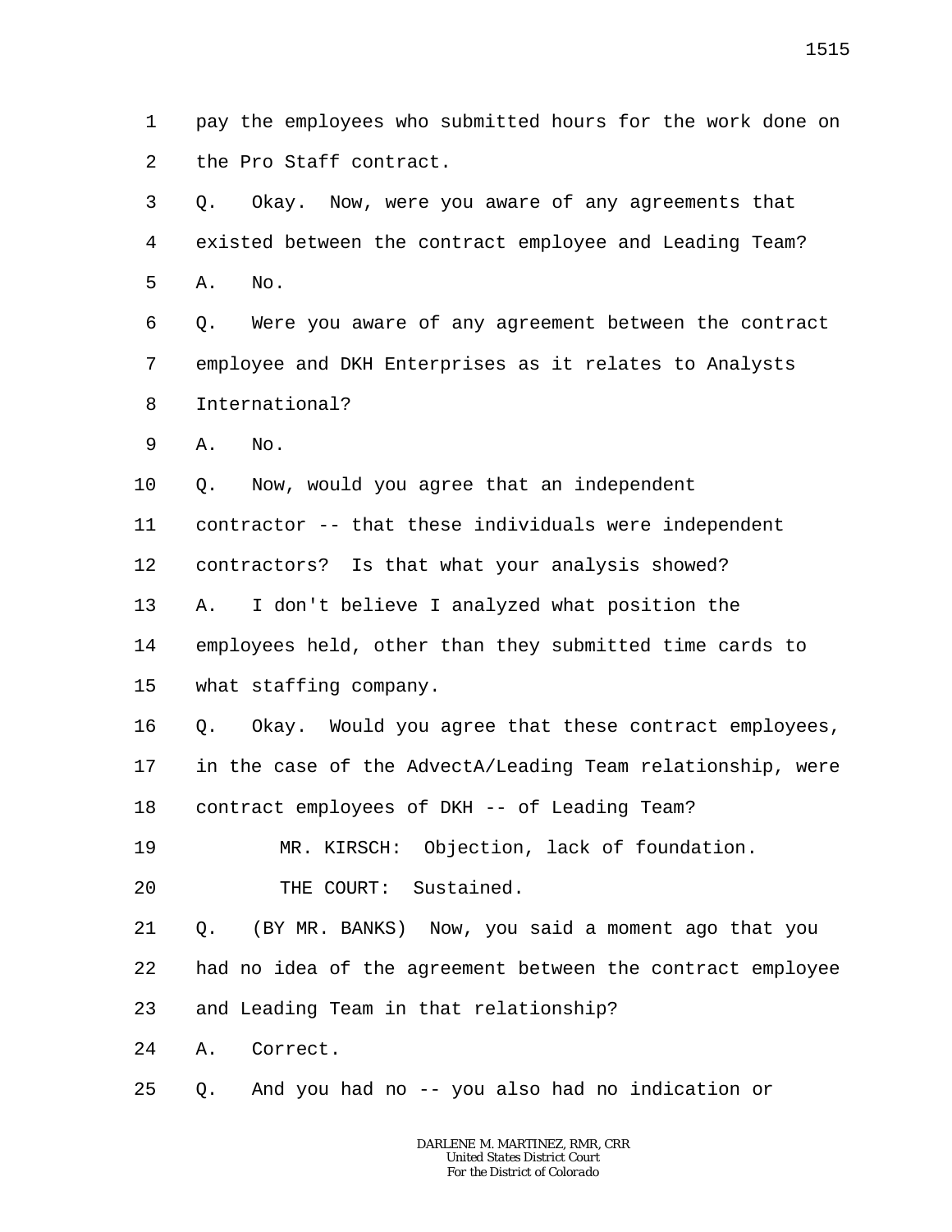1 pay the employees who submitted hours for the work done on
2 the Pro Staff contract.
3 Q. Okay. Now, were you aware of any agreements that
4 existed between the contract employee and Leading Team?
5 A. No.
6 Q. Were you aware of any agreement between the contract
7 employee and DKH Enterprises as it relates to Analysts
8 International?
9 A. No.
10 Q. Now, would you agree that an independent
11 contractor -- that these individuals were independent
12 contractors? Is that what your analysis showed?
13 A. I don't believe I analyzed what position the
14 employees held, other than they submitted time cards to
15 what staffing company.
16 Q. Okay. Would you agree that these contract employees,
17 in the case of the AdvectA/Leading Team relationship, were
18 contract employees of DKH -- of Leading Team?
19 MR. KIRSCH: Objection, lack of foundation.
20 THE COURT: Sustained.
21 Q. (BY MR. BANKS) Now, you said a moment ago that you
22 had no idea of the agreement between the contract employee
23 and Leading Team in that relationship?
24 A. Correct.
25 Q. And you had no -- you also had no indication or

DARLENE M. MARTINEZ, RMR, CRR
United States District Court
For the District of Colorado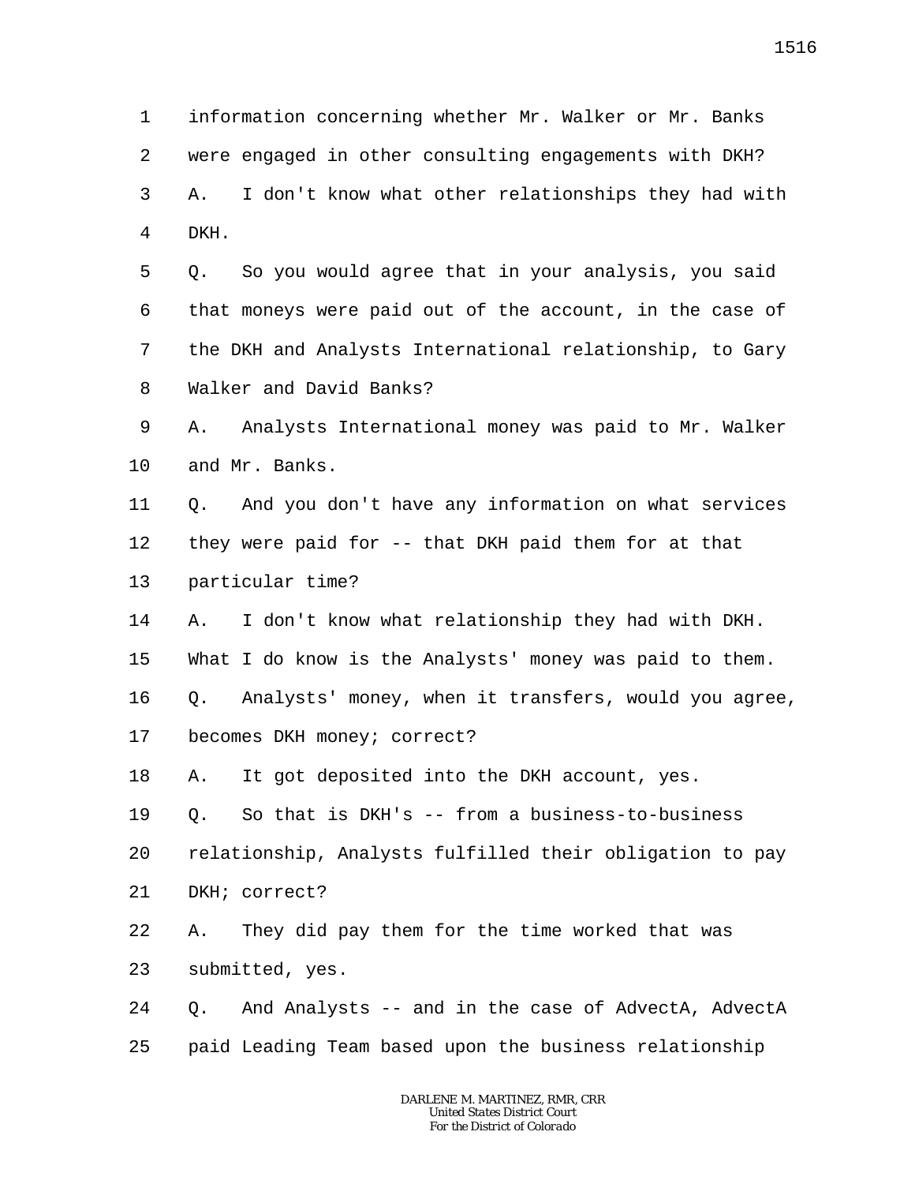1 information concerning whether Mr. Walker or Mr. Banks
2 were engaged in other consulting engagements with DKH?
3 A. I don't know what other relationships they had with
4 DKH.
5 Q. So you would agree that in your analysis, you said
6 that moneys were paid out of the account, in the case of
7 the DKH and Analysts International relationship, to Gary
8 Walker and David Banks?
9 A. Analysts International money was paid to Mr. Walker
10 and Mr. Banks.
11 Q. And you don't have any information on what services
12 they were paid for -- that DKH paid them for at that
13 particular time?
14 A. I don't know what relationship they had with DKH.
15 What I do know is the Analysts' money was paid to them.
16 Q. Analysts' money, when it transfers, would you agree,
17 becomes DKH money; correct?
18 A. It got deposited into the DKH account, yes.
19 Q. So that is DKH's -- from a business-to-business
20 relationship, Analysts fulfilled their obligation to pay
21 DKH; correct?
22 A. They did pay them for the time worked that was
23 submitted, yes.
24 Q. And Analysts -- and in the case of AdvectA, AdvectA
25 paid Leading Team based upon the business relationship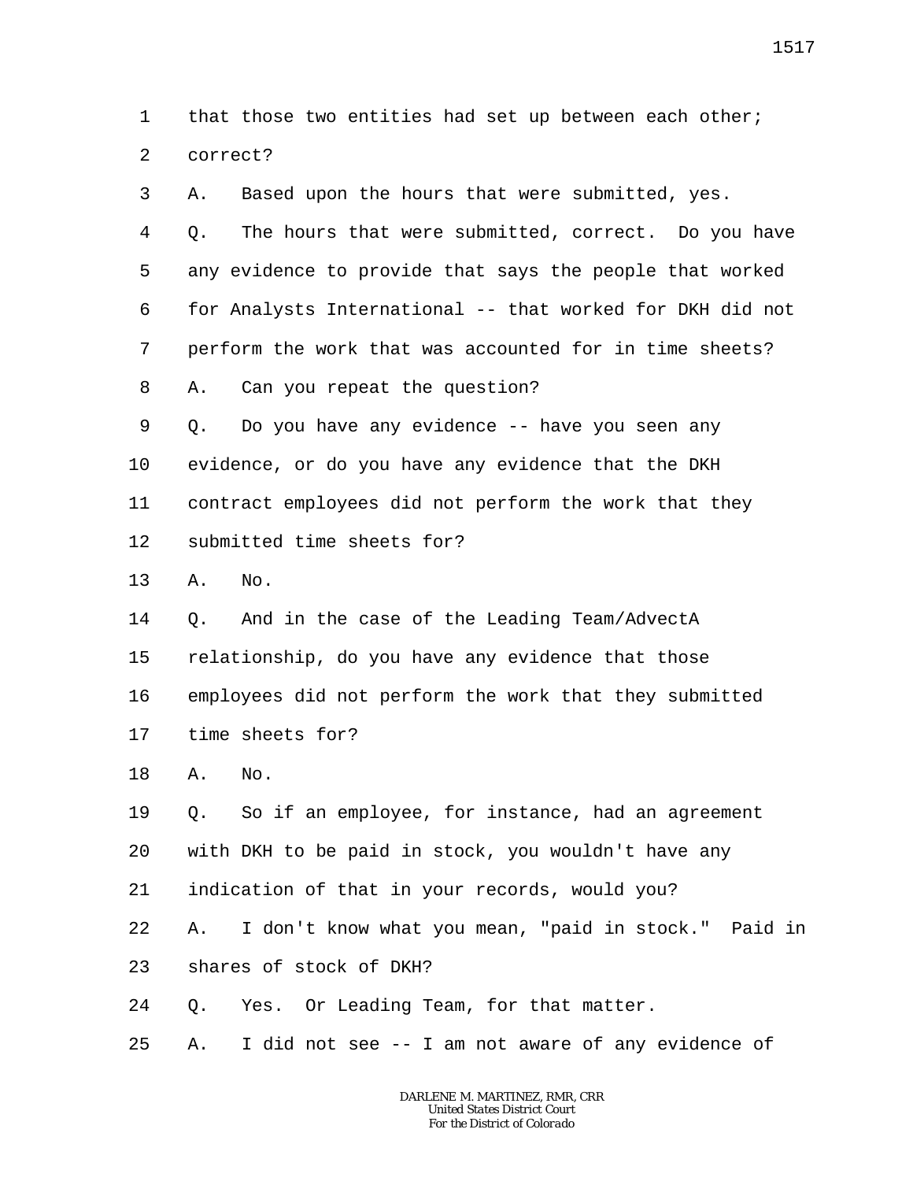that those two entities had set up between each other; correct?

A. Based upon the hours that were submitted, yes.

Q. The hours that were submitted, correct. Do you have any evidence to provide that says the people that worked for Analysts International -- that worked for DKH did not perform the work that was accounted for in time sheets?

A. Can you repeat the question?

Q. Do you have any evidence -- have you seen any evidence, or do you have any evidence that the DKH contract employees did not perform the work that they submitted time sheets for?

A. No.

Q. And in the case of the Leading Team/AdvectA relationship, do you have any evidence that those employees did not perform the work that they submitted time sheets for?

A. No.

Q. So if an employee, for instance, had an agreement with DKH to be paid in stock, you wouldn't have any indication of that in your records, would you?

A. I don't know what you mean, "paid in stock." Paid in shares of stock of DKH?

Q. Yes. Or Leading Team, for that matter.

A. I did not see -- I am not aware of any evidence of

DARLENE M. MARTINEZ, RMR, CRR
United States District Court
For the District of Colorado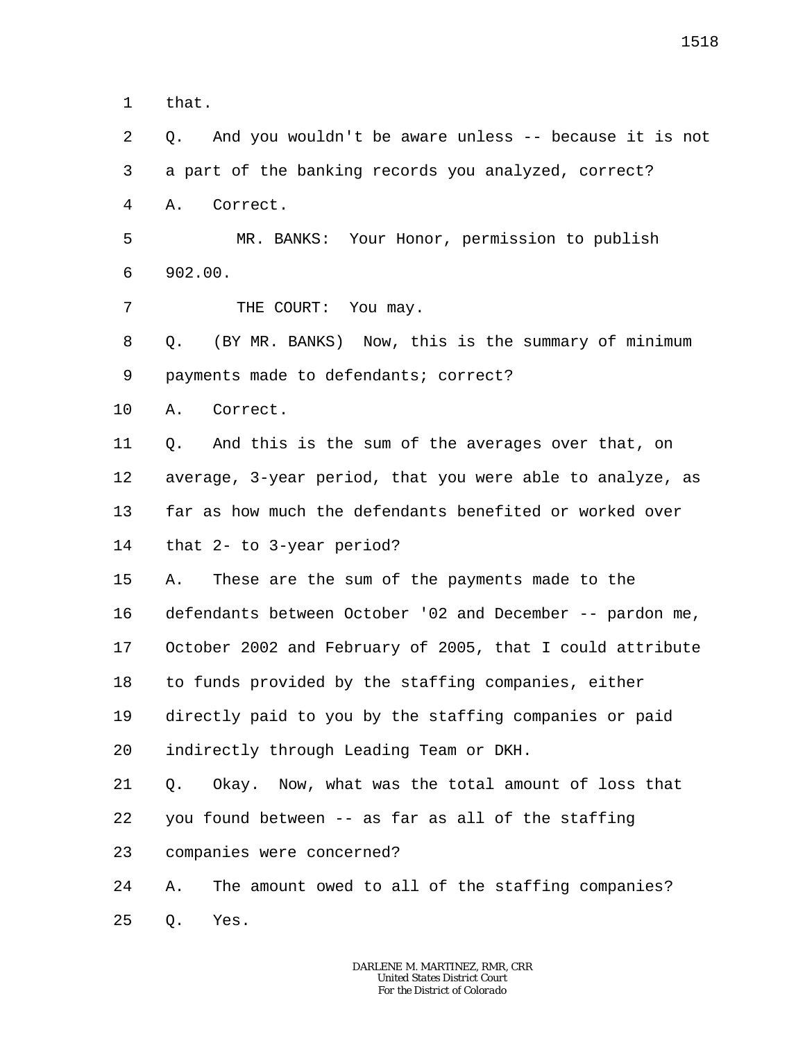that.

Q. And you wouldn't be aware unless -- because it is not a part of the banking records you analyzed, correct?

A. Correct.

MR. BANKS: Your Honor, permission to publish 902.00.

THE COURT: You may.

Q. (BY MR. BANKS) Now, this is the summary of minimum payments made to defendants; correct?

A. Correct.

Q. And this is the sum of the averages over that, on average, 3-year period, that you were able to analyze, as far as how much the defendants benefited or worked over that 2- to 3-year period?

A. These are the sum of the payments made to the defendants between October '02 and December -- pardon me, October 2002 and February of 2005, that I could attribute to funds provided by the staffing companies, either directly paid to you by the staffing companies or paid indirectly through Leading Team or DKH.

Q. Okay. Now, what was the total amount of loss that you found between -- as far as all of the staffing companies were concerned?

A. The amount owed to all of the staffing companies?

Q. Yes.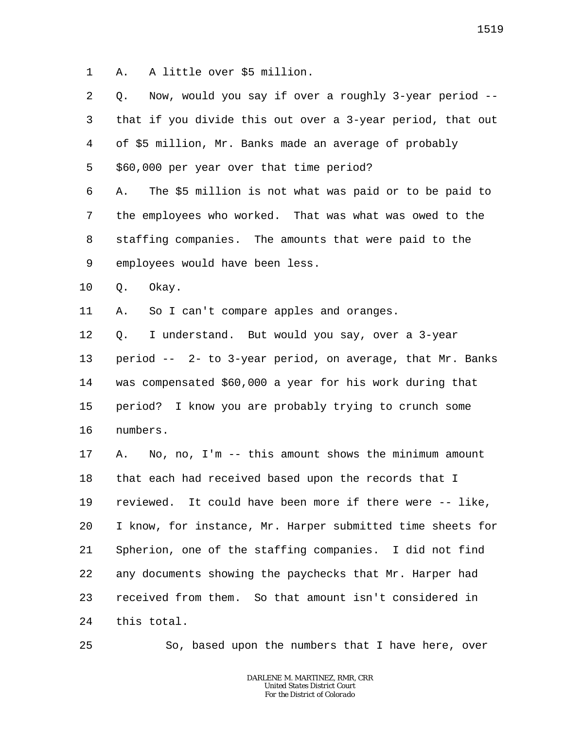A. A little over $5 million.

Q. Now, would you say if over a roughly 3-year period -- that if you divide this out over a 3-year period, that out of $5 million, Mr. Banks made an average of probably $60,000 per year over that time period?

A. The $5 million is not what was paid or to be paid to the employees who worked. That was what was owed to the staffing companies. The amounts that were paid to the employees would have been less.

Q. Okay.

A. So I can't compare apples and oranges.

Q. I understand. But would you say, over a 3-year period -- 2- to 3-year period, on average, that Mr. Banks was compensated $60,000 a year for his work during that period? I know you are probably trying to crunch some numbers.

A. No, no, I'm -- this amount shows the minimum amount that each had received based upon the records that I reviewed. It could have been more if there were -- like, I know, for instance, Mr. Harper submitted time sheets for Spherion, one of the staffing companies. I did not find any documents showing the paychecks that Mr. Harper had received from them. So that amount isn't considered in this total.

So, based upon the numbers that I have here, over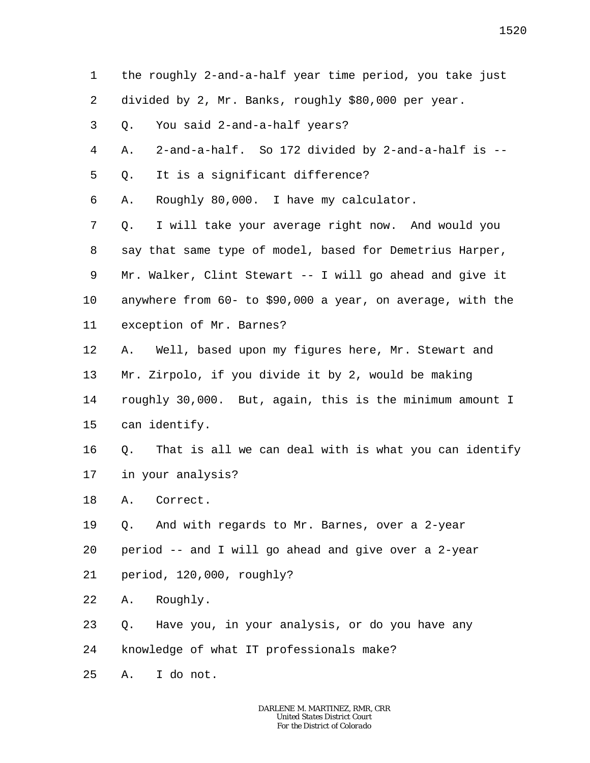1 the roughly 2-and-a-half year time period, you take just
2 divided by 2, Mr. Banks, roughly $80,000 per year.
3 Q. You said 2-and-a-half years?
4 A. 2-and-a-half. So 172 divided by 2-and-a-half is --
5 Q. It is a significant difference?
6 A. Roughly 80,000. I have my calculator.
7 Q. I will take your average right now. And would you
8 say that same type of model, based for Demetrius Harper,
9 Mr. Walker, Clint Stewart -- I will go ahead and give it
10 anywhere from 60- to $90,000 a year, on average, with the
11 exception of Mr. Barnes?
12 A. Well, based upon my figures here, Mr. Stewart and
13 Mr. Zirpolo, if you divide it by 2, would be making
14 roughly 30,000. But, again, this is the minimum amount I
15 can identify.
16 Q. That is all we can deal with is what you can identify
17 in your analysis?
18 A. Correct.
19 Q. And with regards to Mr. Barnes, over a 2-year
20 period -- and I will go ahead and give over a 2-year
21 period, 120,000, roughly?
22 A. Roughly.
23 Q. Have you, in your analysis, or do you have any
24 knowledge of what IT professionals make?
25 A. I do not.

DARLENE M. MARTINEZ, RMR, CRR
United States District Court
For the District of Colorado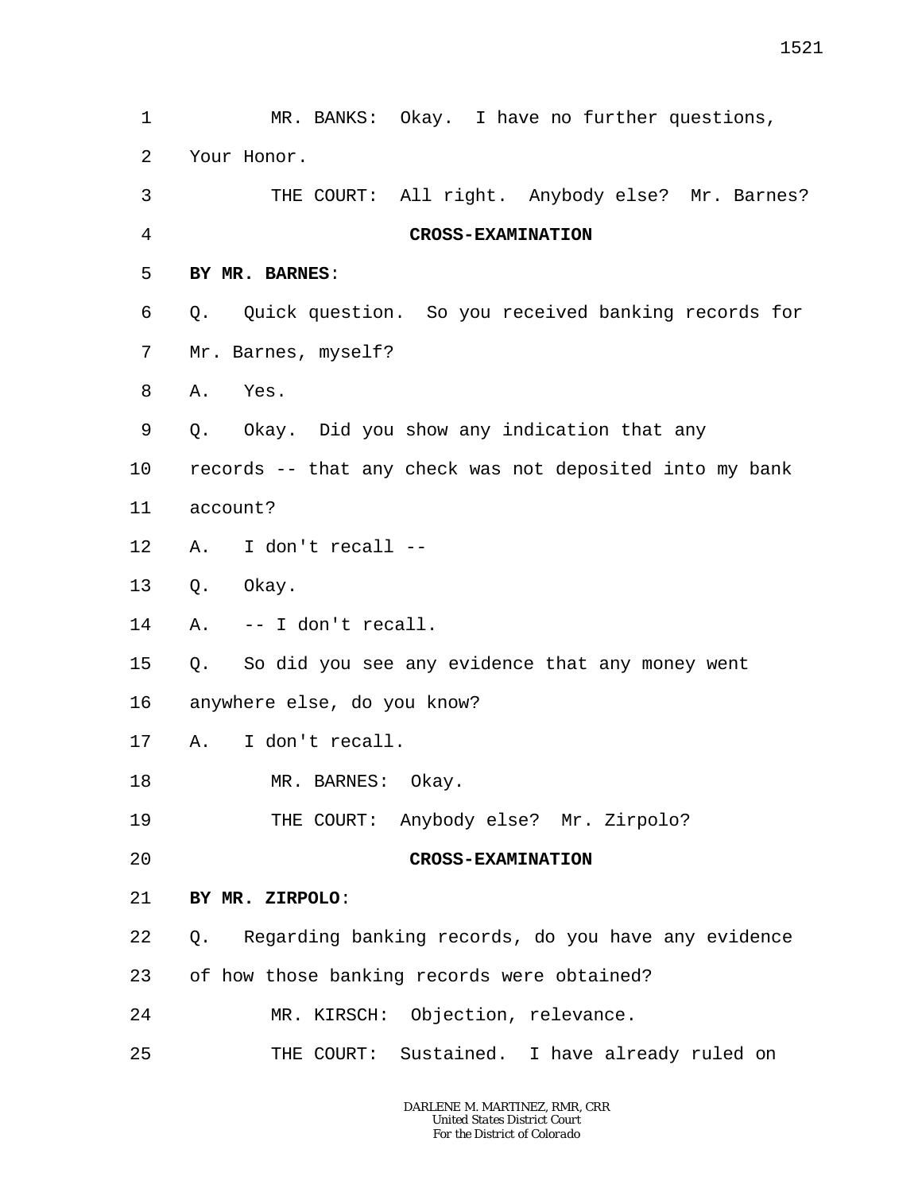MR. BANKS: Okay. I have no further questions, Your Honor.

THE COURT: All right. Anybody else? Mr. Barnes?

**CROSS-EXAMINATION**

**BY MR. BARNES**:

Q. Quick question. So you received banking records for Mr. Barnes, myself?

A. Yes.

Q. Okay. Did you show any indication that any records -- that any check was not deposited into my bank account?

A. I don't recall --

Q. Okay.

A. -- I don't recall.

Q. So did you see any evidence that any money went anywhere else, do you know?

A. I don't recall.

MR. BARNES: Okay.

THE COURT: Anybody else? Mr. Zirpolo?

**CROSS-EXAMINATION**

**BY MR. ZIRPOLO**:

Q. Regarding banking records, do you have any evidence of how those banking records were obtained?

MR. KIRSCH: Objection, relevance.

THE COURT: Sustained. I have already ruled on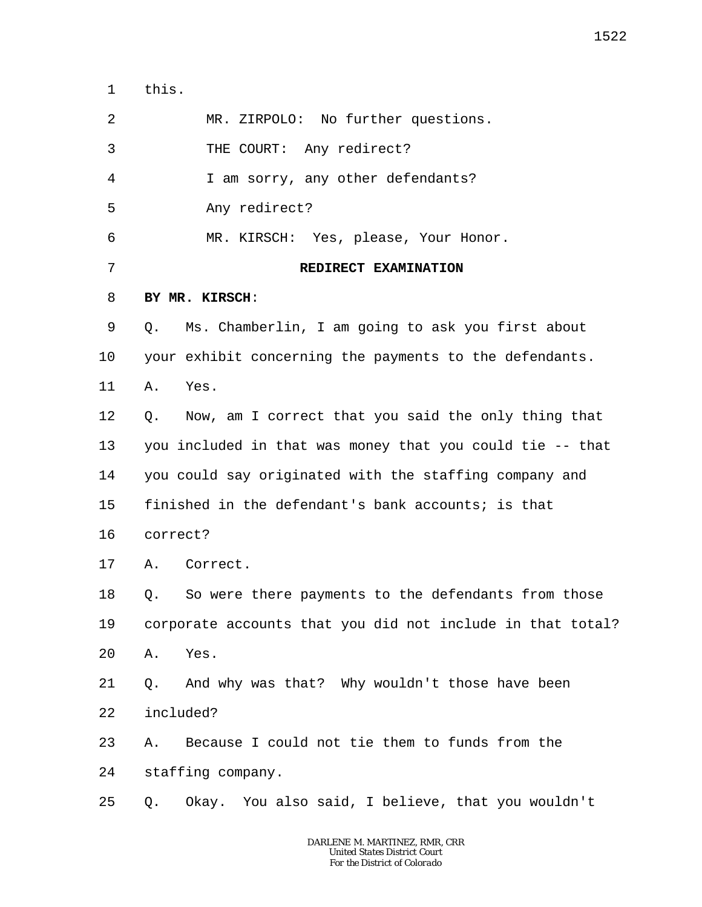this.

MR. ZIRPOLO: No further questions.

THE COURT: Any redirect?

I am sorry, any other defendants?

Any redirect?

MR. KIRSCH: Yes, please, Your Honor.

**REDIRECT EXAMINATION**

**BY MR. KIRSCH**:

Q. Ms. Chamberlin, I am going to ask you first about your exhibit concerning the payments to the defendants.

A. Yes.

Q. Now, am I correct that you said the only thing that you included in that was money that you could tie -- that you could say originated with the staffing company and finished in the defendant's bank accounts; is that correct?

A. Correct.

Q. So were there payments to the defendants from those corporate accounts that you did not include in that total?

A. Yes.

Q. And why was that? Why wouldn't those have been included?

A. Because I could not tie them to funds from the staffing company.

Q. Okay. You also said, I believe, that you wouldn't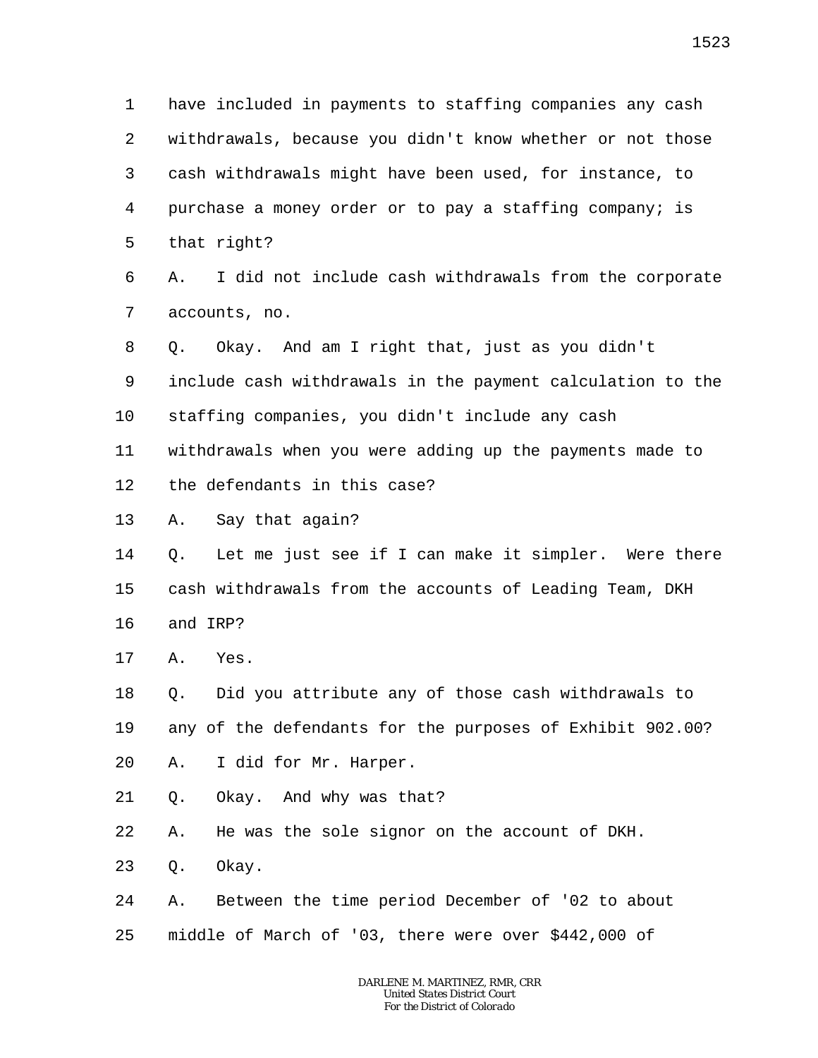have included in payments to staffing companies any cash withdrawals, because you didn't know whether or not those cash withdrawals might have been used, for instance, to purchase a money order or to pay a staffing company; is that right?

A. I did not include cash withdrawals from the corporate accounts, no.

Q. Okay. And am I right that, just as you didn't include cash withdrawals in the payment calculation to the staffing companies, you didn't include any cash withdrawals when you were adding up the payments made to the defendants in this case?

A. Say that again?

Q. Let me just see if I can make it simpler. Were there cash withdrawals from the accounts of Leading Team, DKH and IRP?

A. Yes.

Q. Did you attribute any of those cash withdrawals to any of the defendants for the purposes of Exhibit 902.00?

A. I did for Mr. Harper.

Q. Okay. And why was that?

A. He was the sole signor on the account of DKH.

Q. Okay.

A. Between the time period December of '02 to about middle of March of '03, there were over $442,000 of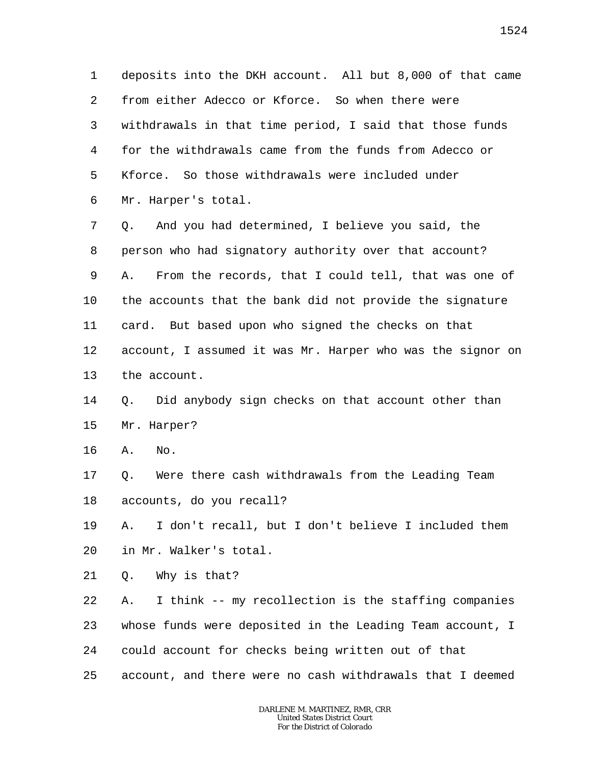1 deposits into the DKH account. All but 8,000 of that came
2 from either Adecco or Kforce. So when there were
3 withdrawals in that time period, I said that those funds
4 for the withdrawals came from the funds from Adecco or
5 Kforce. So those withdrawals were included under
6 Mr. Harper's total.

7 Q. And you had determined, I believe you said, the
8 person who had signatory authority over that account?

9 A. From the records, that I could tell, that was one of
10 the accounts that the bank did not provide the signature
11 card. But based upon who signed the checks on that
12 account, I assumed it was Mr. Harper who was the signor on
13 the account.

14 Q. Did anybody sign checks on that account other than
15 Mr. Harper?

16 A. No.

17 Q. Were there cash withdrawals from the Leading Team
18 accounts, do you recall?

19 A. I don't recall, but I don't believe I included them
20 in Mr. Walker's total.

21 Q. Why is that?

22 A. I think -- my recollection is the staffing companies
23 whose funds were deposited in the Leading Team account, I
24 could account for checks being written out of that
25 account, and there were no cash withdrawals that I deemed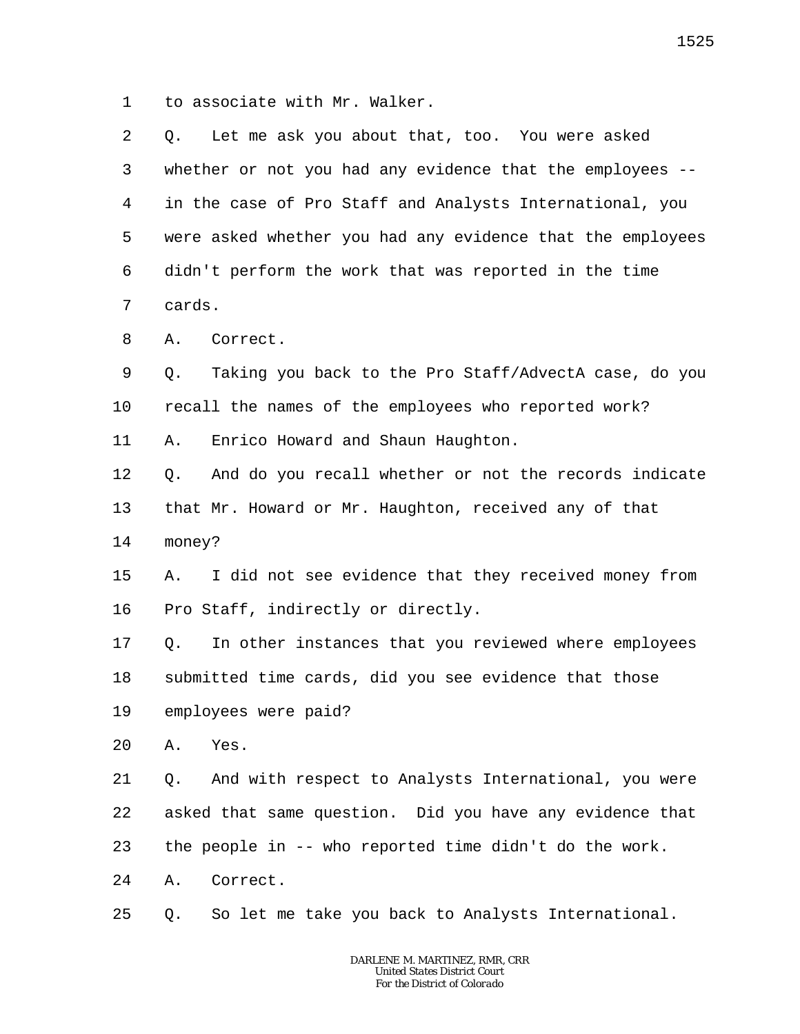1 to associate with Mr. Walker.

2 Q. Let me ask you about that, too. You were asked

3 whether or not you had any evidence that the employees --

4 in the case of Pro Staff and Analysts International, you

5 were asked whether you had any evidence that the employees

6 didn't perform the work that was reported in the time

7 cards.

8 A. Correct.

9 Q. Taking you back to the Pro Staff/AdvectA case, do you

10 recall the names of the employees who reported work?

11 A. Enrico Howard and Shaun Haughton.

12 Q. And do you recall whether or not the records indicate

13 that Mr. Howard or Mr. Haughton, received any of that

14 money?

15 A. I did not see evidence that they received money from

16 Pro Staff, indirectly or directly.

17 Q. In other instances that you reviewed where employees

18 submitted time cards, did you see evidence that those

19 employees were paid?

20 A. Yes.

21 Q. And with respect to Analysts International, you were

22 asked that same question. Did you have any evidence that

23 the people in -- who reported time didn't do the work.

24 A. Correct.

25 Q. So let me take you back to Analysts International.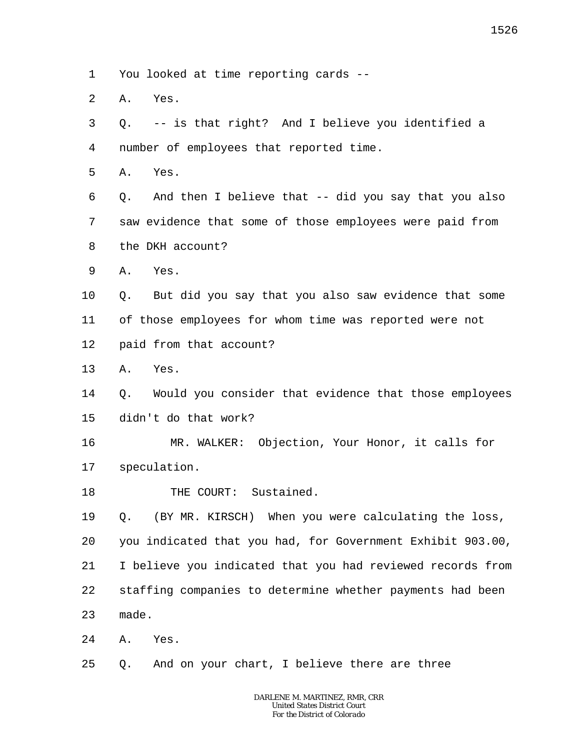1 You looked at time reporting cards --

2 A. Yes.

3 Q. -- is that right? And I believe you identified a

4 number of employees that reported time.

5 A. Yes.

6 Q. And then I believe that -- did you say that you also

7 saw evidence that some of those employees were paid from

8 the DKH account?

9 A. Yes.

10 Q. But did you say that you also saw evidence that some

11 of those employees for whom time was reported were not

12 paid from that account?

13 A. Yes.

14 Q. Would you consider that evidence that those employees

15 didn't do that work?

16 MR. WALKER: Objection, Your Honor, it calls for

17 speculation.

18 THE COURT: Sustained.

19 Q. (BY MR. KIRSCH) When you were calculating the loss,

20 you indicated that you had, for Government Exhibit 903.00,

21 I believe you indicated that you had reviewed records from

22 staffing companies to determine whether payments had been

23 made.

24 A. Yes.

25 Q. And on your chart, I believe there are three

DARLENE M. MARTINEZ, RMR, CRR
United States District Court
For the District of Colorado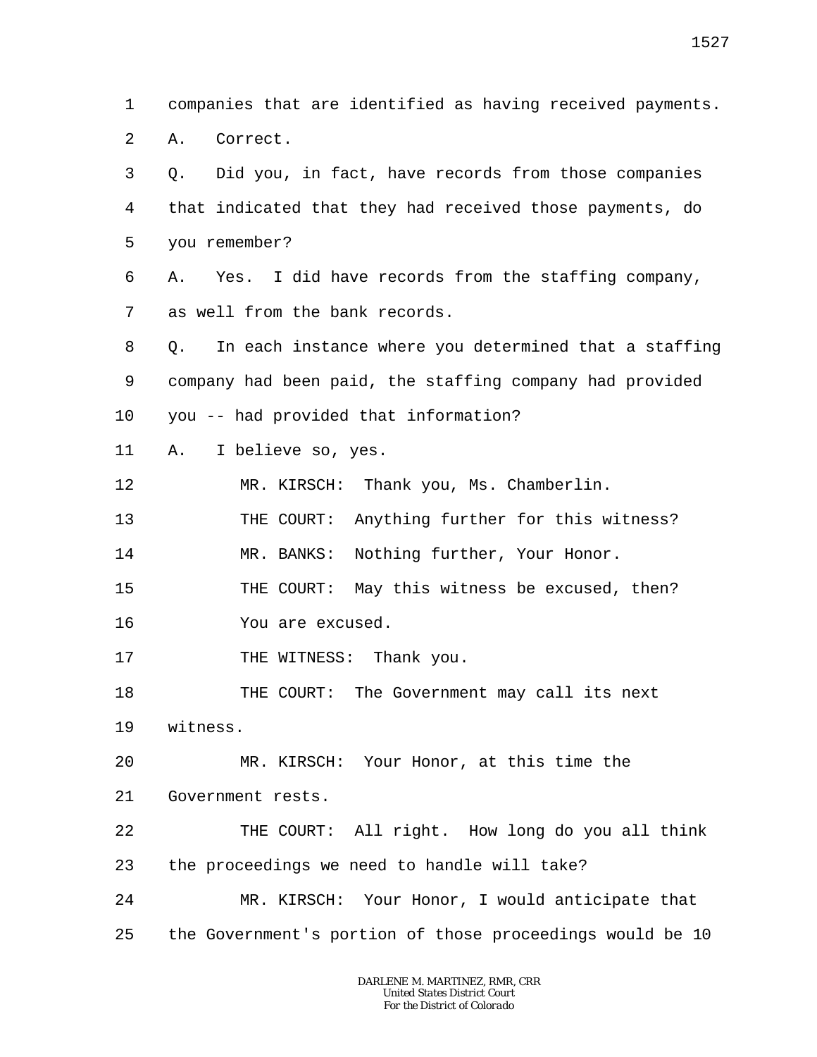companies that are identified as having received payments.

A. Correct.

Q. Did you, in fact, have records from those companies that indicated that they had received those payments, do you remember?

A. Yes. I did have records from the staffing company, as well from the bank records.

Q. In each instance where you determined that a staffing company had been paid, the staffing company had provided you -- had provided that information?

A. I believe so, yes.

MR. KIRSCH: Thank you, Ms. Chamberlin.

THE COURT: Anything further for this witness?

MR. BANKS: Nothing further, Your Honor.

THE COURT: May this witness be excused, then? You are excused.

THE WITNESS: Thank you.

THE COURT: The Government may call its next witness.

MR. KIRSCH: Your Honor, at this time the Government rests.

THE COURT: All right. How long do you all think the proceedings we need to handle will take?

MR. KIRSCH: Your Honor, I would anticipate that the Government's portion of those proceedings would be 10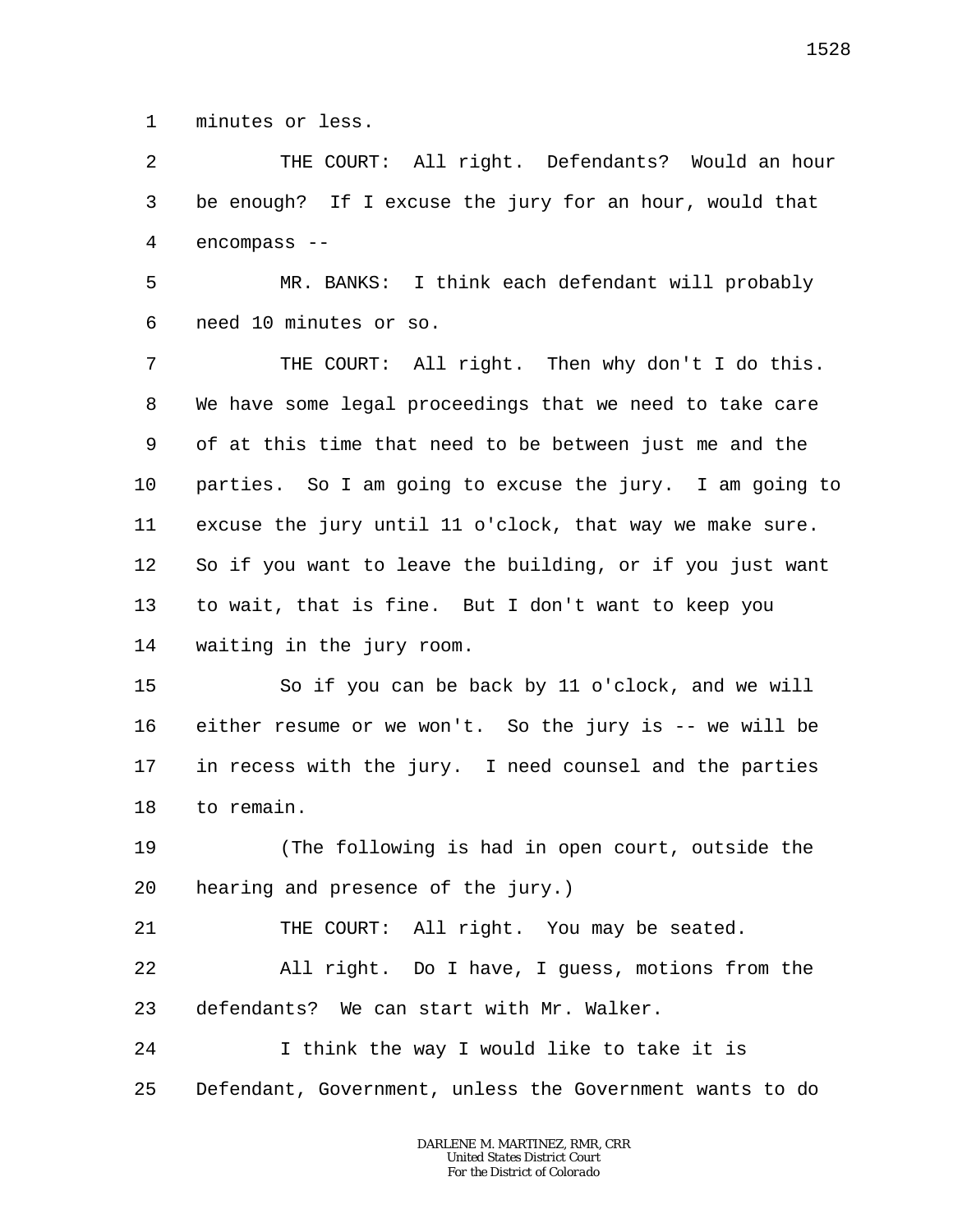minutes or less.

THE COURT: All right. Defendants? Would an hour be enough? If I excuse the jury for an hour, would that encompass --

MR. BANKS: I think each defendant will probably need 10 minutes or so.

THE COURT: All right. Then why don't I do this. We have some legal proceedings that we need to take care of at this time that need to be between just me and the parties. So I am going to excuse the jury. I am going to excuse the jury until 11 o'clock, that way we make sure. So if you want to leave the building, or if you just want to wait, that is fine. But I don't want to keep you waiting in the jury room.

So if you can be back by 11 o'clock, and we will either resume or we won't. So the jury is -- we will be in recess with the jury. I need counsel and the parties to remain.

(The following is had in open court, outside the hearing and presence of the jury.)

THE COURT: All right. You may be seated.

All right. Do I have, I guess, motions from the defendants? We can start with Mr. Walker.

I think the way I would like to take it is Defendant, Government, unless the Government wants to do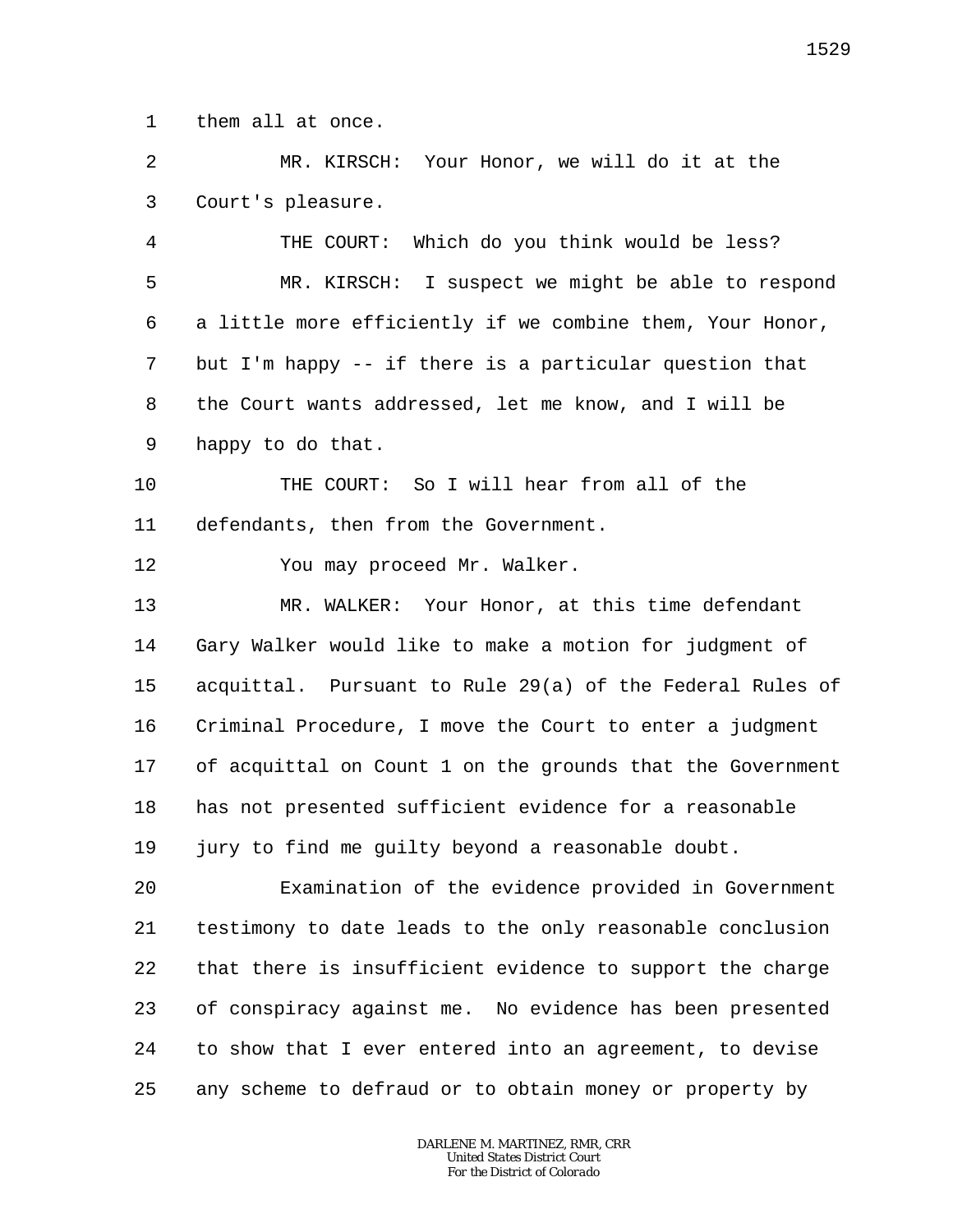them all at once.

MR. KIRSCH: Your Honor, we will do it at the Court's pleasure.

THE COURT: Which do you think would be less?

MR. KIRSCH: I suspect we might be able to respond a little more efficiently if we combine them, Your Honor, but I'm happy -- if there is a particular question that the Court wants addressed, let me know, and I will be happy to do that.

THE COURT: So I will hear from all of the defendants, then from the Government.

You may proceed Mr. Walker.

MR. WALKER: Your Honor, at this time defendant Gary Walker would like to make a motion for judgment of acquittal. Pursuant to Rule 29(a) of the Federal Rules of Criminal Procedure, I move the Court to enter a judgment of acquittal on Count 1 on the grounds that the Government has not presented sufficient evidence for a reasonable jury to find me guilty beyond a reasonable doubt.

Examination of the evidence provided in Government testimony to date leads to the only reasonable conclusion that there is insufficient evidence to support the charge of conspiracy against me. No evidence has been presented to show that I ever entered into an agreement, to devise any scheme to defraud or to obtain money or property by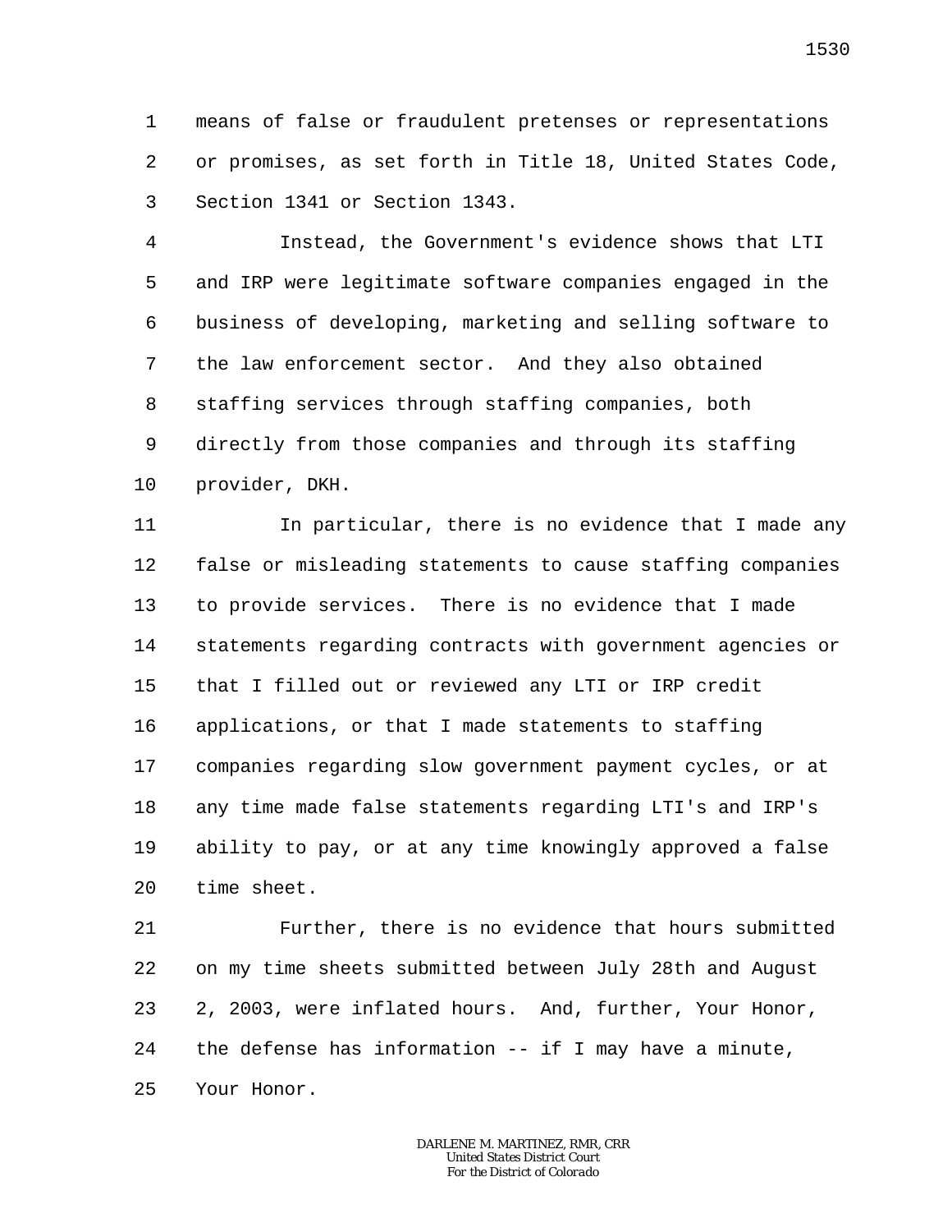means of false or fraudulent pretenses or representations or promises, as set forth in Title 18, United States Code, Section 1341 or Section 1343.

Instead, the Government's evidence shows that LTI and IRP were legitimate software companies engaged in the business of developing, marketing and selling software to the law enforcement sector. And they also obtained staffing services through staffing companies, both directly from those companies and through its staffing provider, DKH.

In particular, there is no evidence that I made any false or misleading statements to cause staffing companies to provide services. There is no evidence that I made statements regarding contracts with government agencies or that I filled out or reviewed any LTI or IRP credit applications, or that I made statements to staffing companies regarding slow government payment cycles, or at any time made false statements regarding LTI's and IRP's ability to pay, or at any time knowingly approved a false time sheet.

Further, there is no evidence that hours submitted on my time sheets submitted between July 28th and August 2, 2003, were inflated hours. And, further, Your Honor, the defense has information -- if I may have a minute, Your Honor.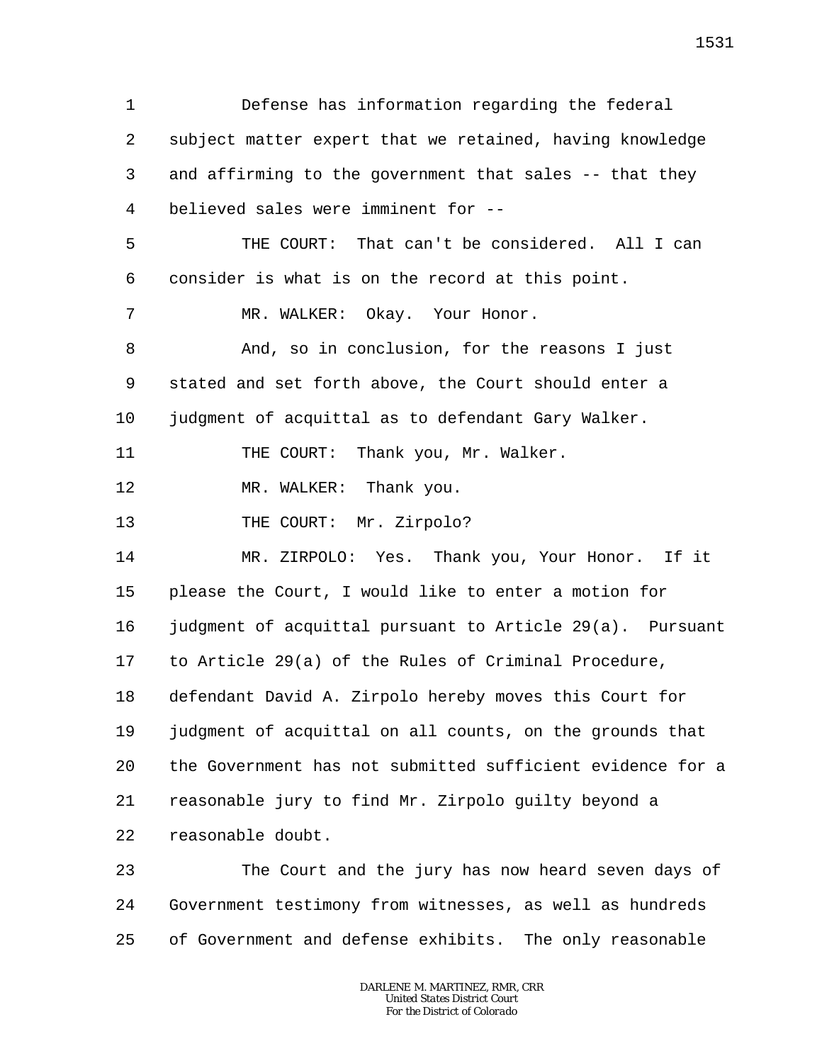Defense has information regarding the federal subject matter expert that we retained, having knowledge and affirming to the government that sales -- that they believed sales were imminent for --

THE COURT: That can't be considered. All I can consider is what is on the record at this point.

MR. WALKER: Okay. Your Honor.

And, so in conclusion, for the reasons I just stated and set forth above, the Court should enter a judgment of acquittal as to defendant Gary Walker.

THE COURT: Thank you, Mr. Walker.

MR. WALKER: Thank you.

THE COURT: Mr. Zirpolo?

MR. ZIRPOLO: Yes. Thank you, Your Honor. If it please the Court, I would like to enter a motion for judgment of acquittal pursuant to Article 29(a). Pursuant to Article 29(a) of the Rules of Criminal Procedure, defendant David A. Zirpolo hereby moves this Court for judgment of acquittal on all counts, on the grounds that the Government has not submitted sufficient evidence for a reasonable jury to find Mr. Zirpolo guilty beyond a reasonable doubt.

The Court and the jury has now heard seven days of Government testimony from witnesses, as well as hundreds of Government and defense exhibits. The only reasonable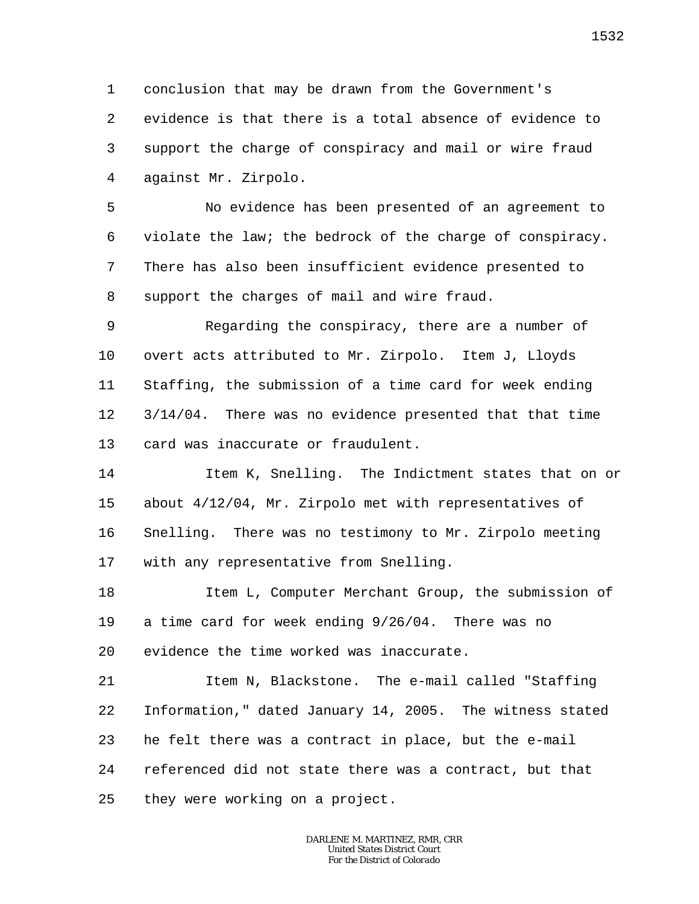conclusion that may be drawn from the Government's evidence is that there is a total absence of evidence to support the charge of conspiracy and mail or wire fraud against Mr. Zirpolo.

No evidence has been presented of an agreement to violate the law; the bedrock of the charge of conspiracy. There has also been insufficient evidence presented to support the charges of mail and wire fraud.

Regarding the conspiracy, there are a number of overt acts attributed to Mr. Zirpolo. Item J, Lloyds Staffing, the submission of a time card for week ending 3/14/04. There was no evidence presented that that time card was inaccurate or fraudulent.

Item K, Snelling. The Indictment states that on or about 4/12/04, Mr. Zirpolo met with representatives of Snelling. There was no testimony to Mr. Zirpolo meeting with any representative from Snelling.

Item L, Computer Merchant Group, the submission of a time card for week ending 9/26/04. There was no evidence the time worked was inaccurate.

Item N, Blackstone. The e-mail called "Staffing Information," dated January 14, 2005. The witness stated he felt there was a contract in place, but the e-mail referenced did not state there was a contract, but that they were working on a project.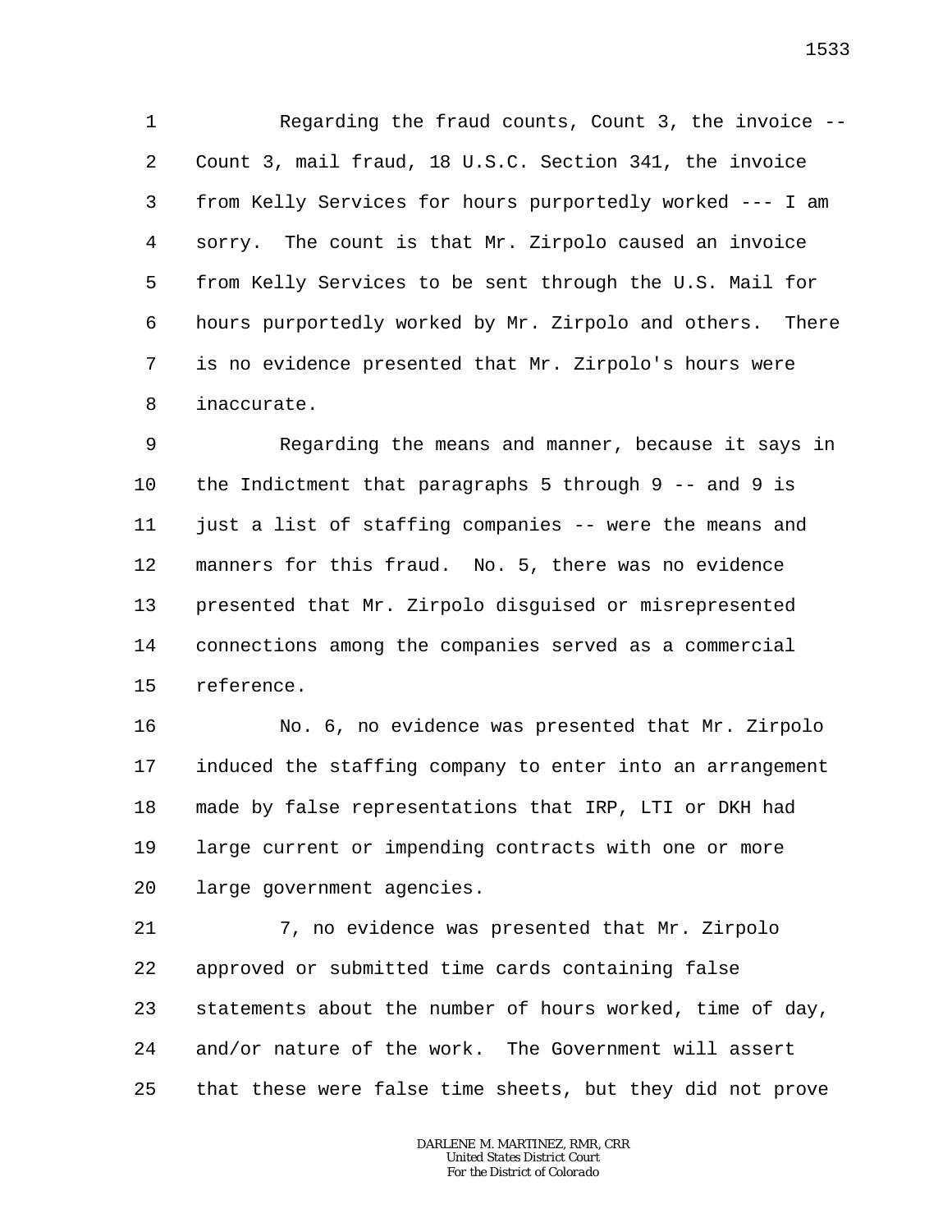Regarding the fraud counts, Count 3, the invoice -- Count 3, mail fraud, 18 U.S.C. Section 341, the invoice from Kelly Services for hours purportedly worked --- I am sorry. The count is that Mr. Zirpolo caused an invoice from Kelly Services to be sent through the U.S. Mail for hours purportedly worked by Mr. Zirpolo and others. There is no evidence presented that Mr. Zirpolo's hours were inaccurate.

Regarding the means and manner, because it says in the Indictment that paragraphs 5 through 9 -- and 9 is just a list of staffing companies -- were the means and manners for this fraud. No. 5, there was no evidence presented that Mr. Zirpolo disguised or misrepresented connections among the companies served as a commercial reference.

No. 6, no evidence was presented that Mr. Zirpolo induced the staffing company to enter into an arrangement made by false representations that IRP, LTI or DKH had large current or impending contracts with one or more large government agencies.

7, no evidence was presented that Mr. Zirpolo approved or submitted time cards containing false statements about the number of hours worked, time of day, and/or nature of the work. The Government will assert that these were false time sheets, but they did not prove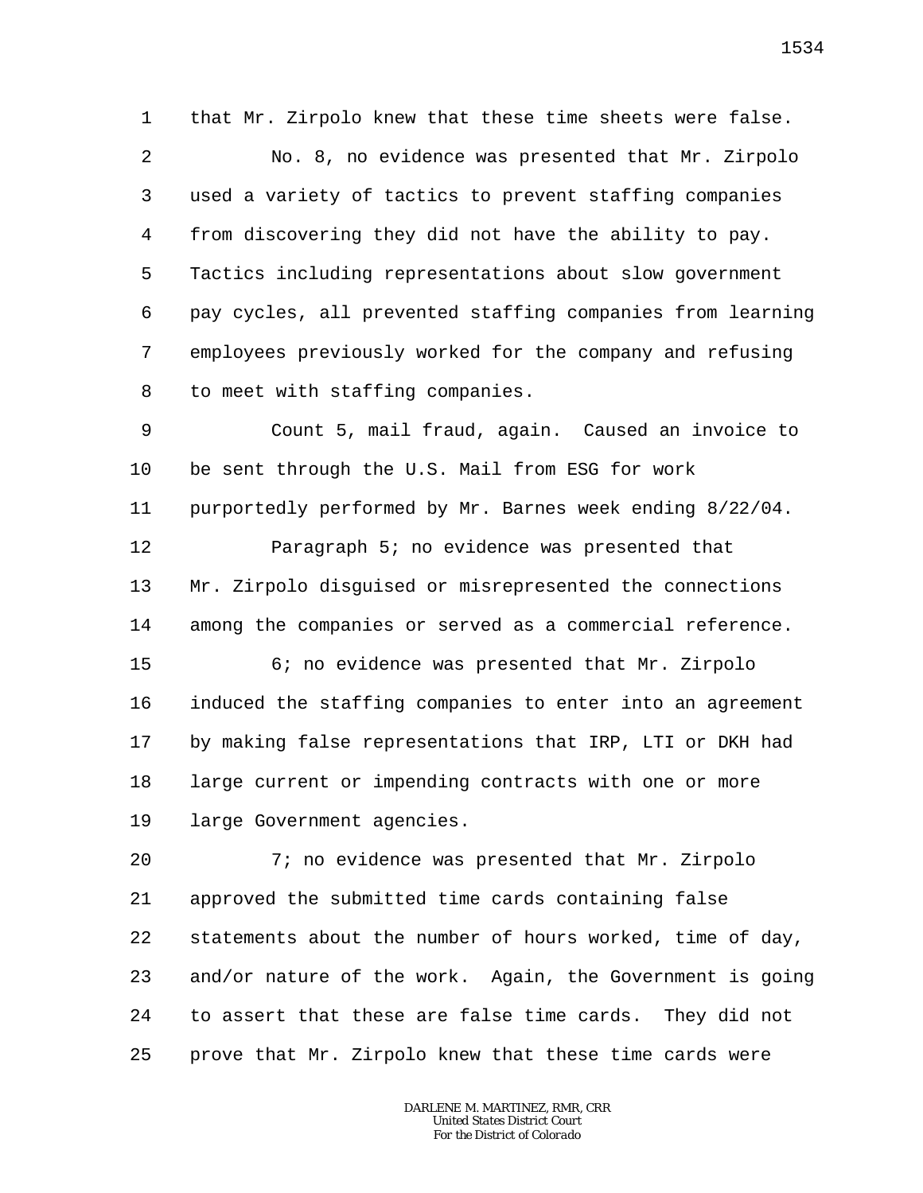that Mr. Zirpolo knew that these time sheets were false.

No. 8, no evidence was presented that Mr. Zirpolo used a variety of tactics to prevent staffing companies from discovering they did not have the ability to pay. Tactics including representations about slow government pay cycles, all prevented staffing companies from learning employees previously worked for the company and refusing to meet with staffing companies.

Count 5, mail fraud, again. Caused an invoice to be sent through the U.S. Mail from ESG for work purportedly performed by Mr. Barnes week ending 8/22/04.

Paragraph 5; no evidence was presented that Mr. Zirpolo disguised or misrepresented the connections among the companies or served as a commercial reference.

6; no evidence was presented that Mr. Zirpolo induced the staffing companies to enter into an agreement by making false representations that IRP, LTI or DKH had large current or impending contracts with one or more large Government agencies.

7; no evidence was presented that Mr. Zirpolo approved the submitted time cards containing false statements about the number of hours worked, time of day, and/or nature of the work. Again, the Government is going to assert that these are false time cards. They did not prove that Mr. Zirpolo knew that these time cards were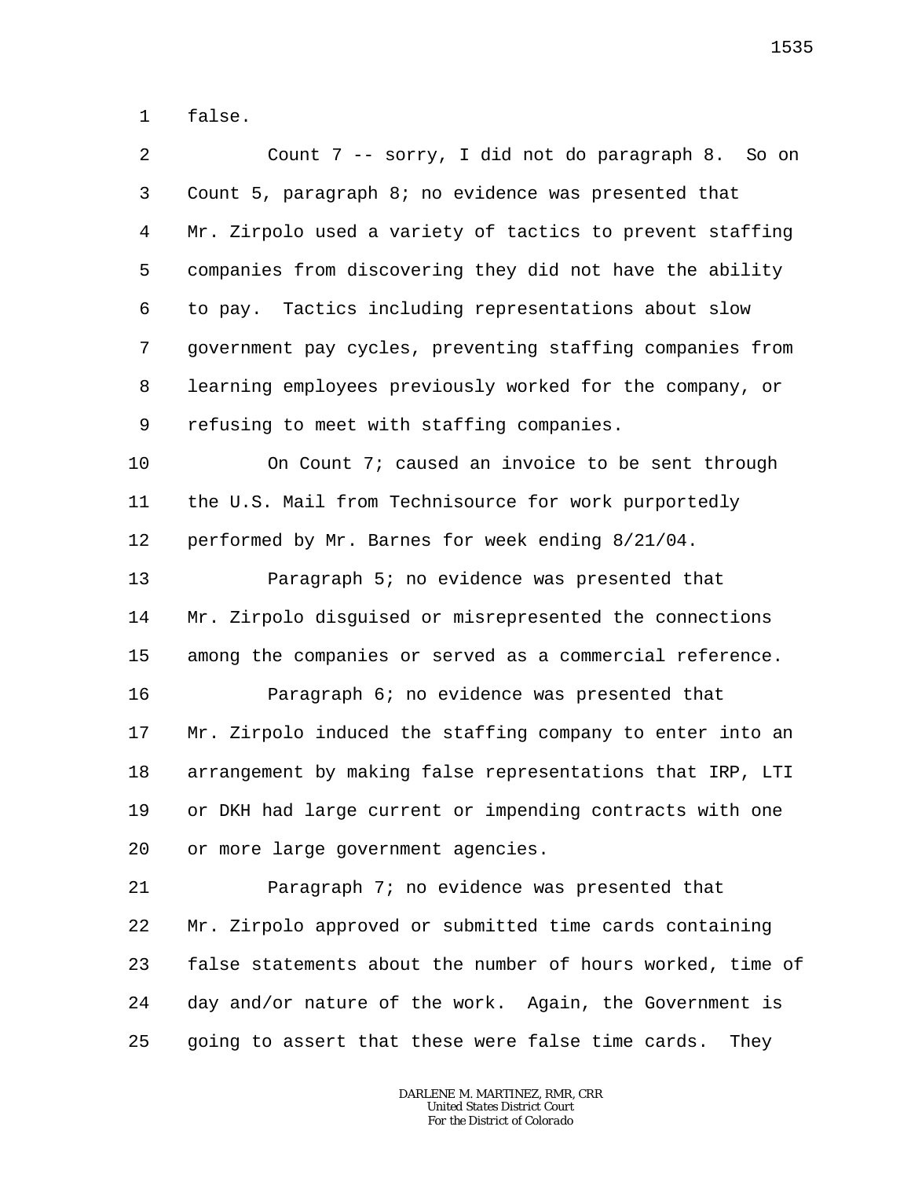false.

Count 7 -- sorry, I did not do paragraph 8. So on Count 5, paragraph 8; no evidence was presented that Mr. Zirpolo used a variety of tactics to prevent staffing companies from discovering they did not have the ability to pay. Tactics including representations about slow government pay cycles, preventing staffing companies from learning employees previously worked for the company, or refusing to meet with staffing companies.

On Count 7; caused an invoice to be sent through the U.S. Mail from Technisource for work purportedly performed by Mr. Barnes for week ending 8/21/04.

Paragraph 5; no evidence was presented that Mr. Zirpolo disguised or misrepresented the connections among the companies or served as a commercial reference.

Paragraph 6; no evidence was presented that Mr. Zirpolo induced the staffing company to enter into an arrangement by making false representations that IRP, LTI or DKH had large current or impending contracts with one or more large government agencies.

Paragraph 7; no evidence was presented that Mr. Zirpolo approved or submitted time cards containing false statements about the number of hours worked, time of day and/or nature of the work. Again, the Government is going to assert that these were false time cards. They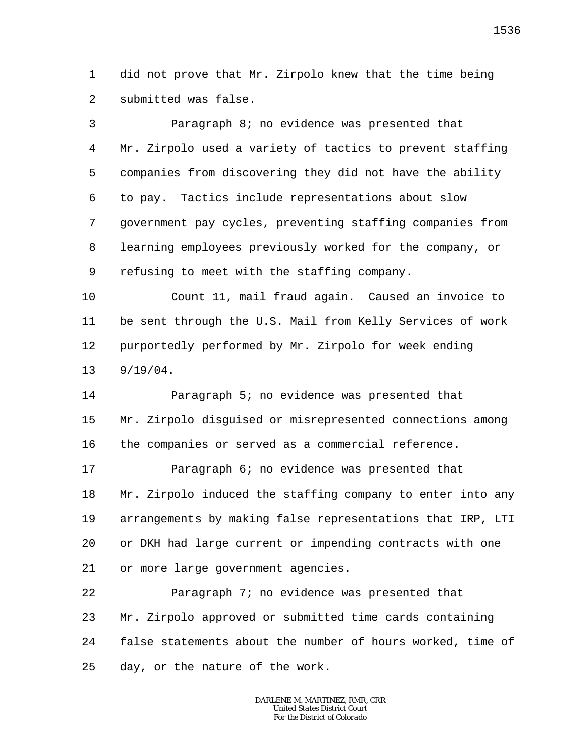did not prove that Mr. Zirpolo knew that the time being submitted was false.

Paragraph 8; no evidence was presented that Mr. Zirpolo used a variety of tactics to prevent staffing companies from discovering they did not have the ability to pay. Tactics include representations about slow government pay cycles, preventing staffing companies from learning employees previously worked for the company, or refusing to meet with the staffing company.

Count 11, mail fraud again. Caused an invoice to be sent through the U.S. Mail from Kelly Services of work purportedly performed by Mr. Zirpolo for week ending 9/19/04.

Paragraph 5; no evidence was presented that Mr. Zirpolo disguised or misrepresented connections among the companies or served as a commercial reference.

Paragraph 6; no evidence was presented that Mr. Zirpolo induced the staffing company to enter into any arrangements by making false representations that IRP, LTI or DKH had large current or impending contracts with one or more large government agencies.

Paragraph 7; no evidence was presented that Mr. Zirpolo approved or submitted time cards containing false statements about the number of hours worked, time of day, or the nature of the work.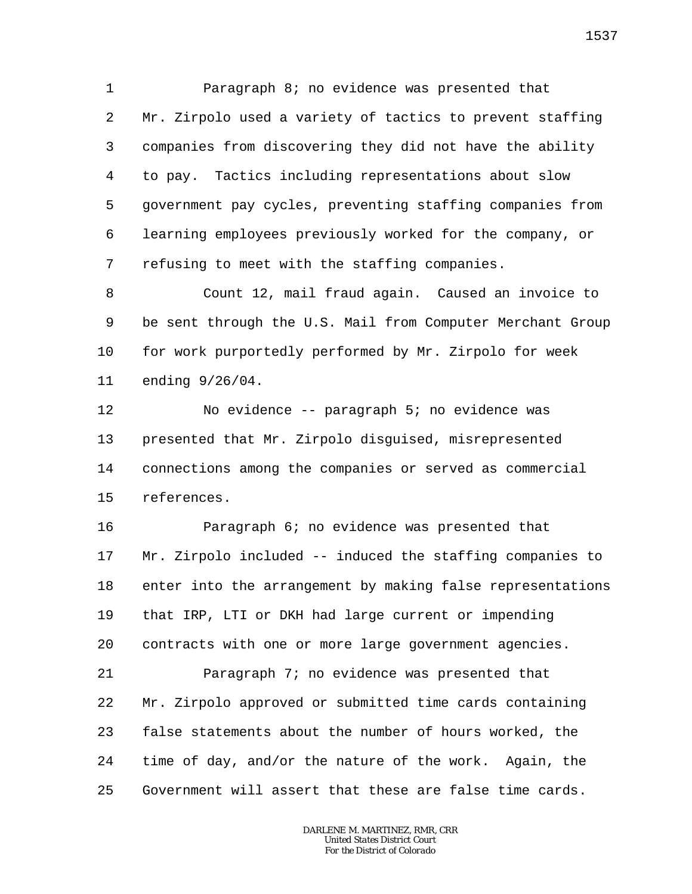Paragraph 8; no evidence was presented that Mr. Zirpolo used a variety of tactics to prevent staffing companies from discovering they did not have the ability to pay. Tactics including representations about slow government pay cycles, preventing staffing companies from learning employees previously worked for the company, or refusing to meet with the staffing companies.

Count 12, mail fraud again. Caused an invoice to be sent through the U.S. Mail from Computer Merchant Group for work purportedly performed by Mr. Zirpolo for week ending 9/26/04.

No evidence -- paragraph 5; no evidence was presented that Mr. Zirpolo disguised, misrepresented connections among the companies or served as commercial references.

Paragraph 6; no evidence was presented that Mr. Zirpolo included -- induced the staffing companies to enter into the arrangement by making false representations that IRP, LTI or DKH had large current or impending contracts with one or more large government agencies.

Paragraph 7; no evidence was presented that Mr. Zirpolo approved or submitted time cards containing false statements about the number of hours worked, the time of day, and/or the nature of the work. Again, the Government will assert that these are false time cards.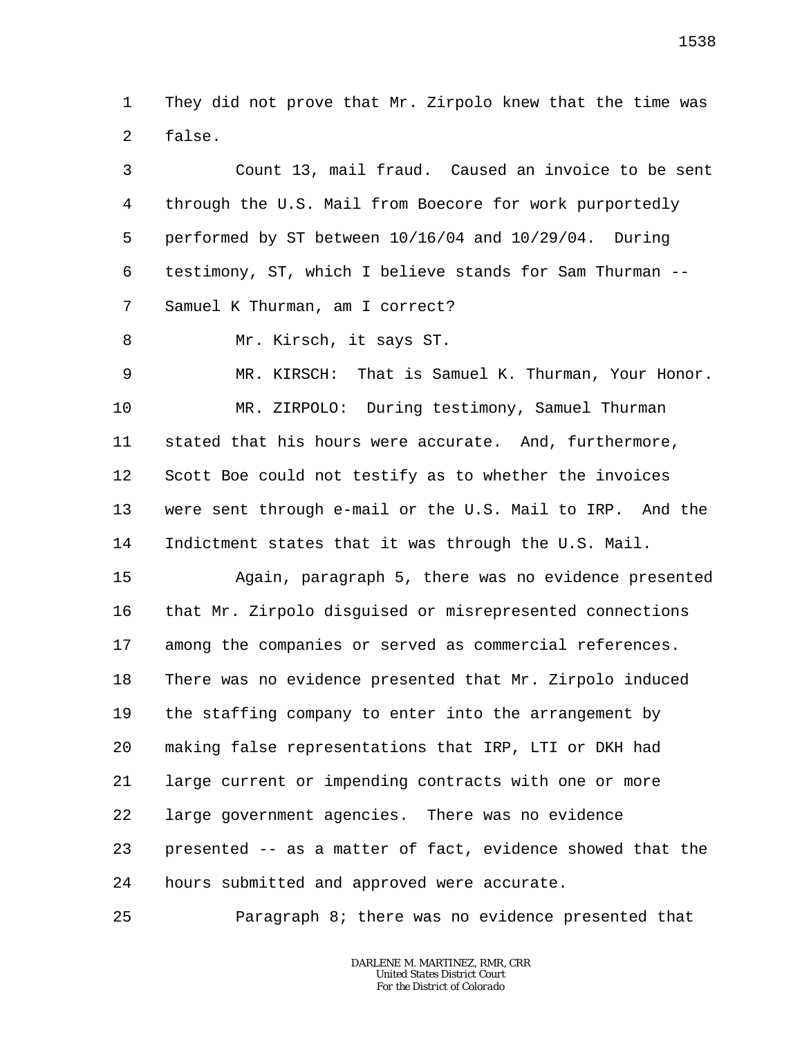They did not prove that Mr. Zirpolo knew that the time was false.

Count 13, mail fraud. Caused an invoice to be sent through the U.S. Mail from Boecore for work purportedly performed by ST between 10/16/04 and 10/29/04. During testimony, ST, which I believe stands for Sam Thurman -- Samuel K Thurman, am I correct?

Mr. Kirsch, it says ST.

MR. KIRSCH: That is Samuel K. Thurman, Your Honor.

MR. ZIRPOLO: During testimony, Samuel Thurman stated that his hours were accurate. And, furthermore, Scott Boe could not testify as to whether the invoices were sent through e-mail or the U.S. Mail to IRP. And the Indictment states that it was through the U.S. Mail.

Again, paragraph 5, there was no evidence presented that Mr. Zirpolo disguised or misrepresented connections among the companies or served as commercial references. There was no evidence presented that Mr. Zirpolo induced the staffing company to enter into the arrangement by making false representations that IRP, LTI or DKH had large current or impending contracts with one or more large government agencies. There was no evidence presented -- as a matter of fact, evidence showed that the hours submitted and approved were accurate.

Paragraph 8; there was no evidence presented that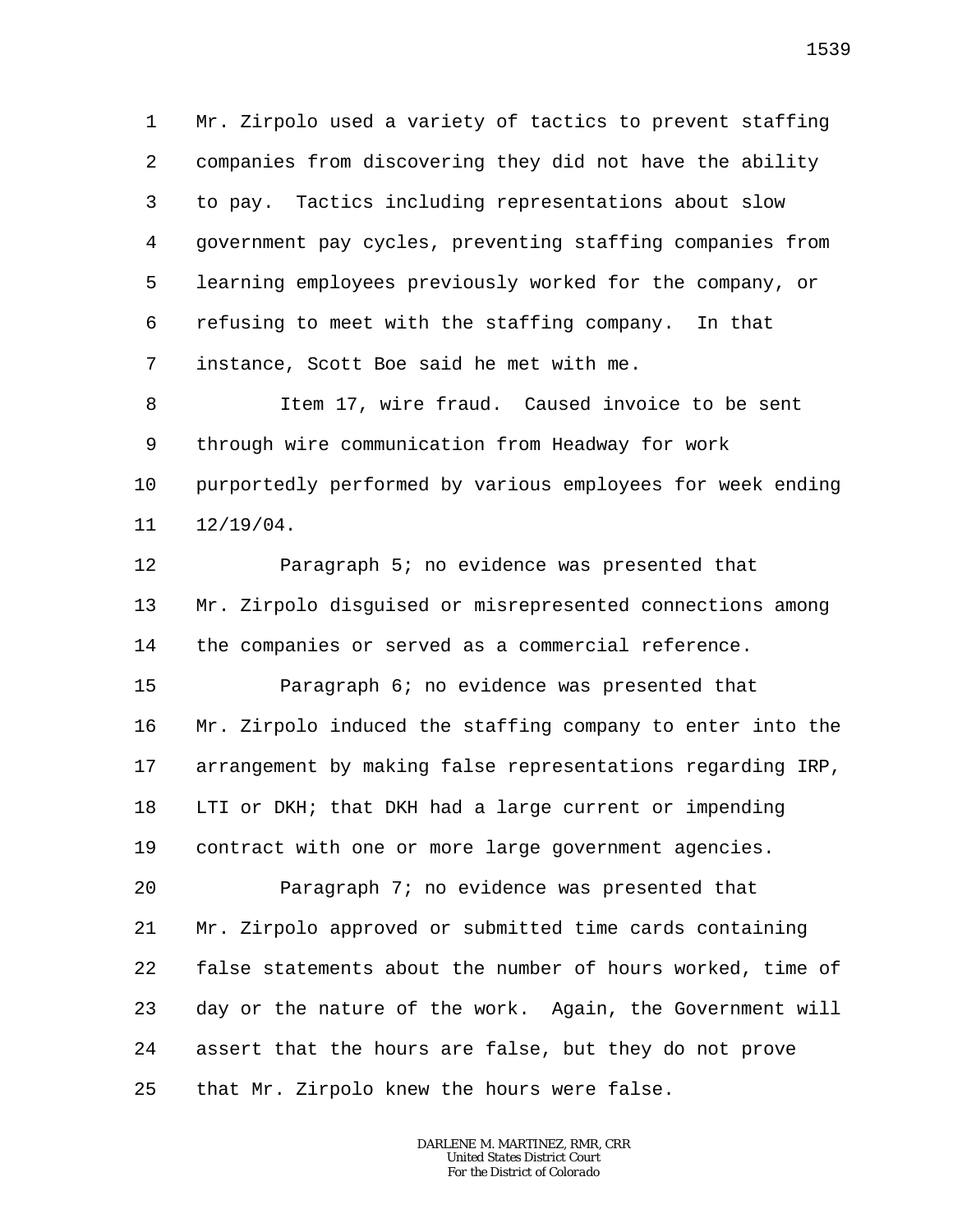Mr. Zirpolo used a variety of tactics to prevent staffing companies from discovering they did not have the ability to pay. Tactics including representations about slow government pay cycles, preventing staffing companies from learning employees previously worked for the company, or refusing to meet with the staffing company. In that instance, Scott Boe said he met with me.

Item 17, wire fraud. Caused invoice to be sent through wire communication from Headway for work purportedly performed by various employees for week ending 12/19/04.

Paragraph 5; no evidence was presented that Mr. Zirpolo disguised or misrepresented connections among the companies or served as a commercial reference.

Paragraph 6; no evidence was presented that Mr. Zirpolo induced the staffing company to enter into the arrangement by making false representations regarding IRP, LTI or DKH; that DKH had a large current or impending contract with one or more large government agencies.

Paragraph 7; no evidence was presented that Mr. Zirpolo approved or submitted time cards containing false statements about the number of hours worked, time of day or the nature of the work. Again, the Government will assert that the hours are false, but they do not prove that Mr. Zirpolo knew the hours were false.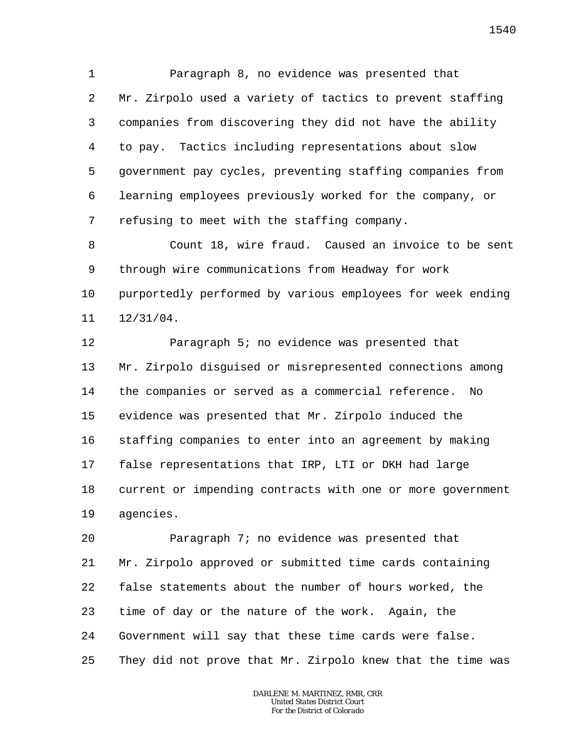Paragraph 8, no evidence was presented that Mr. Zirpolo used a variety of tactics to prevent staffing companies from discovering they did not have the ability to pay. Tactics including representations about slow government pay cycles, preventing staffing companies from learning employees previously worked for the company, or refusing to meet with the staffing company.

Count 18, wire fraud. Caused an invoice to be sent through wire communications from Headway for work purportedly performed by various employees for week ending 12/31/04.

Paragraph 5; no evidence was presented that Mr. Zirpolo disguised or misrepresented connections among the companies or served as a commercial reference. No evidence was presented that Mr. Zirpolo induced the staffing companies to enter into an agreement by making false representations that IRP, LTI or DKH had large current or impending contracts with one or more government agencies.

Paragraph 7; no evidence was presented that Mr. Zirpolo approved or submitted time cards containing false statements about the number of hours worked, the time of day or the nature of the work. Again, the Government will say that these time cards were false. They did not prove that Mr. Zirpolo knew that the time was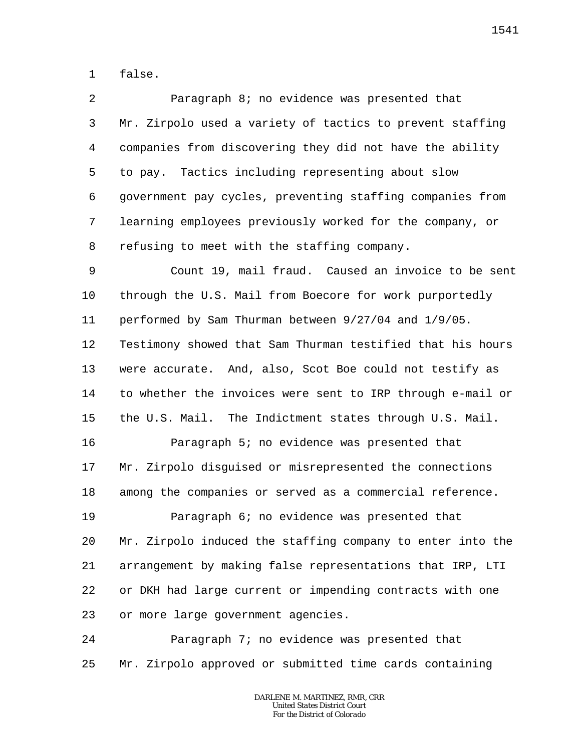false.

Paragraph 8; no evidence was presented that Mr. Zirpolo used a variety of tactics to prevent staffing companies from discovering they did not have the ability to pay. Tactics including representing about slow government pay cycles, preventing staffing companies from learning employees previously worked for the company, or refusing to meet with the staffing company.

Count 19, mail fraud. Caused an invoice to be sent through the U.S. Mail from Boecore for work purportedly performed by Sam Thurman between 9/27/04 and 1/9/05. Testimony showed that Sam Thurman testified that his hours were accurate. And, also, Scot Boe could not testify as to whether the invoices were sent to IRP through e-mail or the U.S. Mail. The Indictment states through U.S. Mail.

Paragraph 5; no evidence was presented that Mr. Zirpolo disguised or misrepresented the connections among the companies or served as a commercial reference.

Paragraph 6; no evidence was presented that Mr. Zirpolo induced the staffing company to enter into the arrangement by making false representations that IRP, LTI or DKH had large current or impending contracts with one or more large government agencies.

Paragraph 7; no evidence was presented that Mr. Zirpolo approved or submitted time cards containing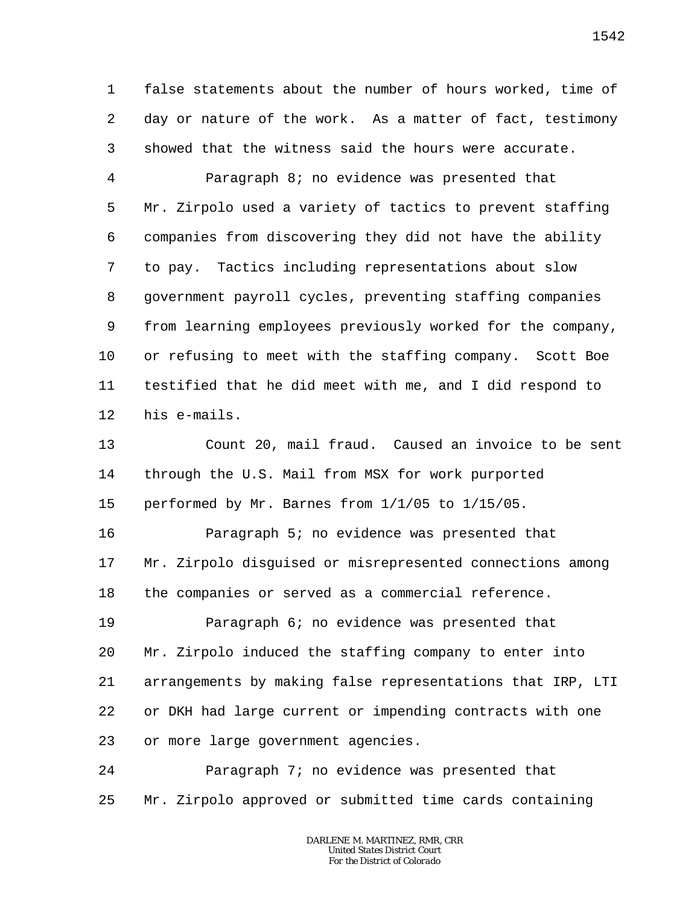false statements about the number of hours worked, time of day or nature of the work. As a matter of fact, testimony showed that the witness said the hours were accurate.

Paragraph 8; no evidence was presented that Mr. Zirpolo used a variety of tactics to prevent staffing companies from discovering they did not have the ability to pay. Tactics including representations about slow government payroll cycles, preventing staffing companies from learning employees previously worked for the company, or refusing to meet with the staffing company. Scott Boe testified that he did meet with me, and I did respond to his e-mails.

Count 20, mail fraud. Caused an invoice to be sent through the U.S. Mail from MSX for work purported performed by Mr. Barnes from 1/1/05 to 1/15/05.

Paragraph 5; no evidence was presented that Mr. Zirpolo disguised or misrepresented connections among the companies or served as a commercial reference.

Paragraph 6; no evidence was presented that Mr. Zirpolo induced the staffing company to enter into arrangements by making false representations that IRP, LTI or DKH had large current or impending contracts with one or more large government agencies.

Paragraph 7; no evidence was presented that Mr. Zirpolo approved or submitted time cards containing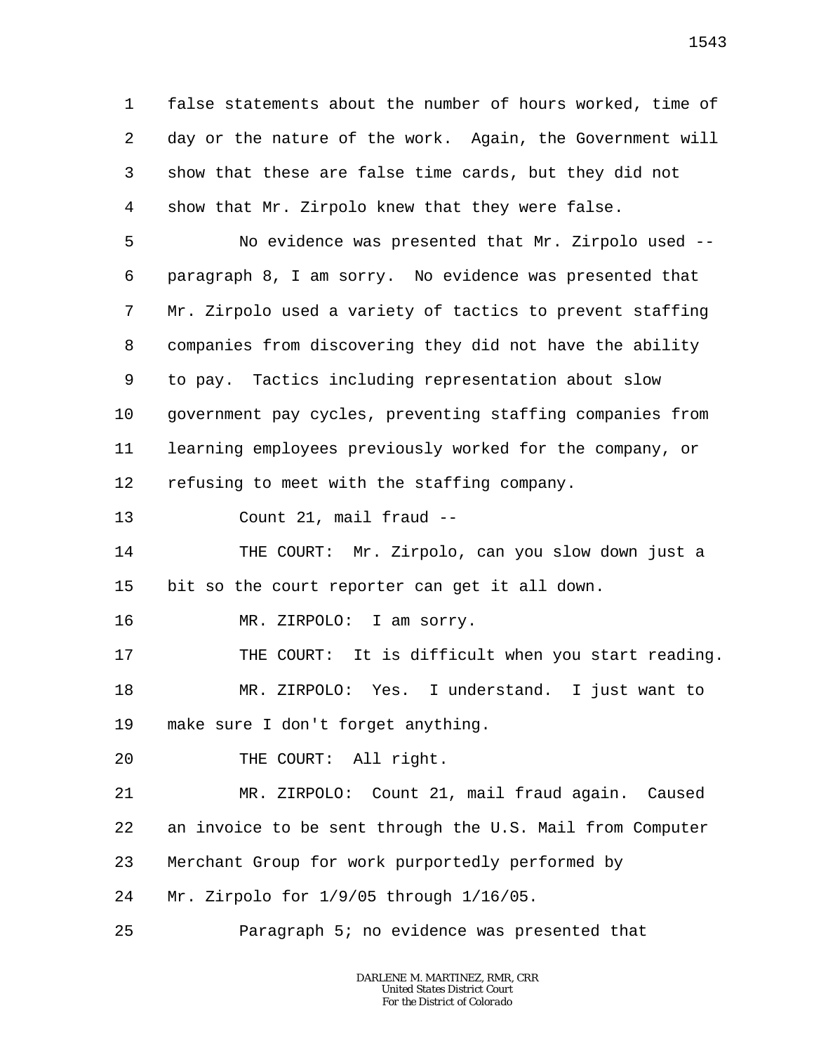false statements about the number of hours worked, time of day or the nature of the work. Again, the Government will show that these are false time cards, but they did not show that Mr. Zirpolo knew that they were false.

No evidence was presented that Mr. Zirpolo used -- paragraph 8, I am sorry. No evidence was presented that Mr. Zirpolo used a variety of tactics to prevent staffing companies from discovering they did not have the ability to pay. Tactics including representation about slow government pay cycles, preventing staffing companies from learning employees previously worked for the company, or refusing to meet with the staffing company.

Count 21, mail fraud --

THE COURT: Mr. Zirpolo, can you slow down just a bit so the court reporter can get it all down.

MR. ZIRPOLO: I am sorry.

THE COURT: It is difficult when you start reading.

MR. ZIRPOLO: Yes. I understand. I just want to make sure I don't forget anything.

THE COURT: All right.

MR. ZIRPOLO: Count 21, mail fraud again. Caused an invoice to be sent through the U.S. Mail from Computer Merchant Group for work purportedly performed by Mr. Zirpolo for 1/9/05 through 1/16/05.

Paragraph 5; no evidence was presented that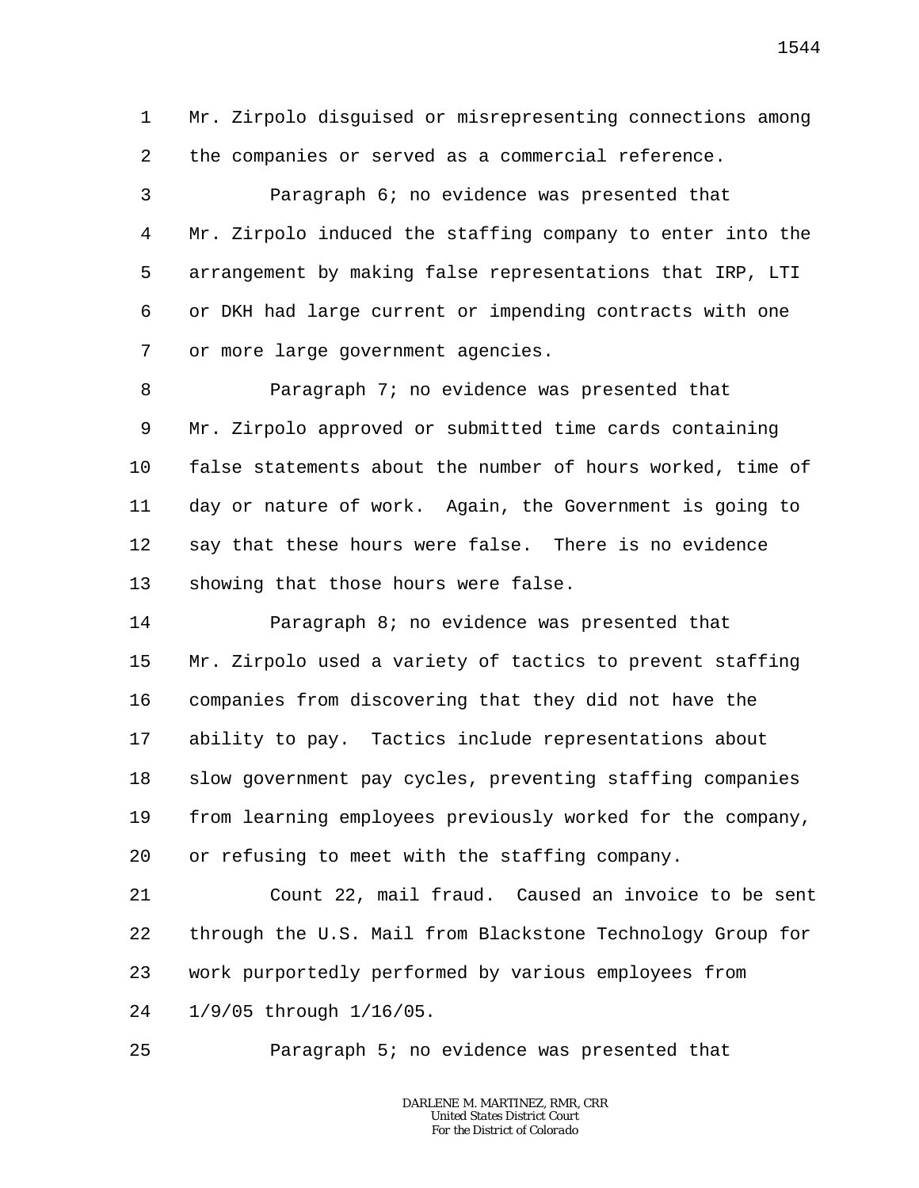Mr. Zirpolo disguised or misrepresenting connections among the companies or served as a commercial reference.

Paragraph 6; no evidence was presented that Mr. Zirpolo induced the staffing company to enter into the arrangement by making false representations that IRP, LTI or DKH had large current or impending contracts with one or more large government agencies.

Paragraph 7; no evidence was presented that Mr. Zirpolo approved or submitted time cards containing false statements about the number of hours worked, time of day or nature of work. Again, the Government is going to say that these hours were false. There is no evidence showing that those hours were false.

Paragraph 8; no evidence was presented that Mr. Zirpolo used a variety of tactics to prevent staffing companies from discovering that they did not have the ability to pay. Tactics include representations about slow government pay cycles, preventing staffing companies from learning employees previously worked for the company, or refusing to meet with the staffing company.

Count 22, mail fraud. Caused an invoice to be sent through the U.S. Mail from Blackstone Technology Group for work purportedly performed by various employees from 1/9/05 through 1/16/05.

Paragraph 5; no evidence was presented that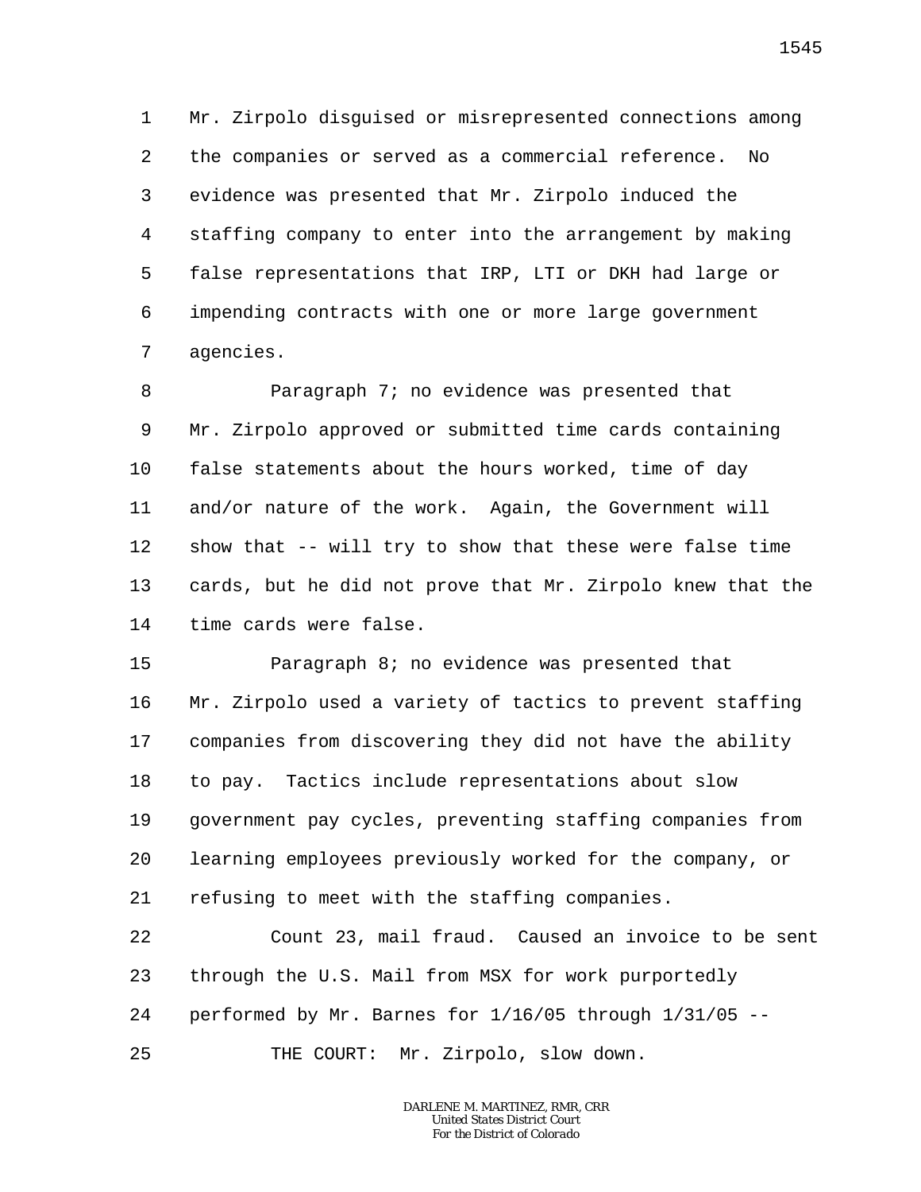Mr. Zirpolo disguised or misrepresented connections among the companies or served as a commercial reference. No evidence was presented that Mr. Zirpolo induced the staffing company to enter into the arrangement by making false representations that IRP, LTI or DKH had large or impending contracts with one or more large government agencies.

Paragraph 7; no evidence was presented that Mr. Zirpolo approved or submitted time cards containing false statements about the hours worked, time of day and/or nature of the work. Again, the Government will show that -- will try to show that these were false time cards, but he did not prove that Mr. Zirpolo knew that the time cards were false.

Paragraph 8; no evidence was presented that Mr. Zirpolo used a variety of tactics to prevent staffing companies from discovering they did not have the ability to pay. Tactics include representations about slow government pay cycles, preventing staffing companies from learning employees previously worked for the company, or refusing to meet with the staffing companies.

Count 23, mail fraud. Caused an invoice to be sent through the U.S. Mail from MSX for work purportedly performed by Mr. Barnes for 1/16/05 through 1/31/05 --

THE COURT: Mr. Zirpolo, slow down.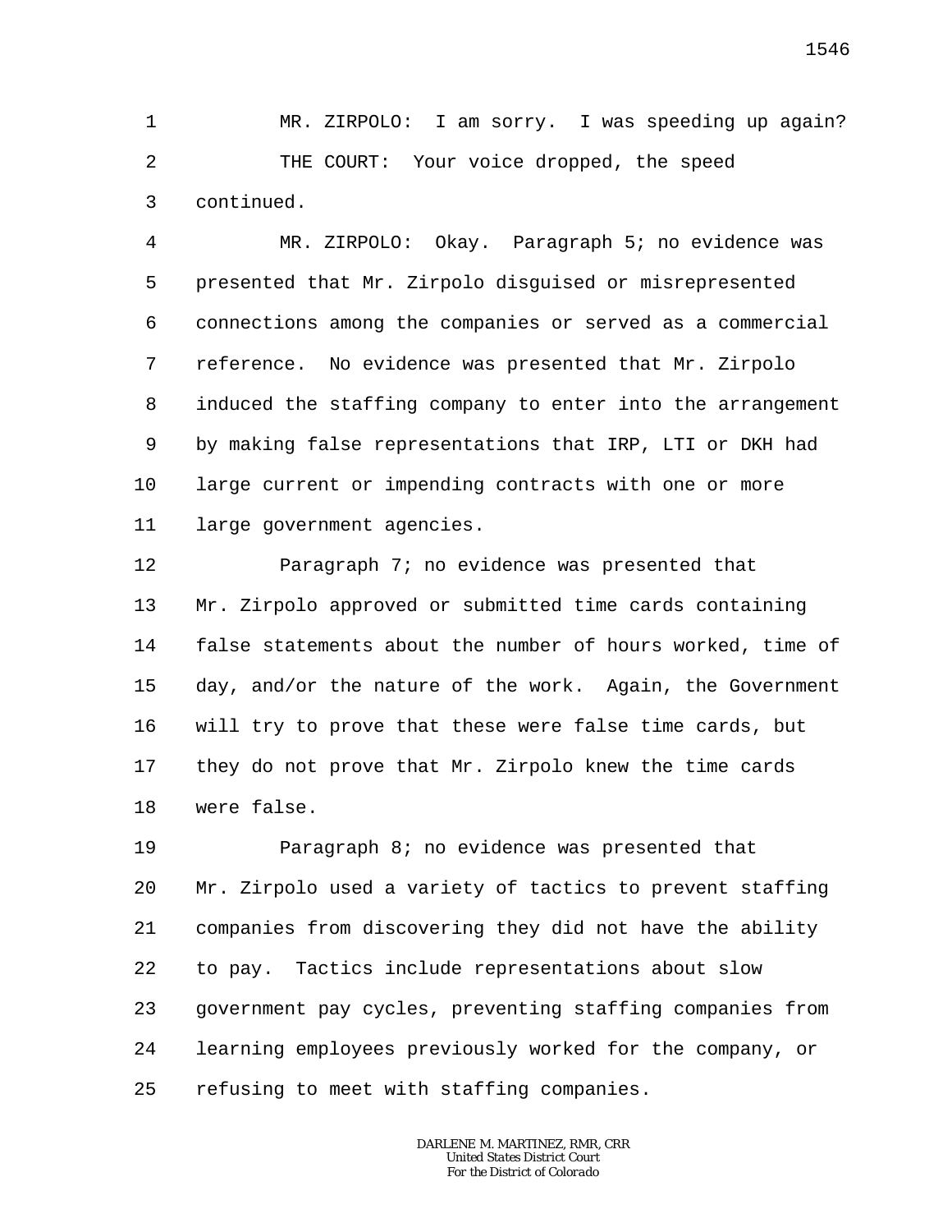MR. ZIRPOLO: I am sorry. I was speeding up again?

THE COURT: Your voice dropped, the speed continued.

MR. ZIRPOLO: Okay. Paragraph 5; no evidence was presented that Mr. Zirpolo disguised or misrepresented connections among the companies or served as a commercial reference. No evidence was presented that Mr. Zirpolo induced the staffing company to enter into the arrangement by making false representations that IRP, LTI or DKH had large current or impending contracts with one or more large government agencies.

Paragraph 7; no evidence was presented that Mr. Zirpolo approved or submitted time cards containing false statements about the number of hours worked, time of day, and/or the nature of the work. Again, the Government will try to prove that these were false time cards, but they do not prove that Mr. Zirpolo knew the time cards were false.

Paragraph 8; no evidence was presented that Mr. Zirpolo used a variety of tactics to prevent staffing companies from discovering they did not have the ability to pay. Tactics include representations about slow government pay cycles, preventing staffing companies from learning employees previously worked for the company, or refusing to meet with staffing companies.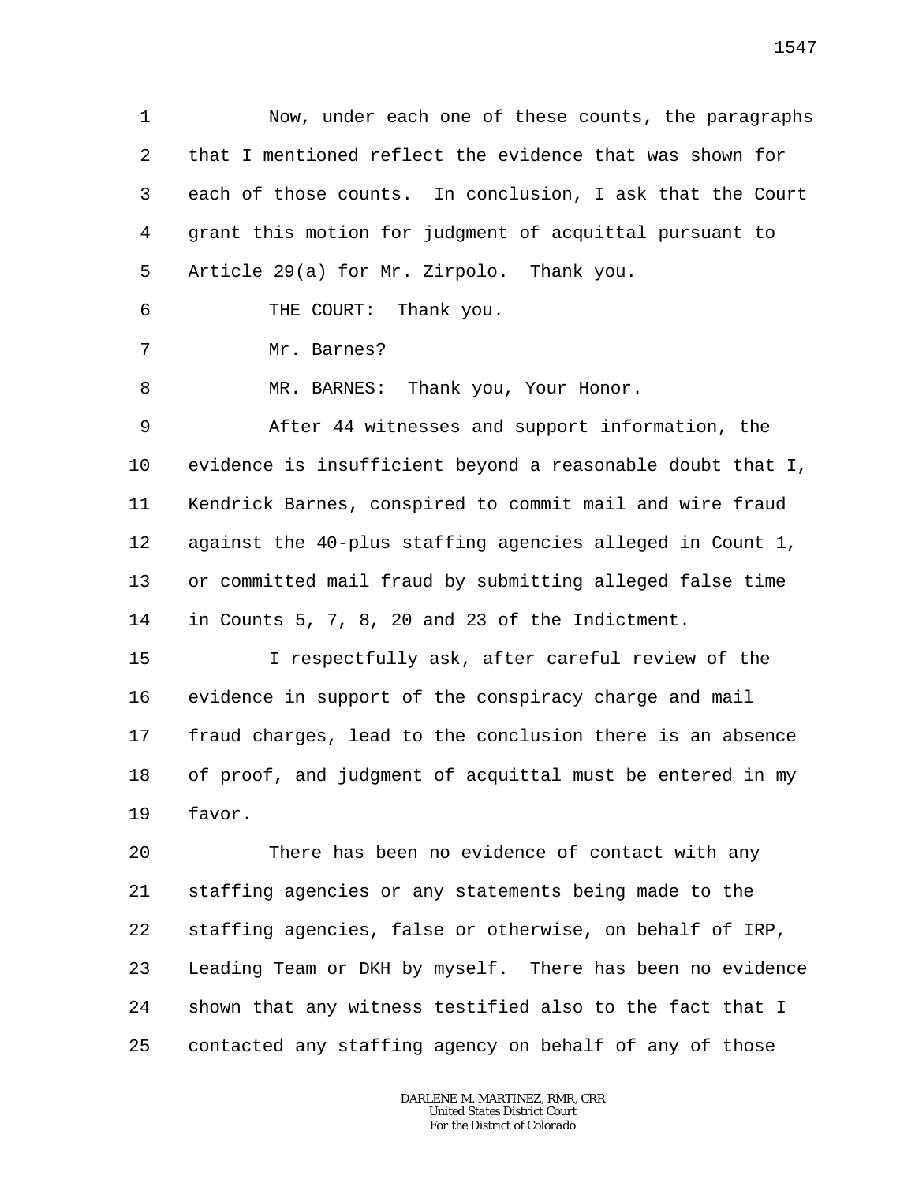Now, under each one of these counts, the paragraphs that I mentioned reflect the evidence that was shown for each of those counts. In conclusion, I ask that the Court grant this motion for judgment of acquittal pursuant to Article 29(a) for Mr. Zirpolo. Thank you.

THE COURT: Thank you.

Mr. Barnes?

MR. BARNES: Thank you, Your Honor.

After 44 witnesses and support information, the evidence is insufficient beyond a reasonable doubt that I, Kendrick Barnes, conspired to commit mail and wire fraud against the 40-plus staffing agencies alleged in Count 1, or committed mail fraud by submitting alleged false time in Counts 5, 7, 8, 20 and 23 of the Indictment.

I respectfully ask, after careful review of the evidence in support of the conspiracy charge and mail fraud charges, lead to the conclusion there is an absence of proof, and judgment of acquittal must be entered in my favor.

There has been no evidence of contact with any staffing agencies or any statements being made to the staffing agencies, false or otherwise, on behalf of IRP, Leading Team or DKH by myself. There has been no evidence shown that any witness testified also to the fact that I contacted any staffing agency on behalf of any of those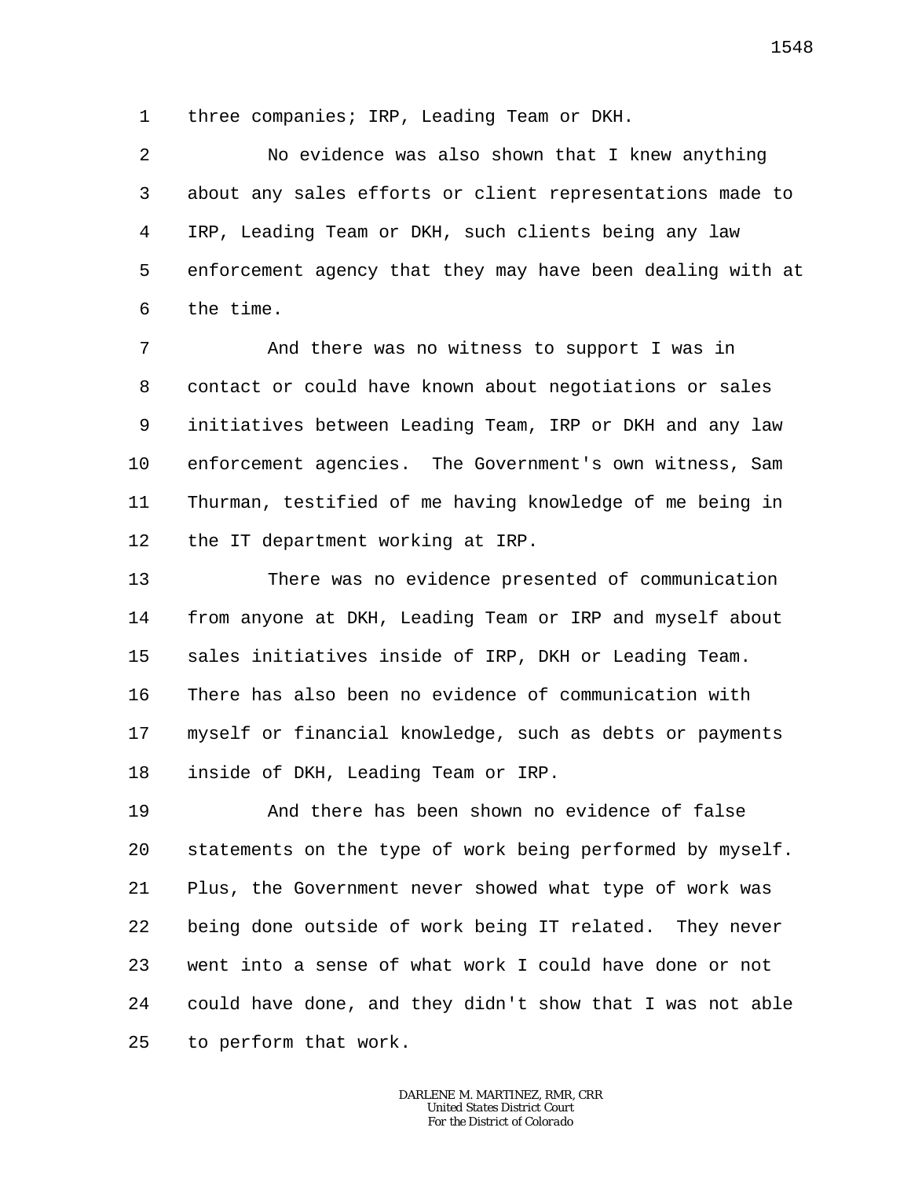three companies; IRP, Leading Team or DKH.

No evidence was also shown that I knew anything about any sales efforts or client representations made to IRP, Leading Team or DKH, such clients being any law enforcement agency that they may have been dealing with at the time.

And there was no witness to support I was in contact or could have known about negotiations or sales initiatives between Leading Team, IRP or DKH and any law enforcement agencies. The Government's own witness, Sam Thurman, testified of me having knowledge of me being in the IT department working at IRP.

There was no evidence presented of communication from anyone at DKH, Leading Team or IRP and myself about sales initiatives inside of IRP, DKH or Leading Team. There has also been no evidence of communication with myself or financial knowledge, such as debts or payments inside of DKH, Leading Team or IRP.

And there has been shown no evidence of false statements on the type of work being performed by myself. Plus, the Government never showed what type of work was being done outside of work being IT related. They never went into a sense of what work I could have done or not could have done, and they didn't show that I was not able to perform that work.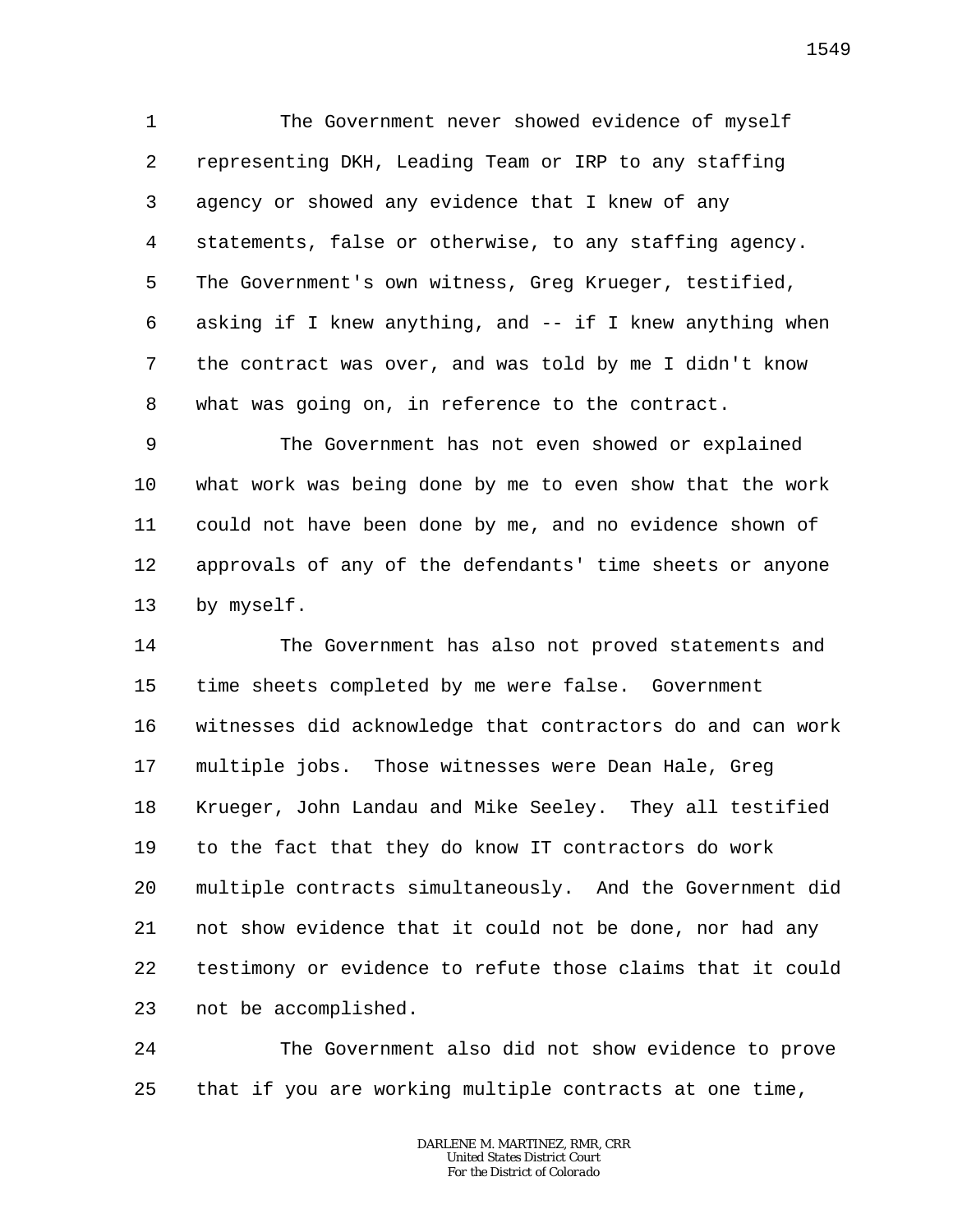The Government never showed evidence of myself representing DKH, Leading Team or IRP to any staffing agency or showed any evidence that I knew of any statements, false or otherwise, to any staffing agency. The Government's own witness, Greg Krueger, testified, asking if I knew anything, and -- if I knew anything when the contract was over, and was told by me I didn't know what was going on, in reference to the contract.

The Government has not even showed or explained what work was being done by me to even show that the work could not have been done by me, and no evidence shown of approvals of any of the defendants' time sheets or anyone by myself.

The Government has also not proved statements and time sheets completed by me were false. Government witnesses did acknowledge that contractors do and can work multiple jobs. Those witnesses were Dean Hale, Greg Krueger, John Landau and Mike Seeley. They all testified to the fact that they do know IT contractors do work multiple contracts simultaneously. And the Government did not show evidence that it could not be done, nor had any testimony or evidence to refute those claims that it could not be accomplished.

The Government also did not show evidence to prove that if you are working multiple contracts at one time,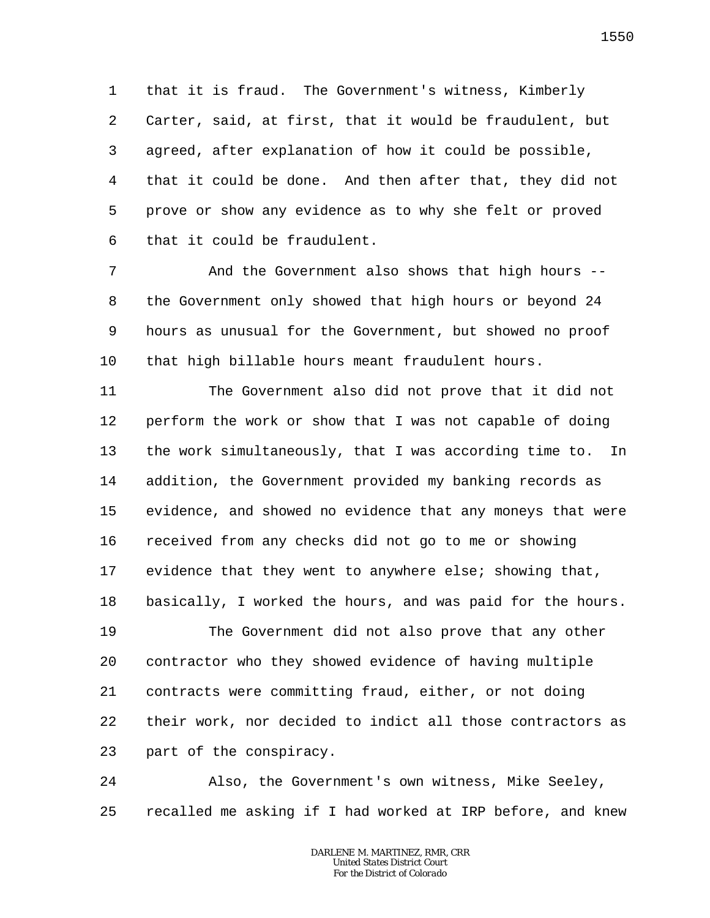that it is fraud. The Government's witness, Kimberly Carter, said, at first, that it would be fraudulent, but agreed, after explanation of how it could be possible, that it could be done. And then after that, they did not prove or show any evidence as to why she felt or proved that it could be fraudulent.

And the Government also shows that high hours -- the Government only showed that high hours or beyond 24 hours as unusual for the Government, but showed no proof that high billable hours meant fraudulent hours.

The Government also did not prove that it did not perform the work or show that I was not capable of doing the work simultaneously, that I was according time to. In addition, the Government provided my banking records as evidence, and showed no evidence that any moneys that were received from any checks did not go to me or showing evidence that they went to anywhere else; showing that, basically, I worked the hours, and was paid for the hours.

The Government did not also prove that any other contractor who they showed evidence of having multiple contracts were committing fraud, either, or not doing their work, nor decided to indict all those contractors as part of the conspiracy.

Also, the Government's own witness, Mike Seeley, recalled me asking if I had worked at IRP before, and knew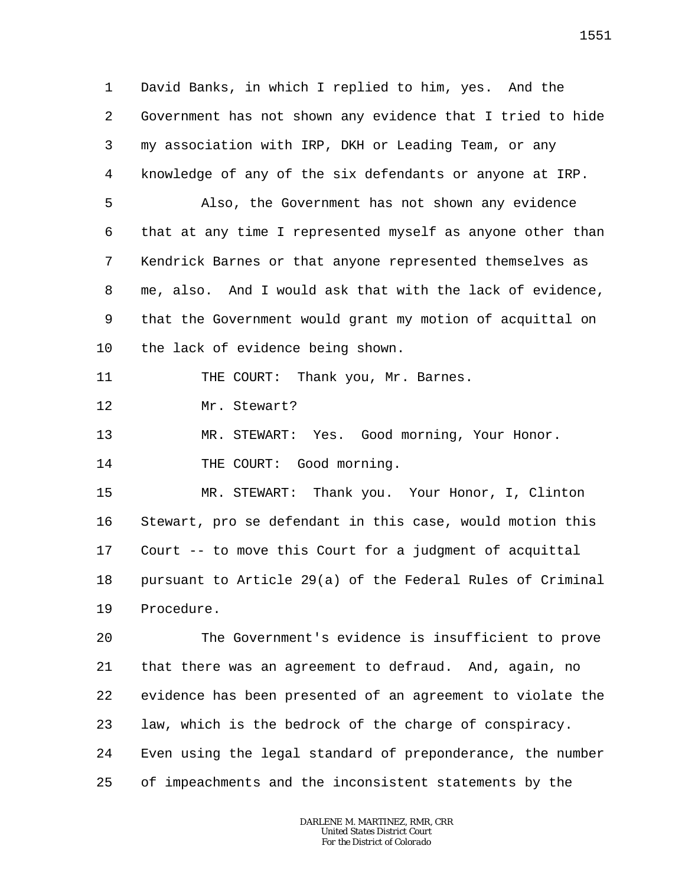David Banks, in which I replied to him, yes. And the Government has not shown any evidence that I tried to hide my association with IRP, DKH or Leading Team, or any knowledge of any of the six defendants or anyone at IRP.

Also, the Government has not shown any evidence that at any time I represented myself as anyone other than Kendrick Barnes or that anyone represented themselves as me, also. And I would ask that with the lack of evidence, that the Government would grant my motion of acquittal on the lack of evidence being shown.

THE COURT: Thank you, Mr. Barnes.

Mr. Stewart?

MR. STEWART: Yes. Good morning, Your Honor.

THE COURT: Good morning.

MR. STEWART: Thank you. Your Honor, I, Clinton Stewart, pro se defendant in this case, would motion this Court -- to move this Court for a judgment of acquittal pursuant to Article 29(a) of the Federal Rules of Criminal Procedure.

The Government's evidence is insufficient to prove that there was an agreement to defraud. And, again, no evidence has been presented of an agreement to violate the law, which is the bedrock of the charge of conspiracy. Even using the legal standard of preponderance, the number of impeachments and the inconsistent statements by the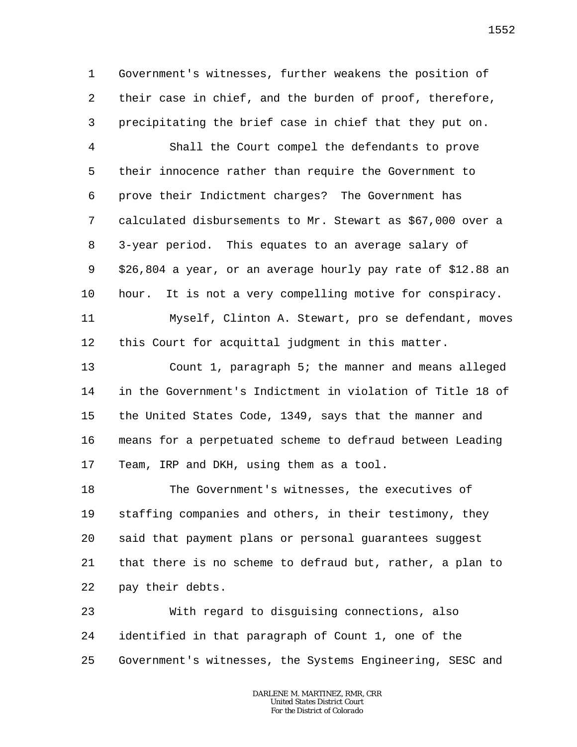Government's witnesses, further weakens the position of their case in chief, and the burden of proof, therefore, precipitating the brief case in chief that they put on.

Shall the Court compel the defendants to prove their innocence rather than require the Government to prove their Indictment charges? The Government has calculated disbursements to Mr. Stewart as $67,000 over a 3-year period. This equates to an average salary of $26,804 a year, or an average hourly pay rate of $12.88 an hour. It is not a very compelling motive for conspiracy.

Myself, Clinton A. Stewart, pro se defendant, moves this Court for acquittal judgment in this matter.

Count 1, paragraph 5; the manner and means alleged in the Government's Indictment in violation of Title 18 of the United States Code, 1349, says that the manner and means for a perpetuated scheme to defraud between Leading Team, IRP and DKH, using them as a tool.

The Government's witnesses, the executives of staffing companies and others, in their testimony, they said that payment plans or personal guarantees suggest that there is no scheme to defraud but, rather, a plan to pay their debts.

With regard to disguising connections, also identified in that paragraph of Count 1, one of the Government's witnesses, the Systems Engineering, SESC and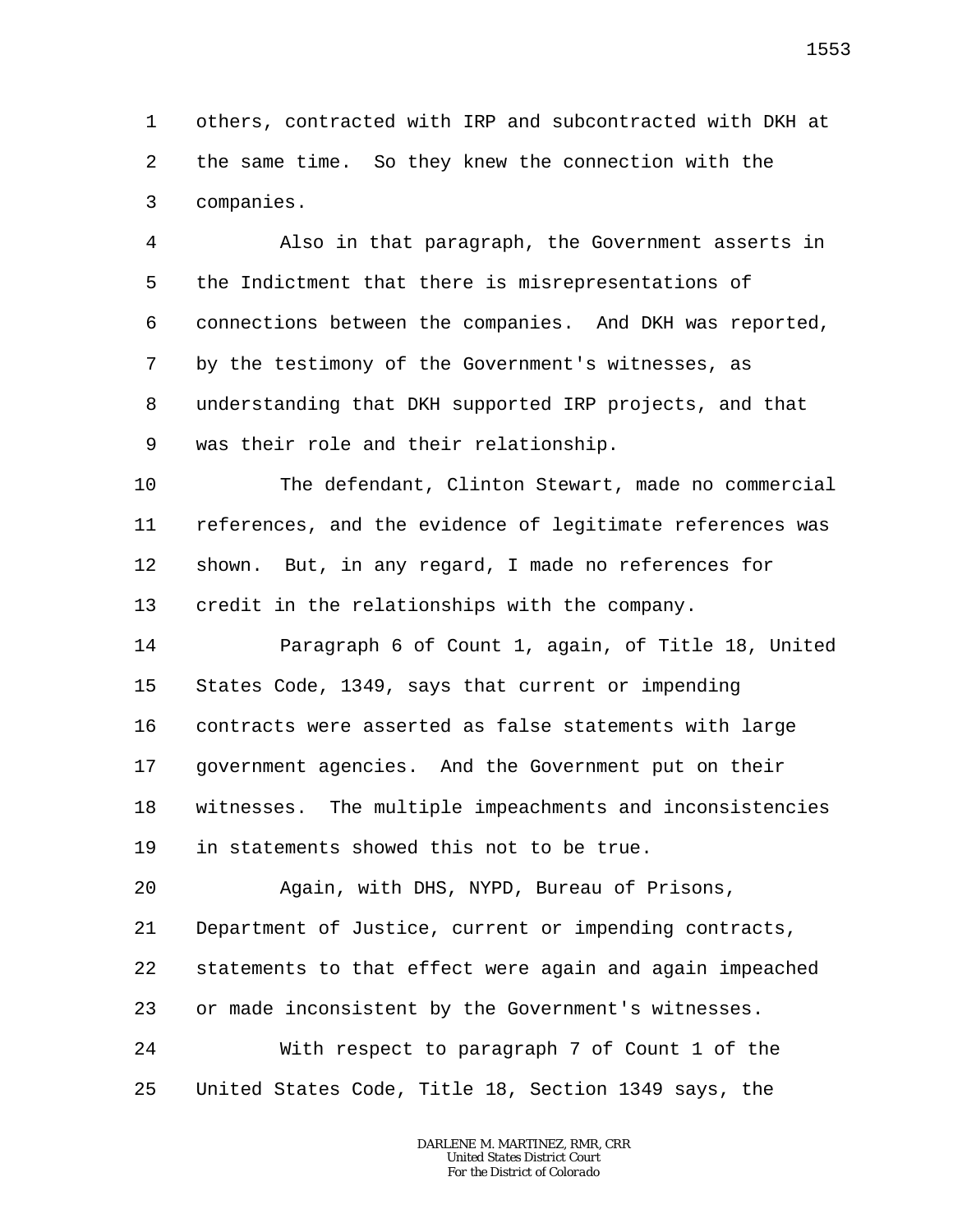others, contracted with IRP and subcontracted with DKH at the same time. So they knew the connection with the companies.

Also in that paragraph, the Government asserts in the Indictment that there is misrepresentations of connections between the companies. And DKH was reported, by the testimony of the Government's witnesses, as understanding that DKH supported IRP projects, and that was their role and their relationship.

The defendant, Clinton Stewart, made no commercial references, and the evidence of legitimate references was shown. But, in any regard, I made no references for credit in the relationships with the company.

Paragraph 6 of Count 1, again, of Title 18, United States Code, 1349, says that current or impending contracts were asserted as false statements with large government agencies. And the Government put on their witnesses. The multiple impeachments and inconsistencies in statements showed this not to be true.

Again, with DHS, NYPD, Bureau of Prisons, Department of Justice, current or impending contracts, statements to that effect were again and again impeached or made inconsistent by the Government's witnesses.

With respect to paragraph 7 of Count 1 of the United States Code, Title 18, Section 1349 says, the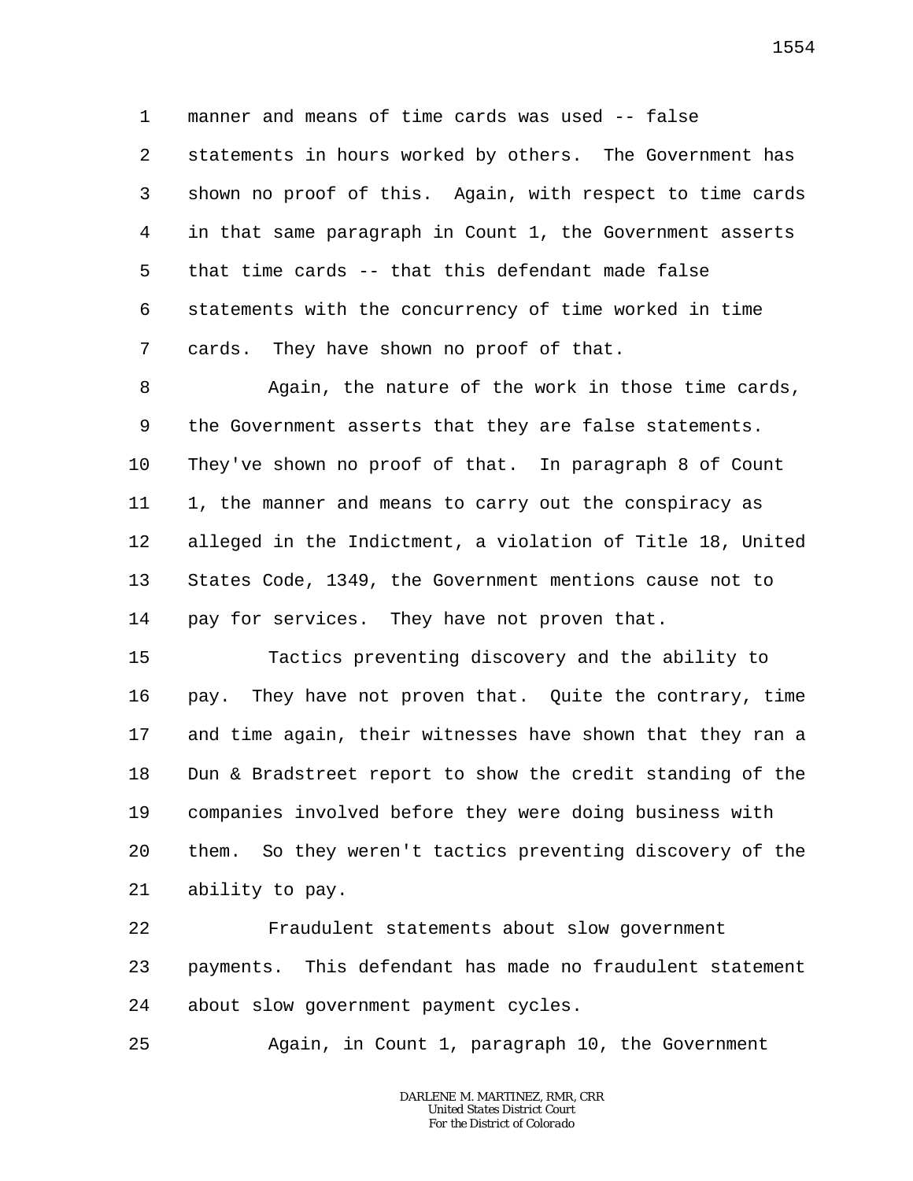manner and means of time cards was used -- false statements in hours worked by others. The Government has shown no proof of this. Again, with respect to time cards in that same paragraph in Count 1, the Government asserts that time cards -- that this defendant made false statements with the concurrency of time worked in time cards. They have shown no proof of that.

Again, the nature of the work in those time cards, the Government asserts that they are false statements. They've shown no proof of that. In paragraph 8 of Count 1, the manner and means to carry out the conspiracy as alleged in the Indictment, a violation of Title 18, United States Code, 1349, the Government mentions cause not to pay for services. They have not proven that.

Tactics preventing discovery and the ability to pay. They have not proven that. Quite the contrary, time and time again, their witnesses have shown that they ran a Dun & Bradstreet report to show the credit standing of the companies involved before they were doing business with them. So they weren't tactics preventing discovery of the ability to pay.

Fraudulent statements about slow government payments. This defendant has made no fraudulent statement about slow government payment cycles.

Again, in Count 1, paragraph 10, the Government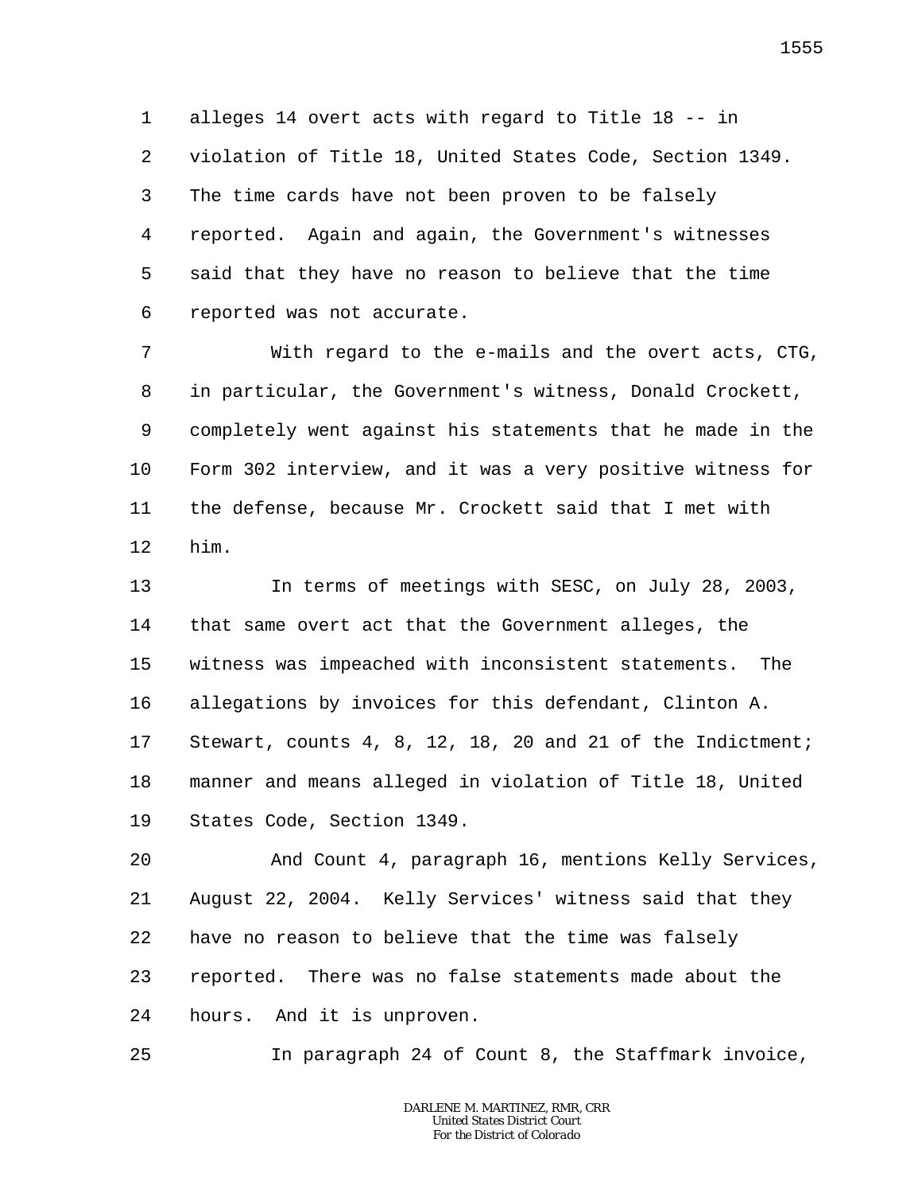alleges 14 overt acts with regard to Title 18 -- in violation of Title 18, United States Code, Section 1349. The time cards have not been proven to be falsely reported. Again and again, the Government's witnesses said that they have no reason to believe that the time reported was not accurate.

With regard to the e-mails and the overt acts, CTG, in particular, the Government's witness, Donald Crockett, completely went against his statements that he made in the Form 302 interview, and it was a very positive witness for the defense, because Mr. Crockett said that I met with him.

In terms of meetings with SESC, on July 28, 2003, that same overt act that the Government alleges, the witness was impeached with inconsistent statements. The allegations by invoices for this defendant, Clinton A. Stewart, counts 4, 8, 12, 18, 20 and 21 of the Indictment; manner and means alleged in violation of Title 18, United States Code, Section 1349.

And Count 4, paragraph 16, mentions Kelly Services, August 22, 2004. Kelly Services' witness said that they have no reason to believe that the time was falsely reported. There was no false statements made about the hours. And it is unproven.

In paragraph 24 of Count 8, the Staffmark invoice,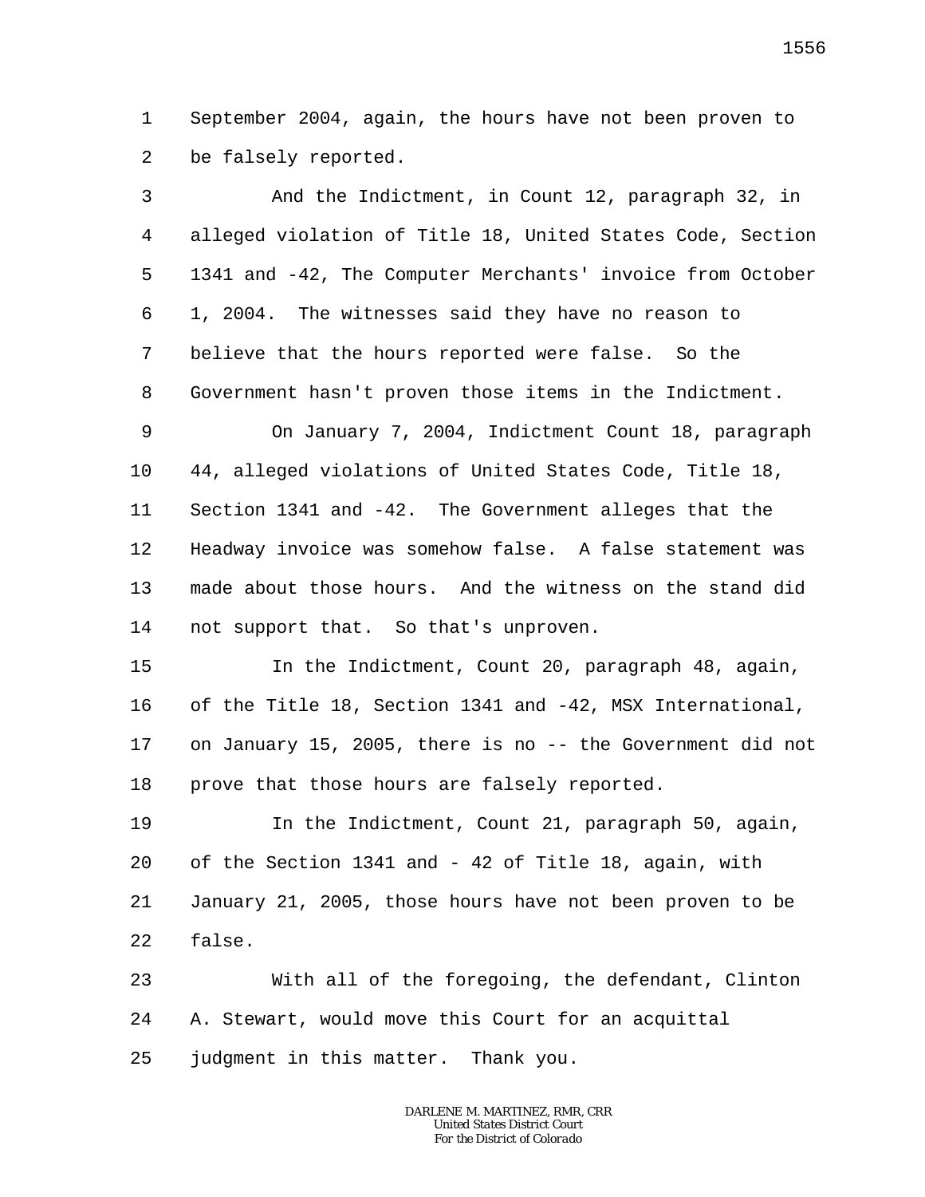September 2004, again, the hours have not been proven to be falsely reported.

And the Indictment, in Count 12, paragraph 32, in alleged violation of Title 18, United States Code, Section 1341 and -42, The Computer Merchants' invoice from October 1, 2004. The witnesses said they have no reason to believe that the hours reported were false. So the Government hasn't proven those items in the Indictment.

On January 7, 2004, Indictment Count 18, paragraph 44, alleged violations of United States Code, Title 18, Section 1341 and -42. The Government alleges that the Headway invoice was somehow false. A false statement was made about those hours. And the witness on the stand did not support that. So that's unproven.

In the Indictment, Count 20, paragraph 48, again, of the Title 18, Section 1341 and -42, MSX International, on January 15, 2005, there is no -- the Government did not prove that those hours are falsely reported.

In the Indictment, Count 21, paragraph 50, again, of the Section 1341 and - 42 of Title 18, again, with January 21, 2005, those hours have not been proven to be false.

With all of the foregoing, the defendant, Clinton A. Stewart, would move this Court for an acquittal judgment in this matter. Thank you.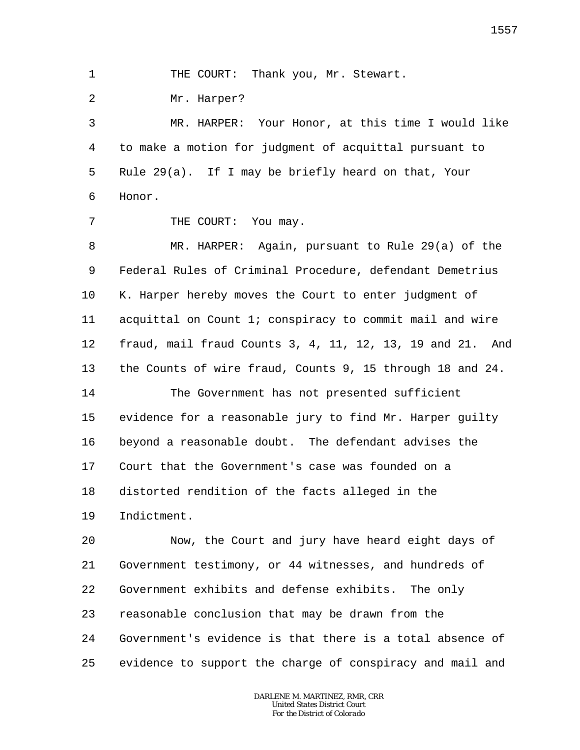THE COURT: Thank you, Mr. Stewart.

Mr. Harper?

MR. HARPER: Your Honor, at this time I would like to make a motion for judgment of acquittal pursuant to Rule 29(a). If I may be briefly heard on that, Your Honor.

THE COURT: You may.

MR. HARPER: Again, pursuant to Rule 29(a) of the Federal Rules of Criminal Procedure, defendant Demetrius K. Harper hereby moves the Court to enter judgment of acquittal on Count 1; conspiracy to commit mail and wire fraud, mail fraud Counts 3, 4, 11, 12, 13, 19 and 21. And the Counts of wire fraud, Counts 9, 15 through 18 and 24.

The Government has not presented sufficient evidence for a reasonable jury to find Mr. Harper guilty beyond a reasonable doubt. The defendant advises the Court that the Government's case was founded on a distorted rendition of the facts alleged in the Indictment.

Now, the Court and jury have heard eight days of Government testimony, or 44 witnesses, and hundreds of Government exhibits and defense exhibits. The only reasonable conclusion that may be drawn from the Government's evidence is that there is a total absence of evidence to support the charge of conspiracy and mail and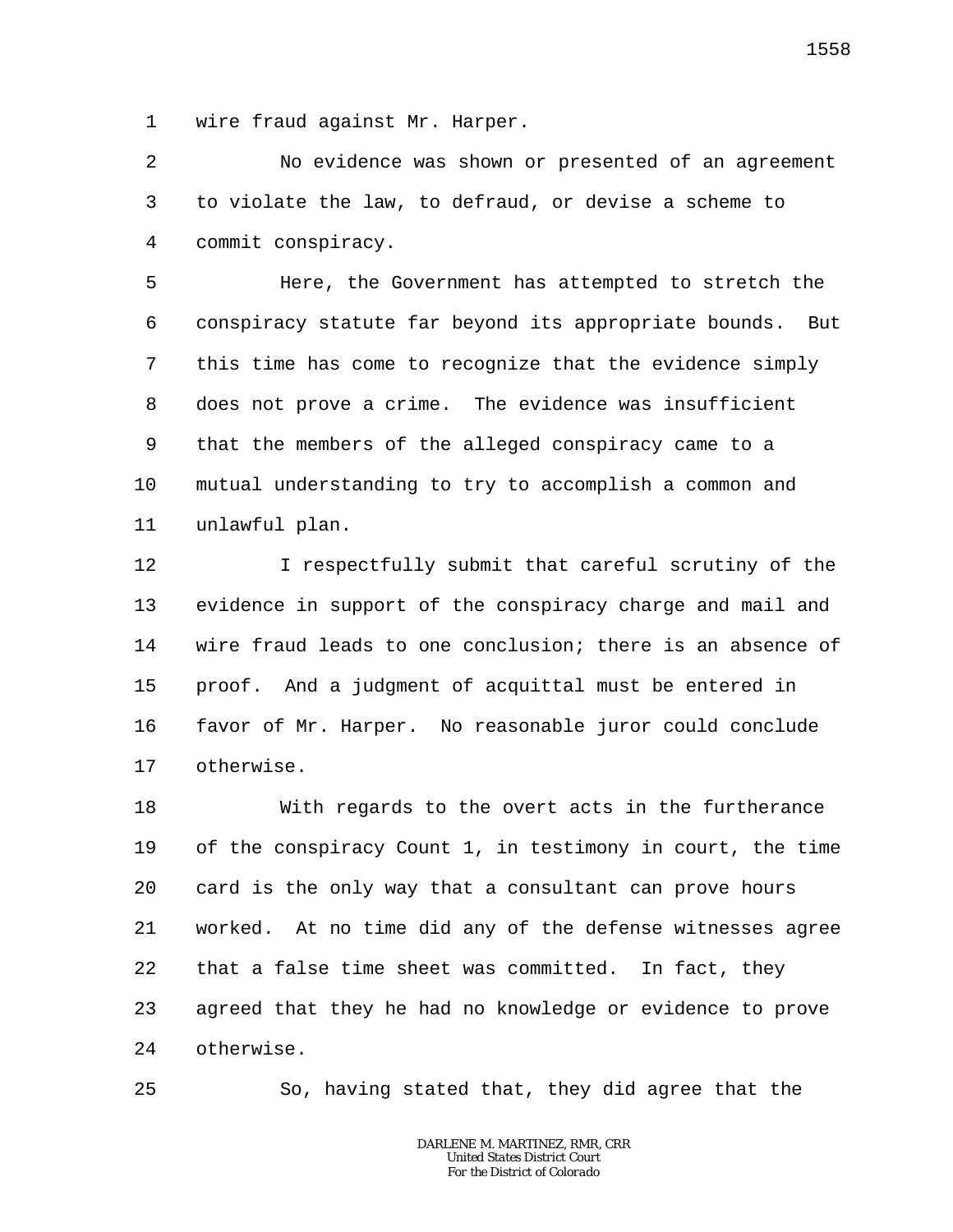wire fraud against Mr. Harper.

No evidence was shown or presented of an agreement to violate the law, to defraud, or devise a scheme to commit conspiracy.

Here, the Government has attempted to stretch the conspiracy statute far beyond its appropriate bounds. But this time has come to recognize that the evidence simply does not prove a crime. The evidence was insufficient that the members of the alleged conspiracy came to a mutual understanding to try to accomplish a common and unlawful plan.

I respectfully submit that careful scrutiny of the evidence in support of the conspiracy charge and mail and wire fraud leads to one conclusion; there is an absence of proof. And a judgment of acquittal must be entered in favor of Mr. Harper. No reasonable juror could conclude otherwise.

With regards to the overt acts in the furtherance of the conspiracy Count 1, in testimony in court, the time card is the only way that a consultant can prove hours worked. At no time did any of the defense witnesses agree that a false time sheet was committed. In fact, they agreed that they he had no knowledge or evidence to prove otherwise.

So, having stated that, they did agree that the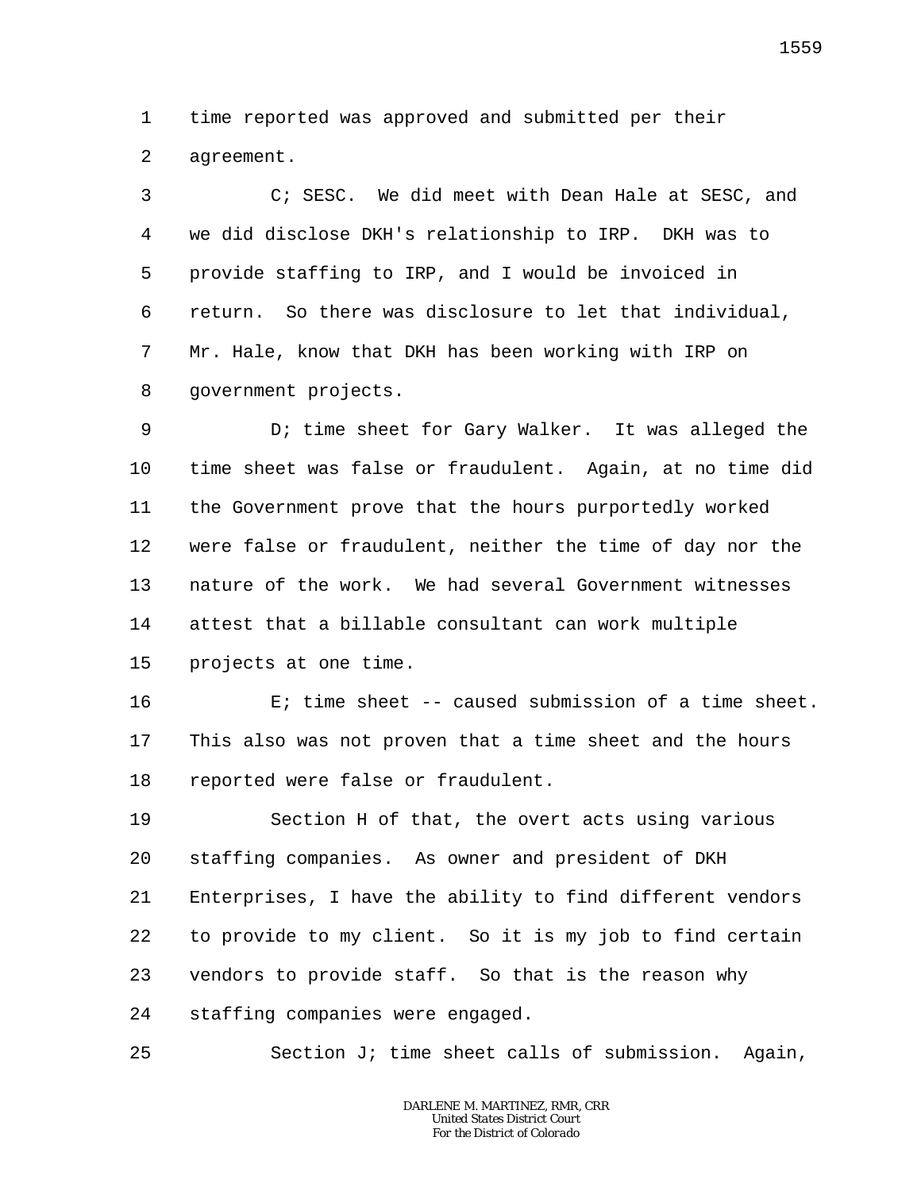time reported was approved and submitted per their agreement.

C; SESC. We did meet with Dean Hale at SESC, and we did disclose DKH's relationship to IRP. DKH was to provide staffing to IRP, and I would be invoiced in return. So there was disclosure to let that individual, Mr. Hale, know that DKH has been working with IRP on government projects.

D; time sheet for Gary Walker. It was alleged the time sheet was false or fraudulent. Again, at no time did the Government prove that the hours purportedly worked were false or fraudulent, neither the time of day nor the nature of the work. We had several Government witnesses attest that a billable consultant can work multiple projects at one time.

E; time sheet -- caused submission of a time sheet. This also was not proven that a time sheet and the hours reported were false or fraudulent.

Section H of that, the overt acts using various staffing companies. As owner and president of DKH Enterprises, I have the ability to find different vendors to provide to my client. So it is my job to find certain vendors to provide staff. So that is the reason why staffing companies were engaged.

Section J; time sheet calls of submission. Again,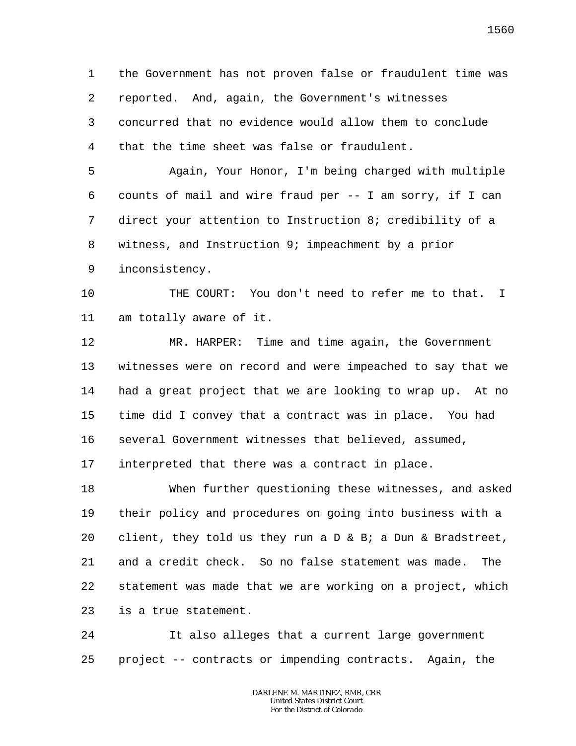the Government has not proven false or fraudulent time was reported. And, again, the Government's witnesses concurred that no evidence would allow them to conclude that the time sheet was false or fraudulent.

Again, Your Honor, I'm being charged with multiple counts of mail and wire fraud per -- I am sorry, if I can direct your attention to Instruction 8; credibility of a witness, and Instruction 9; impeachment by a prior inconsistency.

THE COURT: You don't need to refer me to that. I am totally aware of it.

MR. HARPER: Time and time again, the Government witnesses were on record and were impeached to say that we had a great project that we are looking to wrap up. At no time did I convey that a contract was in place. You had several Government witnesses that believed, assumed, interpreted that there was a contract in place.

When further questioning these witnesses, and asked their policy and procedures on going into business with a client, they told us they run a D & B; a Dun & Bradstreet, and a credit check. So no false statement was made. The statement was made that we are working on a project, which is a true statement.

It also alleges that a current large government project -- contracts or impending contracts. Again, the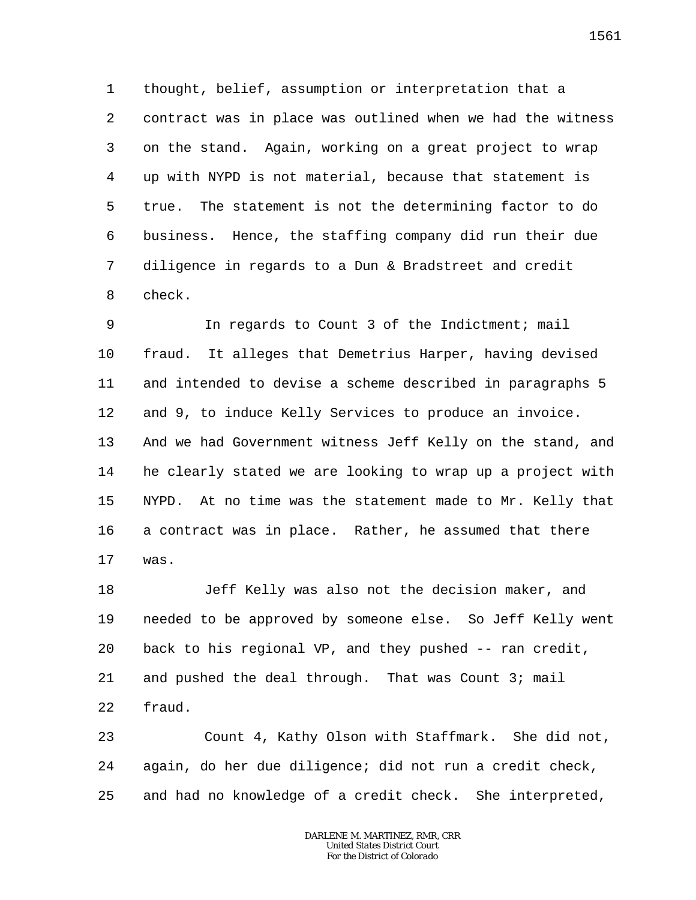thought, belief, assumption or interpretation that a contract was in place was outlined when we had the witness on the stand. Again, working on a great project to wrap up with NYPD is not material, because that statement is true. The statement is not the determining factor to do business. Hence, the staffing company did run their due diligence in regards to a Dun & Bradstreet and credit check.

In regards to Count 3 of the Indictment; mail fraud. It alleges that Demetrius Harper, having devised and intended to devise a scheme described in paragraphs 5 and 9, to induce Kelly Services to produce an invoice. And we had Government witness Jeff Kelly on the stand, and he clearly stated we are looking to wrap up a project with NYPD. At no time was the statement made to Mr. Kelly that a contract was in place. Rather, he assumed that there was.

Jeff Kelly was also not the decision maker, and needed to be approved by someone else. So Jeff Kelly went back to his regional VP, and they pushed -- ran credit, and pushed the deal through. That was Count 3; mail fraud.

Count 4, Kathy Olson with Staffmark. She did not, again, do her due diligence; did not run a credit check, and had no knowledge of a credit check. She interpreted,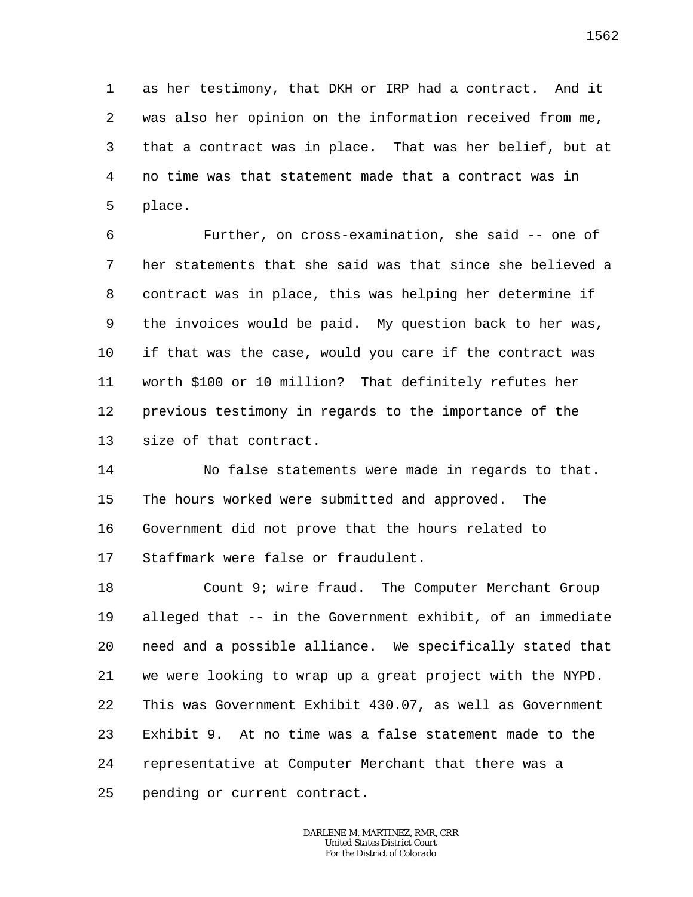as her testimony, that DKH or IRP had a contract. And it was also her opinion on the information received from me, that a contract was in place. That was her belief, but at no time was that statement made that a contract was in place.

Further, on cross-examination, she said -- one of her statements that she said was that since she believed a contract was in place, this was helping her determine if the invoices would be paid. My question back to her was, if that was the case, would you care if the contract was worth $100 or 10 million? That definitely refutes her previous testimony in regards to the importance of the size of that contract.

No false statements were made in regards to that. The hours worked were submitted and approved. The Government did not prove that the hours related to Staffmark were false or fraudulent.

Count 9; wire fraud. The Computer Merchant Group alleged that -- in the Government exhibit, of an immediate need and a possible alliance. We specifically stated that we were looking to wrap up a great project with the NYPD. This was Government Exhibit 430.07, as well as Government Exhibit 9. At no time was a false statement made to the representative at Computer Merchant that there was a pending or current contract.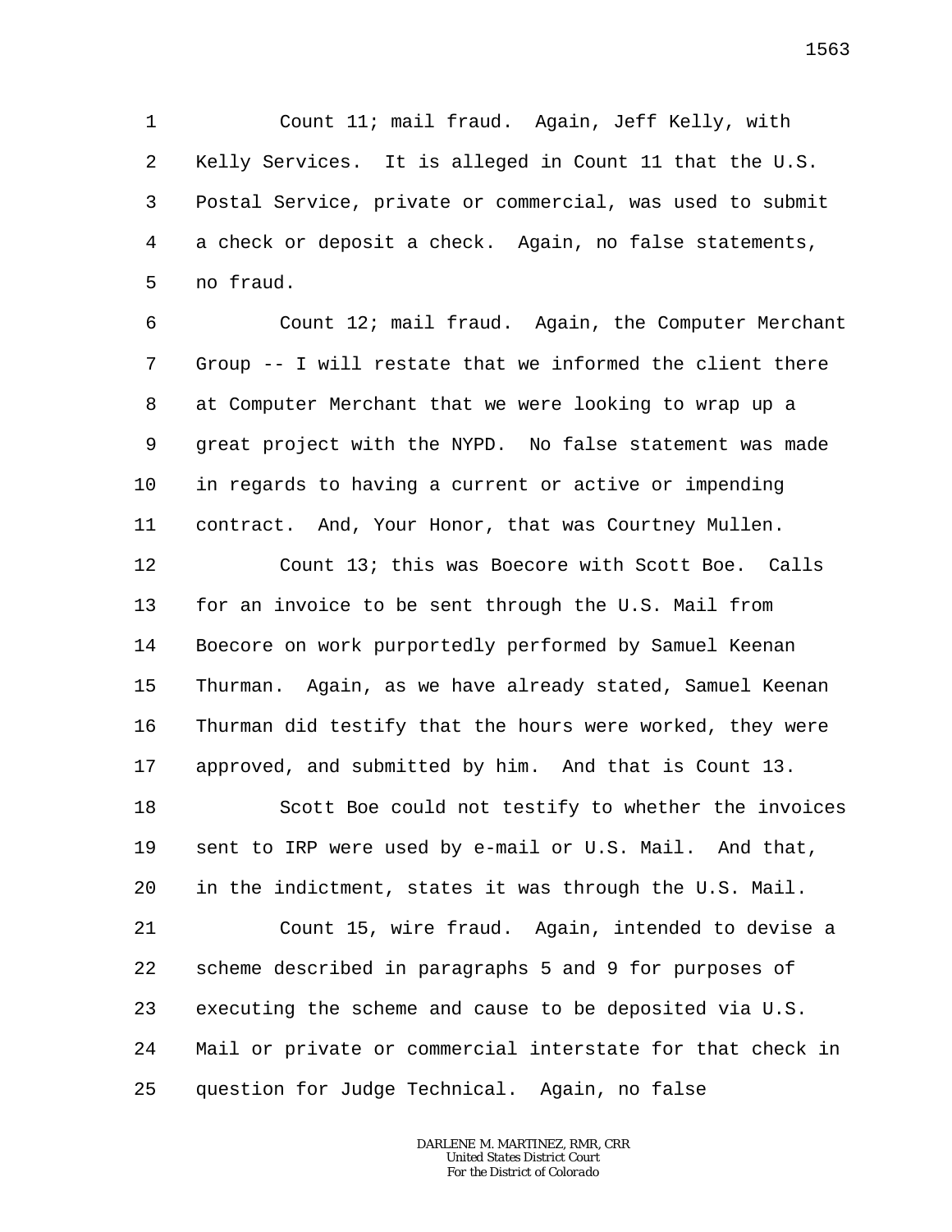Count 11; mail fraud. Again, Jeff Kelly, with Kelly Services. It is alleged in Count 11 that the U.S. Postal Service, private or commercial, was used to submit a check or deposit a check. Again, no false statements, no fraud.

Count 12; mail fraud. Again, the Computer Merchant Group -- I will restate that we informed the client there at Computer Merchant that we were looking to wrap up a great project with the NYPD. No false statement was made in regards to having a current or active or impending contract. And, Your Honor, that was Courtney Mullen.

Count 13; this was Boecore with Scott Boe. Calls for an invoice to be sent through the U.S. Mail from Boecore on work purportedly performed by Samuel Keenan Thurman. Again, as we have already stated, Samuel Keenan Thurman did testify that the hours were worked, they were approved, and submitted by him. And that is Count 13.

Scott Boe could not testify to whether the invoices sent to IRP were used by e-mail or U.S. Mail. And that, in the indictment, states it was through the U.S. Mail.

Count 15, wire fraud. Again, intended to devise a scheme described in paragraphs 5 and 9 for purposes of executing the scheme and cause to be deposited via U.S. Mail or private or commercial interstate for that check in question for Judge Technical. Again, no false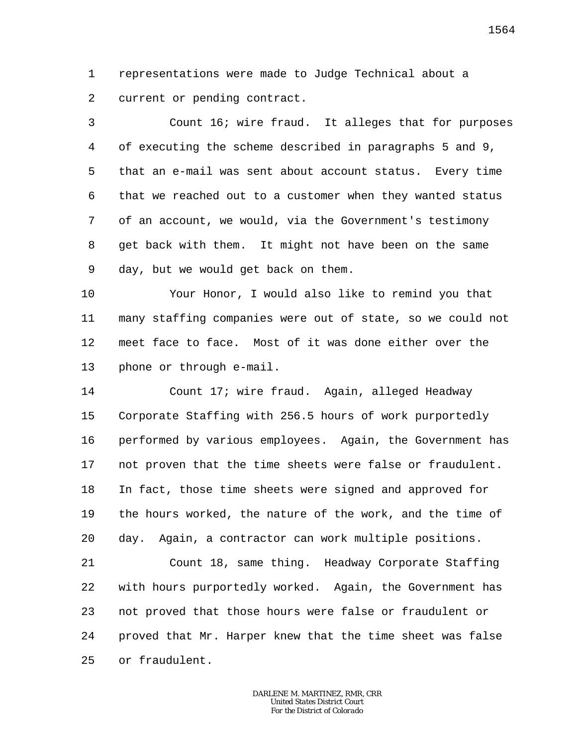representations were made to Judge Technical about a current or pending contract.

Count 16; wire fraud. It alleges that for purposes of executing the scheme described in paragraphs 5 and 9, that an e-mail was sent about account status. Every time that we reached out to a customer when they wanted status of an account, we would, via the Government's testimony get back with them. It might not have been on the same day, but we would get back on them.

Your Honor, I would also like to remind you that many staffing companies were out of state, so we could not meet face to face. Most of it was done either over the phone or through e-mail.

Count 17; wire fraud. Again, alleged Headway Corporate Staffing with 256.5 hours of work purportedly performed by various employees. Again, the Government has not proven that the time sheets were false or fraudulent. In fact, those time sheets were signed and approved for the hours worked, the nature of the work, and the time of day. Again, a contractor can work multiple positions.

Count 18, same thing. Headway Corporate Staffing with hours purportedly worked. Again, the Government has not proved that those hours were false or fraudulent or proved that Mr. Harper knew that the time sheet was false or fraudulent.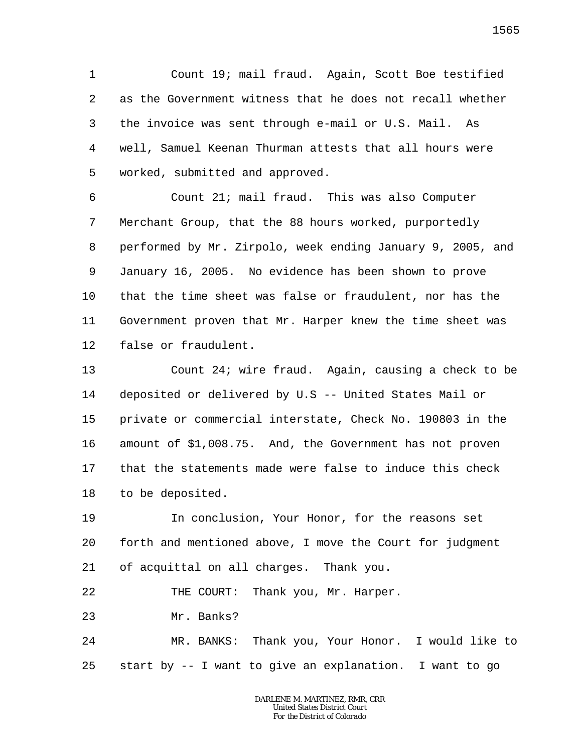Count 19; mail fraud. Again, Scott Boe testified as the Government witness that he does not recall whether the invoice was sent through e-mail or U.S. Mail. As well, Samuel Keenan Thurman attests that all hours were worked, submitted and approved.

Count 21; mail fraud. This was also Computer Merchant Group, that the 88 hours worked, purportedly performed by Mr. Zirpolo, week ending January 9, 2005, and January 16, 2005. No evidence has been shown to prove that the time sheet was false or fraudulent, nor has the Government proven that Mr. Harper knew the time sheet was false or fraudulent.

Count 24; wire fraud. Again, causing a check to be deposited or delivered by U.S -- United States Mail or private or commercial interstate, Check No. 190803 in the amount of $1,008.75. And, the Government has not proven that the statements made were false to induce this check to be deposited.

In conclusion, Your Honor, for the reasons set forth and mentioned above, I move the Court for judgment of acquittal on all charges. Thank you.

THE COURT: Thank you, Mr. Harper.

Mr. Banks?

MR. BANKS: Thank you, Your Honor. I would like to start by -- I want to give an explanation. I want to go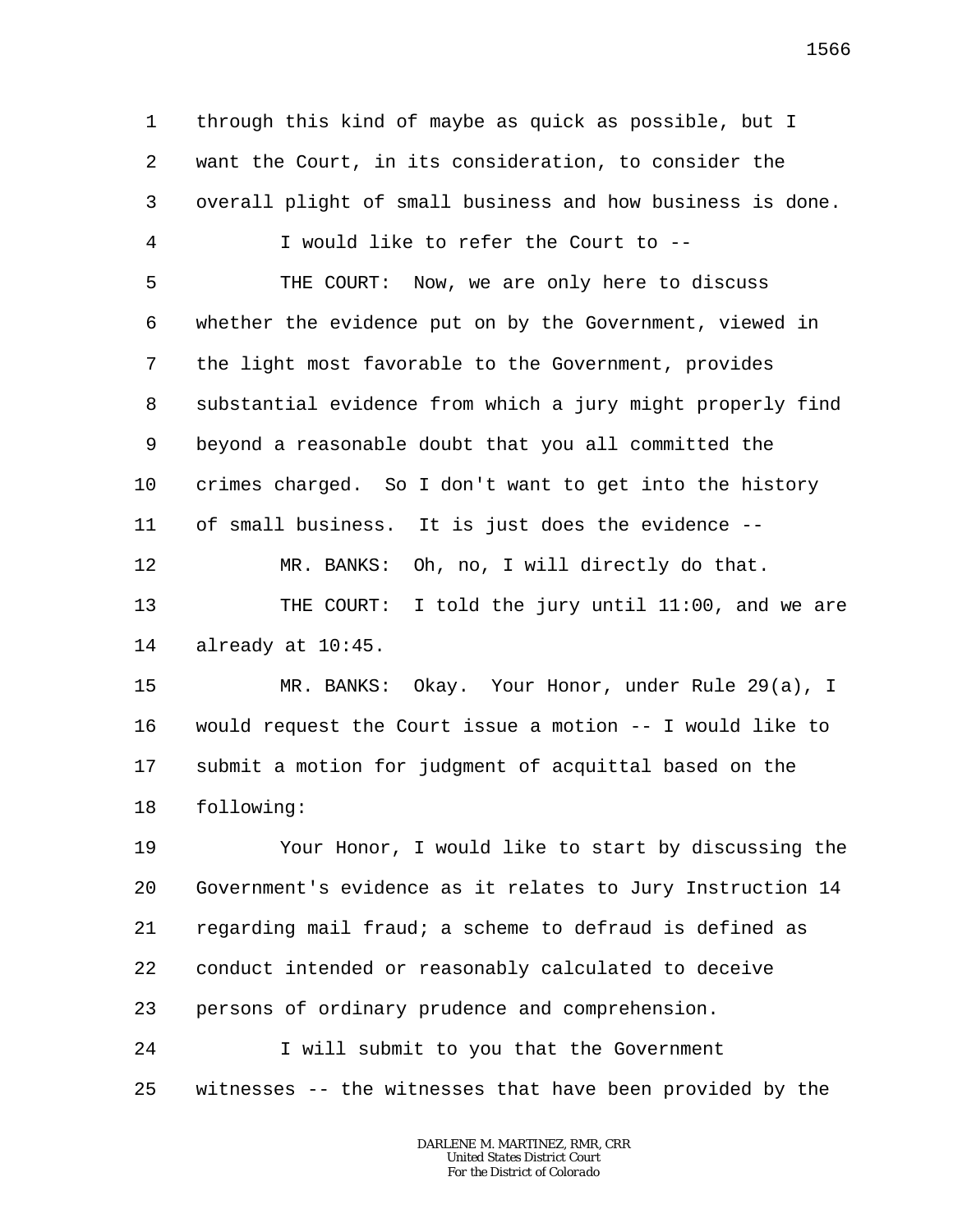through this kind of maybe as quick as possible, but I want the Court, in its consideration, to consider the overall plight of small business and how business is done.

I would like to refer the Court to --

THE COURT: Now, we are only here to discuss whether the evidence put on by the Government, viewed in the light most favorable to the Government, provides substantial evidence from which a jury might properly find beyond a reasonable doubt that you all committed the crimes charged. So I don't want to get into the history of small business. It is just does the evidence --

MR. BANKS: Oh, no, I will directly do that.

THE COURT: I told the jury until 11:00, and we are already at 10:45.

MR. BANKS: Okay. Your Honor, under Rule 29(a), I would request the Court issue a motion -- I would like to submit a motion for judgment of acquittal based on the following:

Your Honor, I would like to start by discussing the Government's evidence as it relates to Jury Instruction 14 regarding mail fraud; a scheme to defraud is defined as conduct intended or reasonably calculated to deceive persons of ordinary prudence and comprehension.

I will submit to you that the Government witnesses -- the witnesses that have been provided by the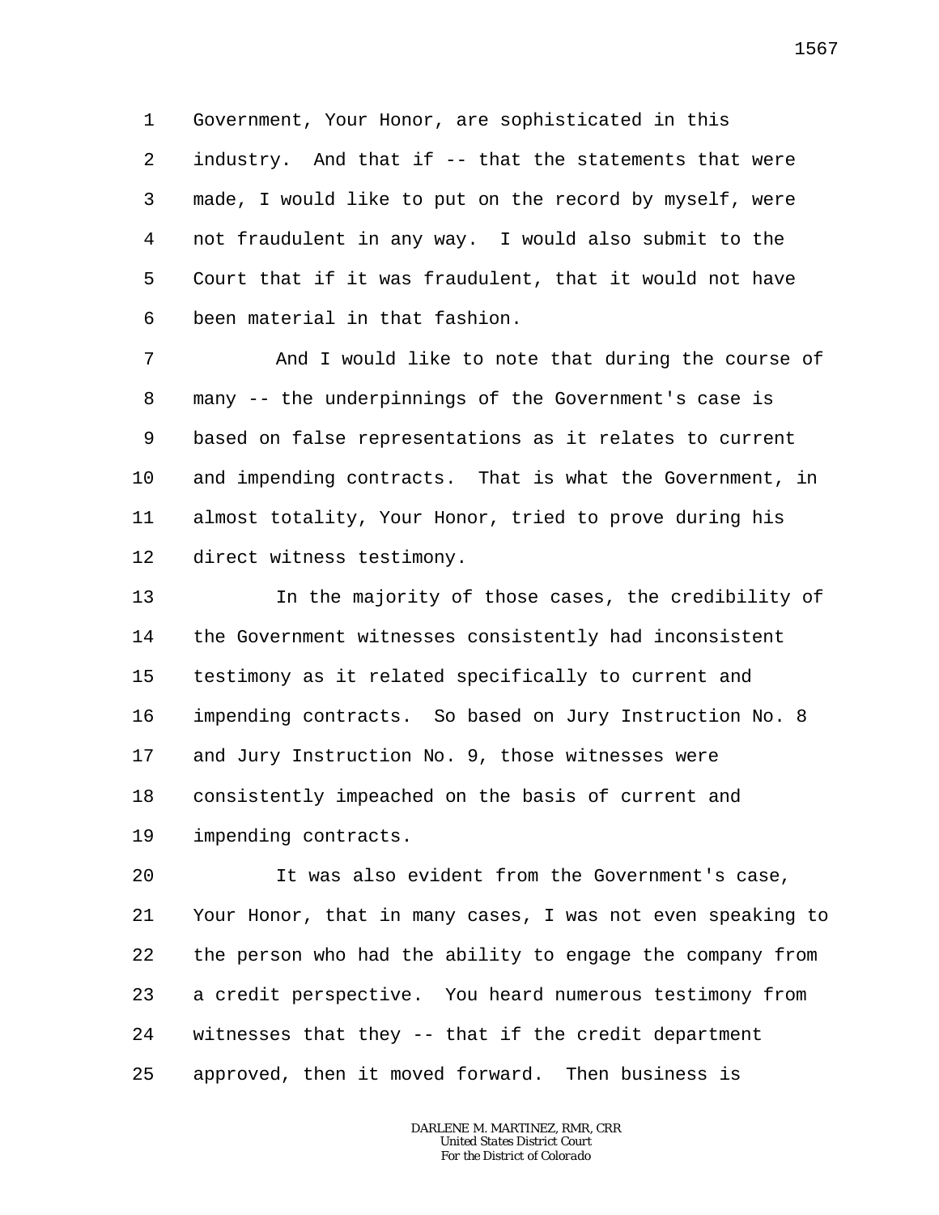Government, Your Honor, are sophisticated in this industry. And that if -- that the statements that were made, I would like to put on the record by myself, were not fraudulent in any way. I would also submit to the Court that if it was fraudulent, that it would not have been material in that fashion.

And I would like to note that during the course of many -- the underpinnings of the Government's case is based on false representations as it relates to current and impending contracts. That is what the Government, in almost totality, Your Honor, tried to prove during his direct witness testimony.

In the majority of those cases, the credibility of the Government witnesses consistently had inconsistent testimony as it related specifically to current and impending contracts. So based on Jury Instruction No. 8 and Jury Instruction No. 9, those witnesses were consistently impeached on the basis of current and impending contracts.

It was also evident from the Government's case, Your Honor, that in many cases, I was not even speaking to the person who had the ability to engage the company from a credit perspective. You heard numerous testimony from witnesses that they -- that if the credit department approved, then it moved forward. Then business is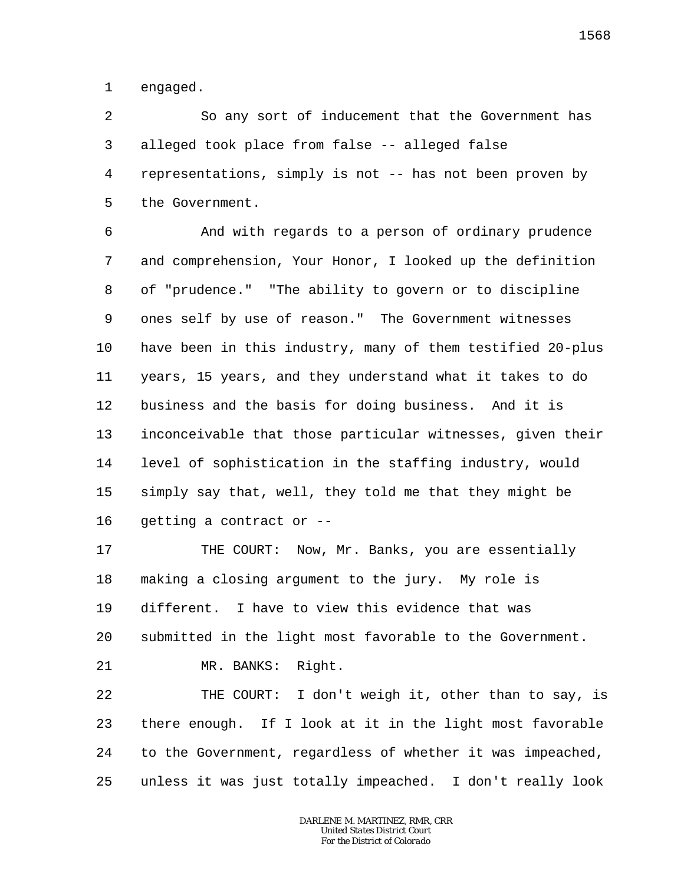engaged.

So any sort of inducement that the Government has alleged took place from false -- alleged false representations, simply is not -- has not been proven by the Government.

And with regards to a person of ordinary prudence and comprehension, Your Honor, I looked up the definition of "prudence." "The ability to govern or to discipline ones self by use of reason." The Government witnesses have been in this industry, many of them testified 20-plus years, 15 years, and they understand what it takes to do business and the basis for doing business. And it is inconceivable that those particular witnesses, given their level of sophistication in the staffing industry, would simply say that, well, they told me that they might be getting a contract or --

THE COURT: Now, Mr. Banks, you are essentially making a closing argument to the jury. My role is different. I have to view this evidence that was submitted in the light most favorable to the Government.

MR. BANKS: Right.

THE COURT: I don't weigh it, other than to say, is there enough. If I look at it in the light most favorable to the Government, regardless of whether it was impeached, unless it was just totally impeached. I don't really look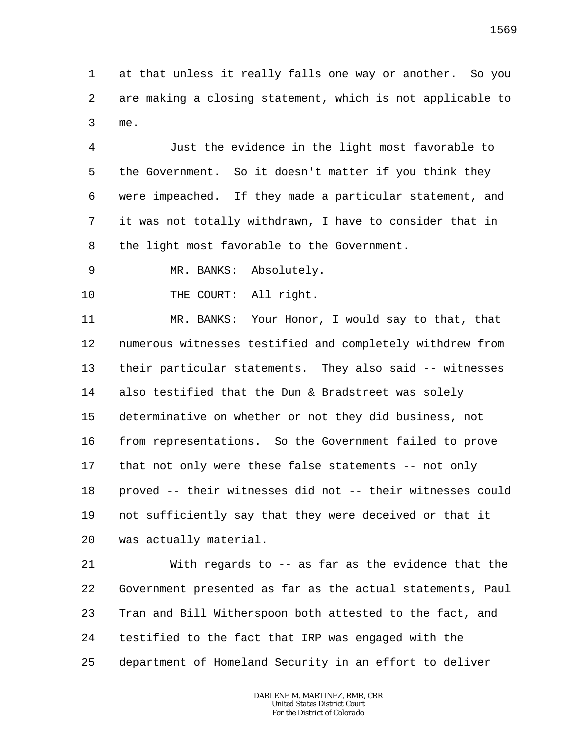at that unless it really falls one way or another. So you are making a closing statement, which is not applicable to me.

Just the evidence in the light most favorable to the Government. So it doesn't matter if you think they were impeached. If they made a particular statement, and it was not totally withdrawn, I have to consider that in the light most favorable to the Government.

MR. BANKS: Absolutely.

THE COURT: All right.

MR. BANKS: Your Honor, I would say to that, that numerous witnesses testified and completely withdrew from their particular statements. They also said -- witnesses also testified that the Dun & Bradstreet was solely determinative on whether or not they did business, not from representations. So the Government failed to prove that not only were these false statements -- not only proved -- their witnesses did not -- their witnesses could not sufficiently say that they were deceived or that it was actually material.

With regards to -- as far as the evidence that the Government presented as far as the actual statements, Paul Tran and Bill Witherspoon both attested to the fact, and testified to the fact that IRP was engaged with the department of Homeland Security in an effort to deliver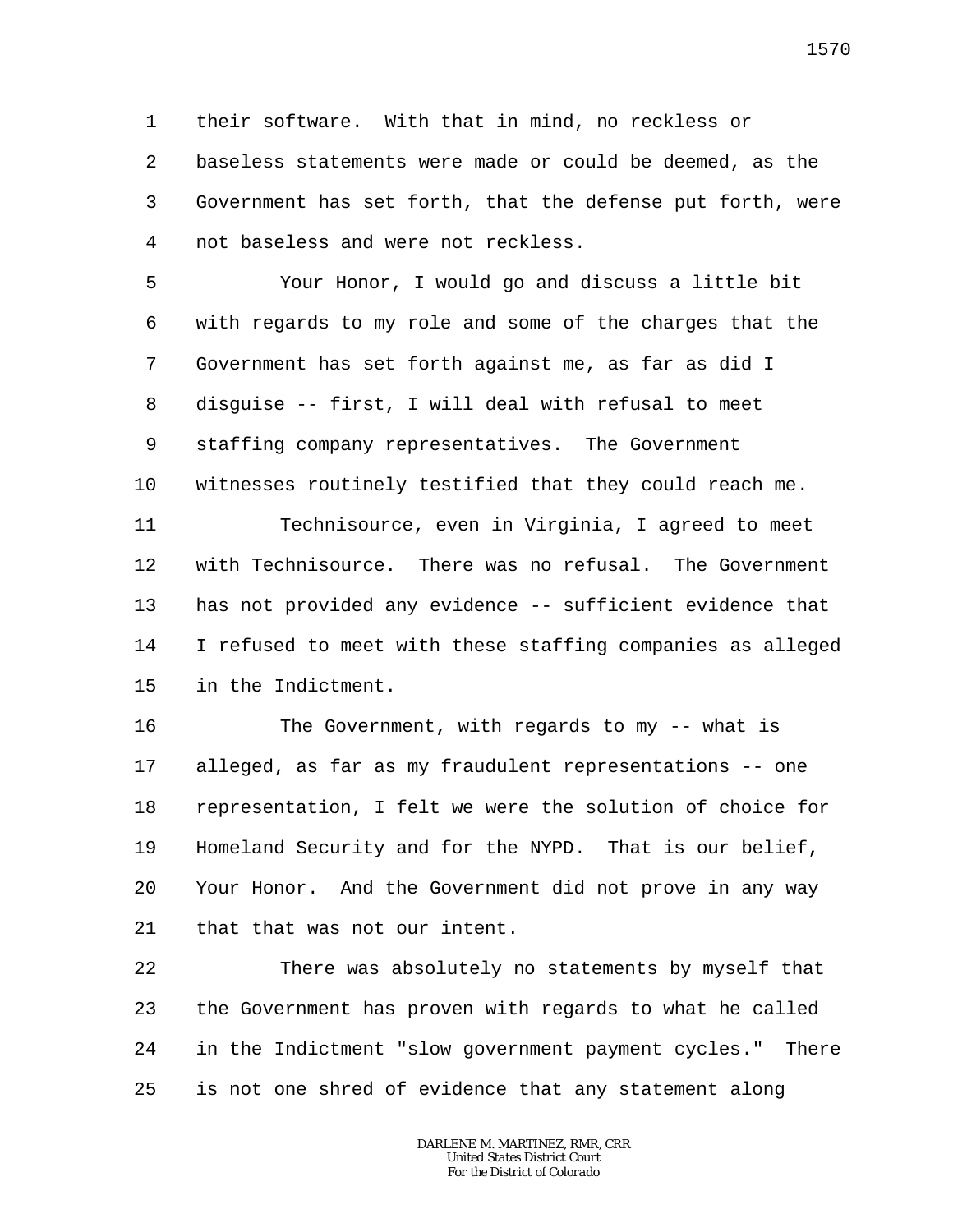their software. With that in mind, no reckless or baseless statements were made or could be deemed, as the Government has set forth, that the defense put forth, were not baseless and were not reckless.

Your Honor, I would go and discuss a little bit with regards to my role and some of the charges that the Government has set forth against me, as far as did I disguise -- first, I will deal with refusal to meet staffing company representatives. The Government witnesses routinely testified that they could reach me.

Technisource, even in Virginia, I agreed to meet with Technisource. There was no refusal. The Government has not provided any evidence -- sufficient evidence that I refused to meet with these staffing companies as alleged in the Indictment.

The Government, with regards to my -- what is alleged, as far as my fraudulent representations -- one representation, I felt we were the solution of choice for Homeland Security and for the NYPD. That is our belief, Your Honor. And the Government did not prove in any way that that was not our intent.

There was absolutely no statements by myself that the Government has proven with regards to what he called in the Indictment "slow government payment cycles." There is not one shred of evidence that any statement along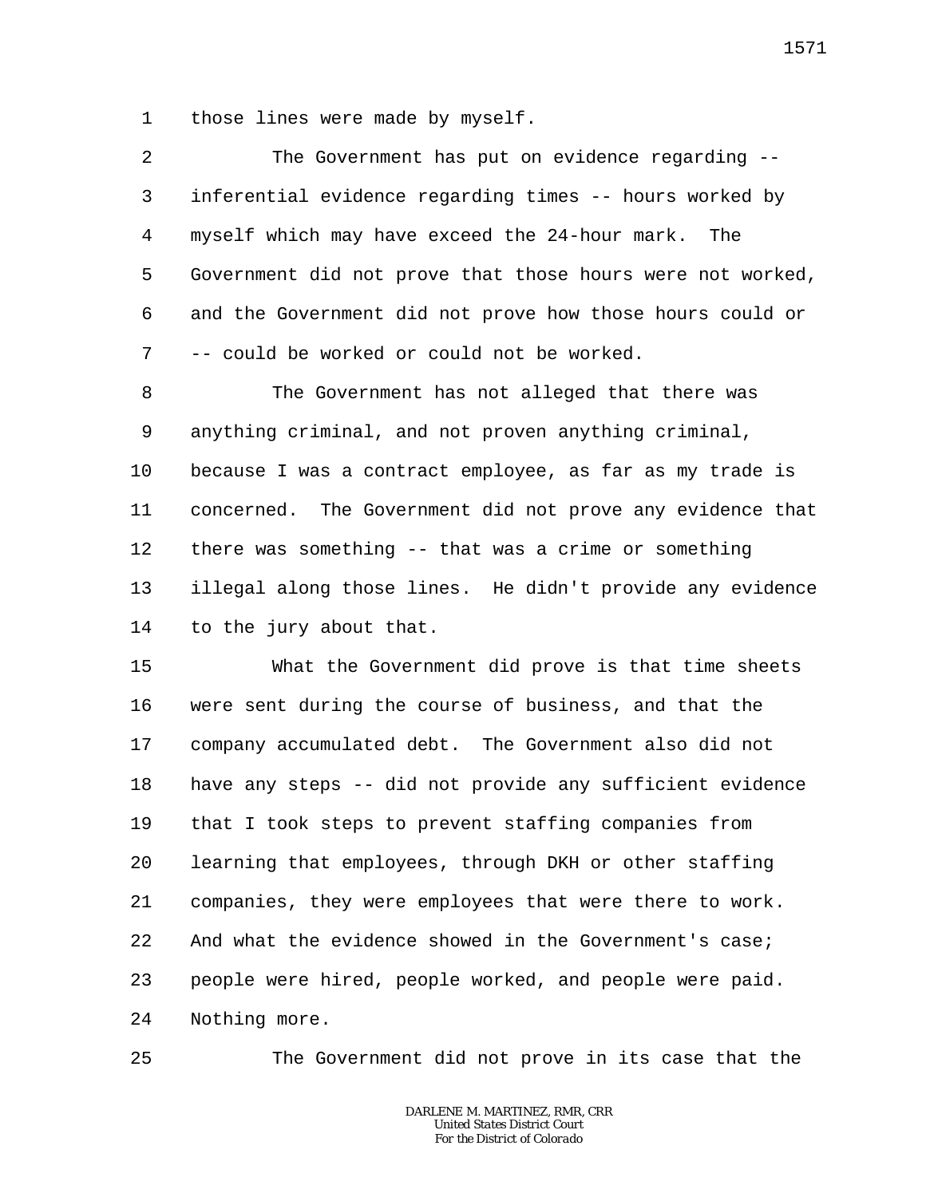1 those lines were made by myself.

2 The Government has put on evidence regarding --
3 inferential evidence regarding times -- hours worked by
4 myself which may have exceed the 24-hour mark. The
5 Government did not prove that those hours were not worked,
6 and the Government did not prove how those hours could or
7 -- could be worked or could not be worked.

8 The Government has not alleged that there was
9 anything criminal, and not proven anything criminal,
10 because I was a contract employee, as far as my trade is
11 concerned. The Government did not prove any evidence that
12 there was something -- that was a crime or something
13 illegal along those lines. He didn't provide any evidence
14 to the jury about that.

15 What the Government did prove is that time sheets
16 were sent during the course of business, and that the
17 company accumulated debt. The Government also did not
18 have any steps -- did not provide any sufficient evidence
19 that I took steps to prevent staffing companies from
20 learning that employees, through DKH or other staffing
21 companies, they were employees that were there to work.
22 And what the evidence showed in the Government's case;
23 people were hired, people worked, and people were paid.
24 Nothing more.

25 The Government did not prove in its case that the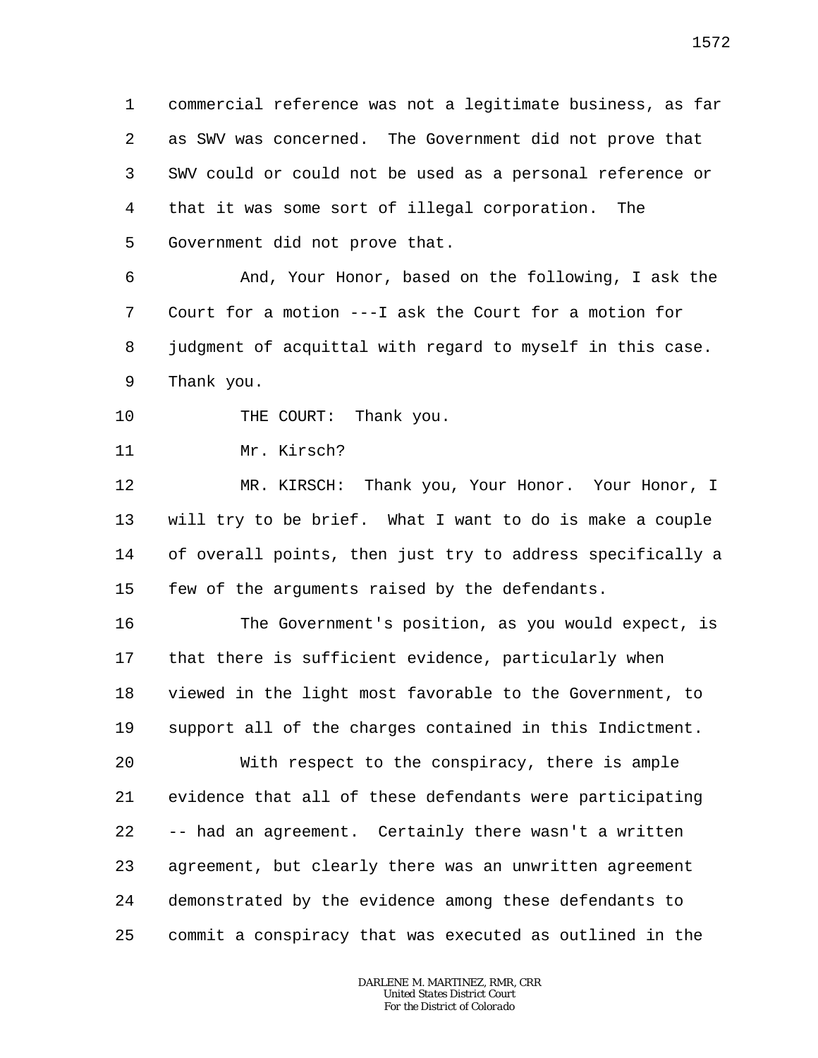commercial reference was not a legitimate business, as far as SWV was concerned. The Government did not prove that SWV could or could not be used as a personal reference or that it was some sort of illegal corporation. The Government did not prove that.

And, Your Honor, based on the following, I ask the Court for a motion ---I ask the Court for a motion for judgment of acquittal with regard to myself in this case. Thank you.

THE COURT: Thank you.

Mr. Kirsch?

MR. KIRSCH: Thank you, Your Honor. Your Honor, I will try to be brief. What I want to do is make a couple of overall points, then just try to address specifically a few of the arguments raised by the defendants.

The Government's position, as you would expect, is that there is sufficient evidence, particularly when viewed in the light most favorable to the Government, to support all of the charges contained in this Indictment.

With respect to the conspiracy, there is ample evidence that all of these defendants were participating -- had an agreement. Certainly there wasn't a written agreement, but clearly there was an unwritten agreement demonstrated by the evidence among these defendants to commit a conspiracy that was executed as outlined in the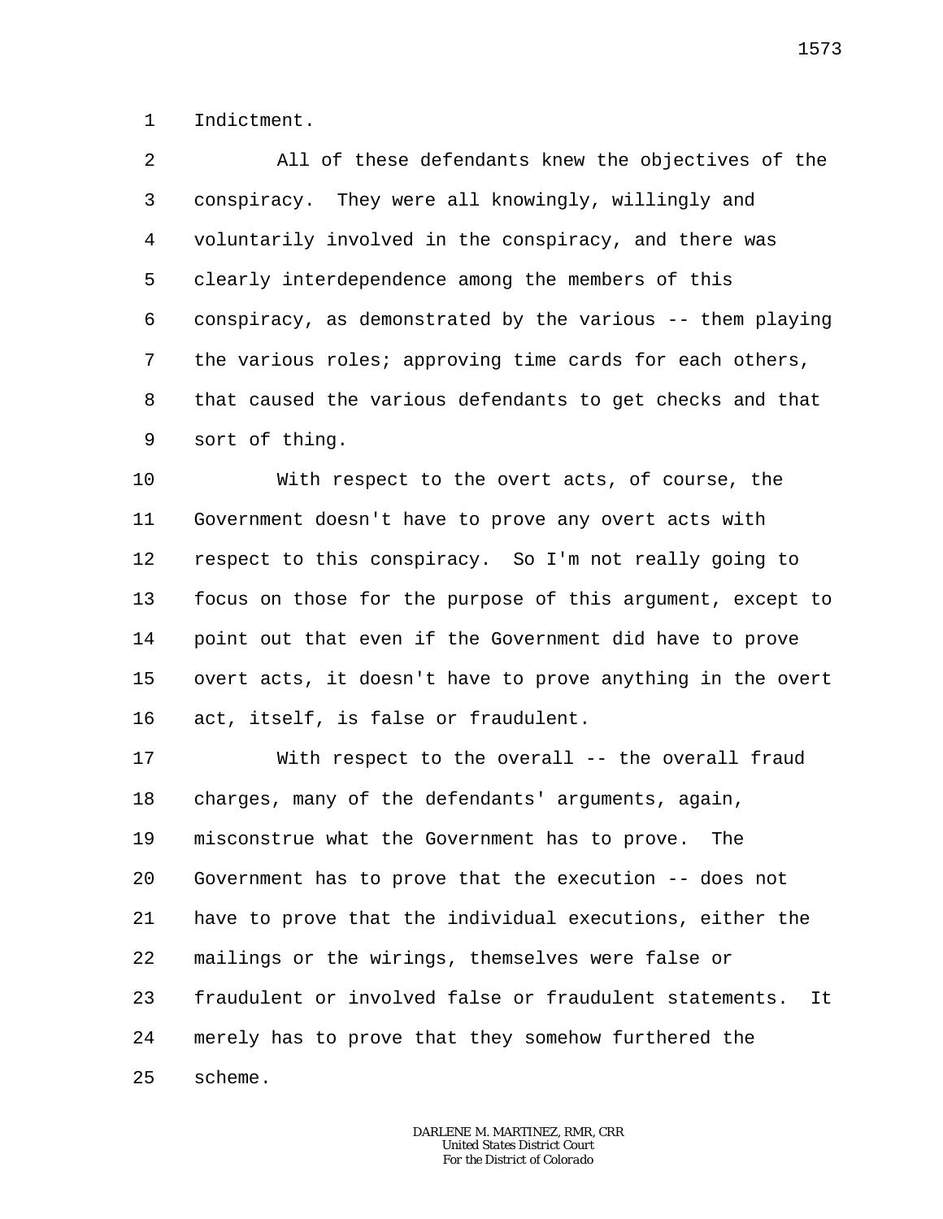Indictment.

All of these defendants knew the objectives of the conspiracy. They were all knowingly, willingly and voluntarily involved in the conspiracy, and there was clearly interdependence among the members of this conspiracy, as demonstrated by the various -- them playing the various roles; approving time cards for each others, that caused the various defendants to get checks and that sort of thing.

With respect to the overt acts, of course, the Government doesn't have to prove any overt acts with respect to this conspiracy. So I'm not really going to focus on those for the purpose of this argument, except to point out that even if the Government did have to prove overt acts, it doesn't have to prove anything in the overt act, itself, is false or fraudulent.

With respect to the overall -- the overall fraud charges, many of the defendants' arguments, again, misconstrue what the Government has to prove. The Government has to prove that the execution -- does not have to prove that the individual executions, either the mailings or the wirings, themselves were false or fraudulent or involved false or fraudulent statements. It merely has to prove that they somehow furthered the scheme.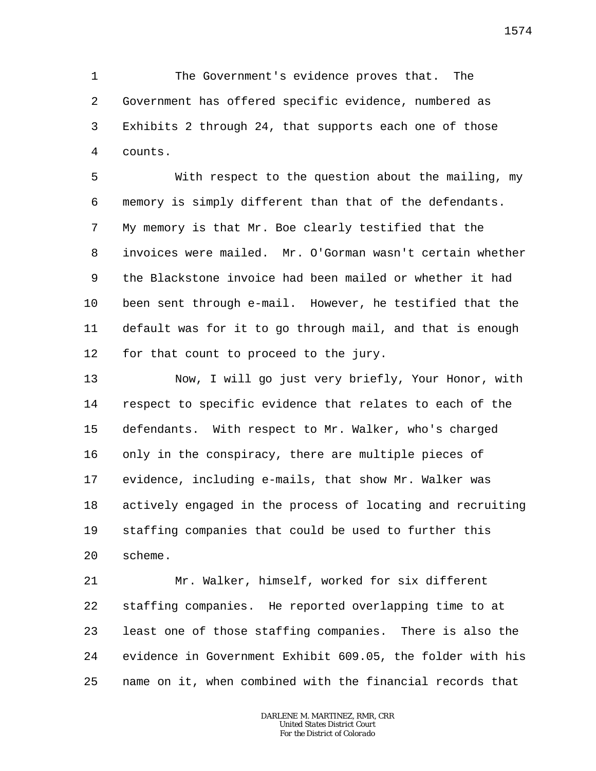The Government's evidence proves that. The Government has offered specific evidence, numbered as Exhibits 2 through 24, that supports each one of those counts.

With respect to the question about the mailing, my memory is simply different than that of the defendants. My memory is that Mr. Boe clearly testified that the invoices were mailed. Mr. O'Gorman wasn't certain whether the Blackstone invoice had been mailed or whether it had been sent through e-mail. However, he testified that the default was for it to go through mail, and that is enough for that count to proceed to the jury.

Now, I will go just very briefly, Your Honor, with respect to specific evidence that relates to each of the defendants. With respect to Mr. Walker, who's charged only in the conspiracy, there are multiple pieces of evidence, including e-mails, that show Mr. Walker was actively engaged in the process of locating and recruiting staffing companies that could be used to further this scheme.

Mr. Walker, himself, worked for six different staffing companies. He reported overlapping time to at least one of those staffing companies. There is also the evidence in Government Exhibit 609.05, the folder with his name on it, when combined with the financial records that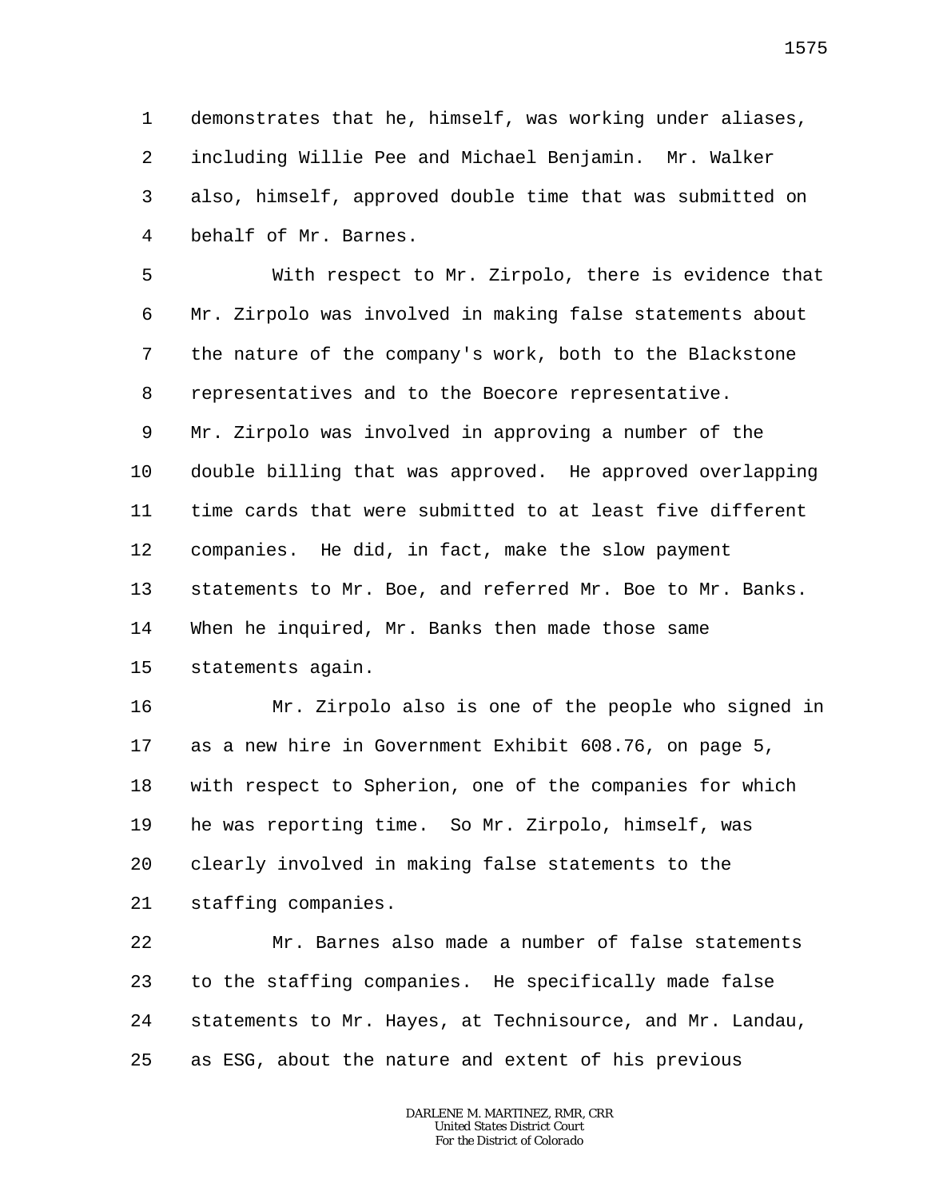demonstrates that he, himself, was working under aliases, including Willie Pee and Michael Benjamin. Mr. Walker also, himself, approved double time that was submitted on behalf of Mr. Barnes.

With respect to Mr. Zirpolo, there is evidence that Mr. Zirpolo was involved in making false statements about the nature of the company's work, both to the Blackstone representatives and to the Boecore representative. Mr. Zirpolo was involved in approving a number of the double billing that was approved. He approved overlapping time cards that were submitted to at least five different companies. He did, in fact, make the slow payment statements to Mr. Boe, and referred Mr. Boe to Mr. Banks. When he inquired, Mr. Banks then made those same statements again.

Mr. Zirpolo also is one of the people who signed in as a new hire in Government Exhibit 608.76, on page 5, with respect to Spherion, one of the companies for which he was reporting time. So Mr. Zirpolo, himself, was clearly involved in making false statements to the staffing companies.

Mr. Barnes also made a number of false statements to the staffing companies. He specifically made false statements to Mr. Hayes, at Technisource, and Mr. Landau, as ESG, about the nature and extent of his previous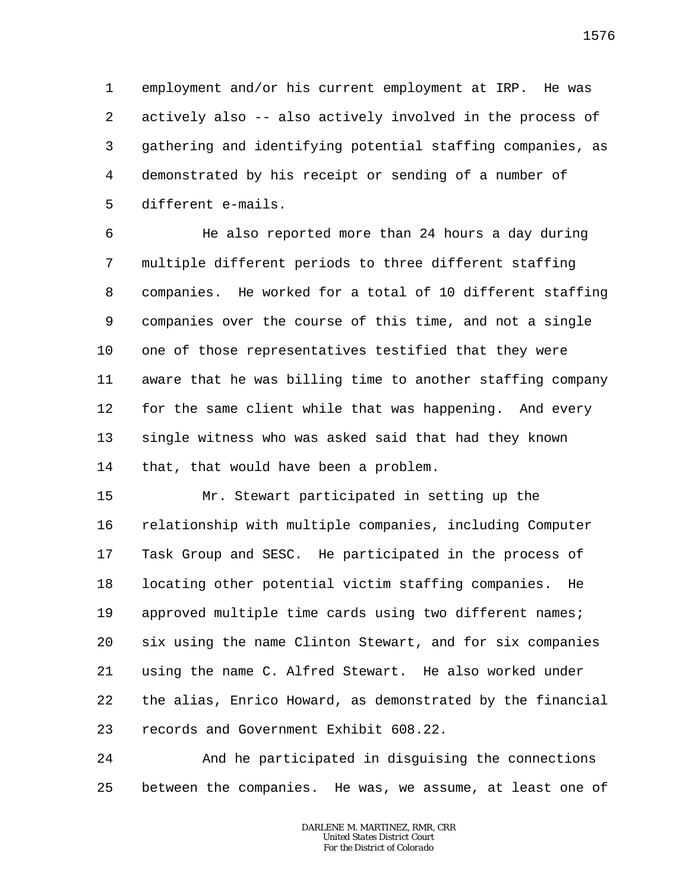employment and/or his current employment at IRP. He was actively also -- also actively involved in the process of gathering and identifying potential staffing companies, as demonstrated by his receipt or sending of a number of different e-mails.

He also reported more than 24 hours a day during multiple different periods to three different staffing companies. He worked for a total of 10 different staffing companies over the course of this time, and not a single one of those representatives testified that they were aware that he was billing time to another staffing company for the same client while that was happening. And every single witness who was asked said that had they known that, that would have been a problem.

Mr. Stewart participated in setting up the relationship with multiple companies, including Computer Task Group and SESC. He participated in the process of locating other potential victim staffing companies. He approved multiple time cards using two different names; six using the name Clinton Stewart, and for six companies using the name C. Alfred Stewart. He also worked under the alias, Enrico Howard, as demonstrated by the financial records and Government Exhibit 608.22.

And he participated in disguising the connections between the companies. He was, we assume, at least one of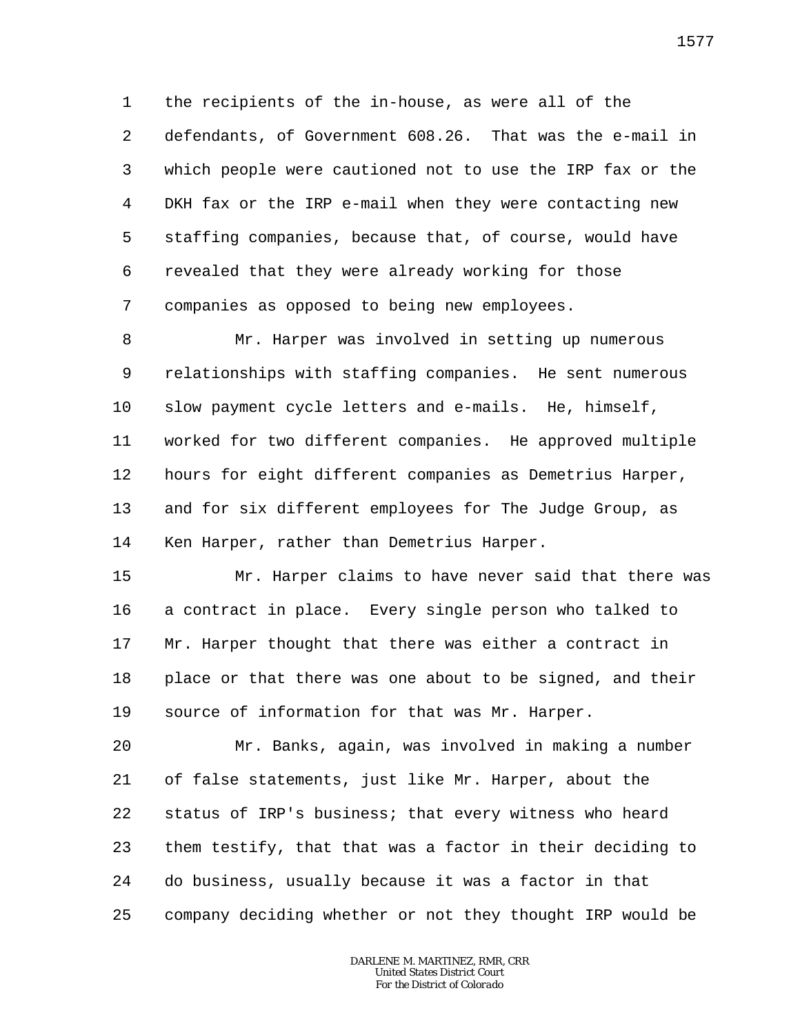the recipients of the in-house, as were all of the defendants, of Government 608.26. That was the e-mail in which people were cautioned not to use the IRP fax or the DKH fax or the IRP e-mail when they were contacting new staffing companies, because that, of course, would have revealed that they were already working for those companies as opposed to being new employees.

Mr. Harper was involved in setting up numerous relationships with staffing companies. He sent numerous slow payment cycle letters and e-mails. He, himself, worked for two different companies. He approved multiple hours for eight different companies as Demetrius Harper, and for six different employees for The Judge Group, as Ken Harper, rather than Demetrius Harper.

Mr. Harper claims to have never said that there was a contract in place. Every single person who talked to Mr. Harper thought that there was either a contract in place or that there was one about to be signed, and their source of information for that was Mr. Harper.

Mr. Banks, again, was involved in making a number of false statements, just like Mr. Harper, about the status of IRP's business; that every witness who heard them testify, that that was a factor in their deciding to do business, usually because it was a factor in that company deciding whether or not they thought IRP would be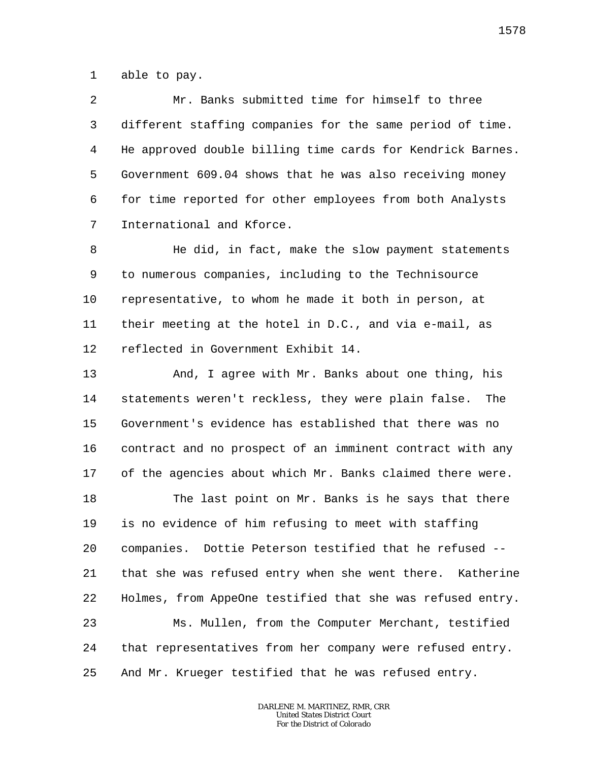able to pay.

Mr. Banks submitted time for himself to three different staffing companies for the same period of time. He approved double billing time cards for Kendrick Barnes. Government 609.04 shows that he was also receiving money for time reported for other employees from both Analysts International and Kforce.

He did, in fact, make the slow payment statements to numerous companies, including to the Technisource representative, to whom he made it both in person, at their meeting at the hotel in D.C., and via e-mail, as reflected in Government Exhibit 14.

And, I agree with Mr. Banks about one thing, his statements weren't reckless, they were plain false. The Government's evidence has established that there was no contract and no prospect of an imminent contract with any of the agencies about which Mr. Banks claimed there were.

The last point on Mr. Banks is he says that there is no evidence of him refusing to meet with staffing companies. Dottie Peterson testified that he refused -- that she was refused entry when she went there. Katherine Holmes, from AppeOne testified that she was refused entry.

Ms. Mullen, from the Computer Merchant, testified that representatives from her company were refused entry. And Mr. Krueger testified that he was refused entry.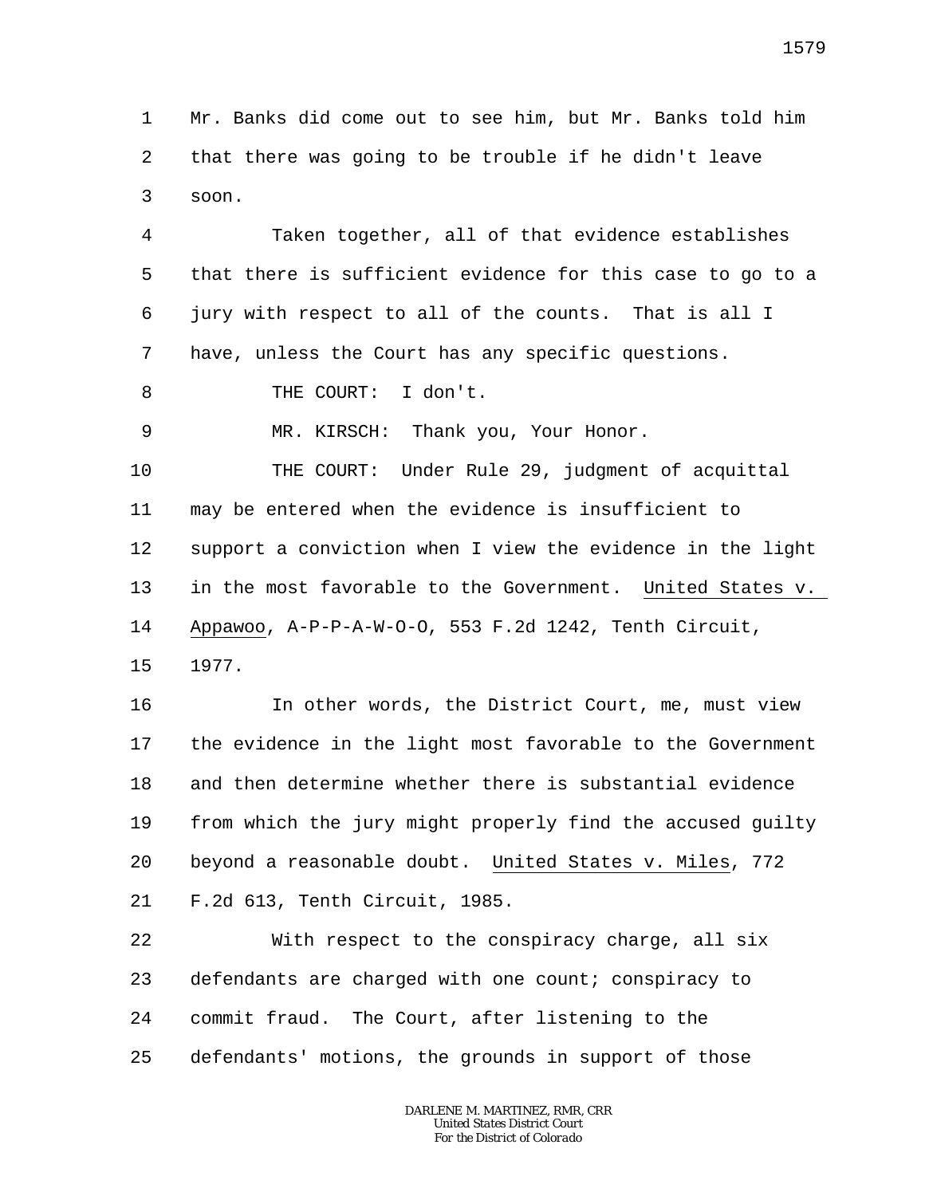Mr. Banks did come out to see him, but Mr. Banks told him that there was going to be trouble if he didn't leave soon.

Taken together, all of that evidence establishes that there is sufficient evidence for this case to go to a jury with respect to all of the counts. That is all I have, unless the Court has any specific questions.

THE COURT: I don't.

MR. KIRSCH: Thank you, Your Honor.

THE COURT: Under Rule 29, judgment of acquittal may be entered when the evidence is insufficient to support a conviction when I view the evidence in the light in the most favorable to the Government. United States v. Appawoo, A-P-P-A-W-O-O, 553 F.2d 1242, Tenth Circuit, 1977.

In other words, the District Court, me, must view the evidence in the light most favorable to the Government and then determine whether there is substantial evidence from which the jury might properly find the accused guilty beyond a reasonable doubt. United States v. Miles, 772 F.2d 613, Tenth Circuit, 1985.

With respect to the conspiracy charge, all six defendants are charged with one count; conspiracy to commit fraud. The Court, after listening to the defendants' motions, the grounds in support of those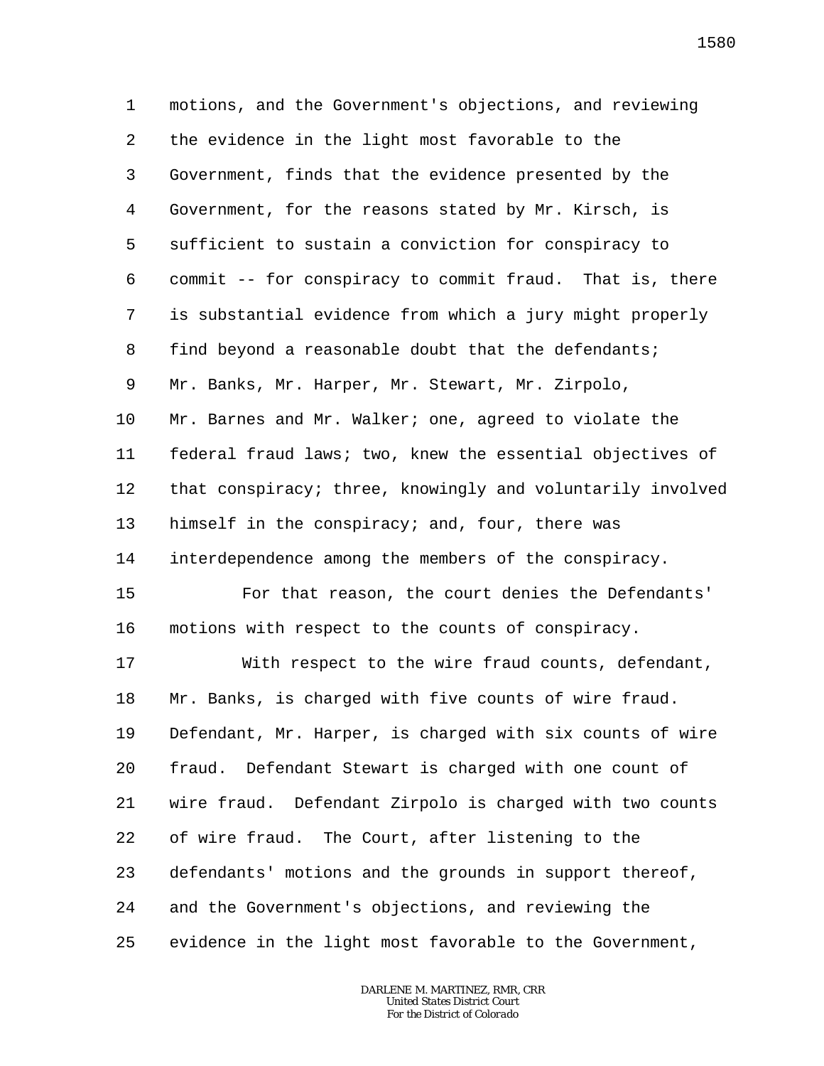motions, and the Government's objections, and reviewing the evidence in the light most favorable to the Government, finds that the evidence presented by the Government, for the reasons stated by Mr. Kirsch, is sufficient to sustain a conviction for conspiracy to commit -- for conspiracy to commit fraud. That is, there is substantial evidence from which a jury might properly find beyond a reasonable doubt that the defendants; Mr. Banks, Mr. Harper, Mr. Stewart, Mr. Zirpolo, Mr. Barnes and Mr. Walker; one, agreed to violate the federal fraud laws; two, knew the essential objectives of that conspiracy; three, knowingly and voluntarily involved himself in the conspiracy; and, four, there was interdependence among the members of the conspiracy.

For that reason, the court denies the Defendants' motions with respect to the counts of conspiracy.

With respect to the wire fraud counts, defendant, Mr. Banks, is charged with five counts of wire fraud. Defendant, Mr. Harper, is charged with six counts of wire fraud. Defendant Stewart is charged with one count of wire fraud. Defendant Zirpolo is charged with two counts of wire fraud. The Court, after listening to the defendants' motions and the grounds in support thereof, and the Government's objections, and reviewing the evidence in the light most favorable to the Government,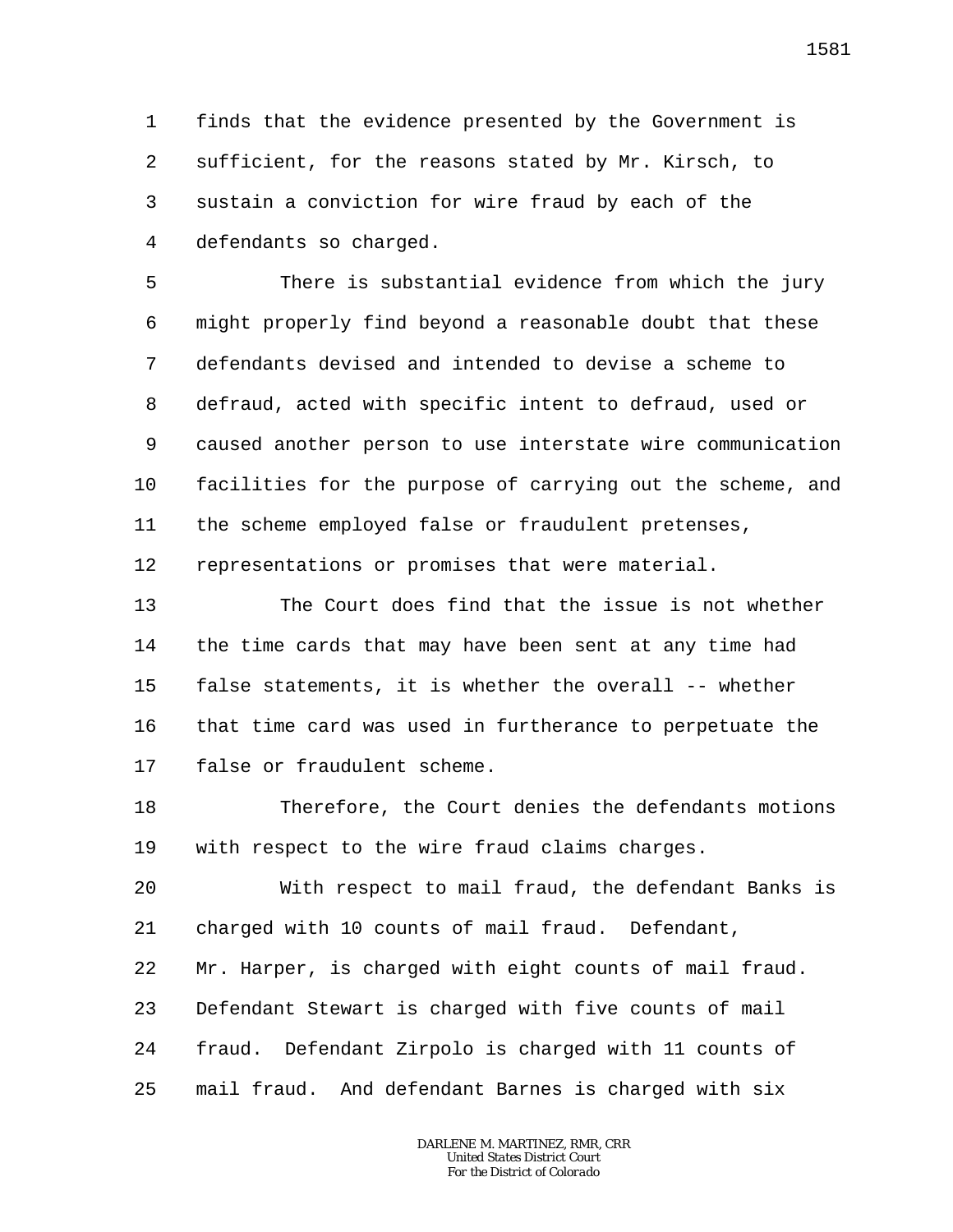finds that the evidence presented by the Government is sufficient, for the reasons stated by Mr. Kirsch, to sustain a conviction for wire fraud by each of the defendants so charged.

There is substantial evidence from which the jury might properly find beyond a reasonable doubt that these defendants devised and intended to devise a scheme to defraud, acted with specific intent to defraud, used or caused another person to use interstate wire communication facilities for the purpose of carrying out the scheme, and the scheme employed false or fraudulent pretenses, representations or promises that were material.

The Court does find that the issue is not whether the time cards that may have been sent at any time had false statements, it is whether the overall -- whether that time card was used in furtherance to perpetuate the false or fraudulent scheme.

Therefore, the Court denies the defendants motions with respect to the wire fraud claims charges.

With respect to mail fraud, the defendant Banks is charged with 10 counts of mail fraud. Defendant, Mr. Harper, is charged with eight counts of mail fraud. Defendant Stewart is charged with five counts of mail fraud. Defendant Zirpolo is charged with 11 counts of mail fraud. And defendant Barnes is charged with six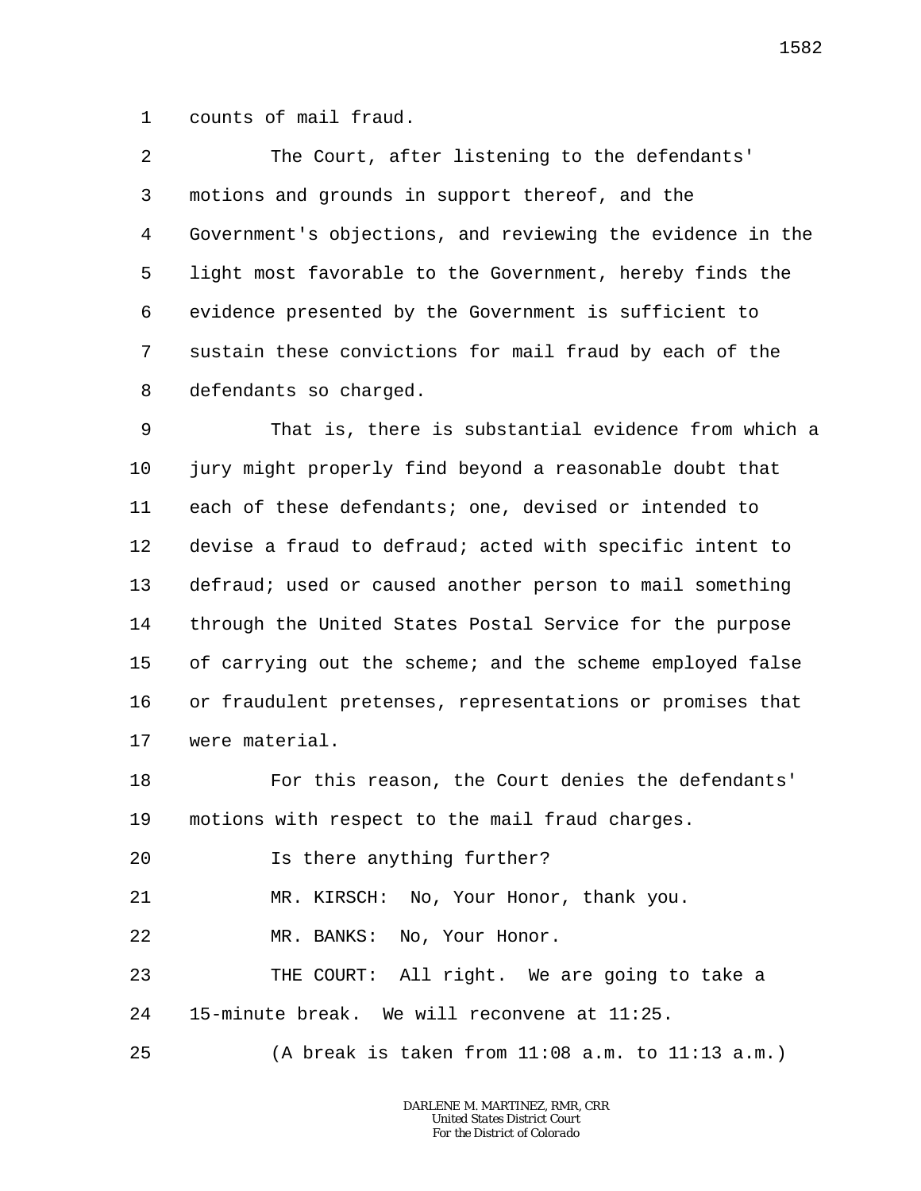counts of mail fraud.

The Court, after listening to the defendants' motions and grounds in support thereof, and the Government's objections, and reviewing the evidence in the light most favorable to the Government, hereby finds the evidence presented by the Government is sufficient to sustain these convictions for mail fraud by each of the defendants so charged.

That is, there is substantial evidence from which a jury might properly find beyond a reasonable doubt that each of these defendants; one, devised or intended to devise a fraud to defraud; acted with specific intent to defraud; used or caused another person to mail something through the United States Postal Service for the purpose of carrying out the scheme; and the scheme employed false or fraudulent pretenses, representations or promises that were material.

For this reason, the Court denies the defendants' motions with respect to the mail fraud charges.

Is there anything further?

MR. KIRSCH: No, Your Honor, thank you.

MR. BANKS: No, Your Honor.

THE COURT: All right. We are going to take a 15-minute break. We will reconvene at 11:25.

(A break is taken from 11:08 a.m. to 11:13 a.m.)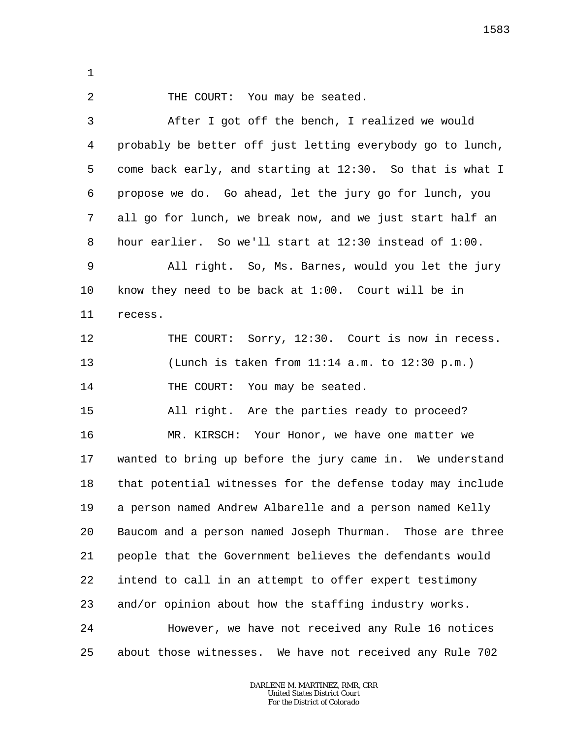THE COURT: You may be seated.

After I got off the bench, I realized we would probably be better off just letting everybody go to lunch, come back early, and starting at 12:30. So that is what I propose we do. Go ahead, let the jury go for lunch, you all go for lunch, we break now, and we just start half an hour earlier. So we'll start at 12:30 instead of 1:00.

All right. So, Ms. Barnes, would you let the jury know they need to be back at 1:00. Court will be in recess.

THE COURT: Sorry, 12:30. Court is now in recess.

(Lunch is taken from 11:14 a.m. to 12:30 p.m.)

THE COURT: You may be seated.

All right. Are the parties ready to proceed?

MR. KIRSCH: Your Honor, we have one matter we wanted to bring up before the jury came in. We understand that potential witnesses for the defense today may include a person named Andrew Albarelle and a person named Kelly Baucom and a person named Joseph Thurman. Those are three people that the Government believes the defendants would intend to call in an attempt to offer expert testimony and/or opinion about how the staffing industry works.

However, we have not received any Rule 16 notices about those witnesses. We have not received any Rule 702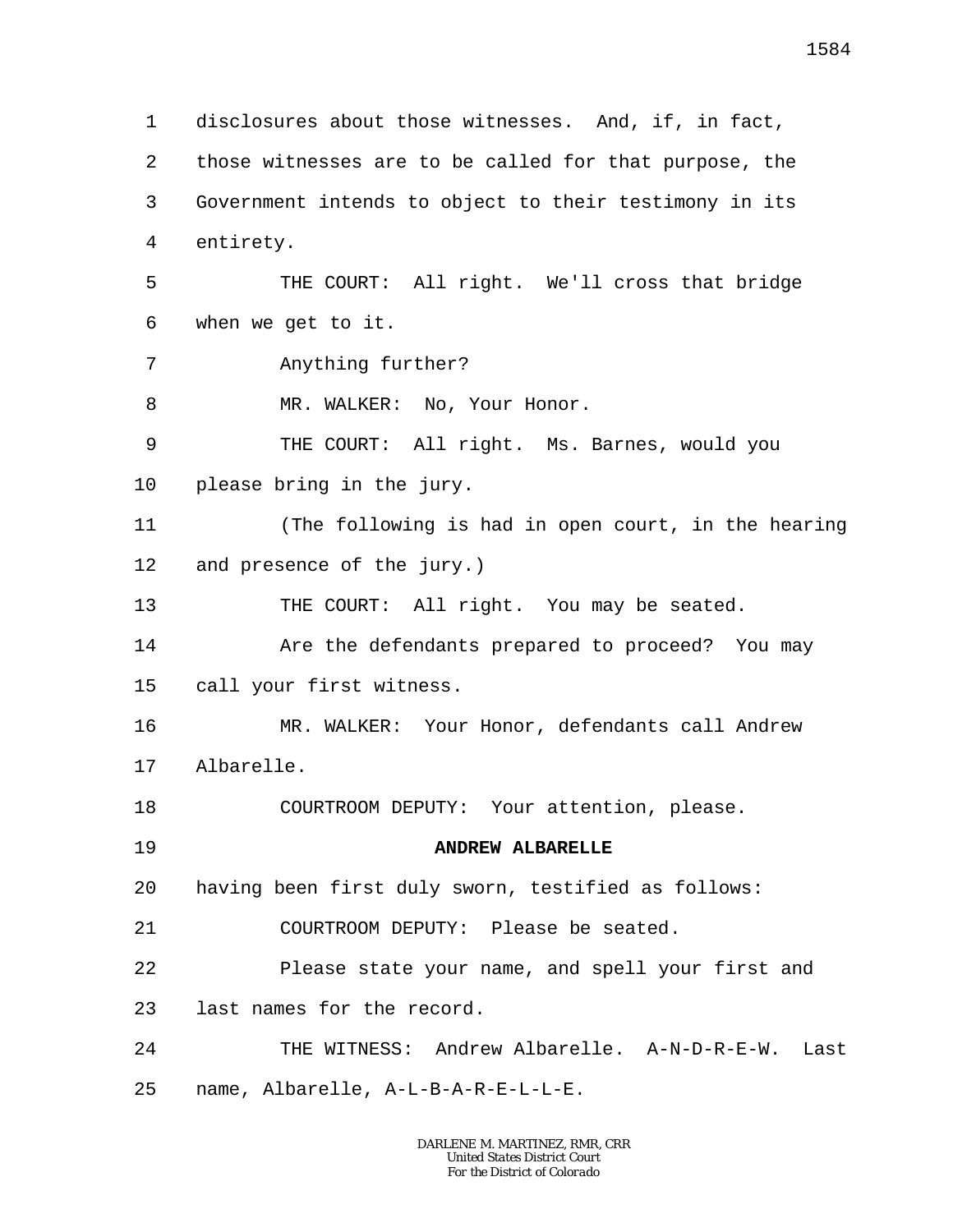1 disclosures about those witnesses. And, if, in fact,

2 those witnesses are to be called for that purpose, the

3 Government intends to object to their testimony in its

4 entirety.

5 THE COURT: All right. We'll cross that bridge

6 when we get to it.

7 Anything further?

8 MR. WALKER: No, Your Honor.

9 THE COURT: All right. Ms. Barnes, would you

10 please bring in the jury.

11 (The following is had in open court, in the hearing

12 and presence of the jury.)

13 THE COURT: All right. You may be seated.

14 Are the defendants prepared to proceed? You may

15 call your first witness.

16 MR. WALKER: Your Honor, defendants call Andrew

17 Albarelle.

18 COURTROOM DEPUTY: Your attention, please.

19 **ANDREW ALBARELLE**

20 having been first duly sworn, testified as follows:

21 COURTROOM DEPUTY: Please be seated.

22 Please state your name, and spell your first and

23 last names for the record.

24 THE WITNESS: Andrew Albarelle. A-N-D-R-E-W. Last

25 name, Albarelle, A-L-B-A-R-E-L-L-E.

DARLENE M. MARTINEZ, RMR, CRR
United States District Court
For the District of Colorado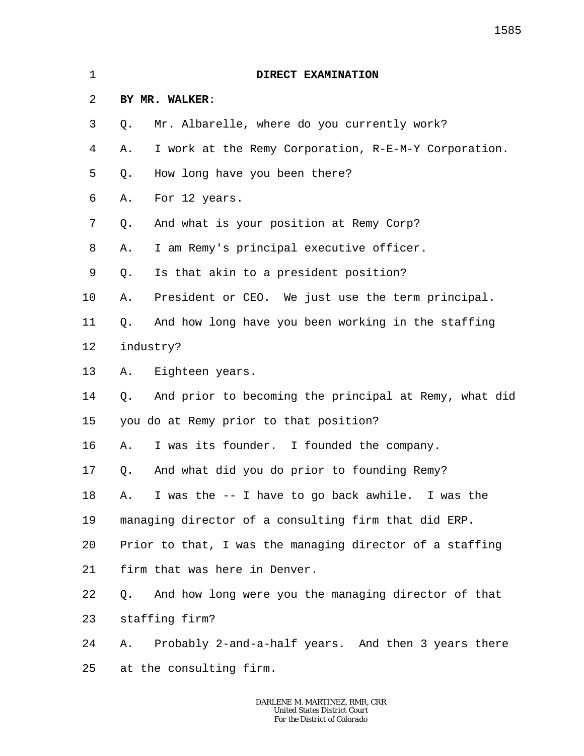**DIRECT EXAMINATION**

**BY MR. WALKER**:

Q. Mr. Albarelle, where do you currently work?

A. I work at the Remy Corporation, R-E-M-Y Corporation.

Q. How long have you been there?

A. For 12 years.

Q. And what is your position at Remy Corp?

A. I am Remy's principal executive officer.

Q. Is that akin to a president position?

A. President or CEO. We just use the term principal.

Q. And how long have you been working in the staffing industry?

A. Eighteen years.

Q. And prior to becoming the principal at Remy, what did you do at Remy prior to that position?

A. I was its founder. I founded the company.

Q. And what did you do prior to founding Remy?

A. I was the -- I have to go back awhile. I was the managing director of a consulting firm that did ERP. Prior to that, I was the managing director of a staffing firm that was here in Denver.

Q. And how long were you the managing director of that staffing firm?

A. Probably 2-and-a-half years. And then 3 years there at the consulting firm.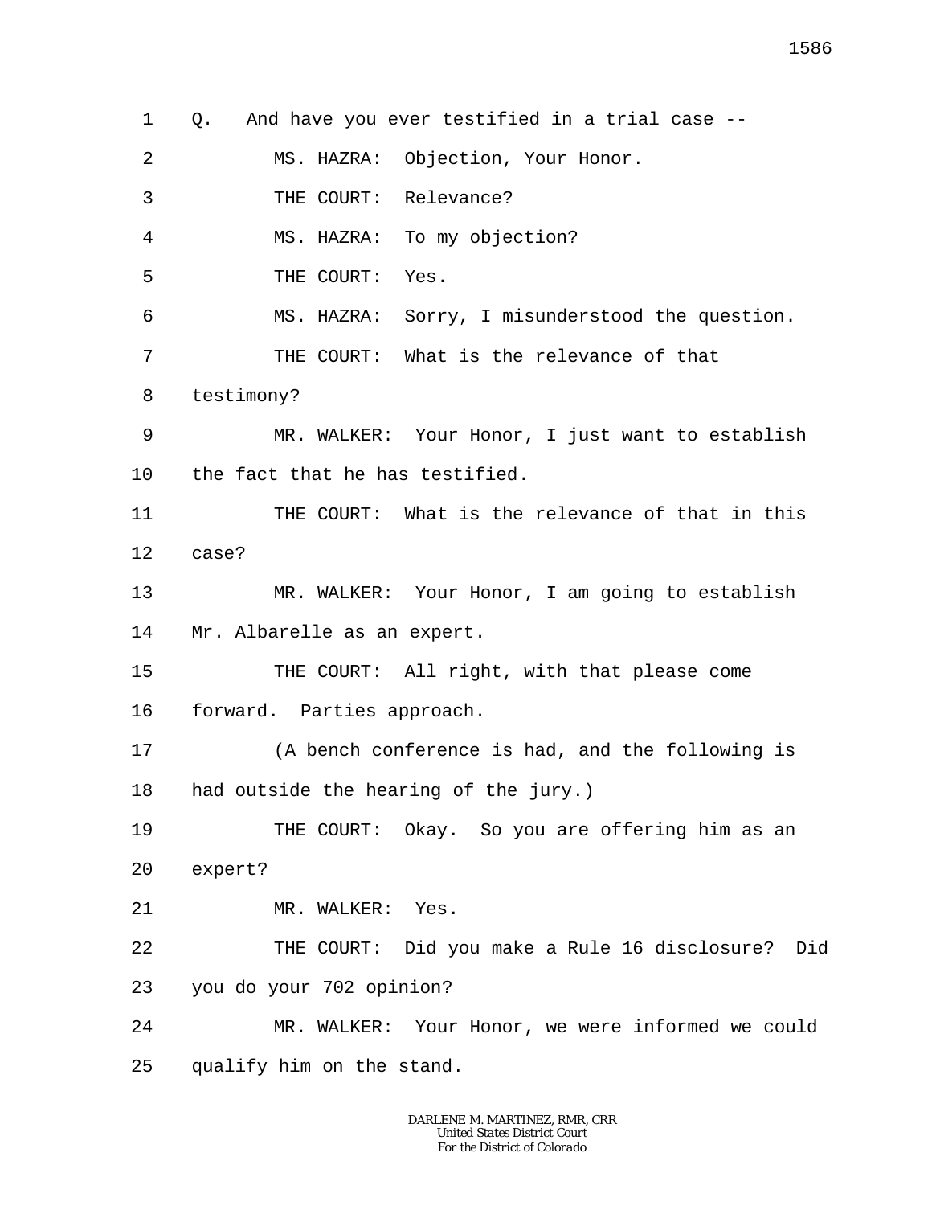1 Q. And have you ever testified in a trial case --

2 MS. HAZRA: Objection, Your Honor.

3 THE COURT: Relevance?

4 MS. HAZRA: To my objection?

5 THE COURT: Yes.

6 MS. HAZRA: Sorry, I misunderstood the question.

7 THE COURT: What is the relevance of that

8 testimony?

9 MR. WALKER: Your Honor, I just want to establish

10 the fact that he has testified.

11 THE COURT: What is the relevance of that in this

12 case?

13 MR. WALKER: Your Honor, I am going to establish

14 Mr. Albarelle as an expert.

15 THE COURT: All right, with that please come

16 forward. Parties approach.

17 (A bench conference is had, and the following is

18 had outside the hearing of the jury.)

19 THE COURT: Okay. So you are offering him as an

20 expert?

21 MR. WALKER: Yes.

22 THE COURT: Did you make a Rule 16 disclosure? Did

23 you do your 702 opinion?

24 MR. WALKER: Your Honor, we were informed we could

25 qualify him on the stand.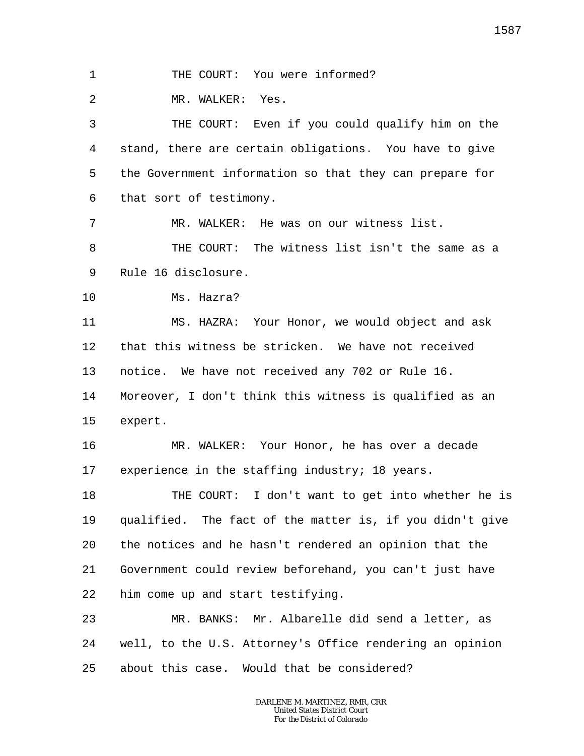THE COURT: You were informed?

MR. WALKER: Yes.

THE COURT: Even if you could qualify him on the stand, there are certain obligations. You have to give the Government information so that they can prepare for that sort of testimony.

MR. WALKER: He was on our witness list.

THE COURT: The witness list isn't the same as a Rule 16 disclosure.

Ms. Hazra?

MS. HAZRA: Your Honor, we would object and ask that this witness be stricken. We have not received notice. We have not received any 702 or Rule 16. Moreover, I don't think this witness is qualified as an expert.

MR. WALKER: Your Honor, he has over a decade experience in the staffing industry; 18 years.

THE COURT: I don't want to get into whether he is qualified. The fact of the matter is, if you didn't give the notices and he hasn't rendered an opinion that the Government could review beforehand, you can't just have him come up and start testifying.

MR. BANKS: Mr. Albarelle did send a letter, as well, to the U.S. Attorney's Office rendering an opinion about this case. Would that be considered?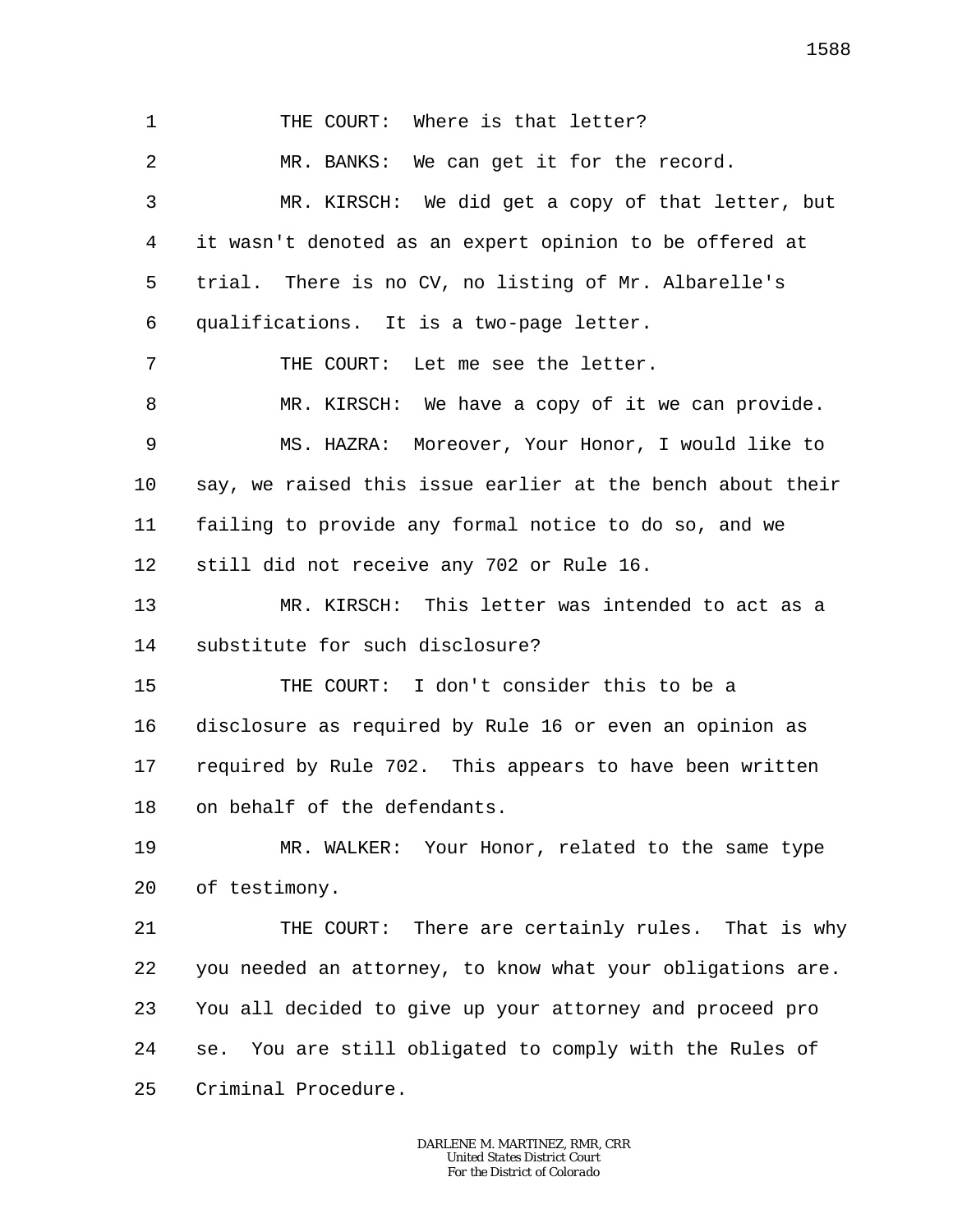THE COURT: Where is that letter?

MR. BANKS: We can get it for the record.

MR. KIRSCH: We did get a copy of that letter, but it wasn't denoted as an expert opinion to be offered at trial. There is no CV, no listing of Mr. Albarelle's qualifications. It is a two-page letter.

THE COURT: Let me see the letter.

MR. KIRSCH: We have a copy of it we can provide.

MS. HAZRA: Moreover, Your Honor, I would like to say, we raised this issue earlier at the bench about their failing to provide any formal notice to do so, and we still did not receive any 702 or Rule 16.

MR. KIRSCH: This letter was intended to act as a substitute for such disclosure?

THE COURT: I don't consider this to be a disclosure as required by Rule 16 or even an opinion as required by Rule 702. This appears to have been written on behalf of the defendants.

MR. WALKER: Your Honor, related to the same type of testimony.

THE COURT: There are certainly rules. That is why you needed an attorney, to know what your obligations are. You all decided to give up your attorney and proceed pro se. You are still obligated to comply with the Rules of Criminal Procedure.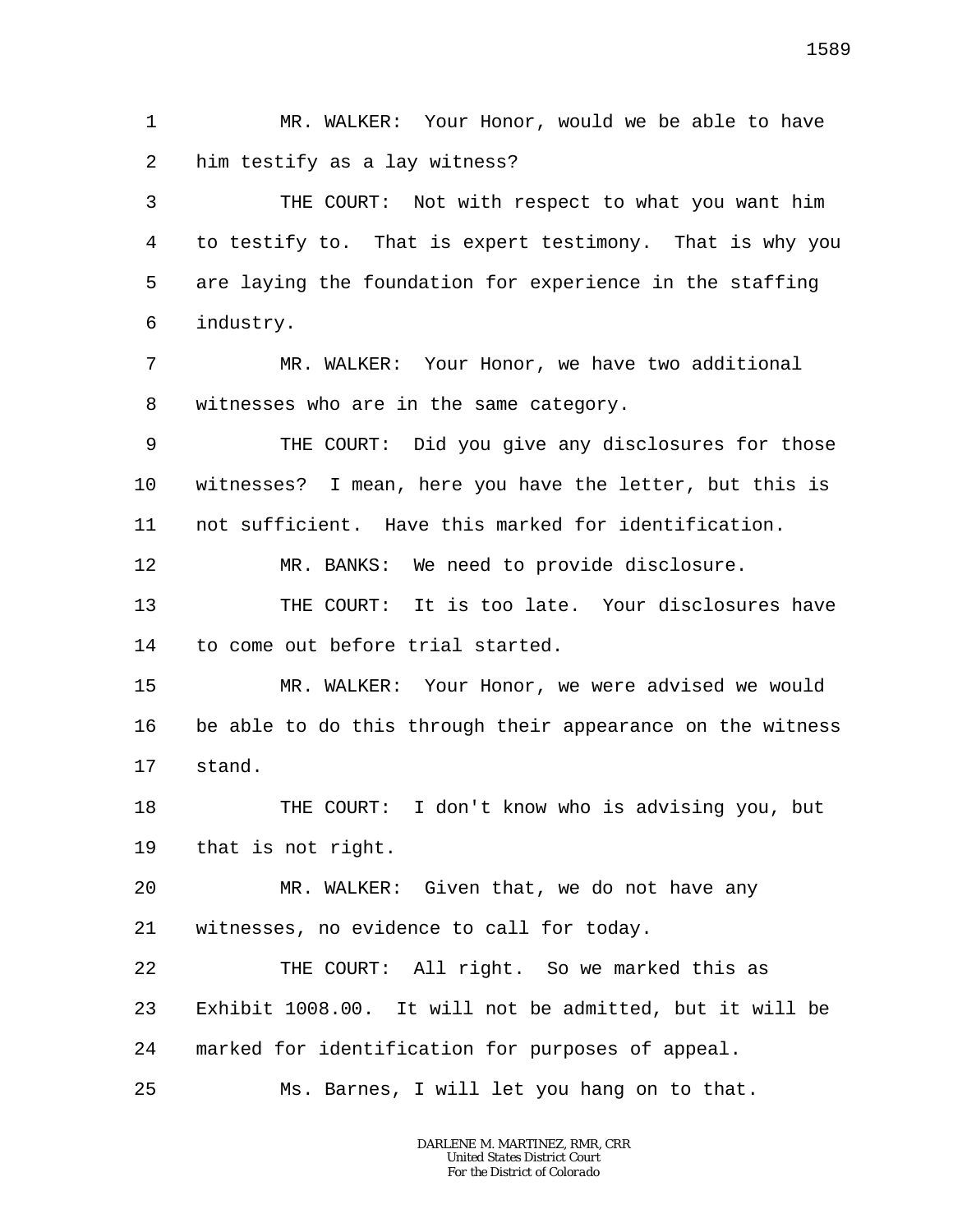1 MR. WALKER: Your Honor, would we be able to have
2 him testify as a lay witness?
3 THE COURT: Not with respect to what you want him
4 to testify to. That is expert testimony. That is why you
5 are laying the foundation for experience in the staffing
6 industry.
7 MR. WALKER: Your Honor, we have two additional
8 witnesses who are in the same category.
9 THE COURT: Did you give any disclosures for those
10 witnesses? I mean, here you have the letter, but this is
11 not sufficient. Have this marked for identification.
12 MR. BANKS: We need to provide disclosure.
13 THE COURT: It is too late. Your disclosures have
14 to come out before trial started.
15 MR. WALKER: Your Honor, we were advised we would
16 be able to do this through their appearance on the witness
17 stand.
18 THE COURT: I don't know who is advising you, but
19 that is not right.
20 MR. WALKER: Given that, we do not have any
21 witnesses, no evidence to call for today.
22 THE COURT: All right. So we marked this as
23 Exhibit 1008.00. It will not be admitted, but it will be
24 marked for identification for purposes of appeal.
25 Ms. Barnes, I will let you hang on to that.

DARLENE M. MARTINEZ, RMR, CRR
United States District Court
For the District of Colorado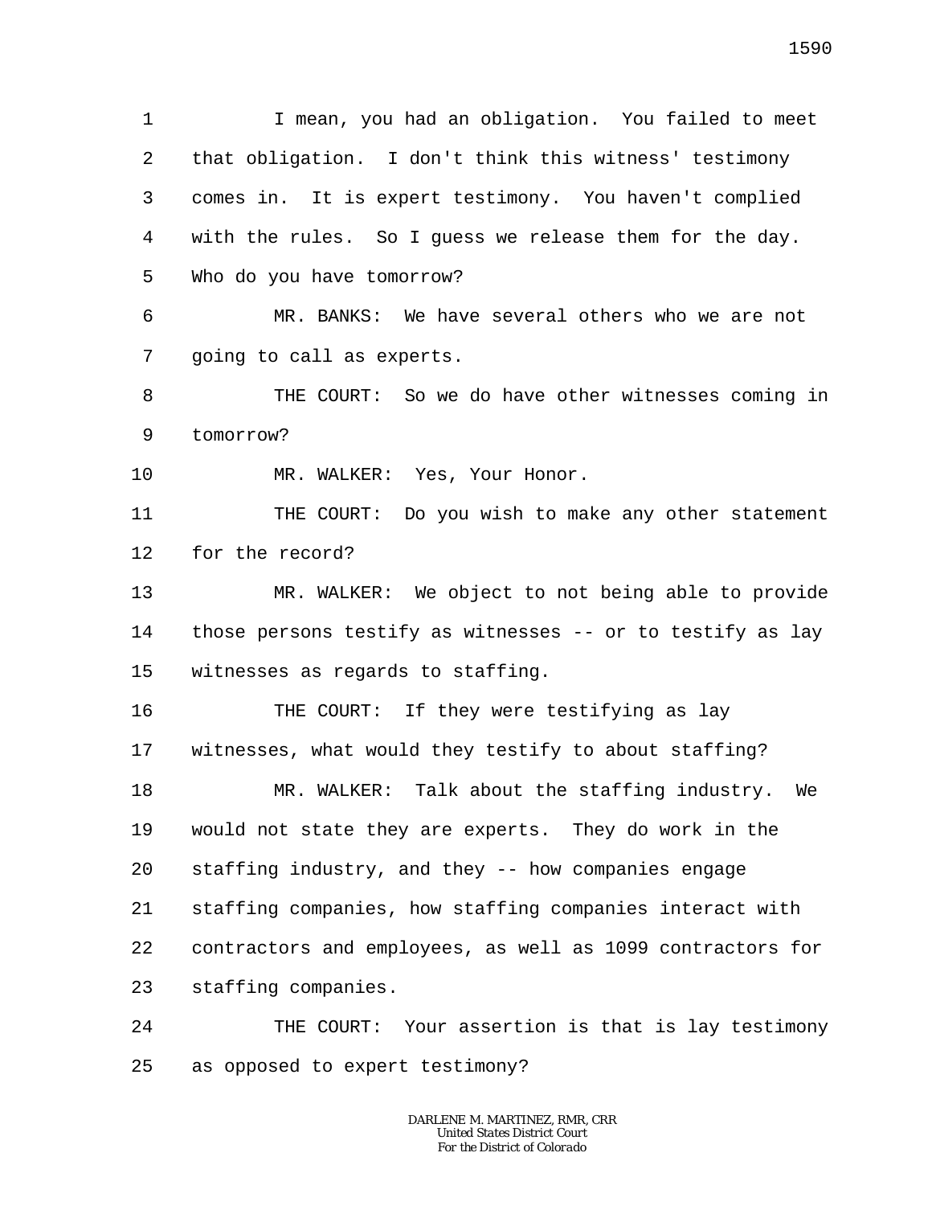I mean, you had an obligation. You failed to meet that obligation. I don't think this witness' testimony comes in. It is expert testimony. You haven't complied with the rules. So I guess we release them for the day. Who do you have tomorrow?

MR. BANKS: We have several others who we are not going to call as experts.

THE COURT: So we do have other witnesses coming in tomorrow?

MR. WALKER: Yes, Your Honor.

THE COURT: Do you wish to make any other statement for the record?

MR. WALKER: We object to not being able to provide those persons testify as witnesses -- or to testify as lay witnesses as regards to staffing.

THE COURT: If they were testifying as lay witnesses, what would they testify to about staffing?

MR. WALKER: Talk about the staffing industry. We would not state they are experts. They do work in the staffing industry, and they -- how companies engage staffing companies, how staffing companies interact with contractors and employees, as well as 1099 contractors for staffing companies.

THE COURT: Your assertion is that is lay testimony as opposed to expert testimony?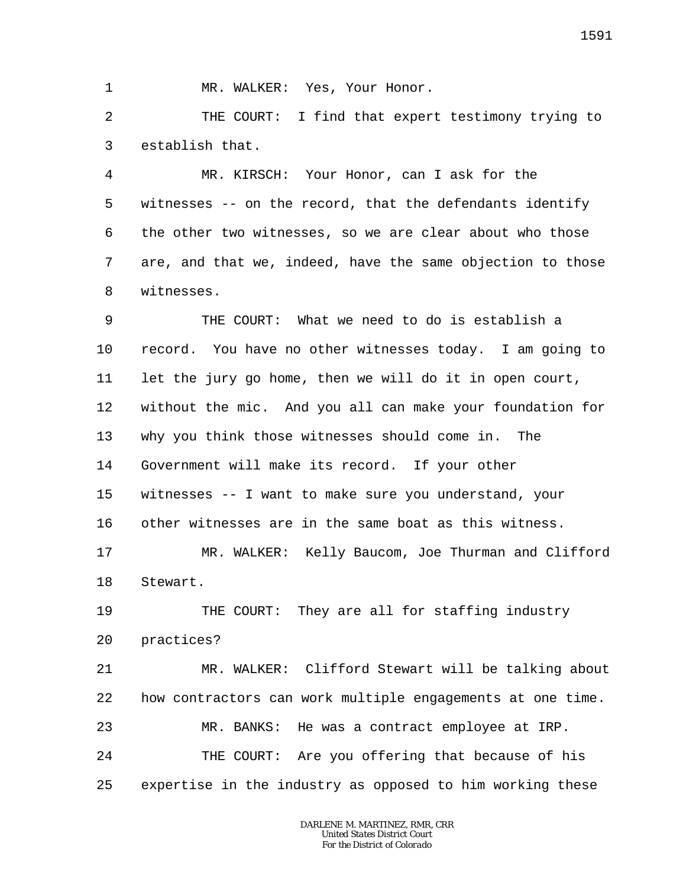1 MR. WALKER: Yes, Your Honor.

2 THE COURT: I find that expert testimony trying to

3 establish that.

4 MR. KIRSCH: Your Honor, can I ask for the

5 witnesses -- on the record, that the defendants identify

6 the other two witnesses, so we are clear about who those

7 are, and that we, indeed, have the same objection to those

8 witnesses.

9 THE COURT: What we need to do is establish a

10 record. You have no other witnesses today. I am going to

11 let the jury go home, then we will do it in open court,

12 without the mic. And you all can make your foundation for

13 why you think those witnesses should come in. The

14 Government will make its record. If your other

15 witnesses -- I want to make sure you understand, your

16 other witnesses are in the same boat as this witness.

17 MR. WALKER: Kelly Baucom, Joe Thurman and Clifford

18 Stewart.

19 THE COURT: They are all for staffing industry

20 practices?

21 MR. WALKER: Clifford Stewart will be talking about

22 how contractors can work multiple engagements at one time.

23 MR. BANKS: He was a contract employee at IRP.

24 THE COURT: Are you offering that because of his

25 expertise in the industry as opposed to him working these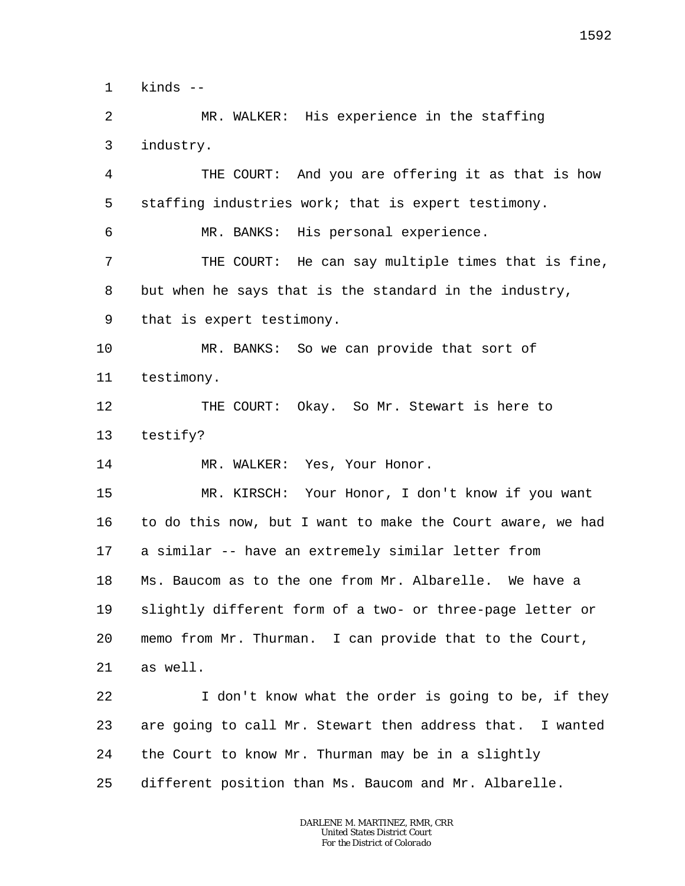kinds --

MR. WALKER: His experience in the staffing industry.

THE COURT: And you are offering it as that is how staffing industries work; that is expert testimony.

MR. BANKS: His personal experience.

THE COURT: He can say multiple times that is fine, but when he says that is the standard in the industry, that is expert testimony.

MR. BANKS: So we can provide that sort of testimony.

THE COURT: Okay. So Mr. Stewart is here to testify?

MR. WALKER: Yes, Your Honor.

MR. KIRSCH: Your Honor, I don't know if you want to do this now, but I want to make the Court aware, we had a similar -- have an extremely similar letter from Ms. Baucom as to the one from Mr. Albarelle. We have a slightly different form of a two- or three-page letter or memo from Mr. Thurman. I can provide that to the Court, as well.

I don't know what the order is going to be, if they are going to call Mr. Stewart then address that. I wanted the Court to know Mr. Thurman may be in a slightly different position than Ms. Baucom and Mr. Albarelle.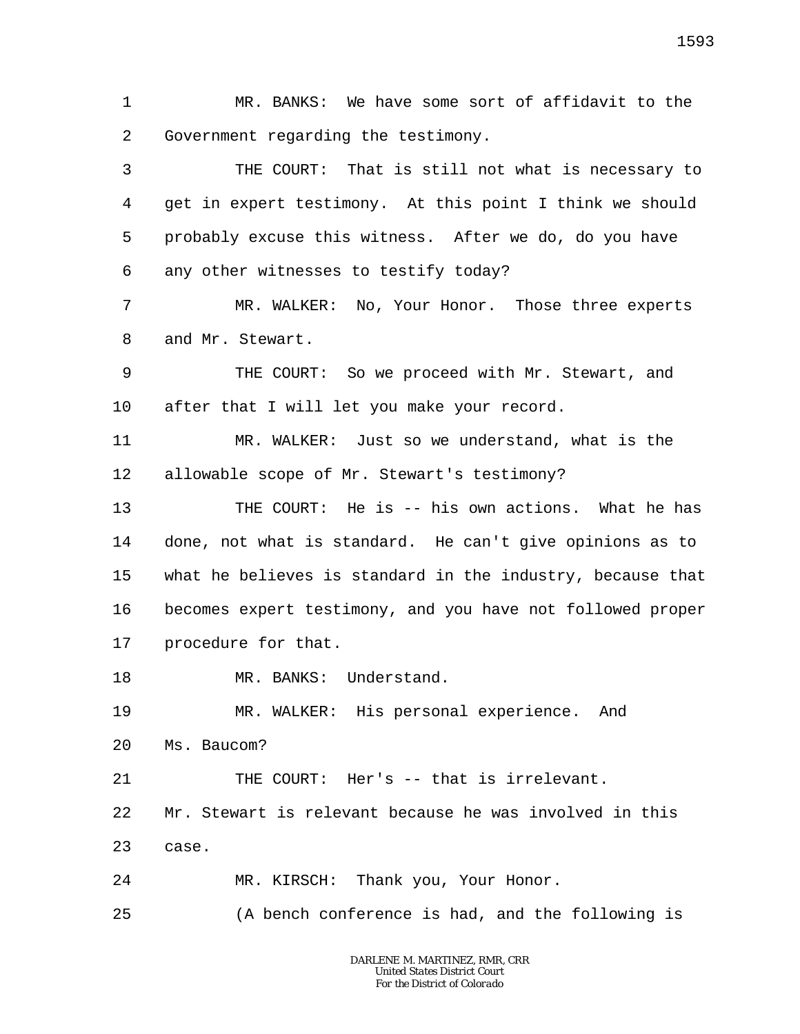MR. BANKS: We have some sort of affidavit to the Government regarding the testimony.

THE COURT: That is still not what is necessary to get in expert testimony. At this point I think we should probably excuse this witness. After we do, do you have any other witnesses to testify today?

MR. WALKER: No, Your Honor. Those three experts and Mr. Stewart.

THE COURT: So we proceed with Mr. Stewart, and after that I will let you make your record.

MR. WALKER: Just so we understand, what is the allowable scope of Mr. Stewart's testimony?

THE COURT: He is -- his own actions. What he has done, not what is standard. He can't give opinions as to what he believes is standard in the industry, because that becomes expert testimony, and you have not followed proper procedure for that.

MR. BANKS: Understand.

MR. WALKER: His personal experience. And Ms. Baucom?

THE COURT: Her's -- that is irrelevant. Mr. Stewart is relevant because he was involved in this case.

MR. KIRSCH: Thank you, Your Honor.

(A bench conference is had, and the following is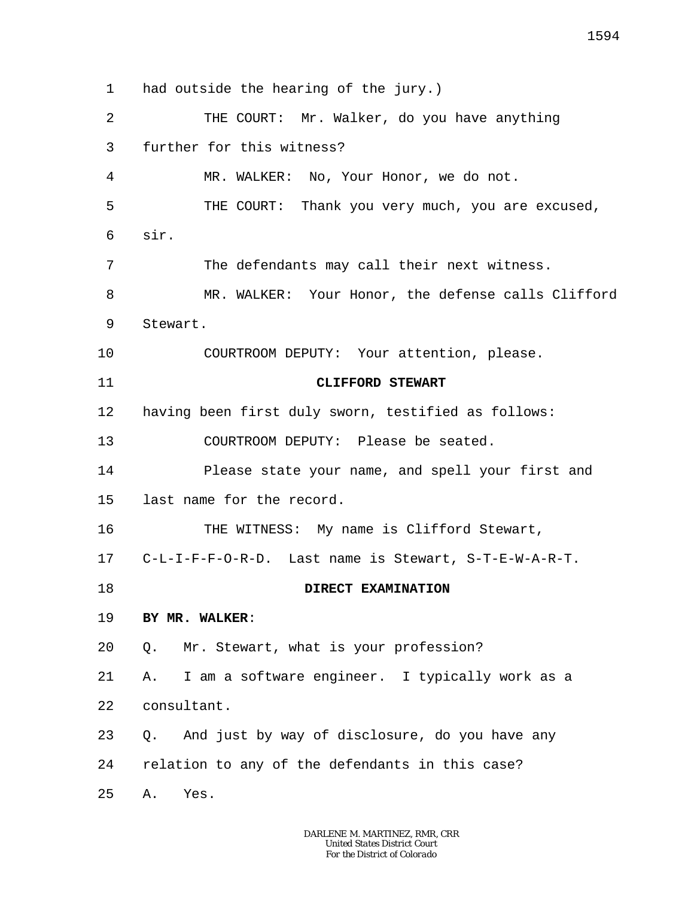had outside the hearing of the jury.)

THE COURT: Mr. Walker, do you have anything further for this witness?

MR. WALKER: No, Your Honor, we do not.

THE COURT: Thank you very much, you are excused, sir.

The defendants may call their next witness.

MR. WALKER: Your Honor, the defense calls Clifford Stewart.

COURTROOM DEPUTY: Your attention, please.

**CLIFFORD STEWART**

having been first duly sworn, testified as follows:

COURTROOM DEPUTY: Please be seated.

Please state your name, and spell your first and last name for the record.

THE WITNESS: My name is Clifford Stewart, C-L-I-F-F-O-R-D. Last name is Stewart, S-T-E-W-A-R-T.

**DIRECT EXAMINATION**

**BY MR. WALKER**:

Q. Mr. Stewart, what is your profession?

A. I am a software engineer. I typically work as a consultant.

Q. And just by way of disclosure, do you have any relation to any of the defendants in this case?

A. Yes.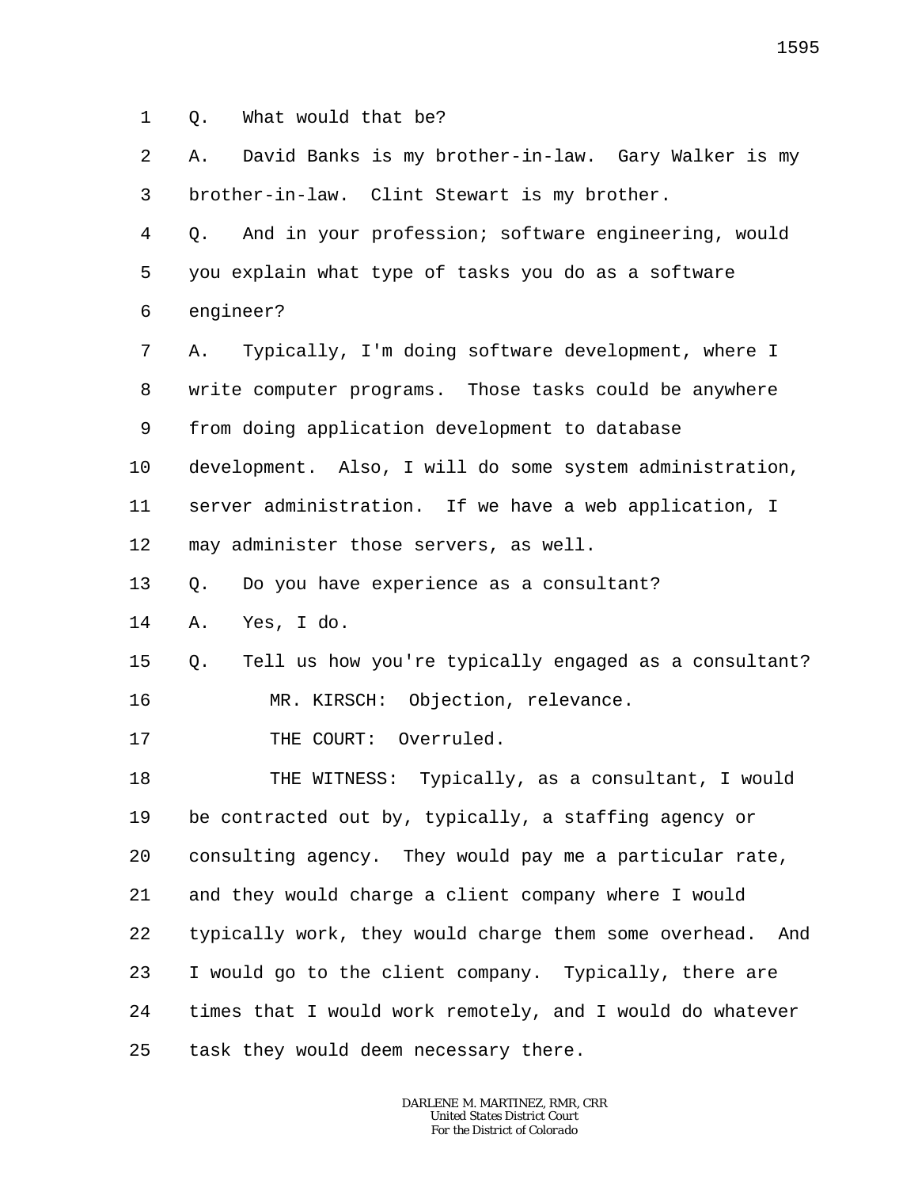1 Q. What would that be?

2 A. David Banks is my brother-in-law. Gary Walker is my

3 brother-in-law. Clint Stewart is my brother.

4 Q. And in your profession; software engineering, would

5 you explain what type of tasks you do as a software

6 engineer?

7 A. Typically, I'm doing software development, where I

8 write computer programs. Those tasks could be anywhere

9 from doing application development to database

10 development. Also, I will do some system administration,

11 server administration. If we have a web application, I

12 may administer those servers, as well.

13 Q. Do you have experience as a consultant?

14 A. Yes, I do.

15 Q. Tell us how you're typically engaged as a consultant?

16 MR. KIRSCH: Objection, relevance.

17 THE COURT: Overruled.

18 THE WITNESS: Typically, as a consultant, I would

19 be contracted out by, typically, a staffing agency or

20 consulting agency. They would pay me a particular rate,

21 and they would charge a client company where I would

22 typically work, they would charge them some overhead. And

23 I would go to the client company. Typically, there are

24 times that I would work remotely, and I would do whatever

25 task they would deem necessary there.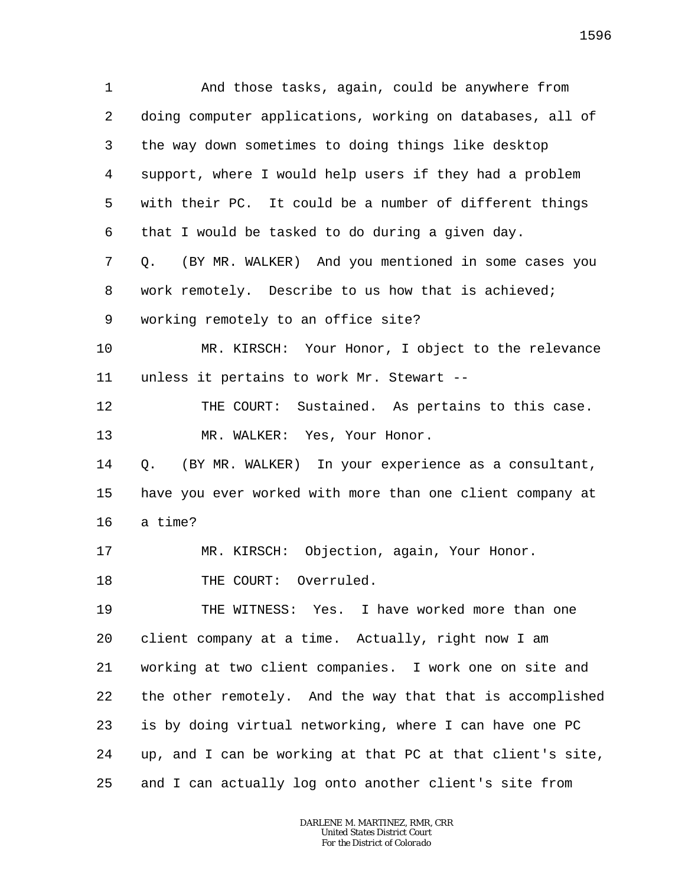1 And those tasks, again, could be anywhere from
2 doing computer applications, working on databases, all of
3 the way down sometimes to doing things like desktop
4 support, where I would help users if they had a problem
5 with their PC. It could be a number of different things
6 that I would be tasked to do during a given day.
7 Q. (BY MR. WALKER) And you mentioned in some cases you
8 work remotely. Describe to us how that is achieved;
9 working remotely to an office site?
10 MR. KIRSCH: Your Honor, I object to the relevance
11 unless it pertains to work Mr. Stewart --
12 THE COURT: Sustained. As pertains to this case.
13 MR. WALKER: Yes, Your Honor.
14 Q. (BY MR. WALKER) In your experience as a consultant,
15 have you ever worked with more than one client company at
16 a time?
17 MR. KIRSCH: Objection, again, Your Honor.
18 THE COURT: Overruled.
19 THE WITNESS: Yes. I have worked more than one
20 client company at a time. Actually, right now I am
21 working at two client companies. I work one on site and
22 the other remotely. And the way that that is accomplished
23 is by doing virtual networking, where I can have one PC
24 up, and I can be working at that PC at that client's site,
25 and I can actually log onto another client's site from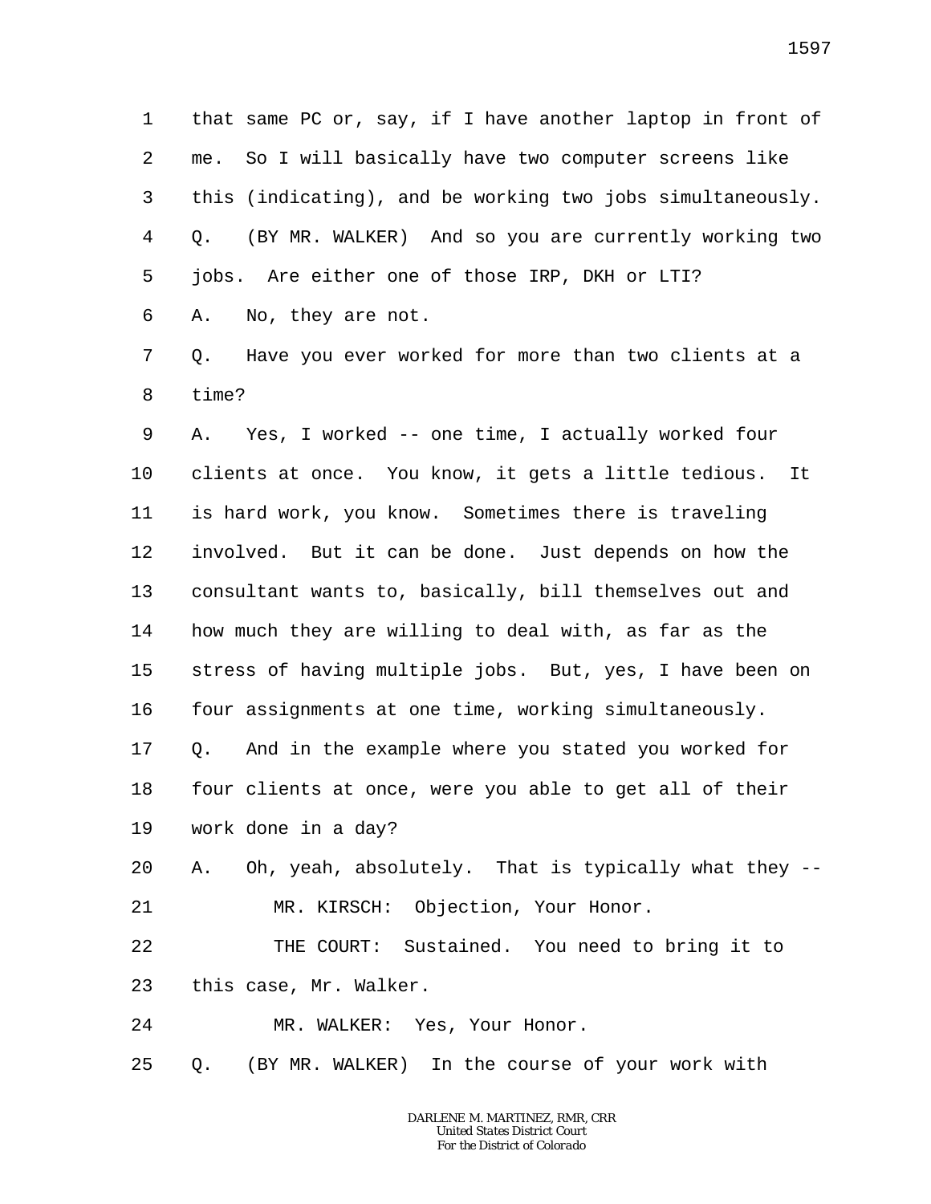1 that same PC or, say, if I have another laptop in front of
2 me. So I will basically have two computer screens like
3 this (indicating), and be working two jobs simultaneously.
4 Q. (BY MR. WALKER) And so you are currently working two
5 jobs. Are either one of those IRP, DKH or LTI?
6 A. No, they are not.
7 Q. Have you ever worked for more than two clients at a
8 time?
9 A. Yes, I worked -- one time, I actually worked four
10 clients at once. You know, it gets a little tedious. It
11 is hard work, you know. Sometimes there is traveling
12 involved. But it can be done. Just depends on how the
13 consultant wants to, basically, bill themselves out and
14 how much they are willing to deal with, as far as the
15 stress of having multiple jobs. But, yes, I have been on
16 four assignments at one time, working simultaneously.
17 Q. And in the example where you stated you worked for
18 four clients at once, were you able to get all of their
19 work done in a day?
20 A. Oh, yeah, absolutely. That is typically what they --
21 MR. KIRSCH: Objection, Your Honor.
22 THE COURT: Sustained. You need to bring it to
23 this case, Mr. Walker.
24 MR. WALKER: Yes, Your Honor.
25 Q. (BY MR. WALKER) In the course of your work with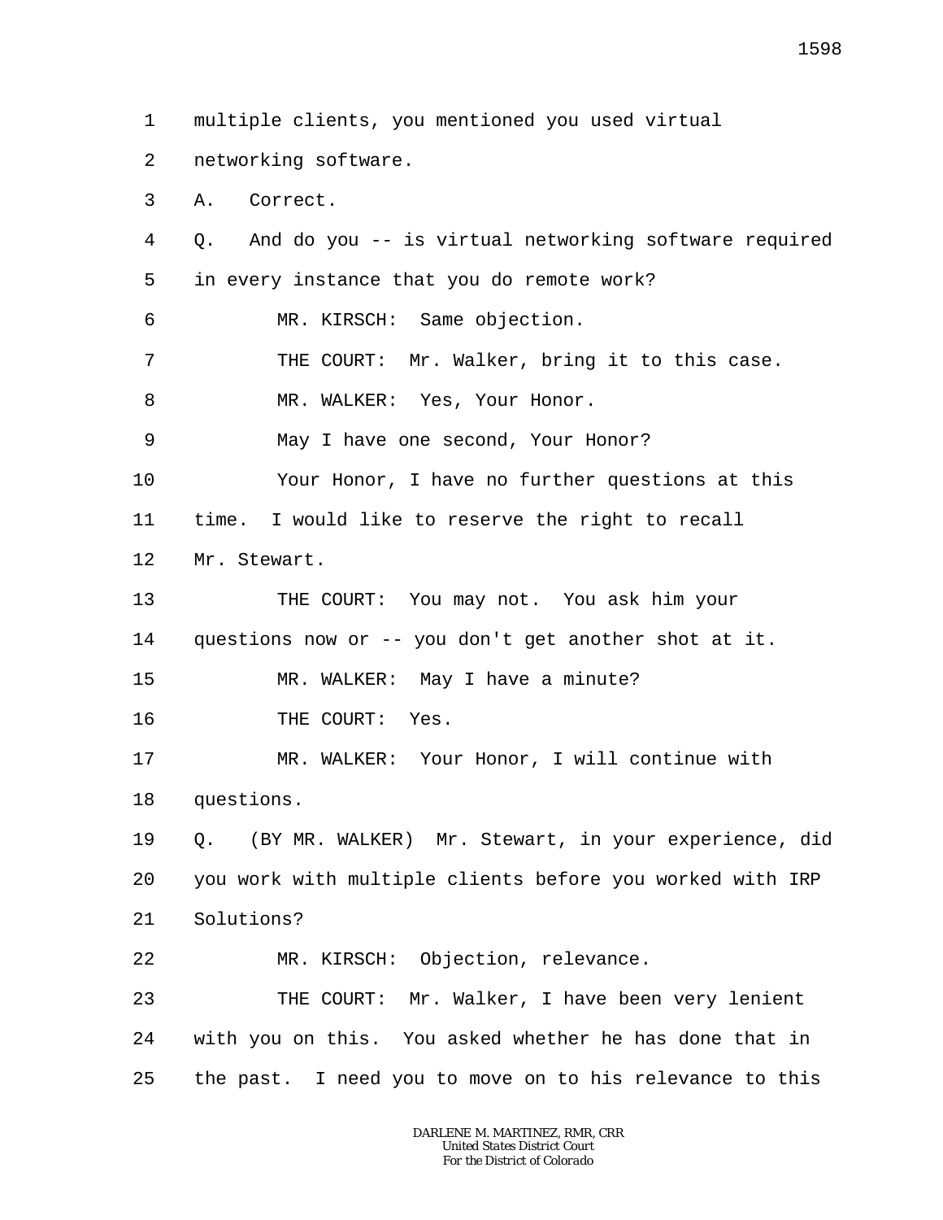1 multiple clients, you mentioned you used virtual
2 networking software.
3 A. Correct.
4 Q. And do you -- is virtual networking software required
5 in every instance that you do remote work?
6 MR. KIRSCH: Same objection.
7 THE COURT: Mr. Walker, bring it to this case.
8 MR. WALKER: Yes, Your Honor.
9 May I have one second, Your Honor?
10 Your Honor, I have no further questions at this
11 time. I would like to reserve the right to recall
12 Mr. Stewart.
13 THE COURT: You may not. You ask him your
14 questions now or -- you don't get another shot at it.
15 MR. WALKER: May I have a minute?
16 THE COURT: Yes.
17 MR. WALKER: Your Honor, I will continue with
18 questions.
19 Q. (BY MR. WALKER) Mr. Stewart, in your experience, did
20 you work with multiple clients before you worked with IRP
21 Solutions?
22 MR. KIRSCH: Objection, relevance.
23 THE COURT: Mr. Walker, I have been very lenient
24 with you on this. You asked whether he has done that in
25 the past. I need you to move on to his relevance to this

DARLENE M. MARTINEZ, RMR, CRR
United States District Court
For the District of Colorado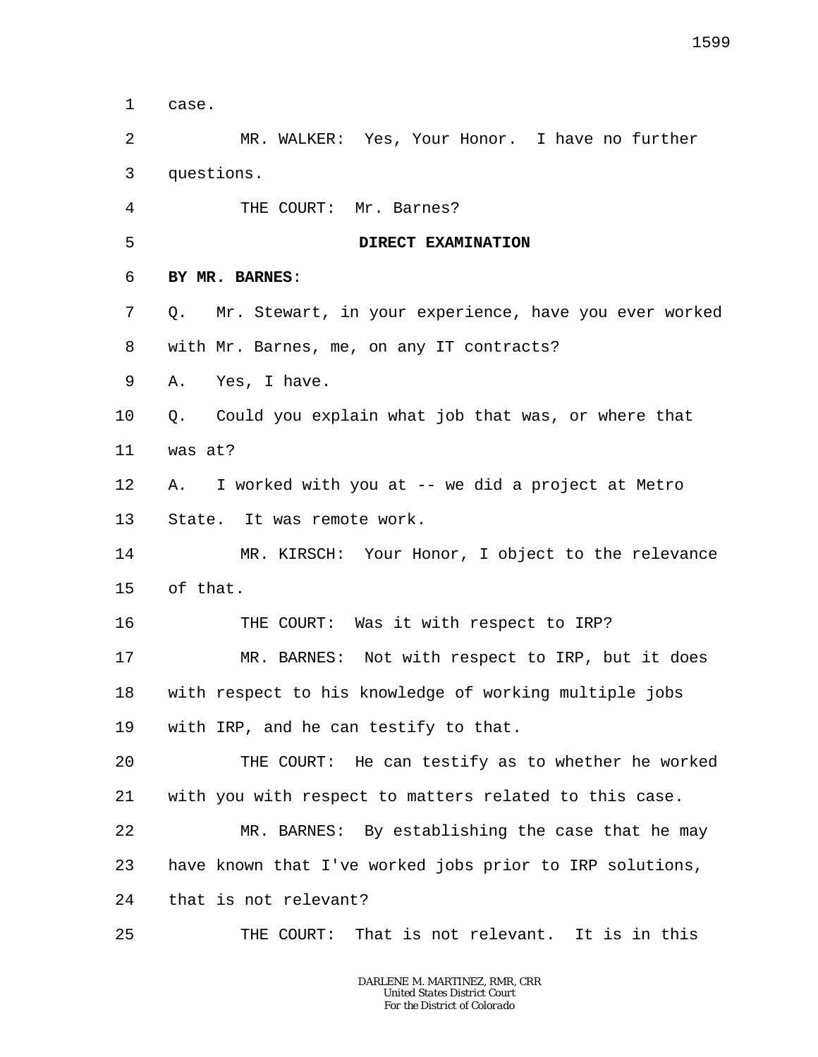1 case.

2 MR. WALKER: Yes, Your Honor. I have no further

3 questions.

4 THE COURT: Mr. Barnes?

5 **DIRECT EXAMINATION**

6 **BY MR. BARNES**:

7 Q. Mr. Stewart, in your experience, have you ever worked

8 with Mr. Barnes, me, on any IT contracts?

9 A. Yes, I have.

10 Q. Could you explain what job that was, or where that

11 was at?

12 A. I worked with you at -- we did a project at Metro

13 State. It was remote work.

14 MR. KIRSCH: Your Honor, I object to the relevance

15 of that.

16 THE COURT: Was it with respect to IRP?

17 MR. BARNES: Not with respect to IRP, but it does

18 with respect to his knowledge of working multiple jobs

19 with IRP, and he can testify to that.

20 THE COURT: He can testify as to whether he worked

21 with you with respect to matters related to this case.

22 MR. BARNES: By establishing the case that he may

23 have known that I've worked jobs prior to IRP solutions,

24 that is not relevant?

25 THE COURT: That is not relevant. It is in this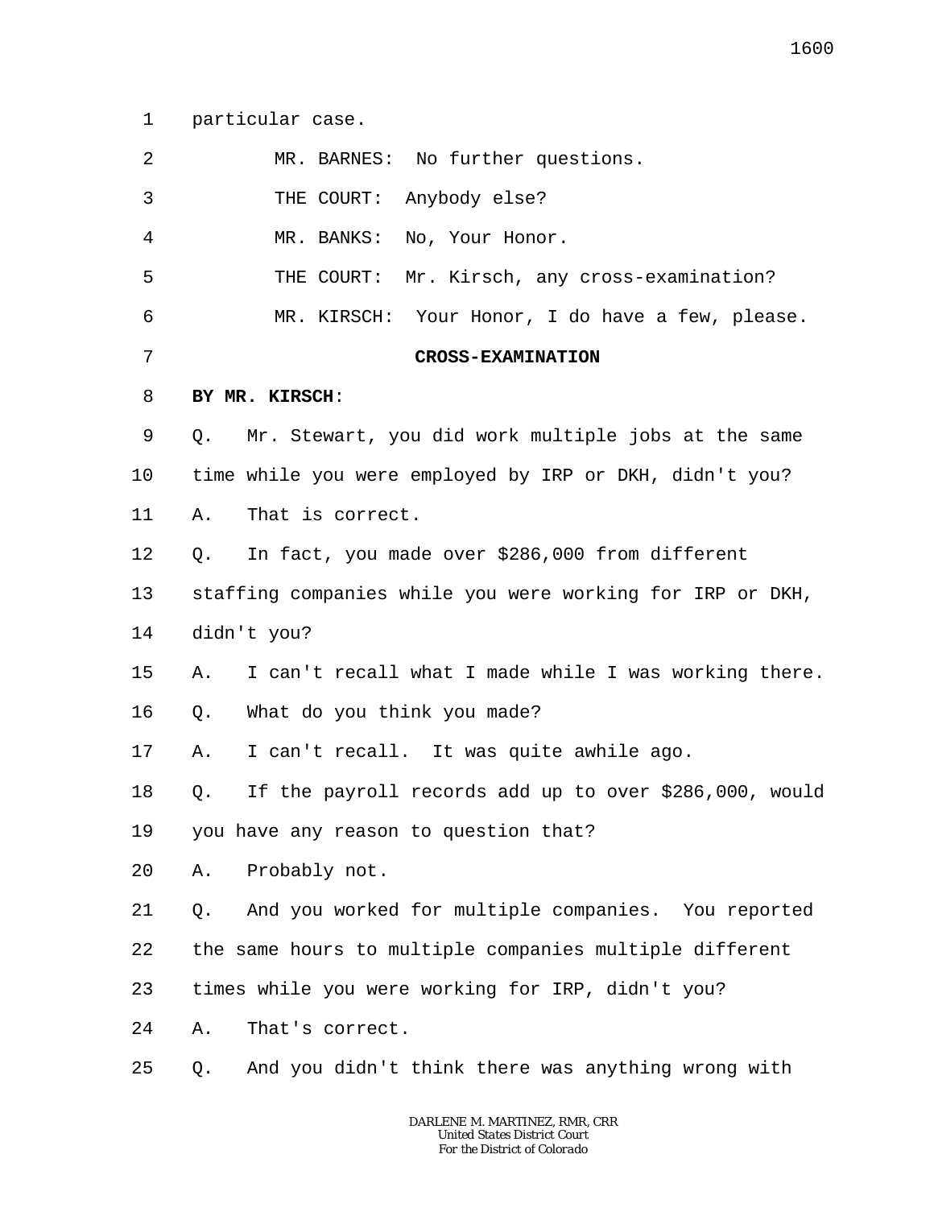1 particular case.

2 MR. BARNES: No further questions.

3 THE COURT: Anybody else?

4 MR. BANKS: No, Your Honor.

5 THE COURT: Mr. Kirsch, any cross-examination?

6 MR. KIRSCH: Your Honor, I do have a few, please.

7 **CROSS-EXAMINATION**

8 **BY MR. KIRSCH**:

9 Q. Mr. Stewart, you did work multiple jobs at the same

10 time while you were employed by IRP or DKH, didn't you?

11 A. That is correct.

12 Q. In fact, you made over $286,000 from different

13 staffing companies while you were working for IRP or DKH,

14 didn't you?

15 A. I can't recall what I made while I was working there.

16 Q. What do you think you made?

17 A. I can't recall. It was quite awhile ago.

18 Q. If the payroll records add up to over $286,000, would

19 you have any reason to question that?

20 A. Probably not.

21 Q. And you worked for multiple companies. You reported

22 the same hours to multiple companies multiple different

23 times while you were working for IRP, didn't you?

24 A. That's correct.

25 Q. And you didn't think there was anything wrong with

DARLENE M. MARTINEZ, RMR, CRR
United States District Court
For the District of Colorado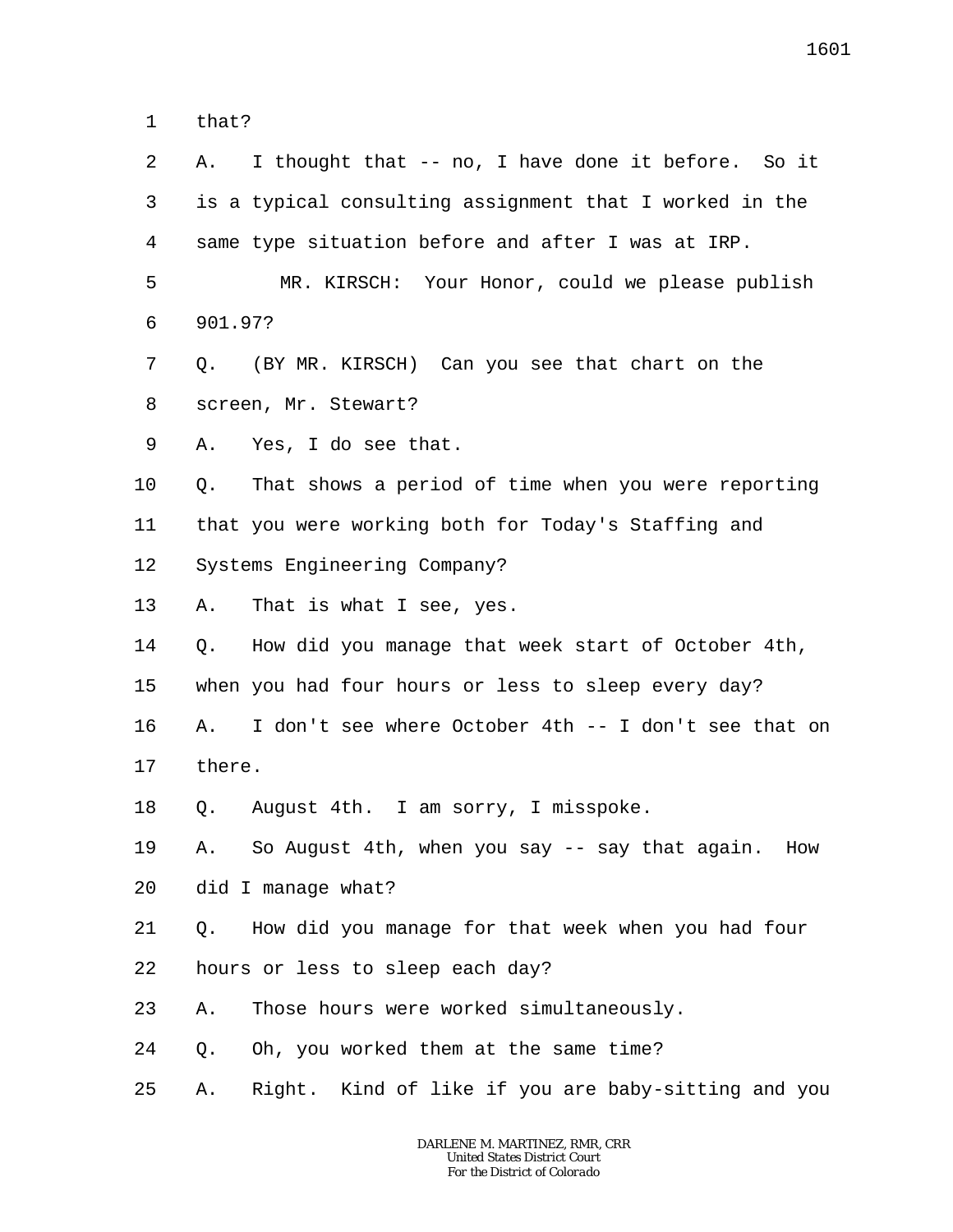that?

A. I thought that -- no, I have done it before. So it is a typical consulting assignment that I worked in the same type situation before and after I was at IRP.

MR. KIRSCH: Your Honor, could we please publish 901.97?

Q. (BY MR. KIRSCH) Can you see that chart on the screen, Mr. Stewart?

A. Yes, I do see that.

Q. That shows a period of time when you were reporting that you were working both for Today's Staffing and Systems Engineering Company?

A. That is what I see, yes.

Q. How did you manage that week start of October 4th, when you had four hours or less to sleep every day?

A. I don't see where October 4th -- I don't see that on there.

Q. August 4th. I am sorry, I misspoke.

A. So August 4th, when you say -- say that again. How did I manage what?

Q. How did you manage for that week when you had four hours or less to sleep each day?

A. Those hours were worked simultaneously.

Q. Oh, you worked them at the same time?

A. Right. Kind of like if you are baby-sitting and you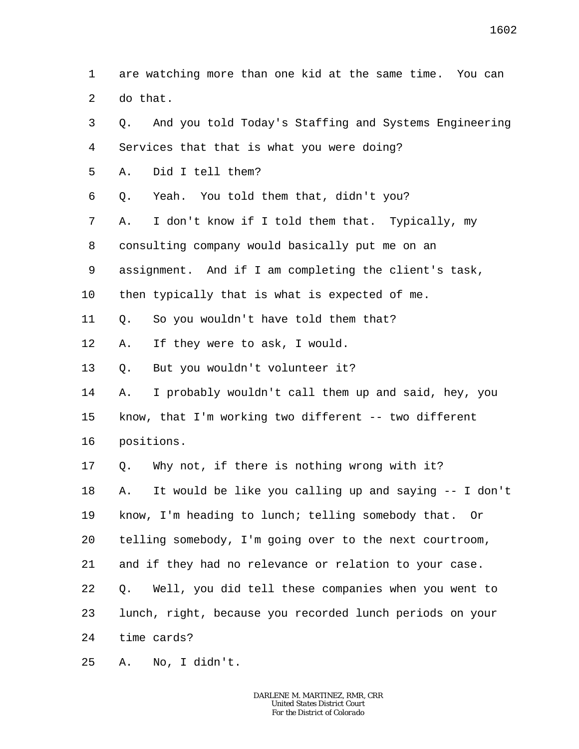1 are watching more than one kid at the same time. You can
2 do that.
3 Q. And you told Today's Staffing and Systems Engineering
4 Services that that is what you were doing?
5 A. Did I tell them?
6 Q. Yeah. You told them that, didn't you?
7 A. I don't know if I told them that. Typically, my
8 consulting company would basically put me on an
9 assignment. And if I am completing the client's task,
10 then typically that is what is expected of me.
11 Q. So you wouldn't have told them that?
12 A. If they were to ask, I would.
13 Q. But you wouldn't volunteer it?
14 A. I probably wouldn't call them up and said, hey, you
15 know, that I'm working two different -- two different
16 positions.
17 Q. Why not, if there is nothing wrong with it?
18 A. It would be like you calling up and saying -- I don't
19 know, I'm heading to lunch; telling somebody that. Or
20 telling somebody, I'm going over to the next courtroom,
21 and if they had no relevance or relation to your case.
22 Q. Well, you did tell these companies when you went to
23 lunch, right, because you recorded lunch periods on your
24 time cards?
25 A. No, I didn't.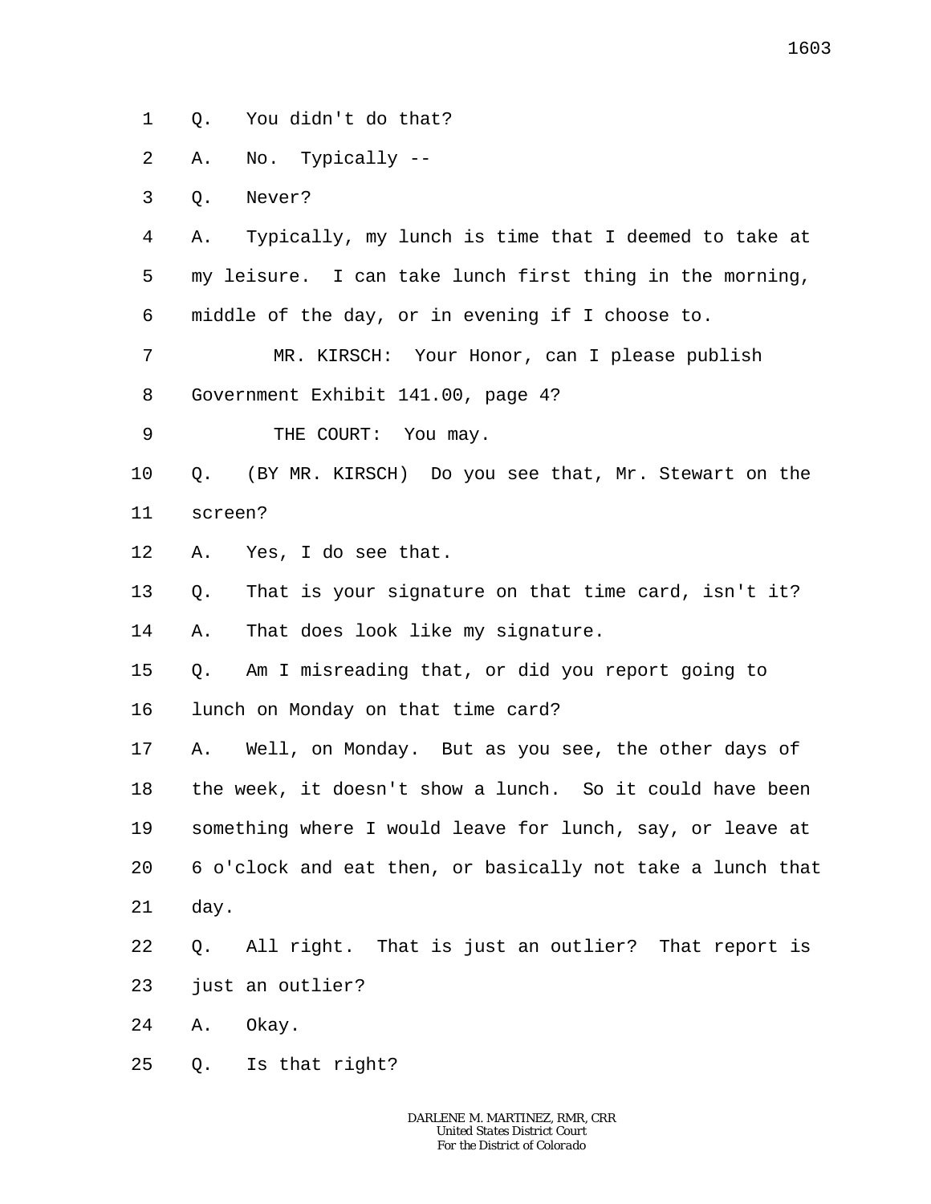1 Q. You didn't do that?

2 A. No. Typically --

3 Q. Never?

4 A. Typically, my lunch is time that I deemed to take at

5 my leisure. I can take lunch first thing in the morning,

6 middle of the day, or in evening if I choose to.

7 MR. KIRSCH: Your Honor, can I please publish

8 Government Exhibit 141.00, page 4?

9 THE COURT: You may.

10 Q. (BY MR. KIRSCH) Do you see that, Mr. Stewart on the

11 screen?

12 A. Yes, I do see that.

13 Q. That is your signature on that time card, isn't it?

14 A. That does look like my signature.

15 Q. Am I misreading that, or did you report going to

16 lunch on Monday on that time card?

17 A. Well, on Monday. But as you see, the other days of

18 the week, it doesn't show a lunch. So it could have been

19 something where I would leave for lunch, say, or leave at

20 6 o'clock and eat then, or basically not take a lunch that

21 day.

22 Q. All right. That is just an outlier? That report is

23 just an outlier?

24 A. Okay.

25 Q. Is that right?

DARLENE M. MARTINEZ, RMR, CRR
United States District Court
For the District of Colorado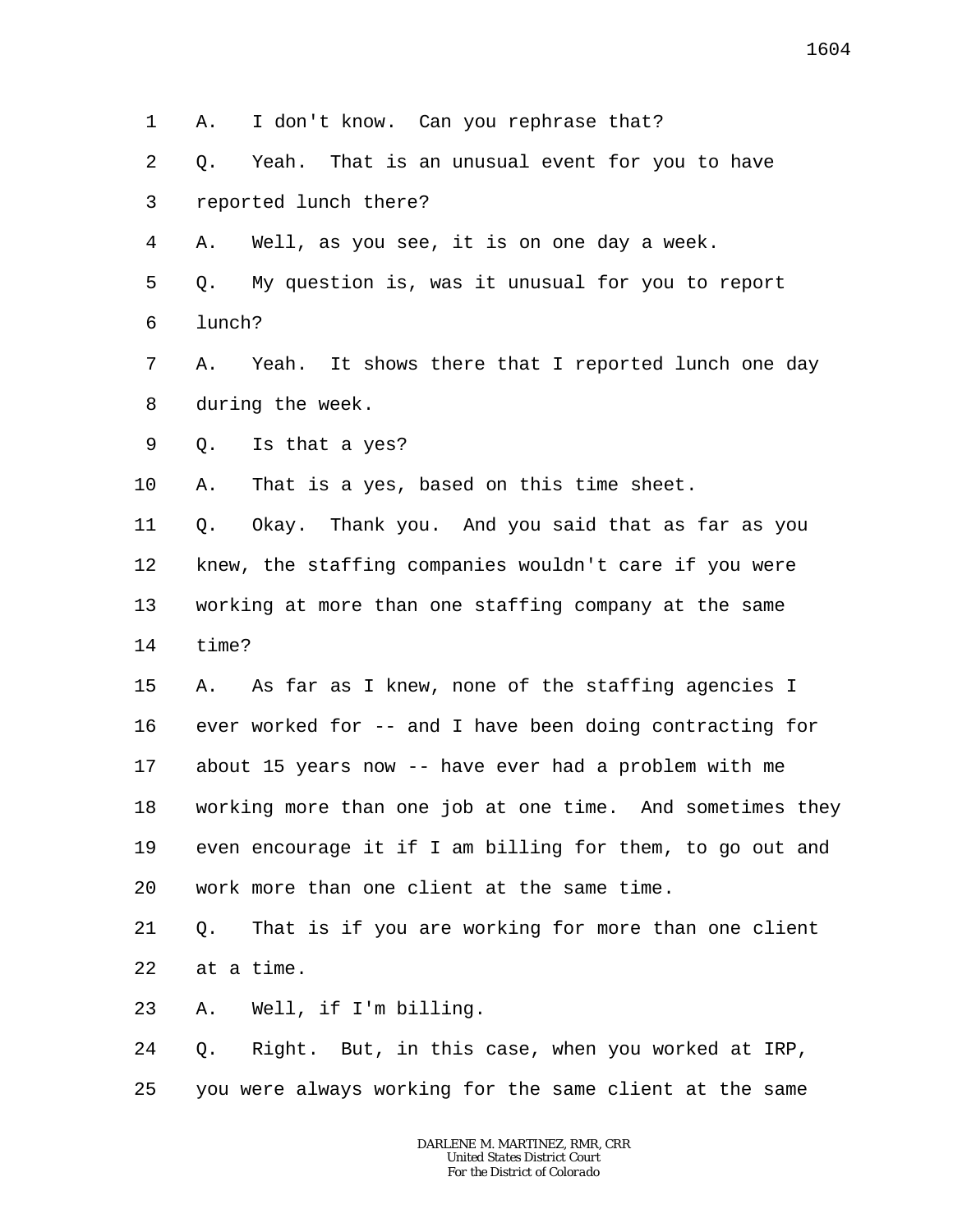1 A. I don't know. Can you rephrase that?

2 Q. Yeah. That is an unusual event for you to have

3 reported lunch there?

4 A. Well, as you see, it is on one day a week.

5 Q. My question is, was it unusual for you to report

6 lunch?

7 A. Yeah. It shows there that I reported lunch one day

8 during the week.

9 Q. Is that a yes?

10 A. That is a yes, based on this time sheet.

11 Q. Okay. Thank you. And you said that as far as you

12 knew, the staffing companies wouldn't care if you were

13 working at more than one staffing company at the same

14 time?

15 A. As far as I knew, none of the staffing agencies I

16 ever worked for -- and I have been doing contracting for

17 about 15 years now -- have ever had a problem with me

18 working more than one job at one time. And sometimes they

19 even encourage it if I am billing for them, to go out and

20 work more than one client at the same time.

21 Q. That is if you are working for more than one client

22 at a time.

23 A. Well, if I'm billing.

24 Q. Right. But, in this case, when you worked at IRP,

25 you were always working for the same client at the same

DARLENE M. MARTINEZ, RMR, CRR
United States District Court
For the District of Colorado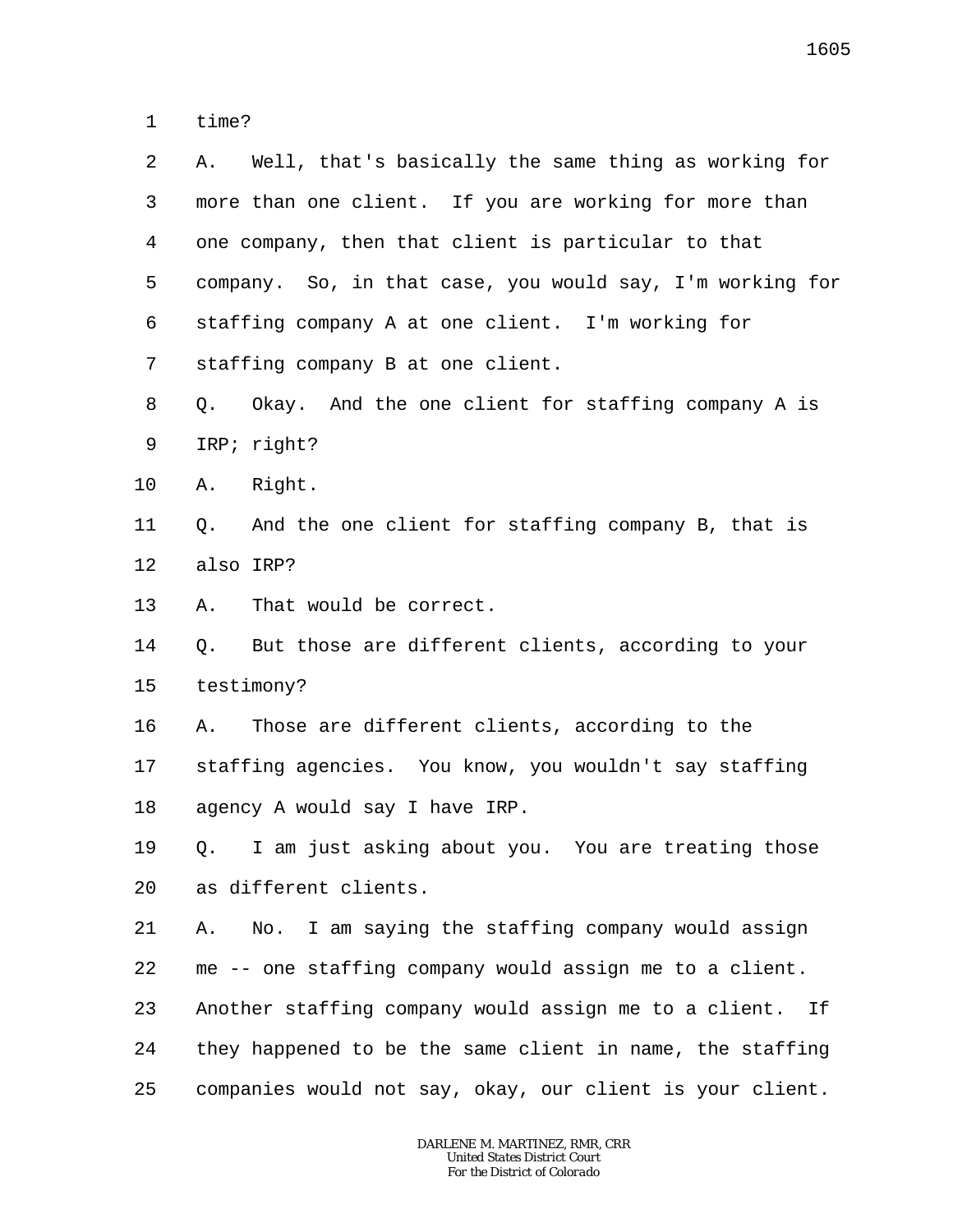time?

A. Well, that's basically the same thing as working for more than one client. If you are working for more than one company, then that client is particular to that company. So, in that case, you would say, I'm working for staffing company A at one client. I'm working for staffing company B at one client.

Q. Okay. And the one client for staffing company A is IRP; right?

A. Right.

Q. And the one client for staffing company B, that is also IRP?

A. That would be correct.

Q. But those are different clients, according to your testimony?

A. Those are different clients, according to the staffing agencies. You know, you wouldn't say staffing agency A would say I have IRP.

Q. I am just asking about you. You are treating those as different clients.

A. No. I am saying the staffing company would assign me -- one staffing company would assign me to a client. Another staffing company would assign me to a client. If they happened to be the same client in name, the staffing companies would not say, okay, our client is your client.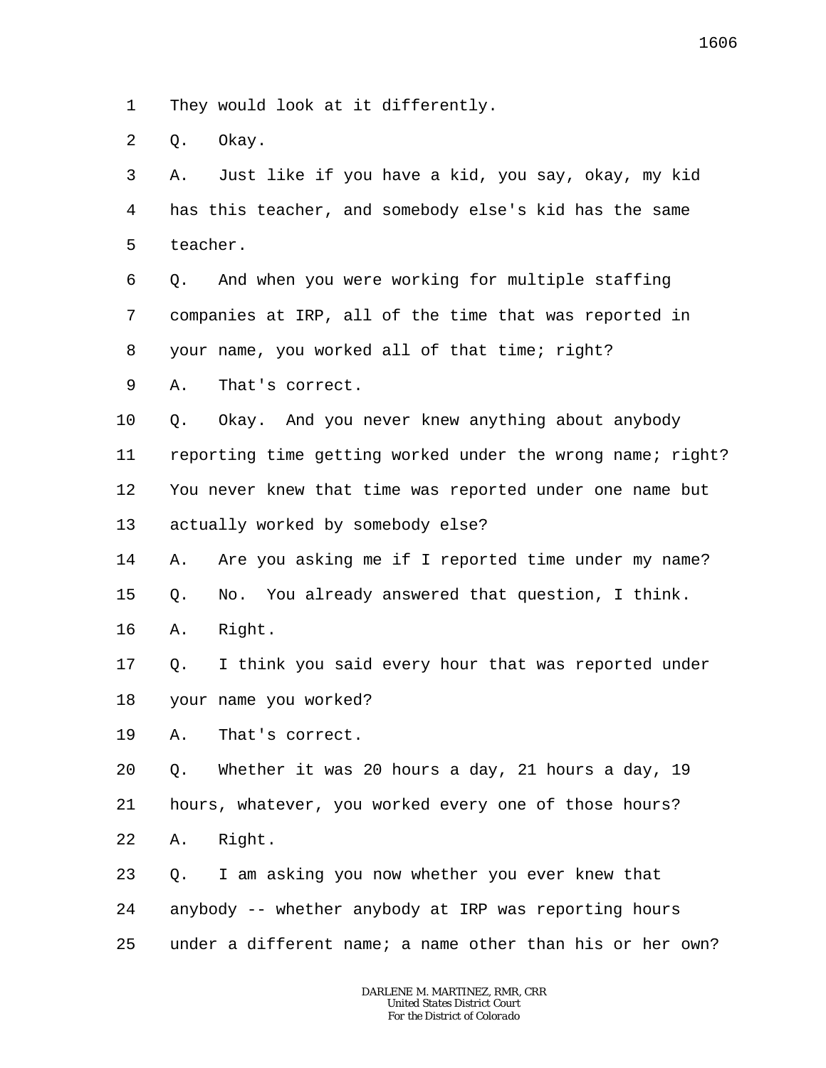1 They would look at it differently.

2 Q. Okay.

3 A. Just like if you have a kid, you say, okay, my kid

4 has this teacher, and somebody else's kid has the same

5 teacher.

6 Q. And when you were working for multiple staffing

7 companies at IRP, all of the time that was reported in

8 your name, you worked all of that time; right?

9 A. That's correct.

10 Q. Okay. And you never knew anything about anybody

11 reporting time getting worked under the wrong name; right?

12 You never knew that time was reported under one name but

13 actually worked by somebody else?

14 A. Are you asking me if I reported time under my name?

15 Q. No. You already answered that question, I think.

16 A. Right.

17 Q. I think you said every hour that was reported under

18 your name you worked?

19 A. That's correct.

20 Q. Whether it was 20 hours a day, 21 hours a day, 19

21 hours, whatever, you worked every one of those hours?

22 A. Right.

23 Q. I am asking you now whether you ever knew that

24 anybody -- whether anybody at IRP was reporting hours

25 under a different name; a name other than his or her own?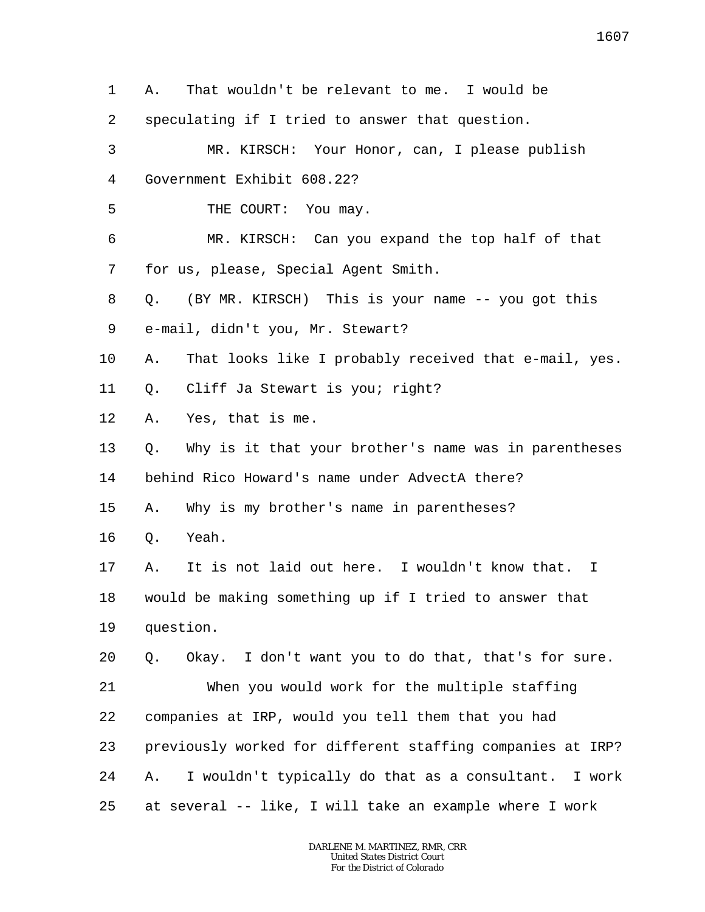1 A. That wouldn't be relevant to me. I would be
2 speculating if I tried to answer that question.
3 MR. KIRSCH: Your Honor, can, I please publish
4 Government Exhibit 608.22?
5 THE COURT: You may.
6 MR. KIRSCH: Can you expand the top half of that
7 for us, please, Special Agent Smith.
8 Q. (BY MR. KIRSCH) This is your name -- you got this
9 e-mail, didn't you, Mr. Stewart?
10 A. That looks like I probably received that e-mail, yes.
11 Q. Cliff Ja Stewart is you; right?
12 A. Yes, that is me.
13 Q. Why is it that your brother's name was in parentheses
14 behind Rico Howard's name under AdvectA there?
15 A. Why is my brother's name in parentheses?
16 Q. Yeah.
17 A. It is not laid out here. I wouldn't know that. I
18 would be making something up if I tried to answer that
19 question.
20 Q. Okay. I don't want you to do that, that's for sure.
21 When you would work for the multiple staffing
22 companies at IRP, would you tell them that you had
23 previously worked for different staffing companies at IRP?
24 A. I wouldn't typically do that as a consultant. I work
25 at several -- like, I will take an example where I work

DARLENE M. MARTINEZ, RMR, CRR
United States District Court
For the District of Colorado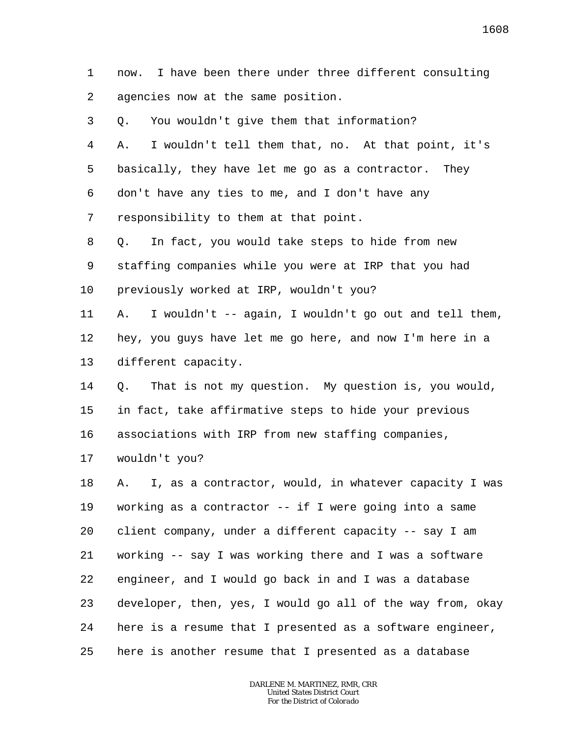now. I have been there under three different consulting agencies now at the same position.

Q. You wouldn't give them that information?

A. I wouldn't tell them that, no. At that point, it's basically, they have let me go as a contractor. They don't have any ties to me, and I don't have any responsibility to them at that point.

Q. In fact, you would take steps to hide from new staffing companies while you were at IRP that you had previously worked at IRP, wouldn't you?

A. I wouldn't -- again, I wouldn't go out and tell them, hey, you guys have let me go here, and now I'm here in a different capacity.

Q. That is not my question. My question is, you would, in fact, take affirmative steps to hide your previous associations with IRP from new staffing companies, wouldn't you?

A. I, as a contractor, would, in whatever capacity I was working as a contractor -- if I were going into a same client company, under a different capacity -- say I am working -- say I was working there and I was a software engineer, and I would go back in and I was a database developer, then, yes, I would go all of the way from, okay here is a resume that I presented as a software engineer, here is another resume that I presented as a database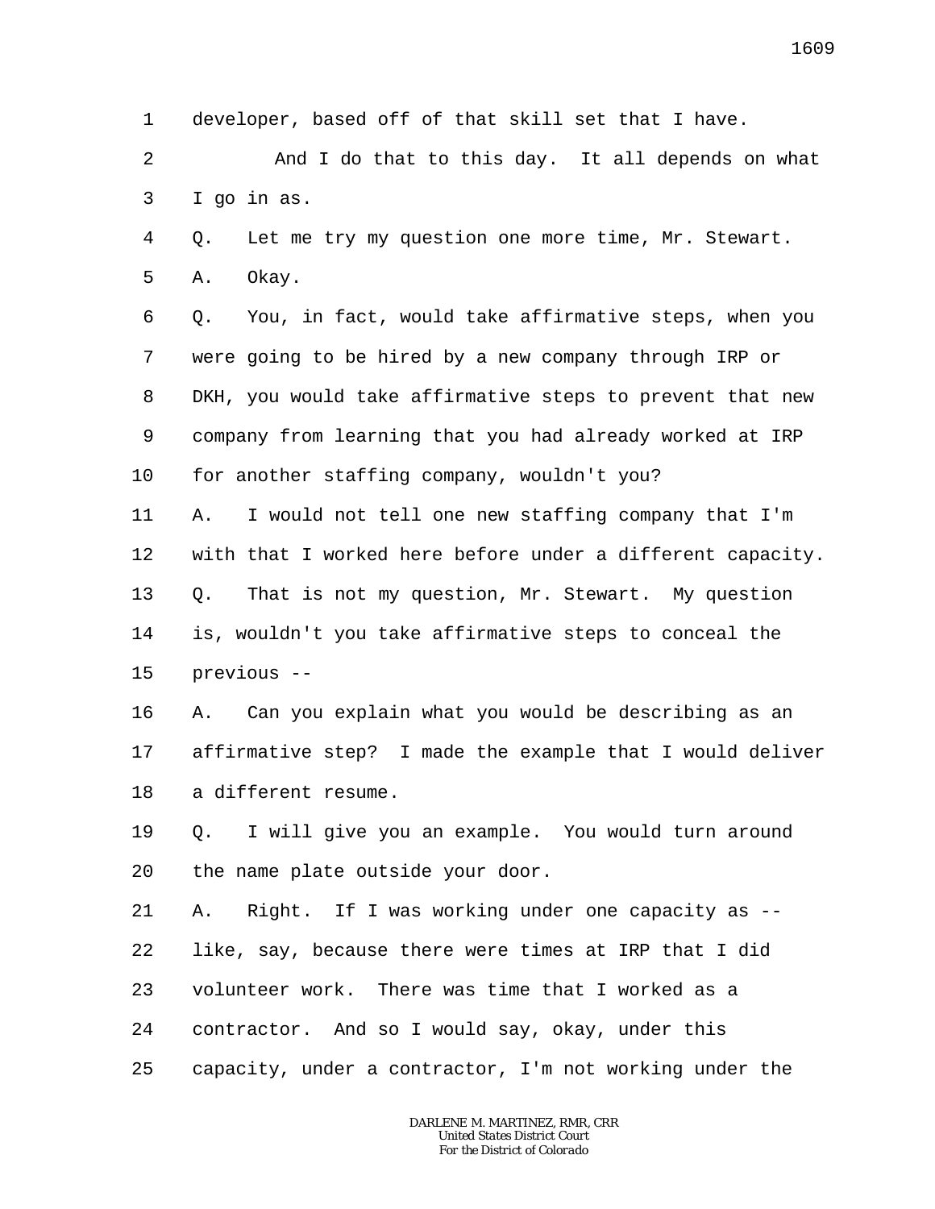developer, based off of that skill set that I have.

And I do that to this day. It all depends on what I go in as.

Q. Let me try my question one more time, Mr. Stewart.

A. Okay.

Q. You, in fact, would take affirmative steps, when you were going to be hired by a new company through IRP or DKH, you would take affirmative steps to prevent that new company from learning that you had already worked at IRP for another staffing company, wouldn't you?

A. I would not tell one new staffing company that I'm with that I worked here before under a different capacity.

Q. That is not my question, Mr. Stewart. My question is, wouldn't you take affirmative steps to conceal the previous --

A. Can you explain what you would be describing as an affirmative step? I made the example that I would deliver a different resume.

Q. I will give you an example. You would turn around the name plate outside your door.

A. Right. If I was working under one capacity as -- like, say, because there were times at IRP that I did volunteer work. There was time that I worked as a contractor. And so I would say, okay, under this capacity, under a contractor, I'm not working under the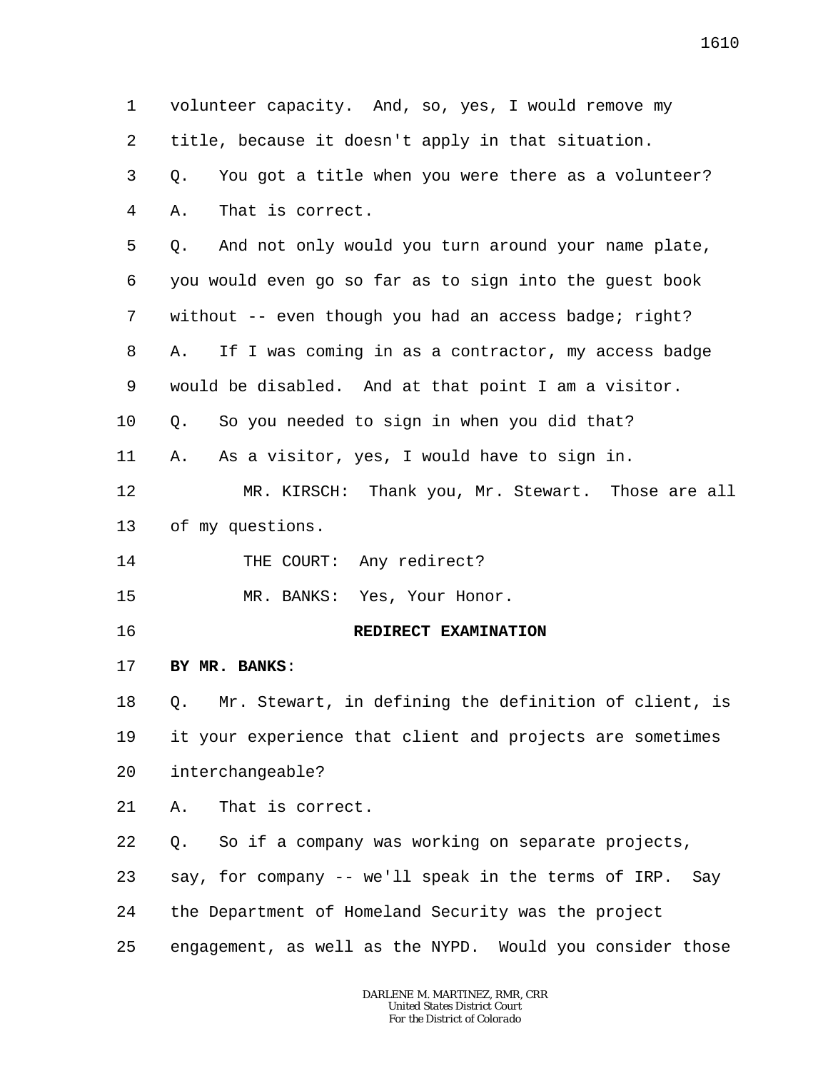volunteer capacity. And, so, yes, I would remove my title, because it doesn't apply in that situation.

Q. You got a title when you were there as a volunteer?

A. That is correct.

Q. And not only would you turn around your name plate, you would even go so far as to sign into the guest book without -- even though you had an access badge; right?

A. If I was coming in as a contractor, my access badge would be disabled. And at that point I am a visitor.

Q. So you needed to sign in when you did that?

A. As a visitor, yes, I would have to sign in.

MR. KIRSCH: Thank you, Mr. Stewart. Those are all of my questions.

THE COURT: Any redirect?

MR. BANKS: Yes, Your Honor.

**REDIRECT EXAMINATION**

**BY MR. BANKS**:

Q. Mr. Stewart, in defining the definition of client, is it your experience that client and projects are sometimes interchangeable?

A. That is correct.

Q. So if a company was working on separate projects, say, for company -- we'll speak in the terms of IRP. Say the Department of Homeland Security was the project engagement, as well as the NYPD. Would you consider those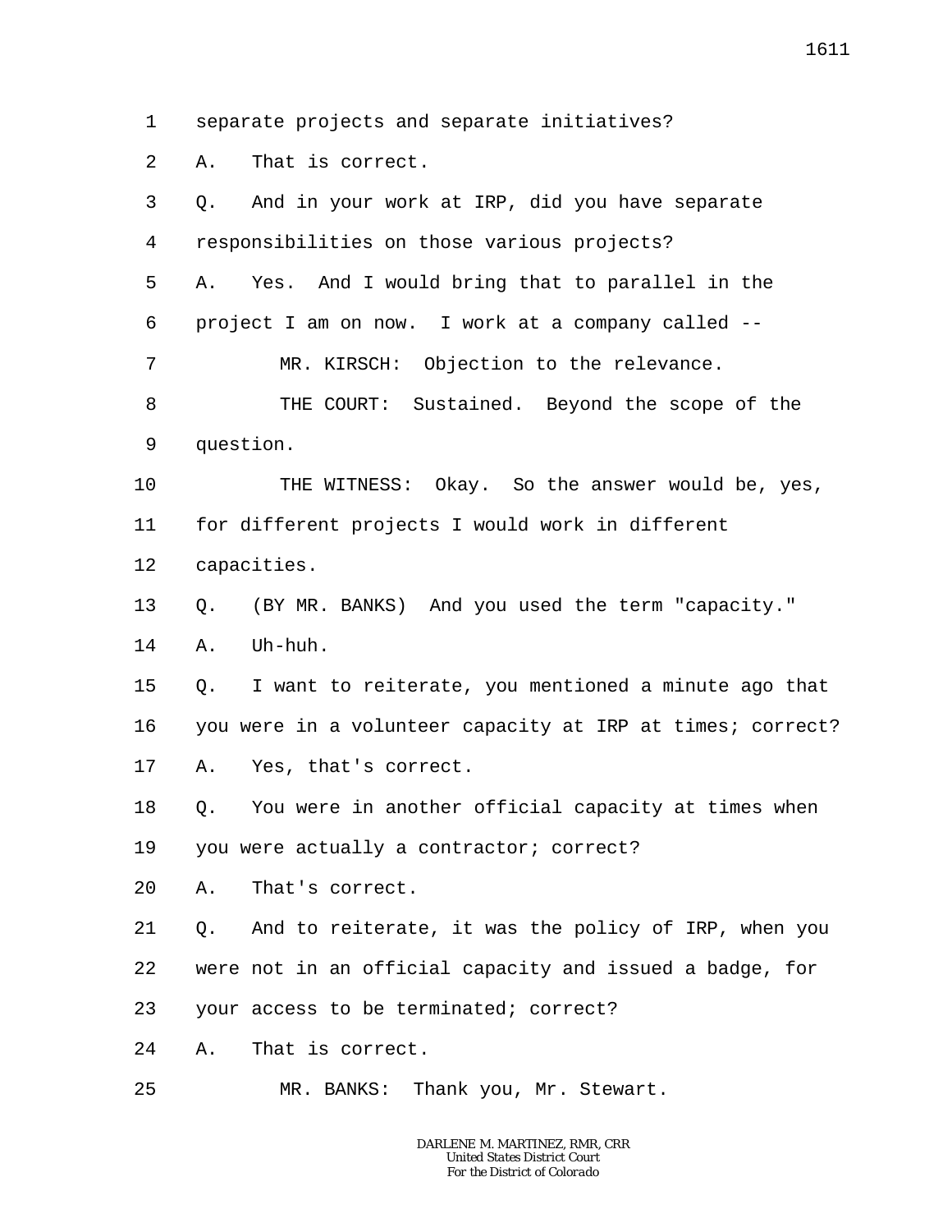1 separate projects and separate initiatives?

2 A. That is correct.

3 Q. And in your work at IRP, did you have separate

4 responsibilities on those various projects?

5 A. Yes. And I would bring that to parallel in the

6 project I am on now. I work at a company called --

7 MR. KIRSCH: Objection to the relevance.

8 THE COURT: Sustained. Beyond the scope of the

9 question.

10 THE WITNESS: Okay. So the answer would be, yes,

11 for different projects I would work in different

12 capacities.

13 Q. (BY MR. BANKS) And you used the term "capacity."

14 A. Uh-huh.

15 Q. I want to reiterate, you mentioned a minute ago that

16 you were in a volunteer capacity at IRP at times; correct?

17 A. Yes, that's correct.

18 Q. You were in another official capacity at times when

19 you were actually a contractor; correct?

20 A. That's correct.

21 Q. And to reiterate, it was the policy of IRP, when you

22 were not in an official capacity and issued a badge, for

23 your access to be terminated; correct?

24 A. That is correct.

25 MR. BANKS: Thank you, Mr. Stewart.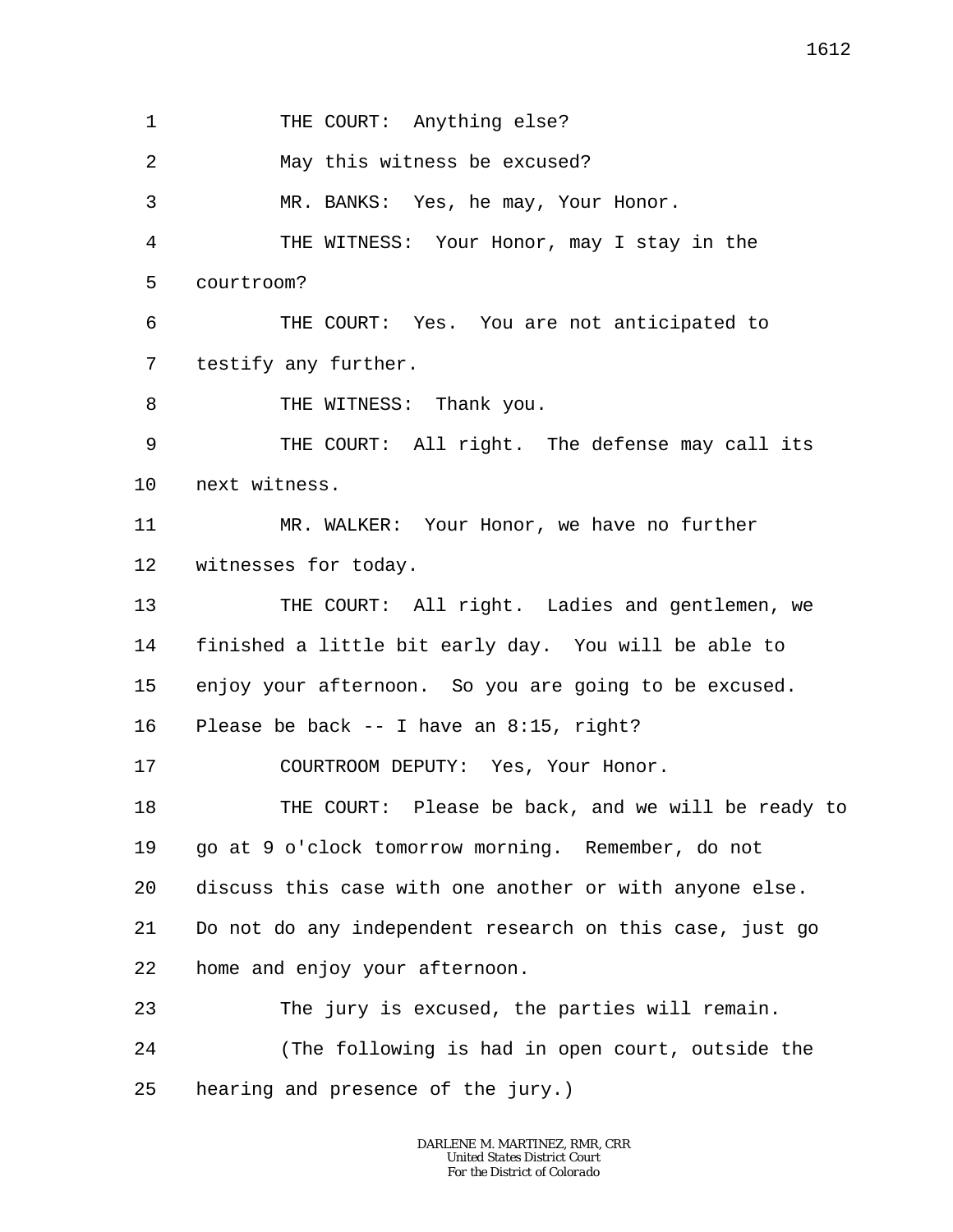THE COURT: Anything else?

May this witness be excused?

MR. BANKS: Yes, he may, Your Honor.

THE WITNESS: Your Honor, may I stay in the courtroom?

THE COURT: Yes. You are not anticipated to testify any further.

THE WITNESS: Thank you.

THE COURT: All right. The defense may call its next witness.

MR. WALKER: Your Honor, we have no further witnesses for today.

THE COURT: All right. Ladies and gentlemen, we finished a little bit early day. You will be able to enjoy your afternoon. So you are going to be excused. Please be back -- I have an 8:15, right?

COURTROOM DEPUTY: Yes, Your Honor.

THE COURT: Please be back, and we will be ready to go at 9 o'clock tomorrow morning. Remember, do not discuss this case with one another or with anyone else. Do not do any independent research on this case, just go home and enjoy your afternoon.

The jury is excused, the parties will remain.

(The following is had in open court, outside the hearing and presence of the jury.)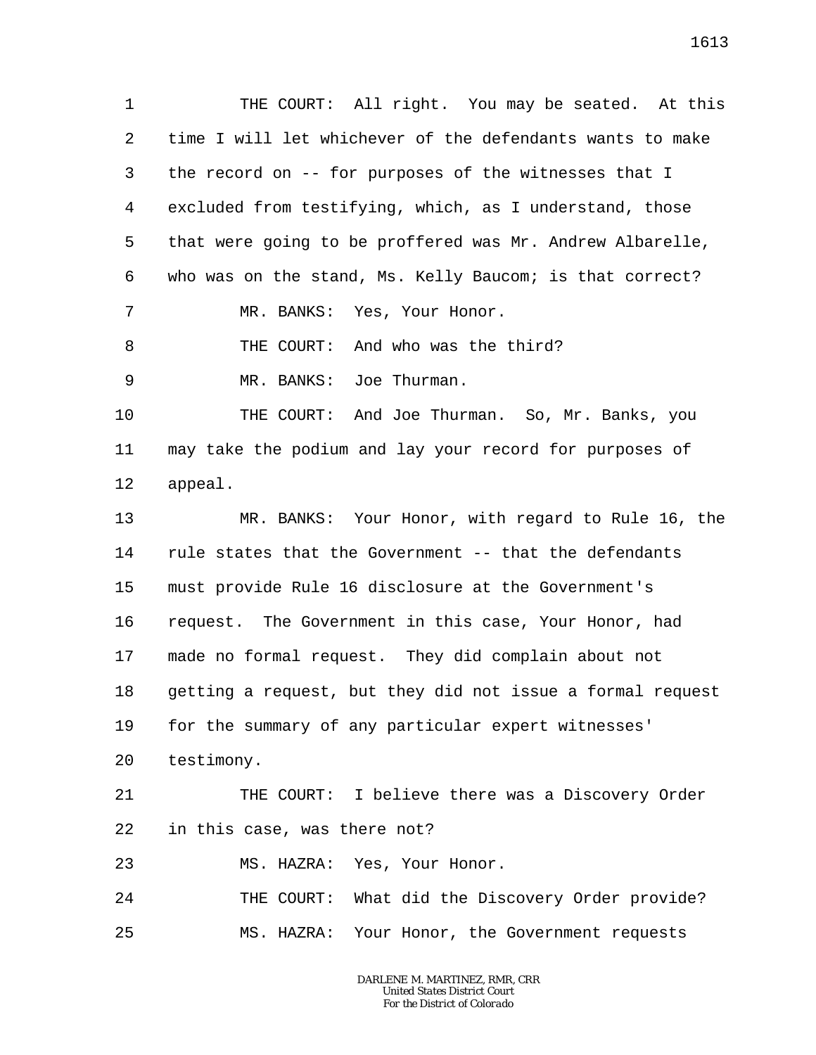THE COURT: All right. You may be seated. At this time I will let whichever of the defendants wants to make the record on -- for purposes of the witnesses that I excluded from testifying, which, as I understand, those that were going to be proffered was Mr. Andrew Albarelle, who was on the stand, Ms. Kelly Baucom; is that correct?

MR. BANKS: Yes, Your Honor.

THE COURT: And who was the third?

MR. BANKS: Joe Thurman.

THE COURT: And Joe Thurman. So, Mr. Banks, you may take the podium and lay your record for purposes of appeal.

MR. BANKS: Your Honor, with regard to Rule 16, the rule states that the Government -- that the defendants must provide Rule 16 disclosure at the Government's request. The Government in this case, Your Honor, had made no formal request. They did complain about not getting a request, but they did not issue a formal request for the summary of any particular expert witnesses' testimony.

THE COURT: I believe there was a Discovery Order in this case, was there not?

MS. HAZRA: Yes, Your Honor.

THE COURT: What did the Discovery Order provide?

MS. HAZRA: Your Honor, the Government requests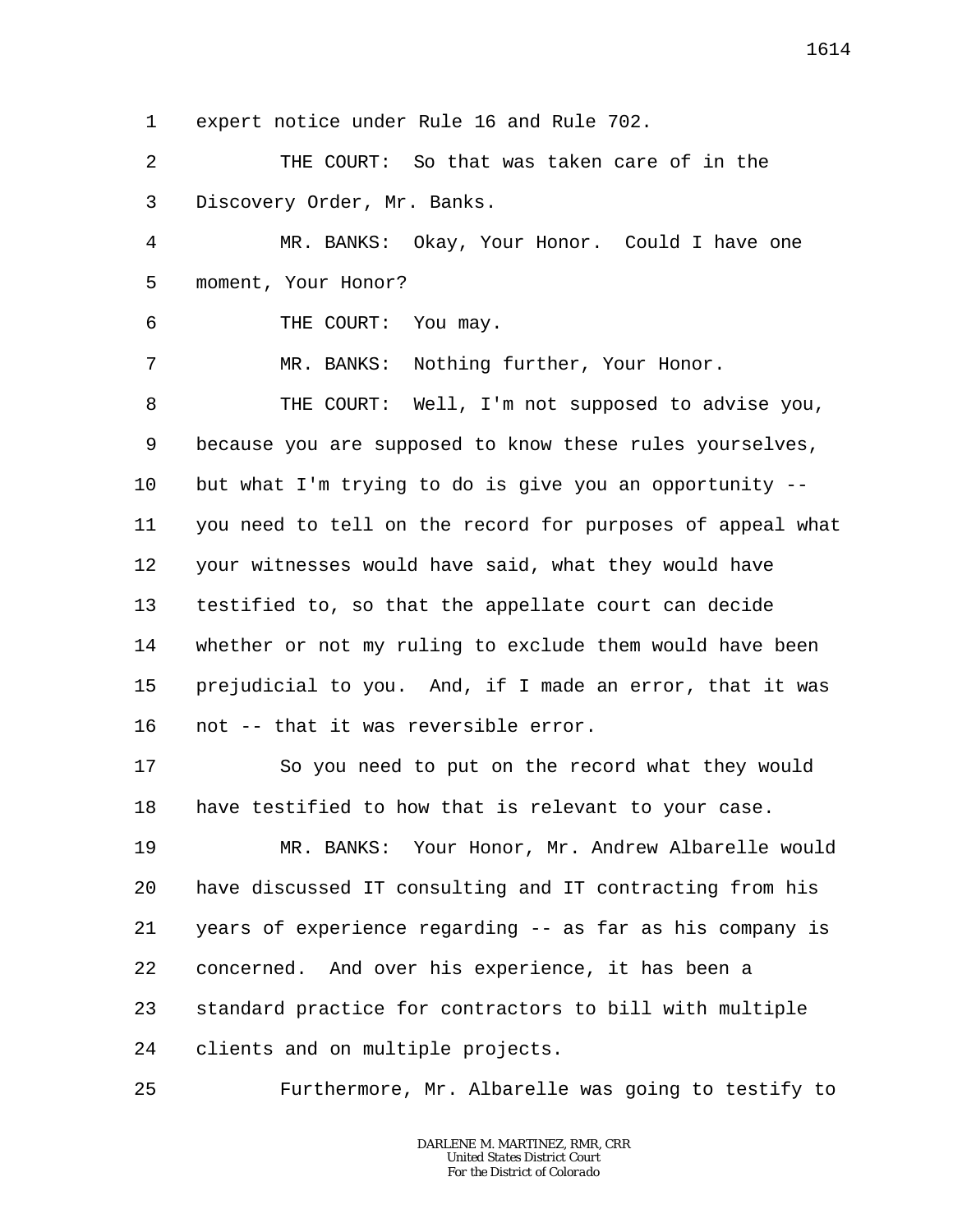expert notice under Rule 16 and Rule 702.

THE COURT: So that was taken care of in the Discovery Order, Mr. Banks.

MR. BANKS: Okay, Your Honor. Could I have one moment, Your Honor?

THE COURT: You may.

MR. BANKS: Nothing further, Your Honor.

THE COURT: Well, I'm not supposed to advise you, because you are supposed to know these rules yourselves, but what I'm trying to do is give you an opportunity -- you need to tell on the record for purposes of appeal what your witnesses would have said, what they would have testified to, so that the appellate court can decide whether or not my ruling to exclude them would have been prejudicial to you. And, if I made an error, that it was not -- that it was reversible error.

So you need to put on the record what they would have testified to how that is relevant to your case.

MR. BANKS: Your Honor, Mr. Andrew Albarelle would have discussed IT consulting and IT contracting from his years of experience regarding -- as far as his company is concerned. And over his experience, it has been a standard practice for contractors to bill with multiple clients and on multiple projects.

Furthermore, Mr. Albarelle was going to testify to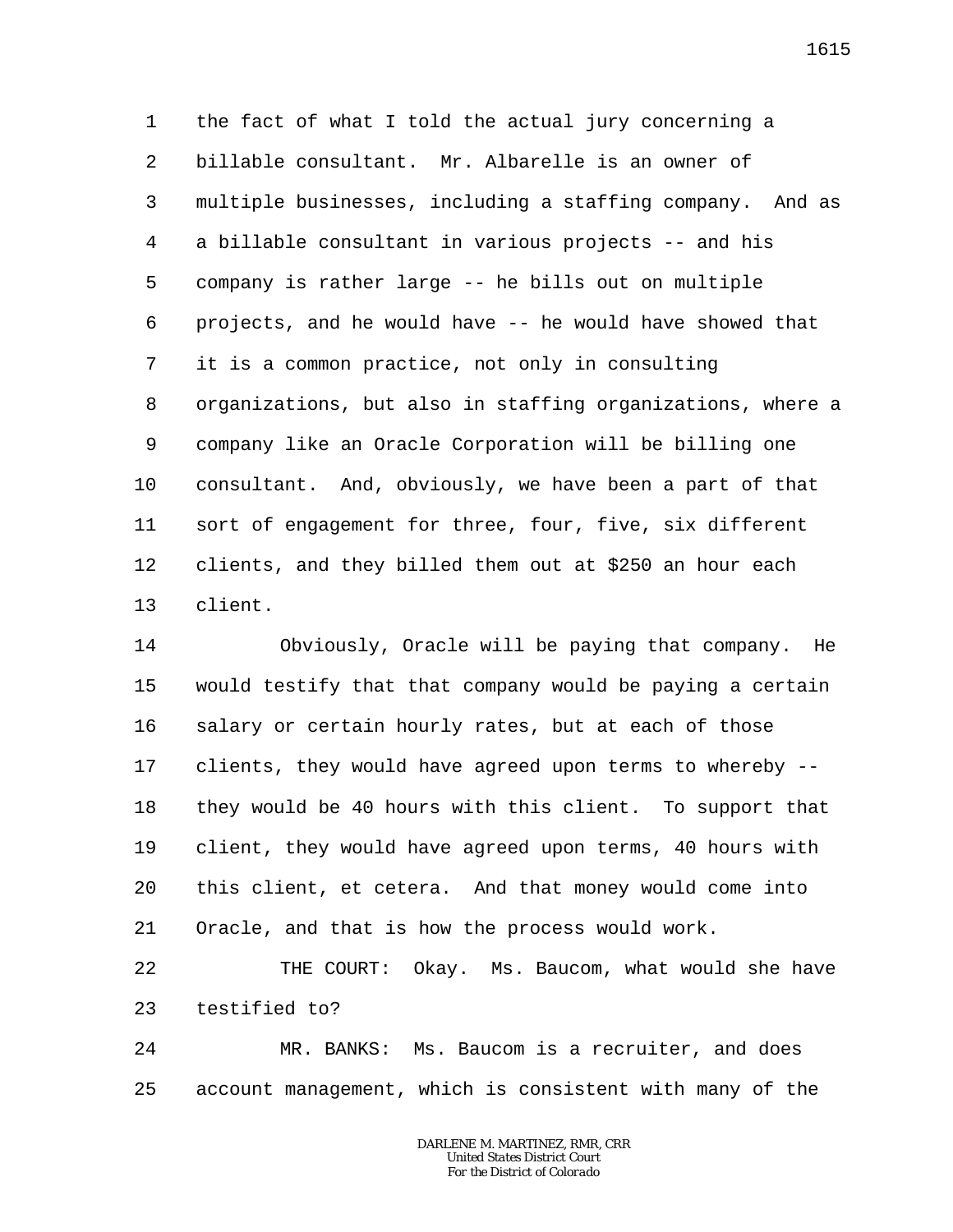the fact of what I told the actual jury concerning a billable consultant. Mr. Albarelle is an owner of multiple businesses, including a staffing company. And as a billable consultant in various projects -- and his company is rather large -- he bills out on multiple projects, and he would have -- he would have showed that it is a common practice, not only in consulting organizations, but also in staffing organizations, where a company like an Oracle Corporation will be billing one consultant. And, obviously, we have been a part of that sort of engagement for three, four, five, six different clients, and they billed them out at $250 an hour each client.

Obviously, Oracle will be paying that company. He would testify that that company would be paying a certain salary or certain hourly rates, but at each of those clients, they would have agreed upon terms to whereby -- they would be 40 hours with this client. To support that client, they would have agreed upon terms, 40 hours with this client, et cetera. And that money would come into Oracle, and that is how the process would work.

THE COURT: Okay. Ms. Baucom, what would she have testified to?

MR. BANKS: Ms. Baucom is a recruiter, and does account management, which is consistent with many of the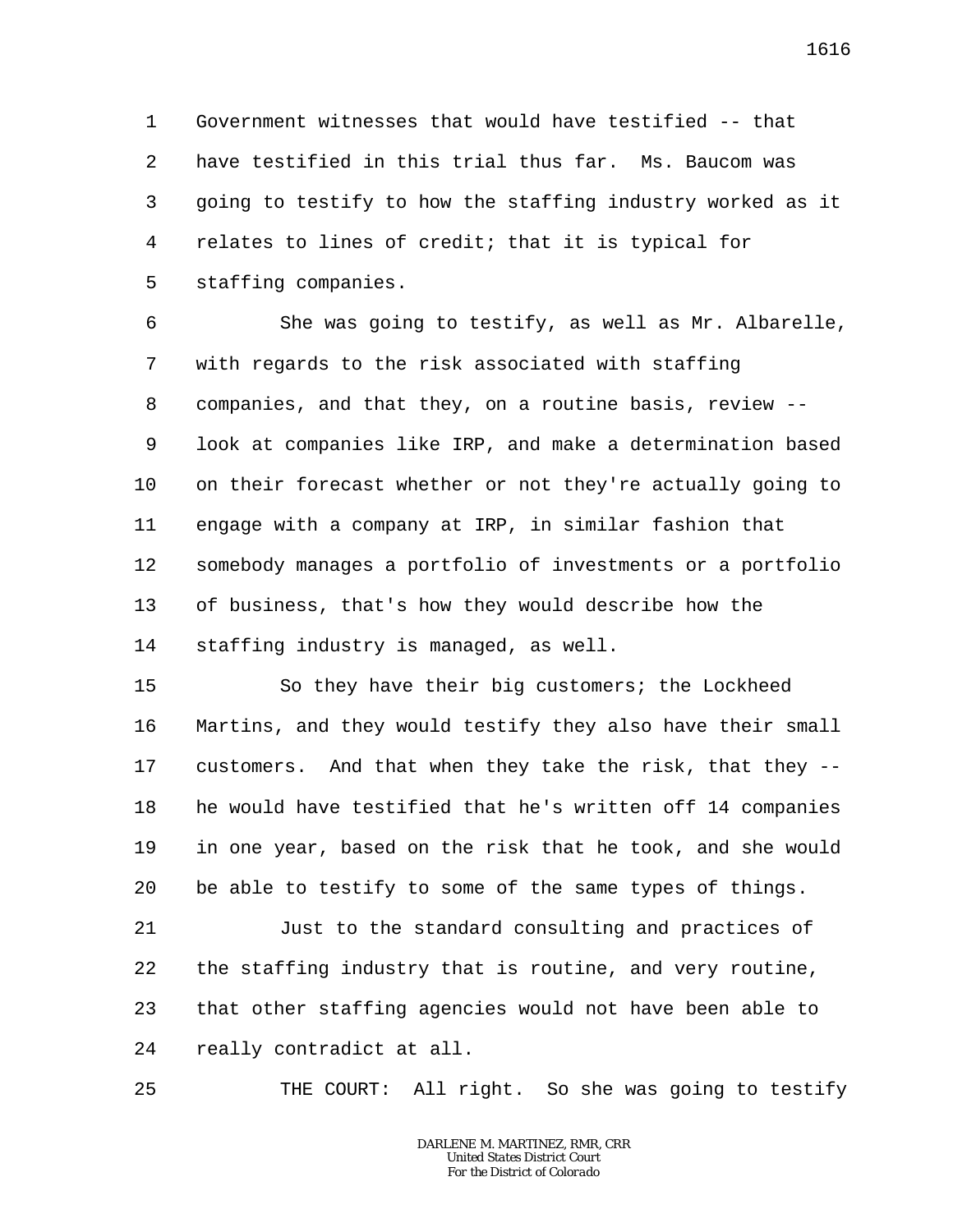Government witnesses that would have testified -- that have testified in this trial thus far. Ms. Baucom was going to testify to how the staffing industry worked as it relates to lines of credit; that it is typical for staffing companies.

She was going to testify, as well as Mr. Albarelle, with regards to the risk associated with staffing companies, and that they, on a routine basis, review -- look at companies like IRP, and make a determination based on their forecast whether or not they're actually going to engage with a company at IRP, in similar fashion that somebody manages a portfolio of investments or a portfolio of business, that's how they would describe how the staffing industry is managed, as well.

So they have their big customers; the Lockheed Martins, and they would testify they also have their small customers. And that when they take the risk, that they -- he would have testified that he's written off 14 companies in one year, based on the risk that he took, and she would be able to testify to some of the same types of things.

Just to the standard consulting and practices of the staffing industry that is routine, and very routine, that other staffing agencies would not have been able to really contradict at all.

THE COURT: All right. So she was going to testify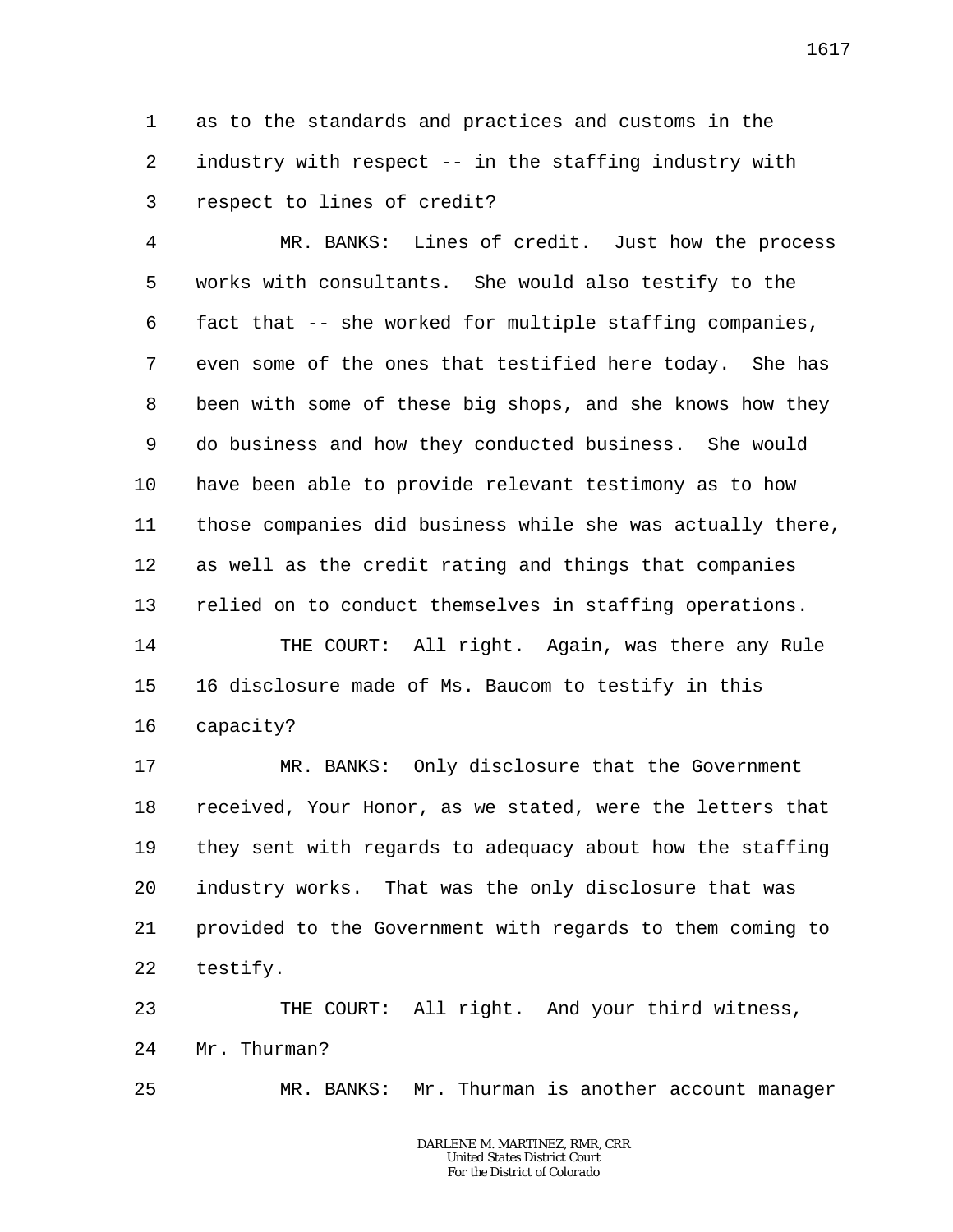1 as to the standards and practices and customs in the
2 industry with respect -- in the staffing industry with
3 respect to lines of credit?

4 MR. BANKS: Lines of credit. Just how the process
5 works with consultants. She would also testify to the
6 fact that -- she worked for multiple staffing companies,
7 even some of the ones that testified here today. She has
8 been with some of these big shops, and she knows how they
9 do business and how they conducted business. She would
10 have been able to provide relevant testimony as to how
11 those companies did business while she was actually there,
12 as well as the credit rating and things that companies
13 relied on to conduct themselves in staffing operations.

14 THE COURT: All right. Again, was there any Rule
15 16 disclosure made of Ms. Baucom to testify in this
16 capacity?

17 MR. BANKS: Only disclosure that the Government
18 received, Your Honor, as we stated, were the letters that
19 they sent with regards to adequacy about how the staffing
20 industry works. That was the only disclosure that was
21 provided to the Government with regards to them coming to
22 testify.

23 THE COURT: All right. And your third witness,
24 Mr. Thurman?

25 MR. BANKS: Mr. Thurman is another account manager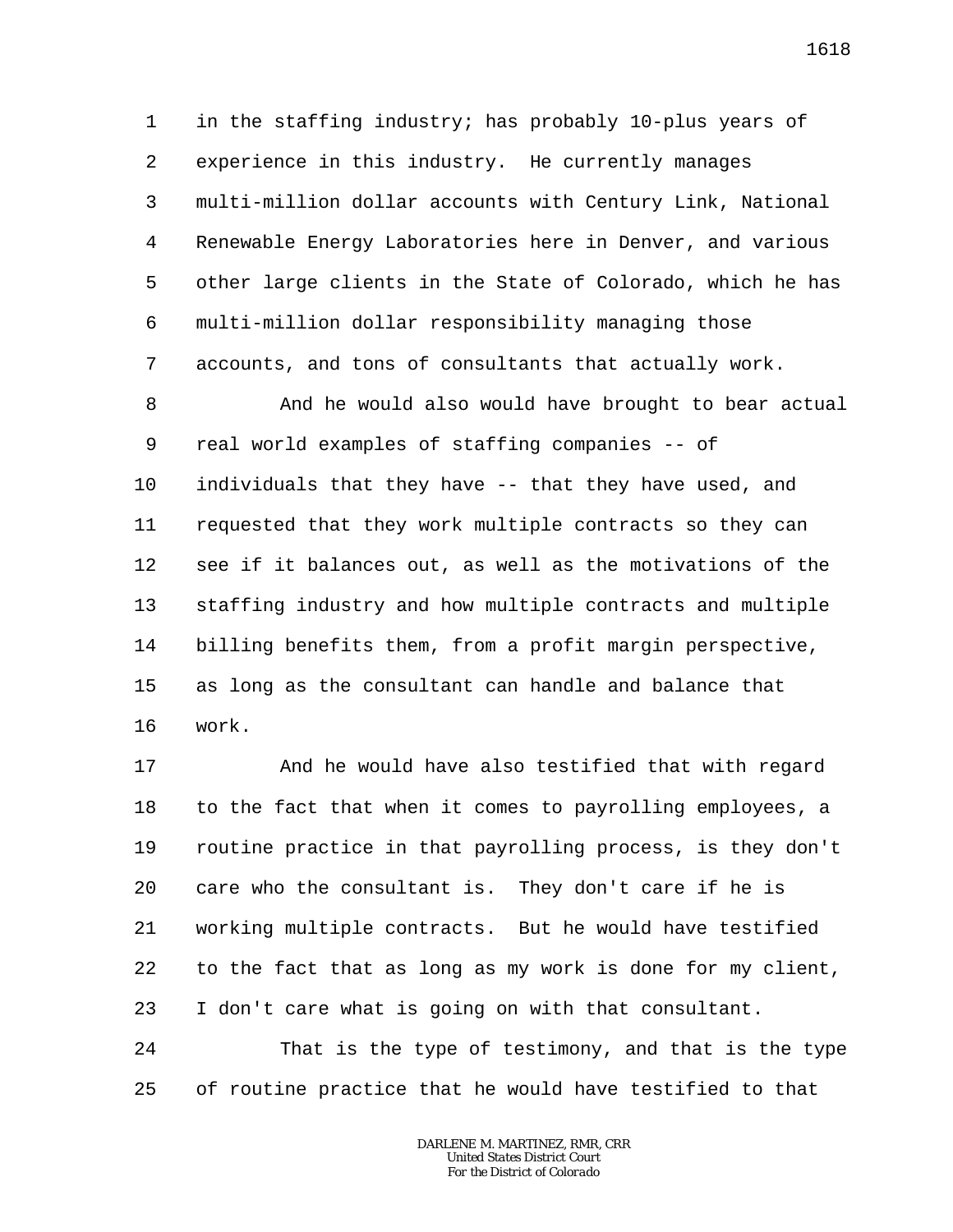in the staffing industry; has probably 10-plus years of experience in this industry. He currently manages multi-million dollar accounts with Century Link, National Renewable Energy Laboratories here in Denver, and various other large clients in the State of Colorado, which he has multi-million dollar responsibility managing those accounts, and tons of consultants that actually work.

And he would also would have brought to bear actual real world examples of staffing companies -- of individuals that they have -- that they have used, and requested that they work multiple contracts so they can see if it balances out, as well as the motivations of the staffing industry and how multiple contracts and multiple billing benefits them, from a profit margin perspective, as long as the consultant can handle and balance that work.

And he would have also testified that with regard to the fact that when it comes to payrolling employees, a routine practice in that payrolling process, is they don't care who the consultant is. They don't care if he is working multiple contracts. But he would have testified to the fact that as long as my work is done for my client, I don't care what is going on with that consultant.

That is the type of testimony, and that is the type of routine practice that he would have testified to that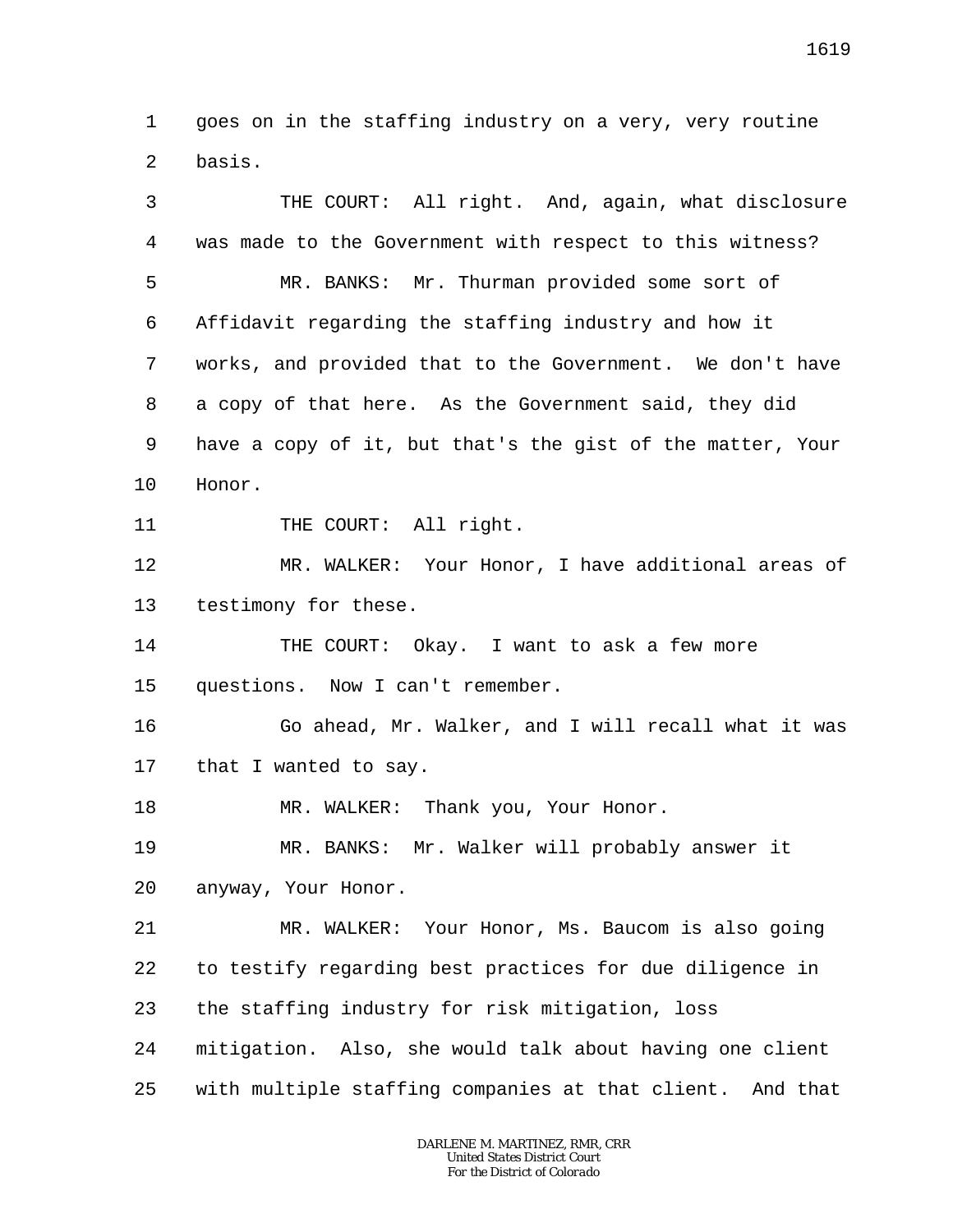goes on in the staffing industry on a very, very routine basis.

THE COURT: All right. And, again, what disclosure was made to the Government with respect to this witness?

MR. BANKS: Mr. Thurman provided some sort of Affidavit regarding the staffing industry and how it works, and provided that to the Government. We don't have a copy of that here. As the Government said, they did have a copy of it, but that's the gist of the matter, Your Honor.

THE COURT: All right.

MR. WALKER: Your Honor, I have additional areas of testimony for these.

THE COURT: Okay. I want to ask a few more questions. Now I can't remember.

Go ahead, Mr. Walker, and I will recall what it was that I wanted to say.

MR. WALKER: Thank you, Your Honor.

MR. BANKS: Mr. Walker will probably answer it anyway, Your Honor.

MR. WALKER: Your Honor, Ms. Baucom is also going to testify regarding best practices for due diligence in the staffing industry for risk mitigation, loss mitigation. Also, she would talk about having one client with multiple staffing companies at that client. And that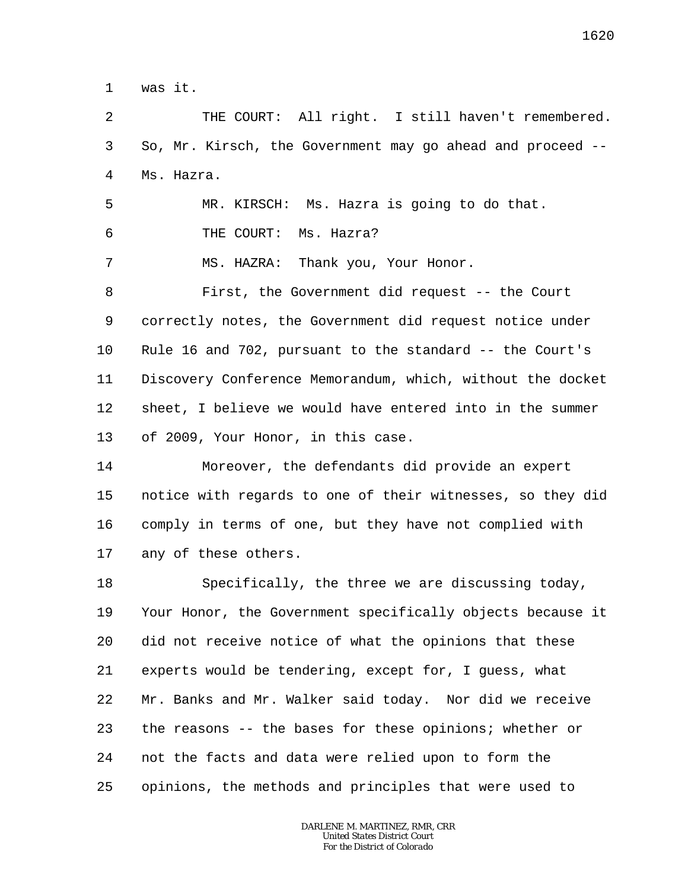1 was it.

2 THE COURT: All right. I still haven't remembered.
3 So, Mr. Kirsch, the Government may go ahead and proceed --
4 Ms. Hazra.

5 MR. KIRSCH: Ms. Hazra is going to do that.

6 THE COURT: Ms. Hazra?

7 MS. HAZRA: Thank you, Your Honor.

8 First, the Government did request -- the Court
9 correctly notes, the Government did request notice under
10 Rule 16 and 702, pursuant to the standard -- the Court's
11 Discovery Conference Memorandum, which, without the docket
12 sheet, I believe we would have entered into in the summer
13 of 2009, Your Honor, in this case.

14 Moreover, the defendants did provide an expert
15 notice with regards to one of their witnesses, so they did
16 comply in terms of one, but they have not complied with
17 any of these others.

18 Specifically, the three we are discussing today,
19 Your Honor, the Government specifically objects because it
20 did not receive notice of what the opinions that these
21 experts would be tendering, except for, I guess, what
22 Mr. Banks and Mr. Walker said today. Nor did we receive
23 the reasons -- the bases for these opinions; whether or
24 not the facts and data were relied upon to form the
25 opinions, the methods and principles that were used to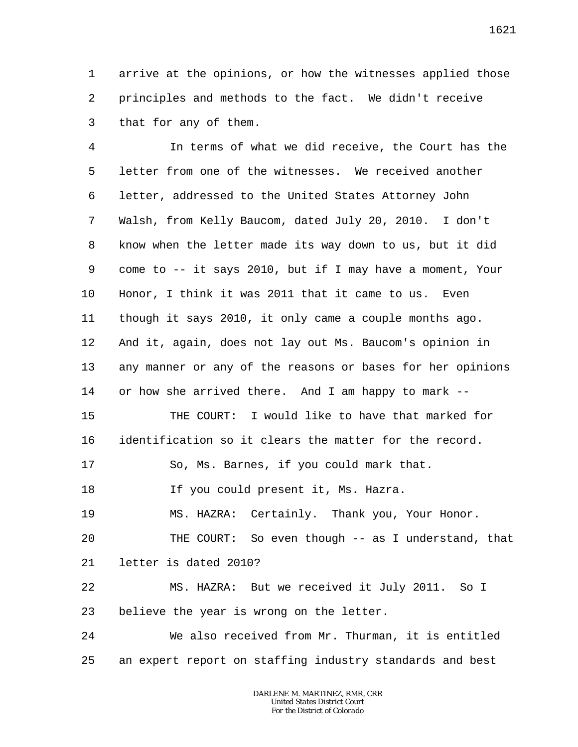arrive at the opinions, or how the witnesses applied those principles and methods to the fact. We didn't receive that for any of them.

In terms of what we did receive, the Court has the letter from one of the witnesses. We received another letter, addressed to the United States Attorney John Walsh, from Kelly Baucom, dated July 20, 2010. I don't know when the letter made its way down to us, but it did come to -- it says 2010, but if I may have a moment, Your Honor, I think it was 2011 that it came to us. Even though it says 2010, it only came a couple months ago. And it, again, does not lay out Ms. Baucom's opinion in any manner or any of the reasons or bases for her opinions or how she arrived there. And I am happy to mark --

THE COURT: I would like to have that marked for identification so it clears the matter for the record.

So, Ms. Barnes, if you could mark that.

If you could present it, Ms. Hazra.

MS. HAZRA: Certainly. Thank you, Your Honor.

THE COURT: So even though -- as I understand, that letter is dated 2010?

MS. HAZRA: But we received it July 2011. So I believe the year is wrong on the letter.

We also received from Mr. Thurman, it is entitled an expert report on staffing industry standards and best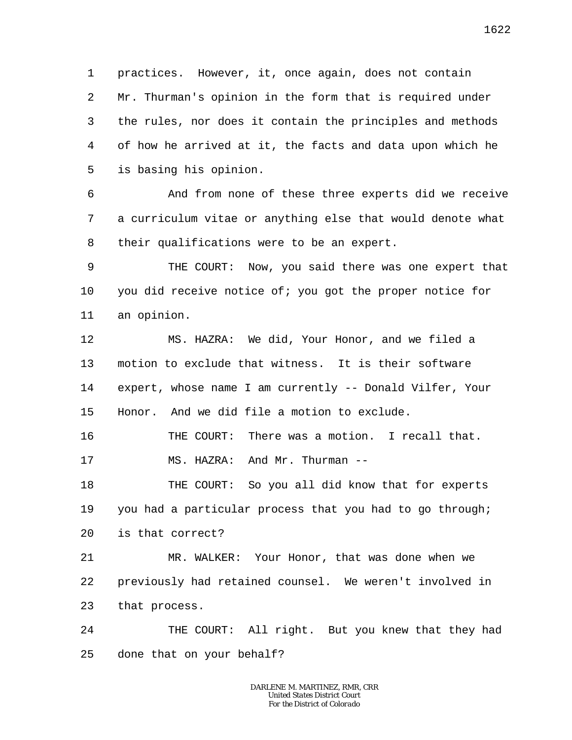practices. However, it, once again, does not contain Mr. Thurman's opinion in the form that is required under the rules, nor does it contain the principles and methods of how he arrived at it, the facts and data upon which he is basing his opinion.

And from none of these three experts did we receive a curriculum vitae or anything else that would denote what their qualifications were to be an expert.

THE COURT: Now, you said there was one expert that you did receive notice of; you got the proper notice for an opinion.

MS. HAZRA: We did, Your Honor, and we filed a motion to exclude that witness. It is their software expert, whose name I am currently -- Donald Vilfer, Your Honor. And we did file a motion to exclude.

THE COURT: There was a motion. I recall that.

MS. HAZRA: And Mr. Thurman --

THE COURT: So you all did know that for experts you had a particular process that you had to go through; is that correct?

MR. WALKER: Your Honor, that was done when we previously had retained counsel. We weren't involved in that process.

THE COURT: All right. But you knew that they had done that on your behalf?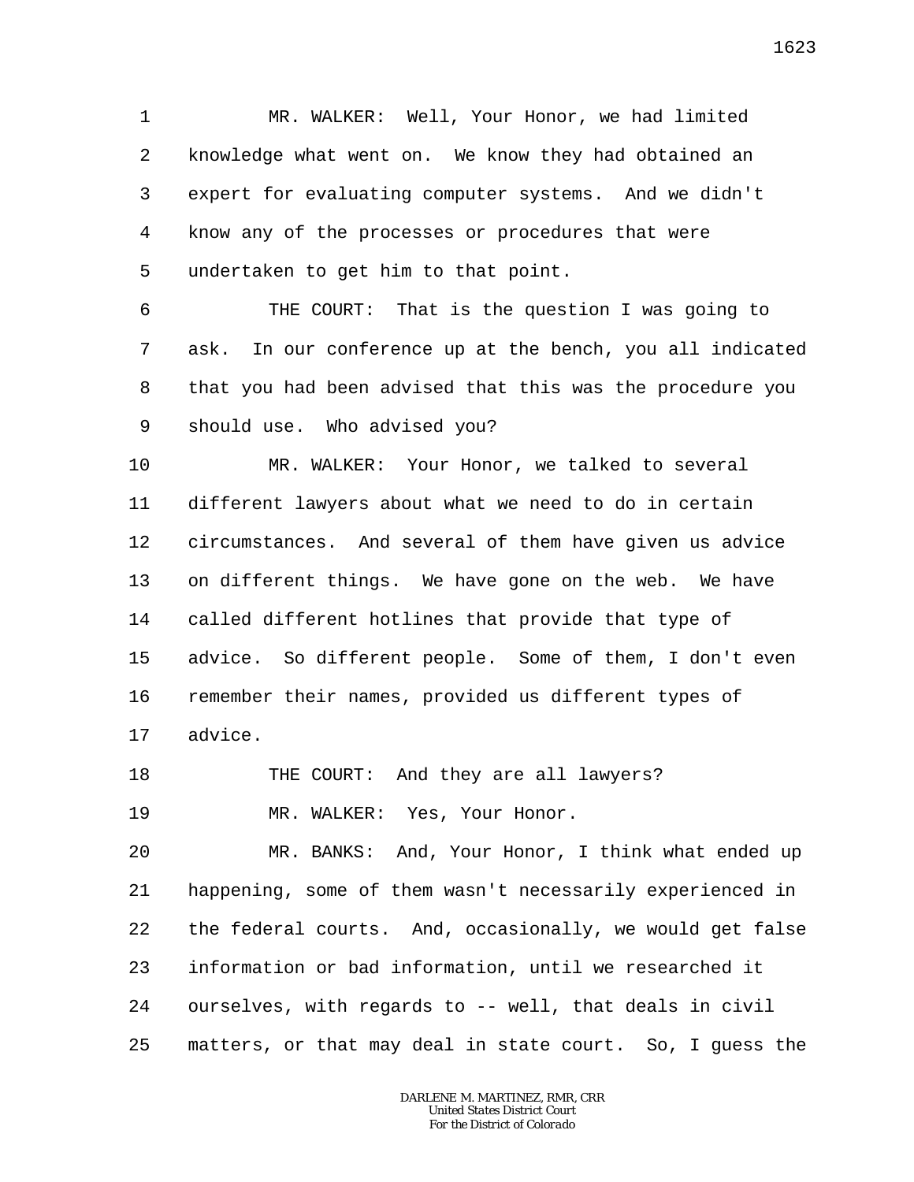MR. WALKER: Well, Your Honor, we had limited knowledge what went on. We know they had obtained an expert for evaluating computer systems. And we didn't know any of the processes or procedures that were undertaken to get him to that point.

THE COURT: That is the question I was going to ask. In our conference up at the bench, you all indicated that you had been advised that this was the procedure you should use. Who advised you?

MR. WALKER: Your Honor, we talked to several different lawyers about what we need to do in certain circumstances. And several of them have given us advice on different things. We have gone on the web. We have called different hotlines that provide that type of advice. So different people. Some of them, I don't even remember their names, provided us different types of advice.

THE COURT: And they are all lawyers?

MR. WALKER: Yes, Your Honor.

MR. BANKS: And, Your Honor, I think what ended up happening, some of them wasn't necessarily experienced in the federal courts. And, occasionally, we would get false information or bad information, until we researched it ourselves, with regards to -- well, that deals in civil matters, or that may deal in state court. So, I guess the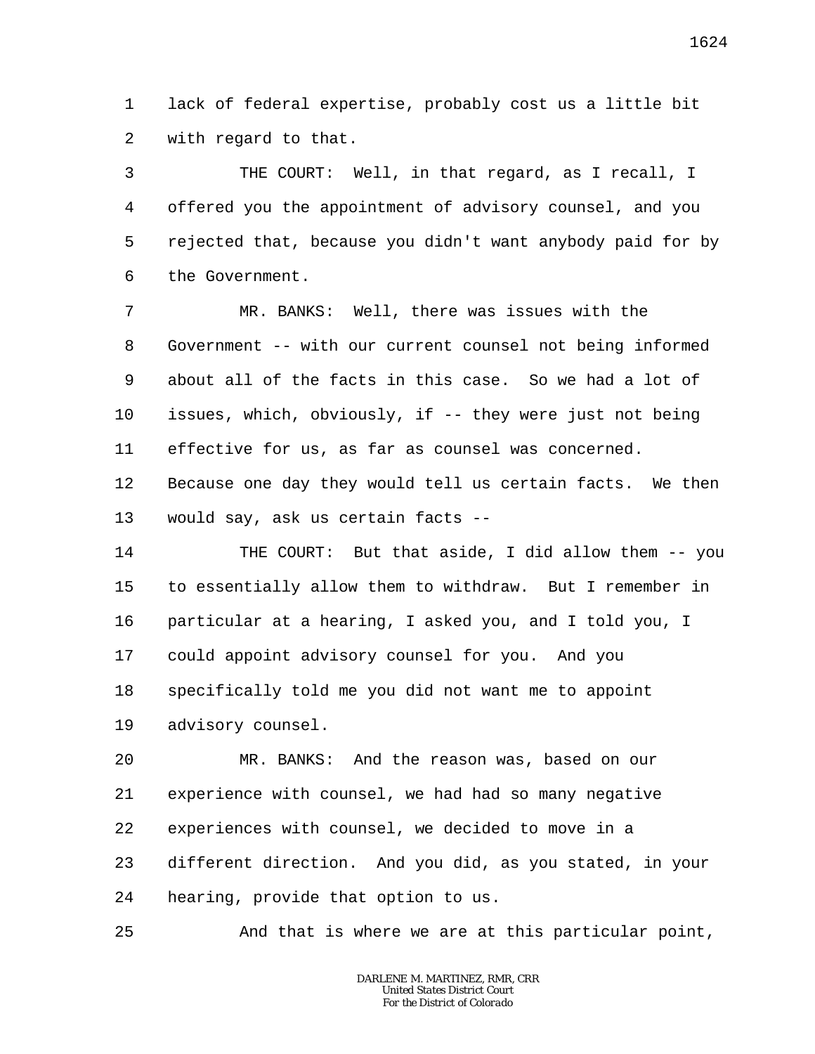lack of federal expertise, probably cost us a little bit with regard to that.

THE COURT: Well, in that regard, as I recall, I offered you the appointment of advisory counsel, and you rejected that, because you didn't want anybody paid for by the Government.

MR. BANKS: Well, there was issues with the Government -- with our current counsel not being informed about all of the facts in this case. So we had a lot of issues, which, obviously, if -- they were just not being effective for us, as far as counsel was concerned. Because one day they would tell us certain facts. We then would say, ask us certain facts --

THE COURT: But that aside, I did allow them -- you to essentially allow them to withdraw. But I remember in particular at a hearing, I asked you, and I told you, I could appoint advisory counsel for you. And you specifically told me you did not want me to appoint advisory counsel.

MR. BANKS: And the reason was, based on our experience with counsel, we had had so many negative experiences with counsel, we decided to move in a different direction. And you did, as you stated, in your hearing, provide that option to us.

And that is where we are at this particular point,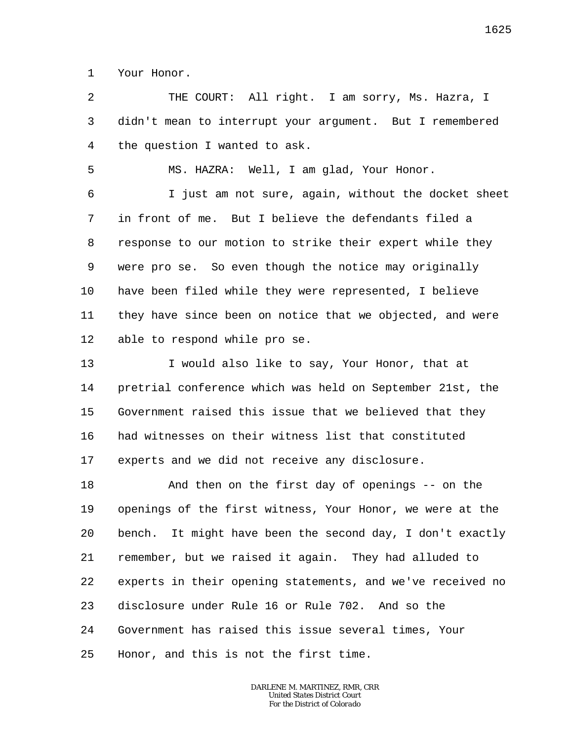Your Honor.

THE COURT: All right. I am sorry, Ms. Hazra, I didn't mean to interrupt your argument. But I remembered the question I wanted to ask.

MS. HAZRA: Well, I am glad, Your Honor.

I just am not sure, again, without the docket sheet in front of me. But I believe the defendants filed a response to our motion to strike their expert while they were pro se. So even though the notice may originally have been filed while they were represented, I believe they have since been on notice that we objected, and were able to respond while pro se.

I would also like to say, Your Honor, that at pretrial conference which was held on September 21st, the Government raised this issue that we believed that they had witnesses on their witness list that constituted experts and we did not receive any disclosure.

And then on the first day of openings -- on the openings of the first witness, Your Honor, we were at the bench. It might have been the second day, I don't exactly remember, but we raised it again. They had alluded to experts in their opening statements, and we've received no disclosure under Rule 16 or Rule 702. And so the Government has raised this issue several times, Your Honor, and this is not the first time.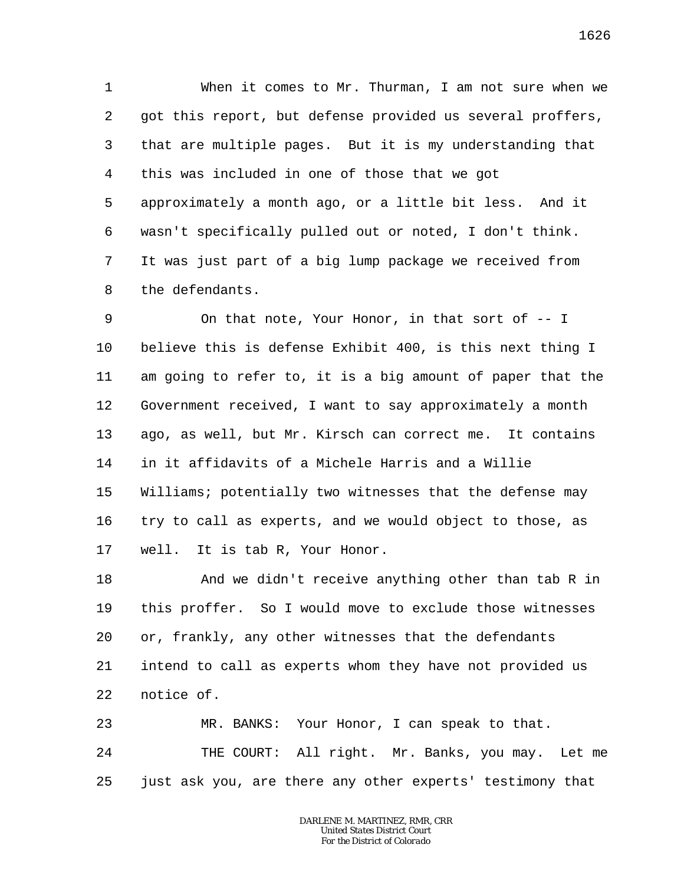When it comes to Mr. Thurman, I am not sure when we got this report, but defense provided us several proffers, that are multiple pages. But it is my understanding that this was included in one of those that we got approximately a month ago, or a little bit less. And it wasn't specifically pulled out or noted, I don't think. It was just part of a big lump package we received from the defendants.

On that note, Your Honor, in that sort of -- I believe this is defense Exhibit 400, is this next thing I am going to refer to, it is a big amount of paper that the Government received, I want to say approximately a month ago, as well, but Mr. Kirsch can correct me. It contains in it affidavits of a Michele Harris and a Willie Williams; potentially two witnesses that the defense may try to call as experts, and we would object to those, as well. It is tab R, Your Honor.

And we didn't receive anything other than tab R in this proffer. So I would move to exclude those witnesses or, frankly, any other witnesses that the defendants intend to call as experts whom they have not provided us notice of.

MR. BANKS: Your Honor, I can speak to that.

THE COURT: All right. Mr. Banks, you may. Let me just ask you, are there any other experts' testimony that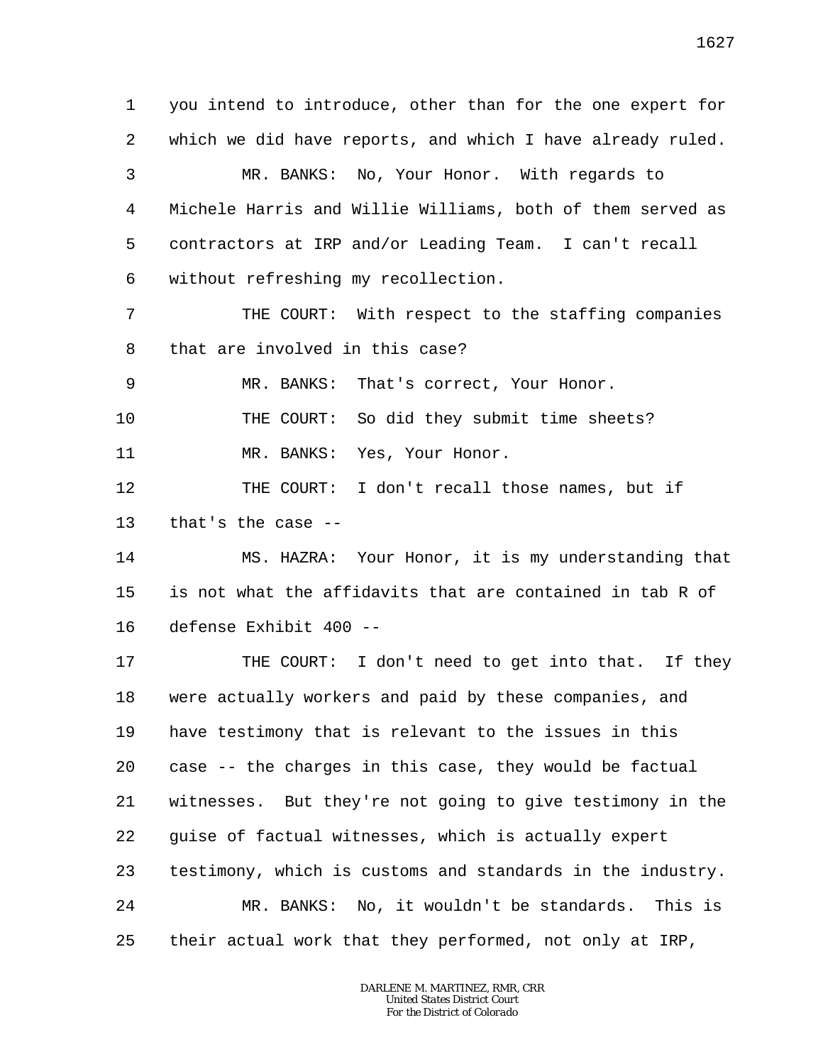1 you intend to introduce, other than for the one expert for
2 which we did have reports, and which I have already ruled.
3 MR. BANKS: No, Your Honor. With regards to
4 Michele Harris and Willie Williams, both of them served as
5 contractors at IRP and/or Leading Team. I can't recall
6 without refreshing my recollection.
7 THE COURT: With respect to the staffing companies
8 that are involved in this case?
9 MR. BANKS: That's correct, Your Honor.
10 THE COURT: So did they submit time sheets?
11 MR. BANKS: Yes, Your Honor.
12 THE COURT: I don't recall those names, but if
13 that's the case --
14 MS. HAZRA: Your Honor, it is my understanding that
15 is not what the affidavits that are contained in tab R of
16 defense Exhibit 400 --
17 THE COURT: I don't need to get into that. If they
18 were actually workers and paid by these companies, and
19 have testimony that is relevant to the issues in this
20 case -- the charges in this case, they would be factual
21 witnesses. But they're not going to give testimony in the
22 guise of factual witnesses, which is actually expert
23 testimony, which is customs and standards in the industry.
24 MR. BANKS: No, it wouldn't be standards. This is
25 their actual work that they performed, not only at IRP,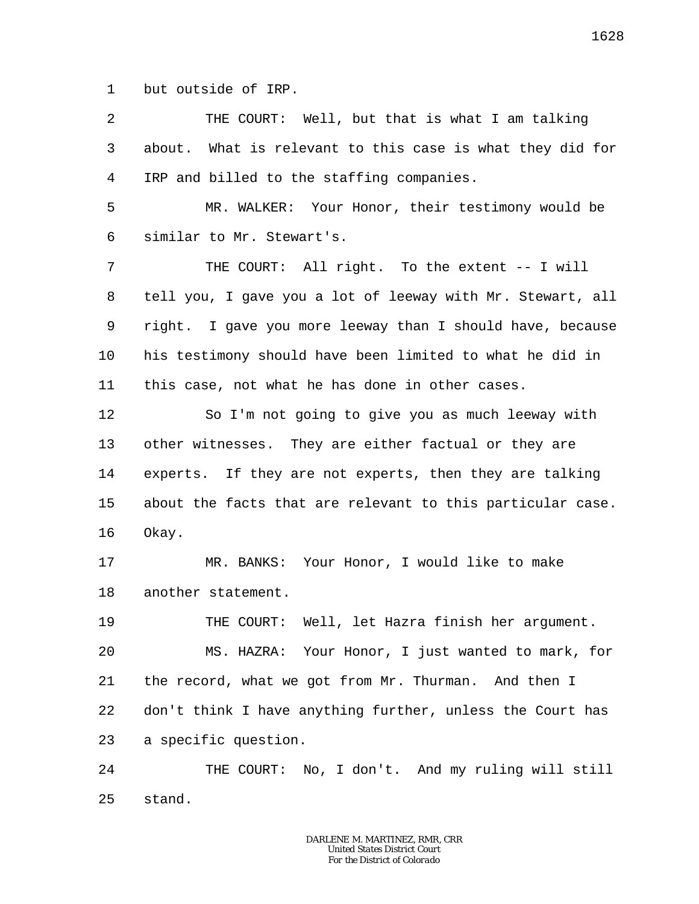1 but outside of IRP.

2 THE COURT: Well, but that is what I am talking

3 about. What is relevant to this case is what they did for

4 IRP and billed to the staffing companies.

5 MR. WALKER: Your Honor, their testimony would be

6 similar to Mr. Stewart's.

7 THE COURT: All right. To the extent -- I will

8 tell you, I gave you a lot of leeway with Mr. Stewart, all

9 right. I gave you more leeway than I should have, because

10 his testimony should have been limited to what he did in

11 this case, not what he has done in other cases.

12 So I'm not going to give you as much leeway with

13 other witnesses. They are either factual or they are

14 experts. If they are not experts, then they are talking

15 about the facts that are relevant to this particular case.

16 Okay.

17 MR. BANKS: Your Honor, I would like to make

18 another statement.

19 THE COURT: Well, let Hazra finish her argument.

20 MS. HAZRA: Your Honor, I just wanted to mark, for

21 the record, what we got from Mr. Thurman. And then I

22 don't think I have anything further, unless the Court has

23 a specific question.

24 THE COURT: No, I don't. And my ruling will still

25 stand.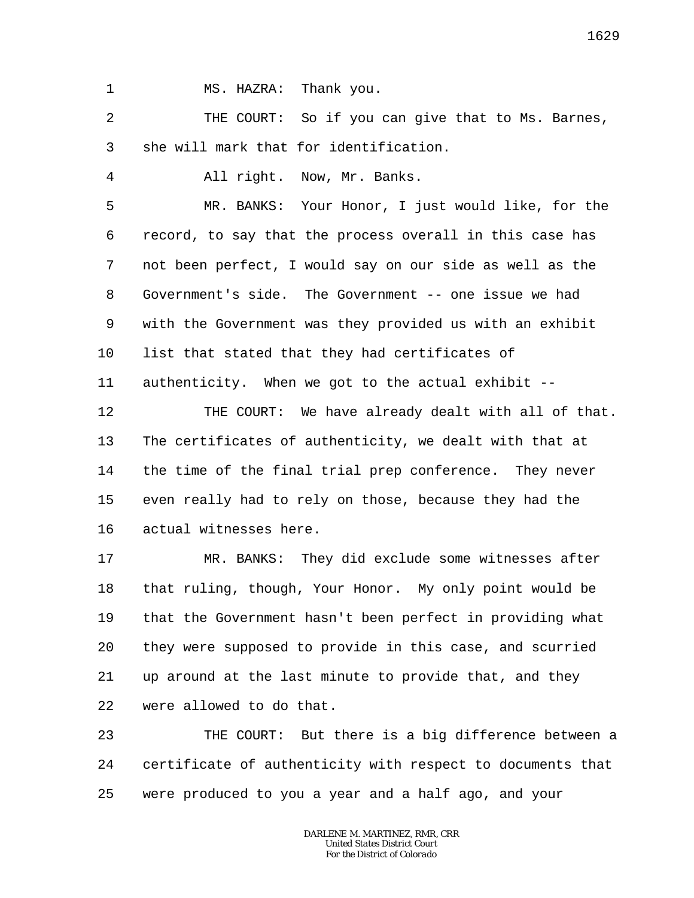MS. HAZRA: Thank you.

THE COURT: So if you can give that to Ms. Barnes, she will mark that for identification.

All right. Now, Mr. Banks.

MR. BANKS: Your Honor, I just would like, for the record, to say that the process overall in this case has not been perfect, I would say on our side as well as the Government's side. The Government -- one issue we had with the Government was they provided us with an exhibit list that stated that they had certificates of authenticity. When we got to the actual exhibit --

THE COURT: We have already dealt with all of that. The certificates of authenticity, we dealt with that at the time of the final trial prep conference. They never even really had to rely on those, because they had the actual witnesses here.

MR. BANKS: They did exclude some witnesses after that ruling, though, Your Honor. My only point would be that the Government hasn't been perfect in providing what they were supposed to provide in this case, and scurried up around at the last minute to provide that, and they were allowed to do that.

THE COURT: But there is a big difference between a certificate of authenticity with respect to documents that were produced to you a year and a half ago, and your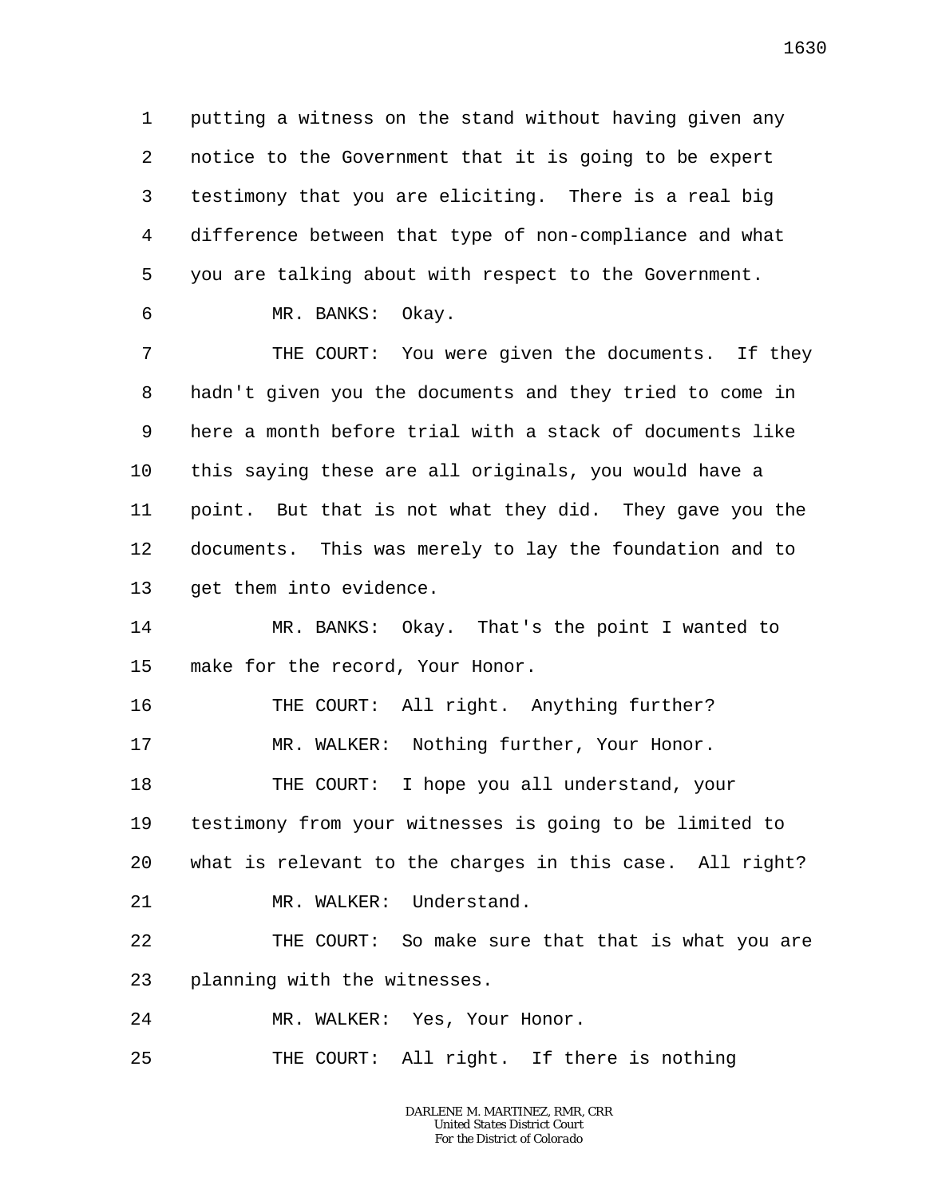1 putting a witness on the stand without having given any
2 notice to the Government that it is going to be expert
3 testimony that you are eliciting. There is a real big
4 difference between that type of non-compliance and what
5 you are talking about with respect to the Government.

6 MR. BANKS: Okay.

7 THE COURT: You were given the documents. If they
8 hadn't given you the documents and they tried to come in
9 here a month before trial with a stack of documents like
10 this saying these are all originals, you would have a
11 point. But that is not what they did. They gave you the
12 documents. This was merely to lay the foundation and to
13 get them into evidence.

14 MR. BANKS: Okay. That's the point I wanted to
15 make for the record, Your Honor.

16 THE COURT: All right. Anything further?

17 MR. WALKER: Nothing further, Your Honor.

18 THE COURT: I hope you all understand, your
19 testimony from your witnesses is going to be limited to
20 what is relevant to the charges in this case. All right?

21 MR. WALKER: Understand.

22 THE COURT: So make sure that that is what you are
23 planning with the witnesses.

24 MR. WALKER: Yes, Your Honor.

25 THE COURT: All right. If there is nothing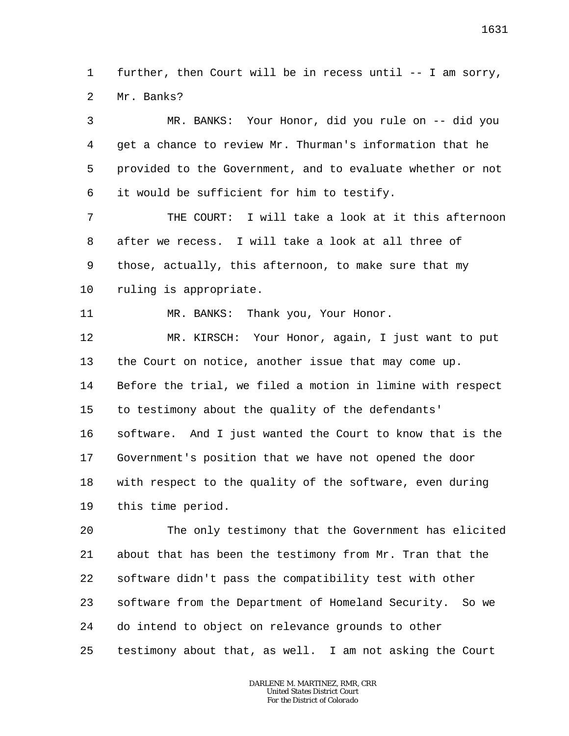further, then Court will be in recess until -- I am sorry, Mr. Banks?

MR. BANKS: Your Honor, did you rule on -- did you get a chance to review Mr. Thurman's information that he provided to the Government, and to evaluate whether or not it would be sufficient for him to testify.

THE COURT: I will take a look at it this afternoon after we recess. I will take a look at all three of those, actually, this afternoon, to make sure that my ruling is appropriate.

MR. BANKS: Thank you, Your Honor.

MR. KIRSCH: Your Honor, again, I just want to put the Court on notice, another issue that may come up. Before the trial, we filed a motion in limine with respect to testimony about the quality of the defendants' software. And I just wanted the Court to know that is the Government's position that we have not opened the door with respect to the quality of the software, even during this time period.

The only testimony that the Government has elicited about that has been the testimony from Mr. Tran that the software didn't pass the compatibility test with other software from the Department of Homeland Security. So we do intend to object on relevance grounds to other testimony about that, as well. I am not asking the Court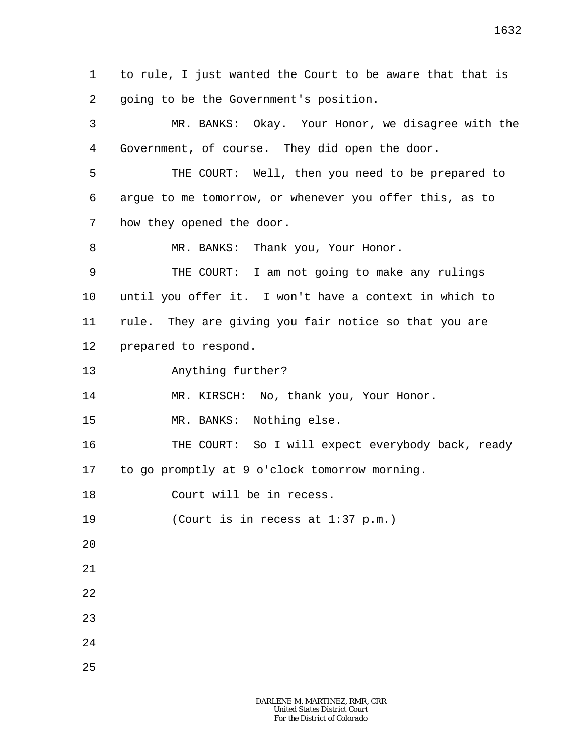to rule, I just wanted the Court to be aware that that is going to be the Government's position.

MR. BANKS: Okay. Your Honor, we disagree with the Government, of course. They did open the door.

THE COURT: Well, then you need to be prepared to argue to me tomorrow, or whenever you offer this, as to how they opened the door.

MR. BANKS: Thank you, Your Honor.

THE COURT: I am not going to make any rulings until you offer it. I won't have a context in which to rule. They are giving you fair notice so that you are prepared to respond.

Anything further?

MR. KIRSCH: No, thank you, Your Honor.

MR. BANKS: Nothing else.

THE COURT: So I will expect everybody back, ready to go promptly at 9 o'clock tomorrow morning.

Court will be in recess.

(Court is in recess at 1:37 p.m.)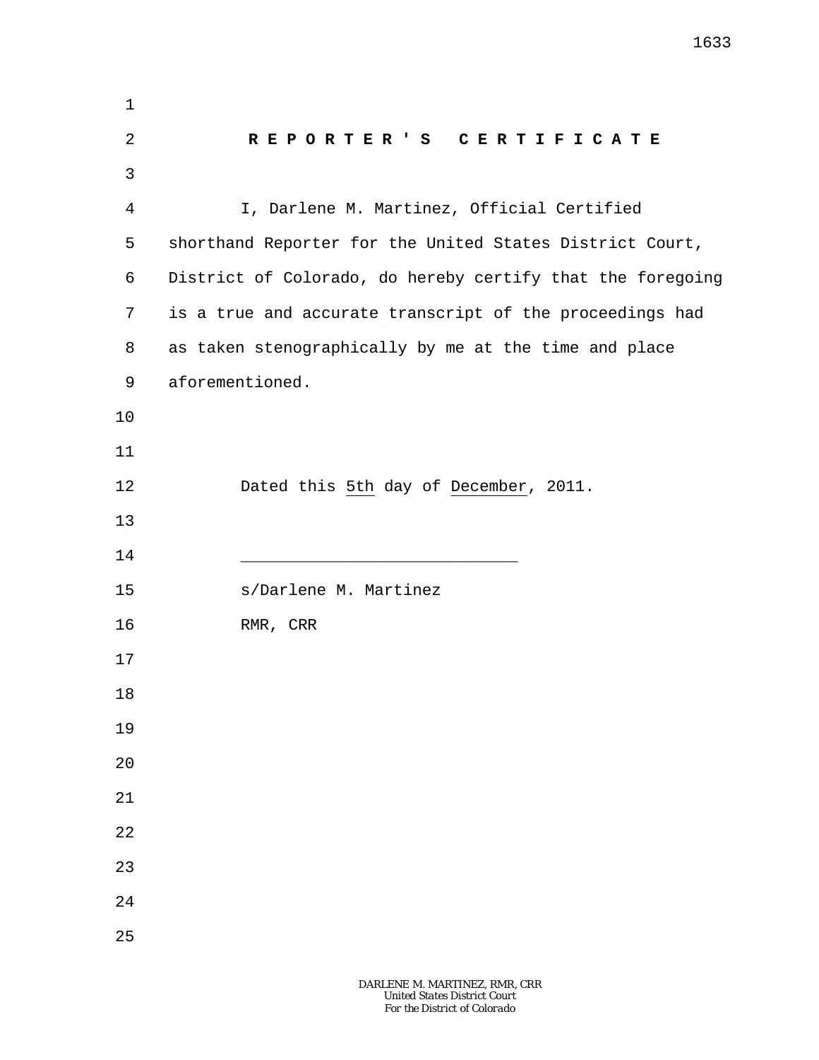## R E P O R T E R ' S   C E R T I F I C A T E

I, Darlene M. Martinez, Official Certified shorthand Reporter for the United States District Court, District of Colorado, do hereby certify that the foregoing is a true and accurate transcript of the proceedings had as taken stenographically by me at the time and place aforementioned.

Dated this 5th day of December, 2011.

_____________________________

s/Darlene M. Martinez

RMR, CRR